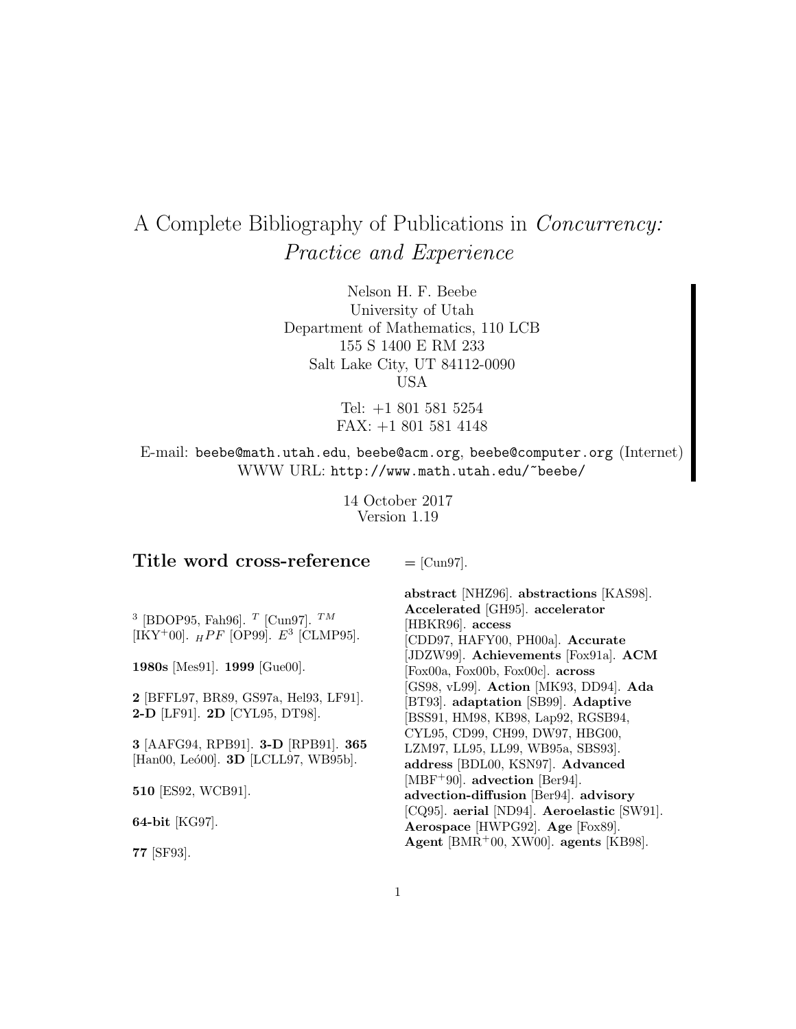# A Complete Bibliography of Publications in *Concurrency: Practice and Experience*

Nelson H. F. Beebe
University of Utah
Department of Mathematics, 110 LCB
155 S 1400 E RM 233
Salt Lake City, UT 84112-0090
USA

Tel: +1 801 581 5254
FAX: +1 801 581 4148

E-mail: `beebe@math.utah.edu`, `beebe@acm.org`, `beebe@computer.org` (Internet)
WWW URL: `http://www.math.utah.edu/~beebe/`

14 October 2017
Version 1.19

## Title word cross-reference

$^3$ [BDOP95, Fah96]. $^T$ [Cun97]. $^{TM}$ [IKY+00]. $_HPF$ [OP99]. $E^3$ [CLMP95].

**1980s** [Mes91]. **1999** [Gue00].

**2** [BFFL97, BR89, GS97a, Hel93, LF91]. **2-D** [LF91]. **2D** [CYL95, DT98].

**3** [AAFG94, RPB91]. **3-D** [RPB91]. **365** [Han00, Leó00]. **3D** [LCLL97, WB95b].

**510** [ES92, WCB91].

**64-bit** [KG97].

**77** [SF93].

= [Cun97].

**abstract** [NHZ96]. **abstractions** [KAS98]. **Accelerated** [GH95]. **accelerator** [HBKR96]. **access** [CDD97, HAFY00, PH00a]. **Accurate** [JDZW99]. **Achievements** [Fox91a]. **ACM** [Fox00a, Fox00b, Fox00c]. **across** [GS98, vL99]. **Action** [MK93, DD94]. **Ada** [BT93]. **adaptation** [SB99]. **Adaptive** [BSS91, HM98, KB98, Lap92, RGSB94, CYL95, CD99, CH99, DW97, HBG00, LZM97, LL95, LL99, WB95a, SBS93]. **address** [BDL00, KSN97]. **Advanced** [MBF+90]. **advection** [Ber94]. **advection-diffusion** [Ber94]. **advisory** [CQ95]. **aerial** [ND94]. **Aeroelastic** [SW91]. **Aerospace** [HWPG92]. **Age** [Fox89]. **Agent** [BMR+00, XW00]. **agents** [KB98].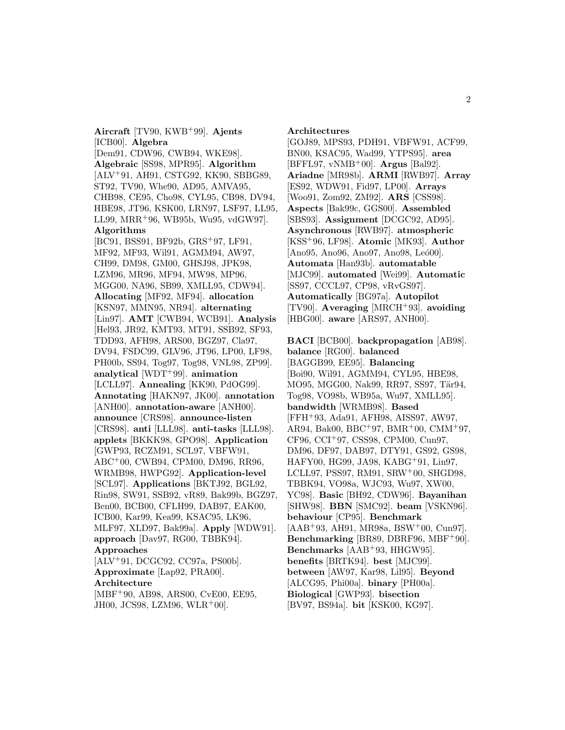**Aircraft** [TV90, KWB+99]. **Ajents** [ICB00]. **Algebra** [Dem91, CDW96, CWB94, WKE98]. **Algebraic** [SS98, MPR95]. **Algorithm** [ALV+91, AH91, CSTG92, KK90, SBBG89, ST92, TV90, Whe90, AD95, AMVA95, CHB98, CE95, Cho98, CYL95, CB98, DV94, HBE98, JT96, KSK00, LRN97, LSF97, LL95, LL99, MRR+96, WB95b, Wu95, vdGW97]. **Algorithms** [BC91, BSS91, BF92b, GRS+97, LF91, MF92, MF93, Wil91, AGMM94, AW97, CH99, DM98, GM00, GHSJ98, JPK98, LZM96, MR96, MF94, MW98, MP96, MGG00, NA96, SB99, XMLL95, CDW94]. **Allocating** [MF92, MF94]. **allocation** [KSN97, MMN95, NR94]. **alternating** [Lin97]. **AMT** [CWB94, WCB91]. **Analysis** [Hel93, JR92, KMT93, MT91, SSB92, SF93, TDD93, AFH98, ARS00, BGZ97, Cla97, DV94, FSDC99, GLV96, JT96, LP00, LF98, PH00b, SS94, Tog97, Tog98, VNL98, ZP99]. **analytical** [WDT+99]. **animation** [LCLL97]. **Annealing** [KK90, PdOG99]. **Annotating** [HAKN97, JK00]. **annotation** [ANH00]. **annotation-aware** [ANH00]. **announce** [CRS98]. **announce-listen** [CRS98]. **anti** [LLL98]. **anti-tasks** [LLL98]. **applets** [BKKK98, GPO98]. **Application** [GWP93, RCZM91, SCL97, VBFW91, ABC+00, CWB94, CPM00, DM96, RR96, WRMB98, HWPG92]. **Application-level** [SCL97]. **Applications** [BKTJ92, BGL92, Rin98, SW91, SSB92, vR89, Bak99b, BGZ97, Ben00, BCB00, CFLH99, DAB97, EAK00, ICB00, Kar99, Kea99, KSAC95, LK96, MLF97, XLD97, Bak99a]. **Apply** [WDW91]. **approach** [Dav97, RG00, TBBK94]. **Approaches** [ALV+91, DCGC92, CC97a, PS00b]. **Approximate** [Lap92, PRA00]. **Architecture** [MBF+90, AB98, ARS00, CvE00, EE95, JH00, JCS98, LZM96, WLR+00]. **Architectures** [GOJ89, MPS93, PDH91, VBFW91, ACF99, BN00, KSAC95, Wad99, YTPS95]. **area** [BFFL97, vNMB+00]. **Argus** [Bal92]. **Ariadne** [MR98b]. **ARMI** [RWB97]. **Array** [ES92, WDW91, Fid97, LP00]. **Arrays** [Woo91, Zom92, ZM92]. **ARS** [CSS98]. **Aspects** [Bak99c, GGS00]. **Assembled** [SBS93]. **Assignment** [DCGC92, AD95]. **Asynchronous** [RWB97]. **atmospheric** [KSS+96, LF98]. **Atomic** [MK93]. **Author** [Ano95, Ano96, Ano97, Ano98, Leó00]. **Automata** [Han93b]. **automatable** [MJC99]. **automated** [Wei99]. **Automatic** [SS97, CCCL97, CP98, vRvGS97]. **Automatically** [BG97a]. **Autopilot** [TV90]. **Averaging** [MRCH+93]. **avoiding** [HBG00]. **aware** [ARS97, ANH00].

**BACI** [BCB00]. **backpropagation** [AB98]. **balance** [RG00]. **balanced** [BAGGB99, EE95]. **Balancing** [Boi90, Wil91, AGMM94, CYL95, HBE98, MO95, MGG00, Nak99, RR97, SS97, Tär94, Tog98, VO98b, WB95a, Wu97, XMLL95]. **bandwidth** [WRMB98]. **Based** [FFH+93, Ada91, AFH98, AISS97, AW97, AR94, Bak00, BBC+97, BMR+00, CMM+97, CF96, CCI+97, CSS98, CPM00, Cun97, DM96, DF97, DAB97, DTY91, GS92, GS98, HAFY00, HG99, JA98, KABG+91, Lin97, LCLL97, PSS97, RM91, SRW+00, SHGD98, TBBK94, VO98a, WJC93, Wu97, XW00, YC98]. **Basic** [BH92, CDW96]. **Bayanihan** [SHW98]. **BBN** [SMC92]. **beam** [VSKN96]. **behaviour** [CP95]. **Benchmark** [AAB+93, AH91, MR98a, BSW+00, Cun97]. **Benchmarking** [BR89, DBRF96, MBF+90]. **Benchmarks** [AAB+93, HHGW95]. **benefits** [BRTK94]. **best** [MJC99]. **between** [AW97, Kar98, Lil95]. **Beyond** [ALCG95, Phi00a]. **binary** [PH00a]. **Biological** [GWP93]. **bisection** [BV97, BS94a]. **bit** [KSK00, KG97].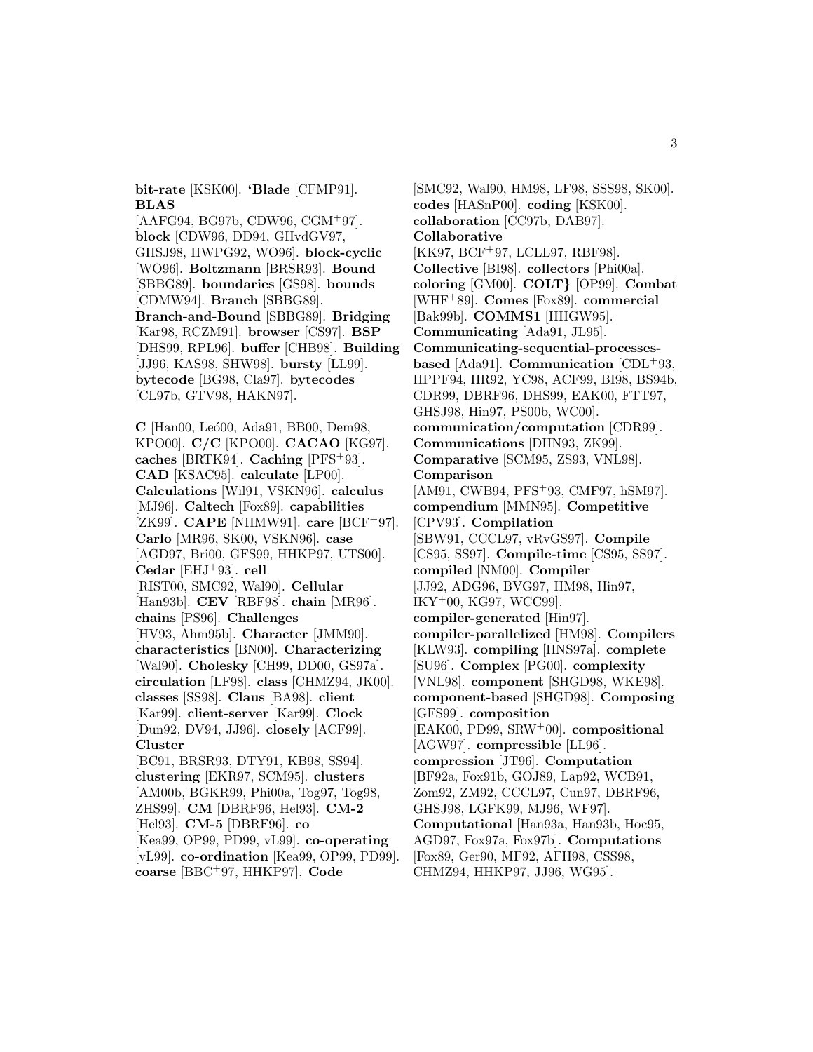**bit-rate** [KSK00]. **'Blade** [CFMP91]. **BLAS** [AAFG94, BG97b, CDW96, CGM[+]97]. **block** [CDW96, DD94, GHvdGV97, GHSJ98, HWPG92, WO96]. **block-cyclic** [WO96]. **Boltzmann** [BRSR93]. **Bound** [SBBG89]. **boundaries** [GS98]. **bounds** [CDMW94]. **Branch** [SBBG89]. **Branch-and-Bound** [SBBG89]. **Bridging** [Kar98, RCZM91]. **browser** [CS97]. **BSP** [DHS99, RPL96]. **buffer** [CHB98]. **Building** [JJ96, KAS98, SHW98]. **bursty** [LL99]. **bytecode** [BG98, Cla97]. **bytecodes** [CL97b, GTV98, HAKN97].

**C** [Han00, Leó00, Ada91, BB00, Dem98, KPO00]. **C/C** [KPO00]. **CACAO** [KG97]. **caches** [BRTK94]. **Caching** [PFS[+]93]. **CAD** [KSAC95]. **calculate** [LP00]. **Calculations** [Wil91, VSKN96]. **calculus** [MJ96]. **Caltech** [Fox89]. **capabilities** [ZK99]. **CAPE** [NHMW91]. **care** [BCF[+]97]. **Carlo** [MR96, SK00, VSKN96]. **case** [AGD97, Bri00, GFS99, HHKP97, UTS00]. **Cedar** [EHJ[+]93]. **cell** [RIST00, SMC92, Wal90]. **Cellular** [Han93b]. **CEV** [RBF98]. **chain** [MR96]. **chains** [PS96]. **Challenges** [HV93, Ahm95b]. **Character** [JMM90]. **characteristics** [BN00]. **Characterizing** [Wal90]. **Cholesky** [CH99, DD00, GS97a]. **circulation** [LF98]. **class** [CHMZ94, JK00]. **classes** [SS98]. **Claus** [BA98]. **client** [Kar99]. **client-server** [Kar99]. **Clock** [Dun92, DV94, JJ96]. **closely** [ACF99]. **Cluster** [BC91, BRSR93, DTY91, KB98, SS94]. **clustering** [EKR97, SCM95]. **clusters** [AM00b, BGKR99, Phi00a, Tog97, Tog98, ZHS99]. **CM** [DBRF96, Hel93]. **CM-2** [Hel93]. **CM-5** [DBRF96]. **co** [Kea99, OP99, PD99, vL99]. **co-operating** [vL99]. **co-ordination** [Kea99, OP99, PD99]. **coarse** [BBC[+]97, HHKP97]. **Code** [SMC92, Wal90, HM98, LF98, SSS98, SK00]. **codes** [HASnP00]. **coding** [KSK00]. **collaboration** [CC97b, DAB97]. **Collaborative** [KK97, BCF[+]97, LCLL97, RBF98]. **Collective** [BI98]. **collectors** [Phi00a]. **coloring** [GM00]. **COLT}** [OP99]. **Combat** [WHF[+]89]. **Comes** [Fox89]. **commercial** [Bak99b]. **COMMS1** [HHGW95]. **Communicating** [Ada91, JL95]. **Communicating-sequential-processes-based** [Ada91]. **Communication** [CDL[+]93, HPPF94, HR92, YC98, ACF99, BI98, BS94b, CDR99, DBRF96, DHS99, EAK00, FTT97, GHSJ98, Hin97, PS00b, WC00]. **communication/computation** [CDR99]. **Communications** [DHN93, ZK99]. **Comparative** [SCM95, ZS93, VNL98]. **Comparison** [AM91, CWB94, PFS[+]93, CMF97, hSM97]. **compendium** [MMN95]. **Competitive** [CPV93]. **Compilation** [SBW91, CCCL97, vRvGS97]. **Compile** [CS95, SS97]. **Compile-time** [CS95, SS97]. **compiled** [NM00]. **Compiler** [JJ92, ADG96, BVG97, HM98, Hin97, IKY[+]00, KG97, WCC99]. **compiler-generated** [Hin97]. **compiler-parallelized** [HM98]. **Compilers** [KLW93]. **compiling** [HNS97a]. **complete** [SU96]. **Complex** [PG00]. **complexity** [VNL98]. **component** [SHGD98, WKE98]. **component-based** [SHGD98]. **Composing** [GFS99]. **composition** [EAK00, PD99, SRW[+]00]. **compositional** [AGW97]. **compressible** [LL96]. **compression** [JT96]. **Computation** [BF92a, Fox91b, GOJ89, Lap92, WCB91, Zom92, ZM92, CCCL97, Cun97, DBRF96, GHSJ98, LGFK99, MJ96, WF97]. **Computational** [Han93a, Han93b, Hoc95, AGD97, Fox97a, Fox97b]. **Computations** [Fox89, Ger90, MF92, AFH98, CSS98, CHMZ94, HHKP97, JJ96, WG95].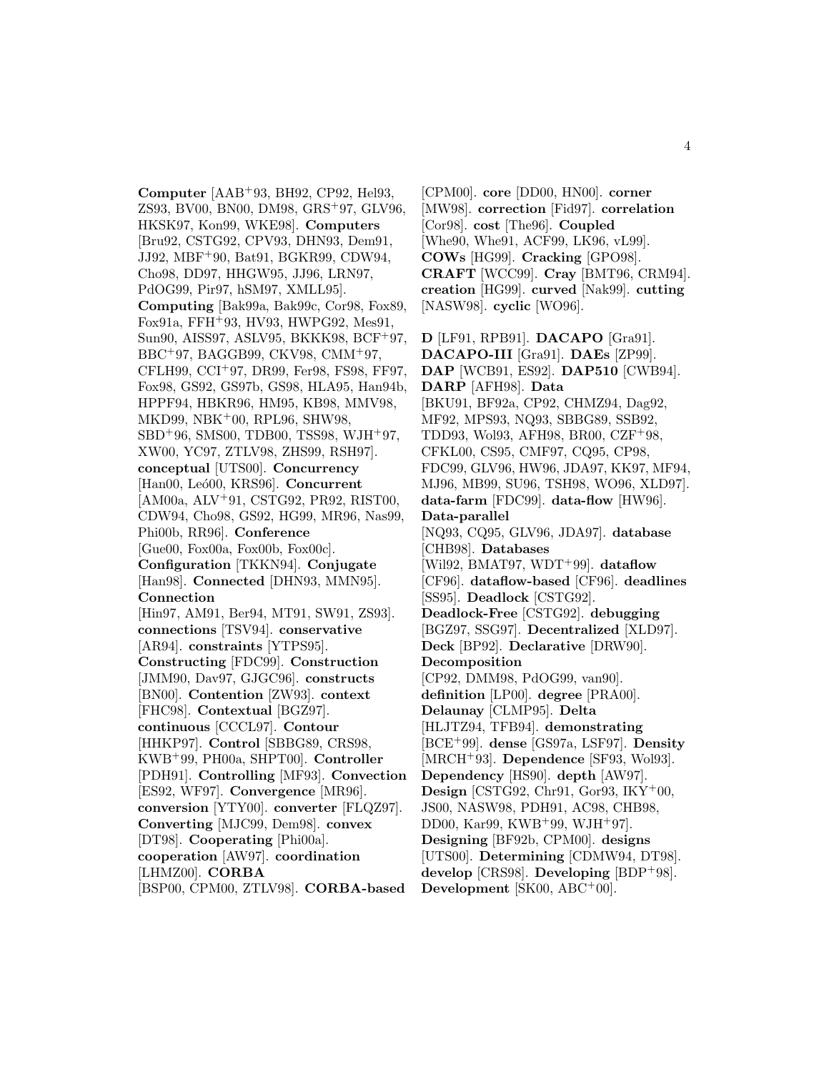**Computer** [AAB+93, BH92, CP92, Hel93, ZS93, BV00, BN00, DM98, GRS+97, GLV96, HKSK97, Kon99, WKE98]. **Computers** [Bru92, CSTG92, CPV93, DHN93, Dem91, JJ92, MBF+90, Bat91, BGKR99, CDW94, Cho98, DD97, HHGW95, JJ96, LRN97, PdOG99, Pir97, hSM97, XMLL95]. **Computing** [Bak99a, Bak99c, Cor98, Fox89, Fox91a, FFH+93, HV93, HWPG92, Mes91, Sun90, AISS97, ASLV95, BKKK98, BCF+97, BBC+97, BAGGB99, CKV98, CMM+97, CFLH99, CCI+97, DR99, Fer98, FS98, FF97, Fox98, GS92, GS97b, GS98, HLA95, Han94b, HPPF94, HBKR96, HM95, KB98, MMV98, MKD99, NBK+00, RPL96, SHW98, SBD+96, SMS00, TDB00, TSS98, WJH+97, XW00, YC97, ZTLV98, ZHS99, RSH97]. **conceptual** [UTS00]. **Concurrency** [Han00, Leó00, KRS96]. **Concurrent** [AM00a, ALV+91, CSTG92, PR92, RIST00, CDW94, Cho98, GS92, HG99, MR96, Nas99, Phi00b, RR96]. **Conference** [Gue00, Fox00a, Fox00b, Fox00c]. **Configuration** [TKKN94]. **Conjugate** [Han98]. **Connected** [DHN93, MMN95]. **Connection** [Hin97, AM91, Ber94, MT91, SW91, ZS93]. **connections** [TSV94]. **conservative** [AR94]. **constraints** [YTPS95]. **Constructing** [FDC99]. **Construction** [JMM90, Dav97, GJGC96]. **constructs** [BN00]. **Contention** [ZW93]. **context** [FHC98]. **Contextual** [BGZ97]. **continuous** [CCCL97]. **Contour** [HHKP97]. **Control** [SBBG89, CRS98, KWB+99, PH00a, SHPT00]. **Controller** [PDH91]. **Controlling** [MF93]. **Convection** [ES92, WF97]. **Convergence** [MR96]. **conversion** [YTY00]. **converter** [FLQZ97]. **Converting** [MJC99, Dem98]. **convex** [DT98]. **Cooperating** [Phi00a]. **cooperation** [AW97]. **coordination** [LHMZ00]. **CORBA** [BSP00, CPM00, ZTLV98]. **CORBA-based** [CPM00]. **core** [DD00, HN00]. **corner** [MW98]. **correction** [Fid97]. **correlation** [Cor98]. **cost** [The96]. **Coupled** [Whe90, Whe91, ACF99, LK96, vL99]. **COWs** [HG99]. **Cracking** [GPO98]. **CRAFT** [WCC99]. **Cray** [BMT96, CRM94]. **creation** [HG99]. **curved** [Nak99]. **cutting** [NASW98]. **cyclic** [WO96].

**D** [LF91, RPB91]. **DACAPO** [Gra91]. **DACAPO-III** [Gra91]. **DAEs** [ZP99]. **DAP** [WCB91, ES92]. **DAP510** [CWB94]. **DARP** [AFH98]. **Data** [BKU91, BF92a, CP92, CHMZ94, Dag92, MF92, MPS93, NQ93, SBBG89, SSB92, TDD93, Wol93, AFH98, BR00, CZF+98, CFKL00, CS95, CMF97, CQ95, CP98, FDC99, GLV96, HW96, JDA97, KK97, MF94, MJ96, MB99, SU96, TSH98, WO96, XLD97]. **data-farm** [FDC99]. **data-flow** [HW96]. **Data-parallel** [NQ93, CQ95, GLV96, JDA97]. **database** [CHB98]. **Databases** [Wil92, BMAT97, WDT+99]. **dataflow** [CF96]. **dataflow-based** [CF96]. **deadlines** [SS95]. **Deadlock** [CSTG92]. **Deadlock-Free** [CSTG92]. **debugging** [BGZ97, SSG97]. **Decentralized** [XLD97]. **Deck** [BP92]. **Declarative** [DRW90]. **Decomposition** [CP92, DMM98, PdOG99, van90]. **definition** [LP00]. **degree** [PRA00]. **Delaunay** [CLMP95]. **Delta** [HLJTZ94, TFB94]. **demonstrating** [BCE+99]. **dense** [GS97a, LSF97]. **Density** [MRCH+93]. **Dependence** [SF93, Wol93]. **Dependency** [HS90]. **depth** [AW97]. **Design** [CSTG92, Chr91, Gor93, IKY+00, JS00, NASW98, PDH91, AC98, CHB98, DD00, Kar99, KWB+99, WJH+97]. **Designing** [BF92b, CPM00]. **designs** [UTS00]. **Determining** [CDMW94, DT98]. **develop** [CRS98]. **Developing** [BDP+98]. **Development** [SK00, ABC+00].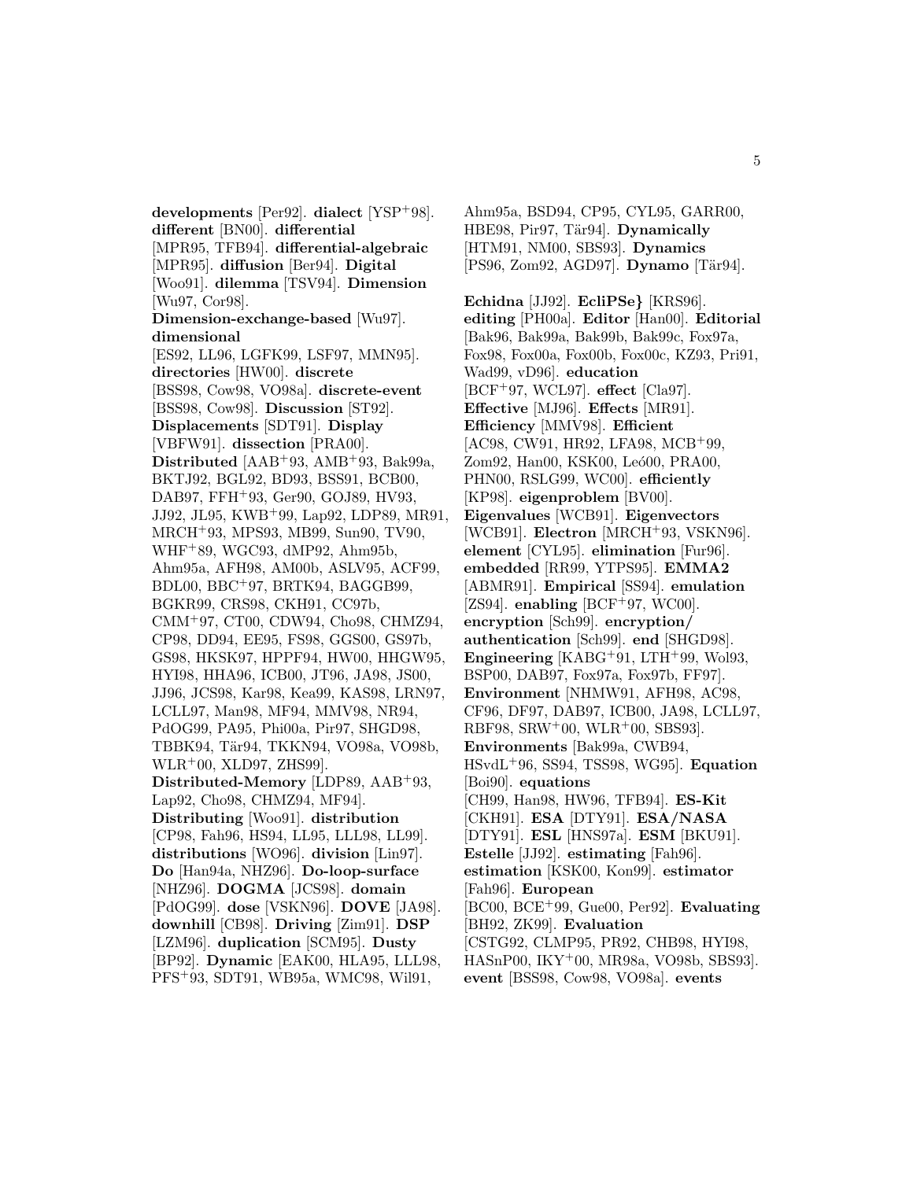**developments** [Per92]. **dialect** [YSP+98]. **different** [BN00]. **differential** [MPR95, TFB94]. **differential-algebraic** [MPR95]. **diffusion** [Ber94]. **Digital** [Woo91]. **dilemma** [TSV94]. **Dimension** [Wu97, Cor98]. **Dimension-exchange-based** [Wu97]. **dimensional** [ES92, LL96, LGFK99, LSF97, MMN95]. **directories** [HW00]. **discrete** [BSS98, Cow98, VO98a]. **discrete-event** [BSS98, Cow98]. **Discussion** [ST92]. **Displacements** [SDT91]. **Display** [VBFW91]. **dissection** [PRA00]. **Distributed** [AAB+93, AMB+93, Bak99a, BKTJ92, BGL92, BD93, BSS91, BCB00, DAB97, FFH+93, Ger90, GOJ89, HV93, JJ92, JL95, KWB+99, Lap92, LDP89, MR91, MRCH+93, MPS93, MB99, Sun90, TV90, WHF+89, WGC93, dMP92, Ahm95b, Ahm95a, AFH98, AM00b, ASLV95, ACF99, BDL00, BBC+97, BRTK94, BAGGB99, BGKR99, CRS98, CKH91, CC97b, CMM+97, CT00, CDW94, Cho98, CHMZ94, CP98, DD94, EE95, FS98, GGS00, GS97b, GS98, HKSK97, HPPF94, HW00, HHGW95, HYI98, HHA96, ICB00, JT96, JA98, JS00, JJ96, JCS98, Kar98, Kea99, KAS98, LRN97, LCLL97, Man98, MF94, MMV98, NR94, PdOG99, PA95, Phi00a, Pir97, SHGD98, TBBK94, Tär94, TKKN94, VO98a, VO98b, WLR+00, XLD97, ZHS99]. **Distributed-Memory** [LDP89, AAB+93, Lap92, Cho98, CHMZ94, MF94]. **Distributing** [Woo91]. **distribution** [CP98, Fah96, HS94, LL95, LLL98, LL99]. **distributions** [WO96]. **division** [Lin97]. **Do** [Han94a, NHZ96]. **Do-loop-surface** [NHZ96]. **DOGMA** [JCS98]. **domain** [PdOG99]. **dose** [VSKN96]. **DOVE** [JA98]. **downhill** [CB98]. **Driving** [Zim91]. **DSP** [LZM96]. **duplication** [SCM95]. **Dusty** [BP92]. **Dynamic** [EAK00, HLA95, LLL98, PFS+93, SDT91, WB95a, WMC98, Wil91, Ahm95a, BSD94, CP95, CYL95, GARR00, HBE98, Pir97, Tär94]. **Dynamically** [HTM91, NM00, SBS93]. **Dynamics** [PS96, Zom92, AGD97]. **Dynamo** [Tär94].

**Echidna** [JJ92]. **EcliPSe}** [KRS96]. **editing** [PH00a]. **Editor** [Han00]. **Editorial** [Bak96, Bak99a, Bak99b, Bak99c, Fox97a, Fox98, Fox00a, Fox00b, Fox00c, KZ93, Pri91, Wad99, vD96]. **education** [BCF+97, WCL97]. **effect** [Cla97]. **Effective** [MJ96]. **Effects** [MR91]. **Efficiency** [MMV98]. **Efficient** [AC98, CW91, HR92, LFA98, MCB+99, Zom92, Han00, KSK00, Leó00, PRA00, PHN00, RSLG99, WC00]. **efficiently** [KP98]. **eigenproblem** [BV00]. **Eigenvalues** [WCB91]. **Eigenvectors** [WCB91]. **Electron** [MRCH+93, VSKN96]. **element** [CYL95]. **elimination** [Fur96]. **embedded** [RR99, YTPS95]. **EMMA2** [ABMR91]. **Empirical** [SS94]. **emulation** [ZS94]. **enabling** [BCF+97, WC00]. **encryption** [Sch99]. **encryption/ authentication** [Sch99]. **end** [SHGD98]. **Engineering** [KABG+91, LTH+99, Wol93, BSP00, DAB97, Fox97a, Fox97b, FF97]. **Environment** [NHMW91, AFH98, AC98, CF96, DF97, DAB97, ICB00, JA98, LCLL97, RBF98, SRW+00, WLR+00, SBS93]. **Environments** [Bak99a, CWB94, HSvdL+96, SS94, TSS98, WG95]. **Equation** [Boi90]. **equations** [CH99, Han98, HW96, TFB94]. **ES-Kit** [CKH91]. **ESA** [DTY91]. **ESA/NASA** [DTY91]. **ESL** [HNS97a]. **ESM** [BKU91]. **Estelle** [JJ92]. **estimating** [Fah96]. **estimation** [KSK00, Kon99]. **estimator** [Fah96]. **European** [BC00, BCE+99, Gue00, Per92]. **Evaluating** [BH92, ZK99]. **Evaluation** [CSTG92, CLMP95, PR92, CHB98, HYI98, HASnP00, IKY+00, MR98a, VO98b, SBS93]. **event** [BSS98, Cow98, VO98a]. **events**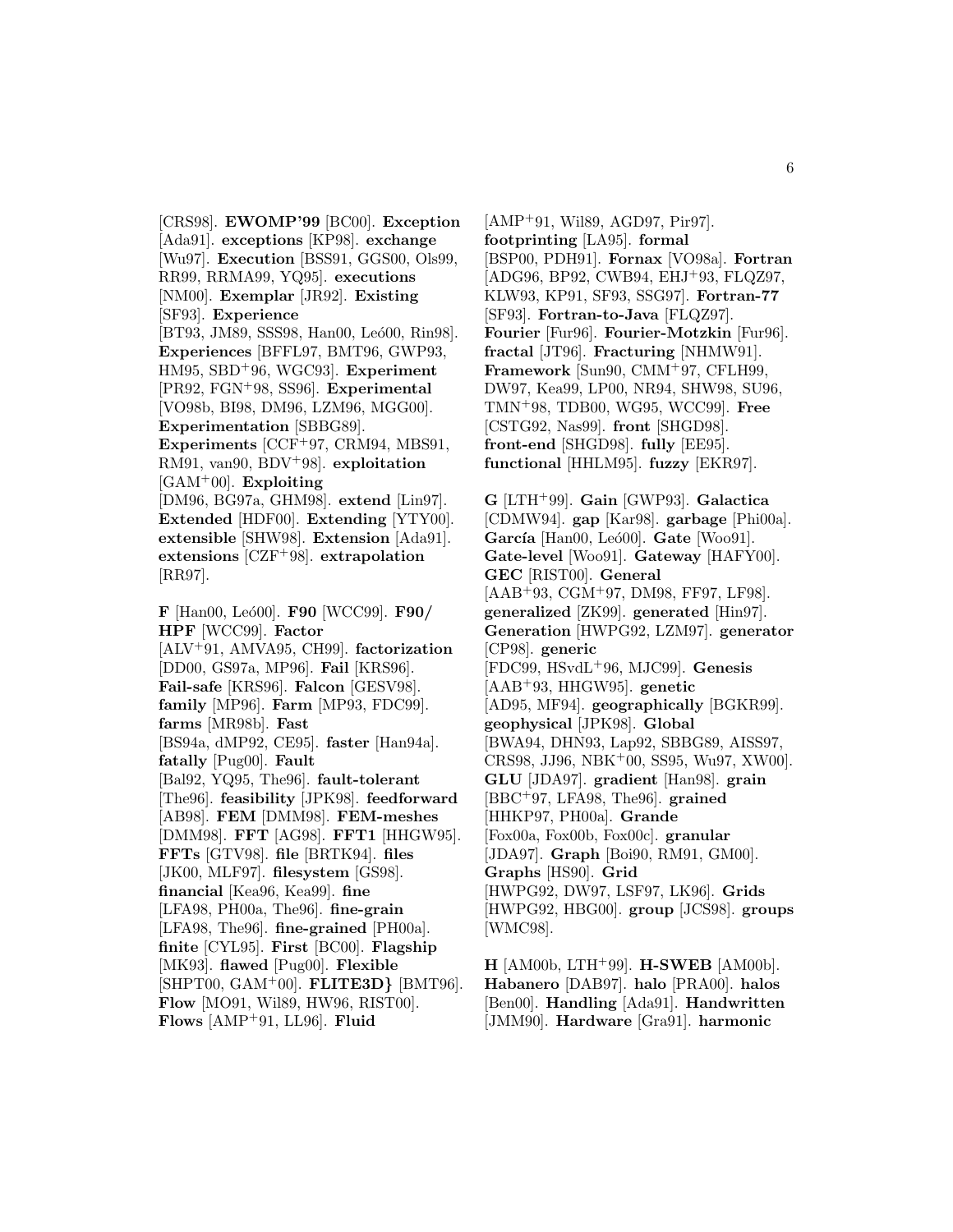[CRS98]. **EWOMP'99** [BC00]. **Exception** [Ada91]. **exceptions** [KP98]. **exchange** [Wu97]. **Execution** [BSS91, GGS00, Ols99, RR99, RRMA99, YQ95]. **executions** [NM00]. **Exemplar** [JR92]. **Existing** [SF93]. **Experience** [BT93, JM89, SSS98, Han00, Leó00, Rin98]. **Experiences** [BFFL97, BMT96, GWP93, HM95, SBD+96, WGC93]. **Experiment** [PR92, FGN+98, SS96]. **Experimental** [VO98b, BI98, DM96, LZM96, MGG00]. **Experimentation** [SBBG89]. **Experiments** [CCF+97, CRM94, MBS91, RM91, van90, BDV+98]. **exploitation** [GAM+00]. **Exploiting** [DM96, BG97a, GHM98]. **extend** [Lin97]. **Extended** [HDF00]. **Extending** [YTY00]. **extensible** [SHW98]. **Extension** [Ada91]. **extensions** [CZF+98]. **extrapolation** [RR97].

**F** [Han00, Leó00]. **F90** [WCC99]. **F90/ HPF** [WCC99]. **Factor** [ALV+91, AMVA95, CH99]. **factorization** [DD00, GS97a, MP96]. **Fail** [KRS96]. **Fail-safe** [KRS96]. **Falcon** [GESV98]. **family** [MP96]. **Farm** [MP93, FDC99]. **farms** [MR98b]. **Fast** [BS94a, dMP92, CE95]. **faster** [Han94a]. **fatally** [Pug00]. **Fault** [Bal92, YQ95, The96]. **fault-tolerant** [The96]. **feasibility** [JPK98]. **feedforward** [AB98]. **FEM** [DMM98]. **FEM-meshes** [DMM98]. **FFT** [AG98]. **FFT1** [HHGW95]. **FFTs** [GTV98]. **file** [BRTK94]. **files** [JK00, MLF97]. **filesystem** [GS98]. **financial** [Kea96, Kea99]. **fine** [LFA98, PH00a, The96]. **fine-grain** [LFA98, The96]. **fine-grained** [PH00a]. **finite** [CYL95]. **First** [BC00]. **Flagship** [MK93]. **flawed** [Pug00]. **Flexible** [SHPT00, GAM+00]. **FLITE3D}** [BMT96]. **Flow** [MO91, Wil89, HW96, RIST00]. **Flows** [AMP+91, LL96]. **Fluid** [AMP+91, Wil89, AGD97, Pir97]. **footprinting** [LA95]. **formal** [BSP00, PDH91]. **Fornax** [VO98a]. **Fortran** [ADG96, BP92, CWB94, EHJ+93, FLQZ97, KLW93, KP91, SF93, SSG97]. **Fortran-77** [SF93]. **Fortran-to-Java** [FLQZ97]. **Fourier** [Fur96]. **Fourier-Motzkin** [Fur96]. **fractal** [JT96]. **Fracturing** [NHMW91]. **Framework** [Sun90, CMM+97, CFLH99, DW97, Kea99, LP00, NR94, SHW98, SU96, TMN+98, TDB00, WG95, WCC99]. **Free** [CSTG92, Nas99]. **front** [SHGD98]. **front-end** [SHGD98]. **fully** [EE95]. **functional** [HHLM95]. **fuzzy** [EKR97].

**G** [LTH+99]. **Gain** [GWP93]. **Galactica** [CDMW94]. **gap** [Kar98]. **garbage** [Phi00a]. **García** [Han00, Leó00]. **Gate** [Woo91]. **Gate-level** [Woo91]. **Gateway** [HAFY00]. **GEC** [RIST00]. **General** [AAB+93, CGM+97, DM98, FF97, LF98]. **generalized** [ZK99]. **generated** [Hin97]. **Generation** [HWPG92, LZM97]. **generator** [CP98]. **generic** [FDC99, HSvdL+96, MJC99]. **Genesis** [AAB+93, HHGW95]. **genetic** [AD95, MF94]. **geographically** [BGKR99]. **geophysical** [JPK98]. **Global** [BWA94, DHN93, Lap92, SBBG89, AISS97, CRS98, JJ96, NBK+00, SS95, Wu97, XW00]. **GLU** [JDA97]. **gradient** [Han98]. **grain** [BBC+97, LFA98, The96]. **grained** [HHKP97, PH00a]. **Grande** [Fox00a, Fox00b, Fox00c]. **granular** [JDA97]. **Graph** [Boi90, RM91, GM00]. **Graphs** [HS90]. **Grid** [HWPG92, DW97, LSF97, LK96]. **Grids** [HWPG92, HBG00]. **group** [JCS98]. **groups** [WMC98].

**H** [AM00b, LTH+99]. **H-SWEB** [AM00b]. **Habanero** [DAB97]. **halo** [PRA00]. **halos** [Ben00]. **Handling** [Ada91]. **Handwritten** [JMM90]. **Hardware** [Gra91]. **harmonic**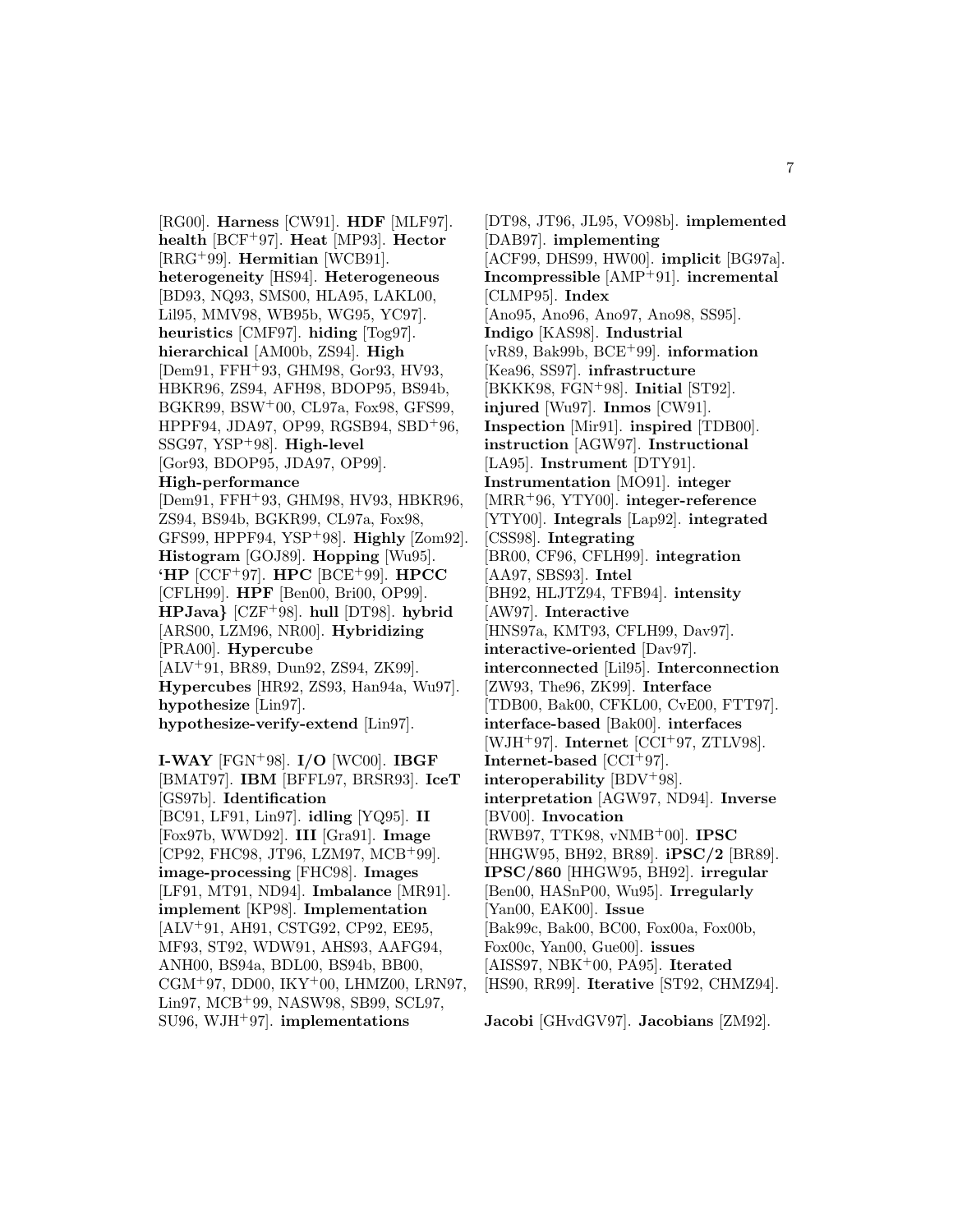[RG00]. **Harness** [CW91]. **HDF** [MLF97]. **health** [BCF+97]. **Heat** [MP93]. **Hector** [RRG+99]. **Hermitian** [WCB91]. **heterogeneity** [HS94]. **Heterogeneous** [BD93, NQ93, SMS00, HLA95, LAKL00, Lil95, MMV98, WB95b, WG95, YC97]. **heuristics** [CMF97]. **hiding** [Tog97]. **hierarchical** [AM00b, ZS94]. **High** [Dem91, FFH+93, GHM98, Gor93, HV93, HBKR96, ZS94, AFH98, BDOP95, BS94b, BGKR99, BSW+00, CL97a, Fox98, GFS99, HPPF94, JDA97, OP99, RGSB94, SBD+96, SSG97, YSP+98]. **High-level** [Gor93, BDOP95, JDA97, OP99]. **High-performance** [Dem91, FFH+93, GHM98, HV93, HBKR96, ZS94, BS94b, BGKR99, CL97a, Fox98, GFS99, HPPF94, YSP+98]. **Highly** [Zom92]. **Histogram** [GOJ89]. **Hopping** [Wu95]. **'HP** [CCF+97]. **HPC** [BCE+99]. **HPCC** [CFLH99]. **HPF** [Ben00, Bri00, OP99]. **HPJava}** [CZF+98]. **hull** [DT98]. **hybrid** [ARS00, LZM96, NR00]. **Hybridizing** [PRA00]. **Hypercube** [ALV+91, BR89, Dun92, ZS94, ZK99]. **Hypercubes** [HR92, ZS93, Han94a, Wu97]. **hypothesize** [Lin97]. **hypothesize-verify-extend** [Lin97].

**I-WAY** [FGN+98]. **I/O** [WC00]. **IBGF** [BMAT97]. **IBM** [BFFL97, BRSR93]. **IceT** [GS97b]. **Identification** [BC91, LF91, Lin97]. **idling** [YQ95]. **II** [Fox97b, WWD92]. **III** [Gra91]. **Image** [CP92, FHC98, JT96, LZM97, MCB+99]. **image-processing** [FHC98]. **Images** [LF91, MT91, ND94]. **Imbalance** [MR91]. **implement** [KP98]. **Implementation** [ALV+91, AH91, CSTG92, CP92, EE95, MF93, ST92, WDW91, AHS93, AAFG94, ANH00, BS94a, BDL00, BS94b, BB00, CGM+97, DD00, IKY+00, LHMZ00, LRN97, Lin97, MCB+99, NASW98, SB99, SCL97, SU96, WJH+97]. **implementations** [DT98, JT96, JL95, VO98b]. **implemented** [DAB97]. **implementing** [ACF99, DHS99, HW00]. **implicit** [BG97a]. **Incompressible** [AMP+91]. **incremental** [CLMP95]. **Index** [Ano95, Ano96, Ano97, Ano98, SS95]. **Indigo** [KAS98]. **Industrial** [vR89, Bak99b, BCE+99]. **information** [Kea96, SS97]. **infrastructure** [BKKK98, FGN+98]. **Initial** [ST92]. **injured** [Wu97]. **Inmos** [CW91]. **Inspection** [Mir91]. **inspired** [TDB00]. **instruction** [AGW97]. **Instructional** [LA95]. **Instrument** [DTY91]. **Instrumentation** [MO91]. **integer** [MRR+96, YTY00]. **integer-reference** [YTY00]. **Integrals** [Lap92]. **integrated** [CSS98]. **Integrating** [BR00, CF96, CFLH99]. **integration** [AA97, SBS93]. **Intel** [BH92, HLJTZ94, TFB94]. **intensity** [AW97]. **Interactive** [HNS97a, KMT93, CFLH99, Dav97]. **interactive-oriented** [Dav97]. **interconnected** [Lil95]. **Interconnection** [ZW93, The96, ZK99]. **Interface** [TDB00, Bak00, CFKL00, CvE00, FTT97]. **interface-based** [Bak00]. **interfaces** [WJH+97]. **Internet** [CCI+97, ZTLV98]. **Internet-based** [CCI+97]. **interoperability** [BDV+98]. **interpretation** [AGW97, ND94]. **Inverse** [BV00]. **Invocation** [RWB97, TTK98, vNMB+00]. **IPSC** [HHGW95, BH92, BR89]. **iPSC/2** [BR89]. **IPSC/860** [HHGW95, BH92]. **irregular** [Ben00, HASnP00, Wu95]. **Irregularly** [Yan00, EAK00]. **Issue** [Bak99c, Bak00, BC00, Fox00a, Fox00b, Fox00c, Yan00, Gue00]. **issues** [AISS97, NBK+00, PA95]. **Iterated** [HS90, RR99]. **Iterative** [ST92, CHMZ94].

**Jacobi** [GHvdGV97]. **Jacobians** [ZM92].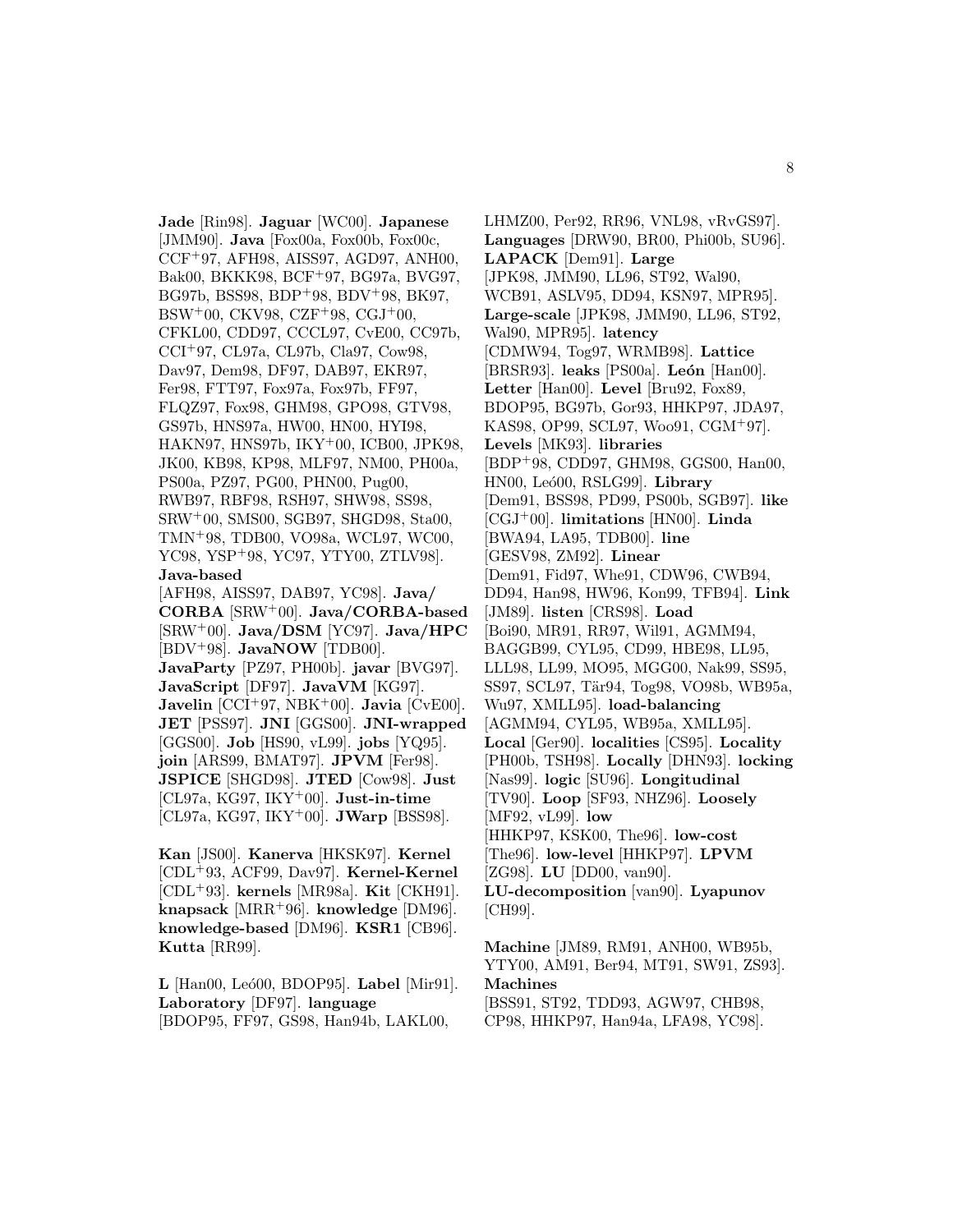**Jade** [Rin98]. **Jaguar** [WC00]. **Japanese** [JMM90]. **Java** [Fox00a, Fox00b, Fox00c, CCF+97, AFH98, AISS97, AGD97, ANH00, Bak00, BKKK98, BCF+97, BG97a, BVG97, BG97b, BSS98, BDP+98, BDV+98, BK97, BSW+00, CKV98, CZF+98, CGJ+00, CFKL00, CDD97, CCCL97, CvE00, CC97b, CCI+97, CL97a, CL97b, Cla97, Cow98, Dav97, Dem98, DF97, DAB97, EKR97, Fer98, FTT97, Fox97a, Fox97b, FF97, FLQZ97, Fox98, GHM98, GPO98, GTV98, GS97b, HNS97a, HW00, HN00, HYI98, HAKN97, HNS97b, IKY+00, ICB00, JPK98, JK00, KB98, KP98, MLF97, NM00, PH00a, PS00a, PZ97, PG00, PHN00, Pug00, RWB97, RBF98, RSH97, SHW98, SS98, SRW+00, SMS00, SGB97, SHGD98, Sta00, TMN+98, TDB00, VO98a, WCL97, WC00, YC98, YSP+98, YC97, YTY00, ZTLV98]. **Java-based** [AFH98, AISS97, DAB97, YC98]. **Java/CORBA** [SRW+00]. **Java/CORBA-based** [SRW+00]. **Java/DSM** [YC97]. **Java/HPC** [BDV+98]. **JavaNOW** [TDB00]. **JavaParty** [PZ97, PH00b]. **javar** [BVG97]. **JavaScript** [DF97]. **JavaVM** [KG97]. **Javelin** [CCI+97, NBK+00]. **Javia** [CvE00]. **JET** [PSS97]. **JNI** [GGS00]. **JNI-wrapped** [GGS00]. **Job** [HS90, vL99]. **jobs** [YQ95]. **join** [ARS99, BMAT97]. **JPVM** [Fer98]. **JSPICE** [SHGD98]. **JTED** [Cow98]. **Just** [CL97a, KG97, IKY+00]. **Just-in-time** [CL97a, KG97, IKY+00]. **JWarp** [BSS98].

**Kan** [JS00]. **Kanerva** [HKSK97]. **Kernel** [CDL+93, ACF99, Dav97]. **Kernel-Kernel** [CDL+93]. **kernels** [MR98a]. **Kit** [CKH91]. **knapsack** [MRR+96]. **knowledge** [DM96]. **knowledge-based** [DM96]. **KSR1** [CB96]. **Kutta** [RR99].

**L** [Han00, Leó00, BDOP95]. **Label** [Mir91]. **Laboratory** [DF97]. **language** [BDOP95, FF97, GS98, Han94b, LAKL00, LHMZ00, Per92, RR96, VNL98, vRvGS97]. **Languages** [DRW90, BR00, Phi00b, SU96]. **LAPACK** [Dem91]. **Large** [JPK98, JMM90, LL96, ST92, Wal90, WCB91, ASLV95, DD94, KSN97, MPR95]. **Large-scale** [JPK98, JMM90, LL96, ST92, Wal90, MPR95]. **latency** [CDMW94, Tog97, WRMB98]. **Lattice** [BRSR93]. **leaks** [PS00a]. **León** [Han00]. **Letter** [Han00]. **Level** [Bru92, Fox89, BDOP95, BG97b, Gor93, HHKP97, JDA97, KAS98, OP99, SCL97, Woo91, CGM+97]. **Levels** [MK93]. **libraries** [BDP+98, CDD97, GHM98, GGS00, Han00, HN00, Leó00, RSLG99]. **Library** [Dem91, BSS98, PD99, PS00b, SGB97]. **like** [CGJ+00]. **limitations** [HN00]. **Linda** [BWA94, LA95, TDB00]. **line** [GESV98, ZM92]. **Linear** [Dem91, Fid97, Whe91, CDW96, CWB94, DD94, Han98, HW96, Kon99, TFB94]. **Link** [JM89]. **listen** [CRS98]. **Load** [Boi90, MR91, RR97, Wil91, AGMM94, BAGGB99, CYL95, CD99, HBE98, LL95, LLL98, LL99, MO95, MGG00, Nak99, SS95, SS97, SCL97, Tär94, Tog98, VO98b, WB95a, Wu97, XMLL95]. **load-balancing** [AGMM94, CYL95, WB95a, XMLL95]. **Local** [Ger90]. **localities** [CS95]. **Locality** [PH00b, TSH98]. **Locally** [DHN93]. **locking** [Nas99]. **logic** [SU96]. **Longitudinal** [TV90]. **Loop** [SF93, NHZ96]. **Loosely** [MF92, vL99]. **low** [HHKP97, KSK00, The96]. **low-cost** [The96]. **low-level** [HHKP97]. **LPVM** [ZG98]. **LU** [DD00, van90]. **LU-decomposition** [van90]. **Lyapunov** [CH99].

**Machine** [JM89, RM91, ANH00, WB95b, YTY00, AM91, Ber94, MT91, SW91, ZS93]. **Machines** [BSS91, ST92, TDD93, AGW97, CHB98, CP98, HHKP97, Han94a, LFA98, YC98].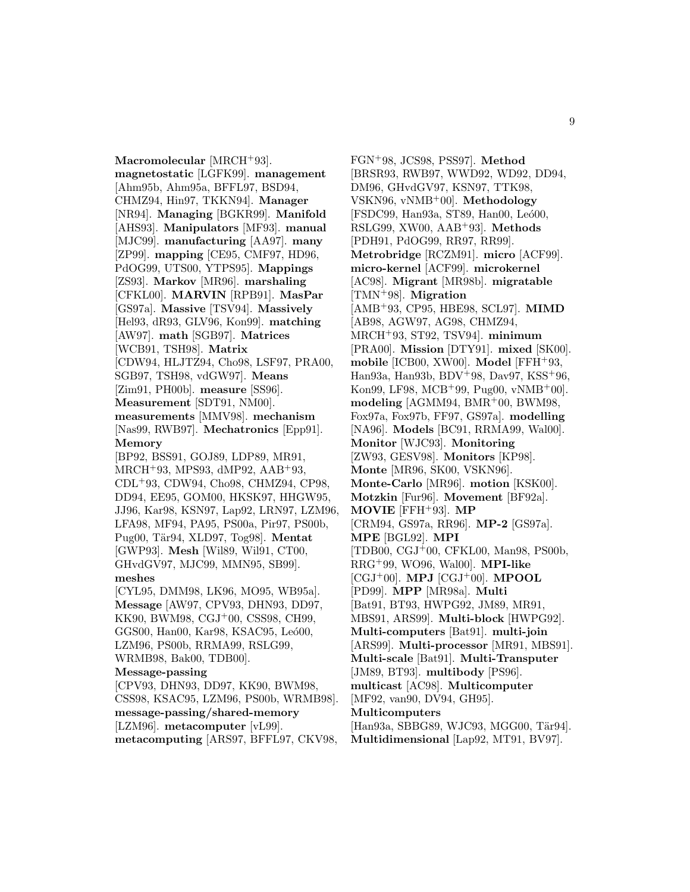**Macromolecular** [MRCH[+]93]. **magnetostatic** [LGFK99]. **management** [Ahm95b, Ahm95a, BFFL97, BSD94, CHMZ94, Hin97, TKKN94]. **Manager** [NR94]. **Managing** [BGKR99]. **Manifold** [AHS93]. **Manipulators** [MF93]. **manual** [MJC99]. **manufacturing** [AA97]. **many** [ZP99]. **mapping** [CE95, CMF97, HD96, PdOG99, UTS00, YTPS95]. **Mappings** [ZS93]. **Markov** [MR96]. **marshaling** [CFKL00]. **MARVIN** [RPB91]. **MasPar** [GS97a]. **Massive** [TSV94]. **Massively** [Hel93, dR93, GLV96, Kon99]. **matching** [AW97]. **math** [SGB97]. **Matrices** [WCB91, TSH98]. **Matrix** [CDW94, HLJTZ94, Cho98, LSF97, PRA00, SGB97, TSH98, vdGW97]. **Means** [Zim91, PH00b]. **measure** [SS96]. **Measurement** [SDT91, NM00]. **measurements** [MMV98]. **mechanism** [Nas99, RWB97]. **Mechatronics** [Epp91]. **Memory** [BP92, BSS91, GOJ89, LDP89, MR91, MRCH[+]93, MPS93, dMP92, AAB[+]93, CDL[+]93, CDW94, Cho98, CHMZ94, CP98, DD94, EE95, GOM00, HKSK97, HHGW95, JJ96, Kar98, KSN97, Lap92, LRN97, LZM96, LFA98, MF94, PA95, PS00a, Pir97, PS00b, Pug00, Tär94, XLD97, Tog98]. **Mentat** [GWP93]. **Mesh** [Wil89, Wil91, CT00, GHvdGV97, MJC99, MMN95, SB99]. **meshes** [CYL95, DMM98, LK96, MO95, WB95a]. **Message** [AW97, CPV93, DHN93, DD97, KK90, BWM98, CGJ[+]00, CSS98, CH99, GGS00, Han00, Kar98, KSAC95, Leó00, LZM96, PS00b, RRMA99, RSLG99, WRMB98, Bak00, TDB00]. **Message-passing** [CPV93, DHN93, DD97, KK90, BWM98, CSS98, KSAC95, LZM96, PS00b, WRMB98]. **message-passing/shared-memory** [LZM96]. **metacomputer** [vL99]. **metacomputing** [ARS97, BFFL97, CKV98, FGN[+]98, JCS98, PSS97]. **Method** [BRSR93, RWB97, WWD92, WD92, DD94, DM96, GHvdGV97, KSN97, TTK98, VSKN96, vNMB[+]00]. **Methodology** [FSDC99, Han93a, ST89, Han00, Leó00, RSLG99, XW00, AAB[+]93]. **Methods** [PDH91, PdOG99, RR97, RR99]. **Metrobridge** [RCZM91]. **micro** [ACF99]. **micro-kernel** [ACF99]. **microkernel** [AC98]. **Migrant** [MR98b]. **migratable** [TMN[+]98]. **Migration** [AMB[+]93, CP95, HBE98, SCL97]. **MIMD** [AB98, AGW97, AG98, CHMZ94, MRCH[+]93, ST92, TSV94]. **minimum** [PRA00]. **Mission** [DTY91]. **mixed** [SK00]. **mobile** [ICB00, XW00]. **Model** [FFH[+]93, Han93a, Han93b, BDV[+]98, Dav97, KSS[+]96, Kon99, LF98, MCB[+]99, Pug00, vNMB[+]00]. **modeling** [AGMM94, BMR[+]00, BWM98, Fox97a, Fox97b, FF97, GS97a]. **modelling** [NA96]. **Models** [BC91, RRMA99, Wal00]. **Monitor** [WJC93]. **Monitoring** [ZW93, GESV98]. **Monitors** [KP98]. **Monte** [MR96, SK00, VSKN96]. **Monte-Carlo** [MR96]. **motion** [KSK00]. **Motzkin** [Fur96]. **Movement** [BF92a]. **MOVIE** [FFH[+]93]. **MP** [CRM94, GS97a, RR96]. **MP-2** [GS97a]. **MPE** [BGL92]. **MPI** [TDB00, CGJ[+]00, CFKL00, Man98, PS00b, RRG[+]99, WO96, Wal00]. **MPI-like** [CGJ[+]00]. **MPJ** [CGJ[+]00]. **MPOOL** [PD99]. **MPP** [MR98a]. **Multi** [Bat91, BT93, HWPG92, JM89, MR91, MBS91, ARS99]. **Multi-block** [HWPG92]. **Multi-computers** [Bat91]. **multi-join** [ARS99]. **Multi-processor** [MR91, MBS91]. **Multi-scale** [Bat91]. **Multi-Transputer** [JM89, BT93]. **multibody** [PS96]. **multicast** [AC98]. **Multicomputer** [MF92, van90, DV94, GH95]. **Multicomputers** [Han93a, SBBG89, WJC93, MGG00, Tär94]. **Multidimensional** [Lap92, MT91, BV97].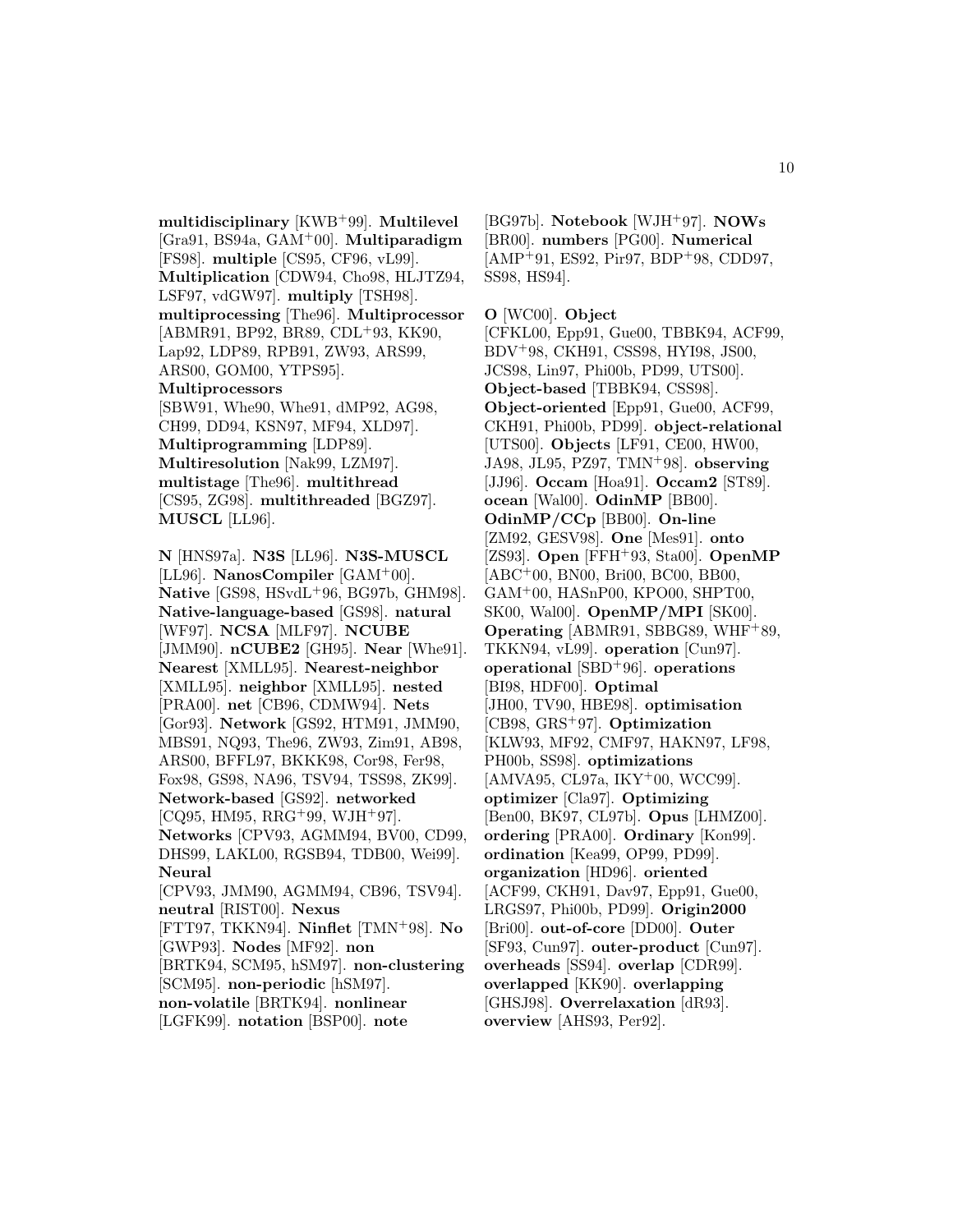**multidisciplinary** [KWB+99]. **Multilevel** [Gra91, BS94a, GAM+00]. **Multiparadigm** [FS98]. **multiple** [CS95, CF96, vL99]. **Multiplication** [CDW94, Cho98, HLJTZ94, LSF97, vdGW97]. **multiply** [TSH98]. **multiprocessing** [The96]. **Multiprocessor** [ABMR91, BP92, BR89, CDL+93, KK90, Lap92, LDP89, RPB91, ZW93, ARS99, ARS00, GOM00, YTPS95]. **Multiprocessors** [SBW91, Whe90, Whe91, dMP92, AG98, CH99, DD94, KSN97, MF94, XLD97]. **Multiprogramming** [LDP89]. **Multiresolution** [Nak99, LZM97]. **multistage** [The96]. **multithread** [CS95, ZG98]. **multithreaded** [BGZ97]. **MUSCL** [LL96].

**N** [HNS97a]. **N3S** [LL96]. **N3S-MUSCL** [LL96]. **NanosCompiler** [GAM+00]. **Native** [GS98, HSvdL+96, BG97b, GHM98]. **Native-language-based** [GS98]. **natural** [WF97]. **NCSA** [MLF97]. **NCUBE** [JMM90]. **nCUBE2** [GH95]. **Near** [Whe91]. **Nearest** [XMLL95]. **Nearest-neighbor** [XMLL95]. **neighbor** [XMLL95]. **nested** [PRA00]. **net** [CB96, CDMW94]. **Nets** [Gor93]. **Network** [GS92, HTM91, JMM90, MBS91, NQ93, The96, ZW93, Zim91, AB98, ARS00, BFFL97, BKKK98, Cor98, Fer98, Fox98, GS98, NA96, TSV94, TSS98, ZK99]. **Network-based** [GS92]. **networked** [CQ95, HM95, RRG+99, WJH+97]. **Networks** [CPV93, AGMM94, BV00, CD99, DHS99, LAKL00, RGSB94, TDB00, Wei99]. **Neural** [CPV93, JMM90, AGMM94, CB96, TSV94]. **neutral** [RIST00]. **Nexus** [FTT97, TKKN94]. **Ninflet** [TMN+98]. **No** [GWP93]. **Nodes** [MF92]. **non** [BRTK94, SCM95, hSM97]. **non-clustering** [SCM95]. **non-periodic** [hSM97]. **non-volatile** [BRTK94]. **nonlinear** [LGFK99]. **notation** [BSP00]. **note** [BG97b]. **Notebook** [WJH+97]. **NOWs** [BR00]. **numbers** [PG00]. **Numerical** [AMP+91, ES92, Pir97, BDP+98, CDD97, SS98, HS94].

**O** [WC00]. **Object** [CFKL00, Epp91, Gue00, TBBK94, ACF99, BDV+98, CKH91, CSS98, HYI98, JS00, JCS98, Lin97, Phi00b, PD99, UTS00]. **Object-based** [TBBK94, CSS98]. **Object-oriented** [Epp91, Gue00, ACF99, CKH91, Phi00b, PD99]. **object-relational** [UTS00]. **Objects** [LF91, CE00, HW00, JA98, JL95, PZ97, TMN+98]. **observing** [JJ96]. **Occam** [Hoa91]. **Occam2** [ST89]. **ocean** [Wal00]. **OdinMP** [BB00]. **OdinMP/CCp** [BB00]. **On-line** [ZM92, GESV98]. **One** [Mes91]. **onto** [ZS93]. **Open** [FFH+93, Sta00]. **OpenMP** [ABC+00, BN00, Bri00, BC00, BB00, GAM+00, HASnP00, KPO00, SHPT00, SK00, Wal00]. **OpenMP/MPI** [SK00]. **Operating** [ABMR91, SBBG89, WHF+89, TKKN94, vL99]. **operation** [Cun97]. **operational** [SBD+96]. **operations** [BI98, HDF00]. **Optimal** [JH00, TV90, HBE98]. **optimisation** [CB98, GRS+97]. **Optimization** [KLW93, MF92, CMF97, HAKN97, LF98, PH00b, SS98]. **optimizations** [AMVA95, CL97a, IKY+00, WCC99]. **optimizer** [Cla97]. **Optimizing** [Ben00, BK97, CL97b]. **Opus** [LHMZ00]. **ordering** [PRA00]. **Ordinary** [Kon99]. **ordination** [Kea99, OP99, PD99]. **organization** [HD96]. **oriented** [ACF99, CKH91, Dav97, Epp91, Gue00, LRGS97, Phi00b, PD99]. **Origin2000** [Bri00]. **out-of-core** [DD00]. **Outer** [SF93, Cun97]. **outer-product** [Cun97]. **overheads** [SS94]. **overlap** [CDR99]. **overlapped** [KK90]. **overlapping** [GHSJ98]. **Overrelaxation** [dR93]. **overview** [AHS93, Per92].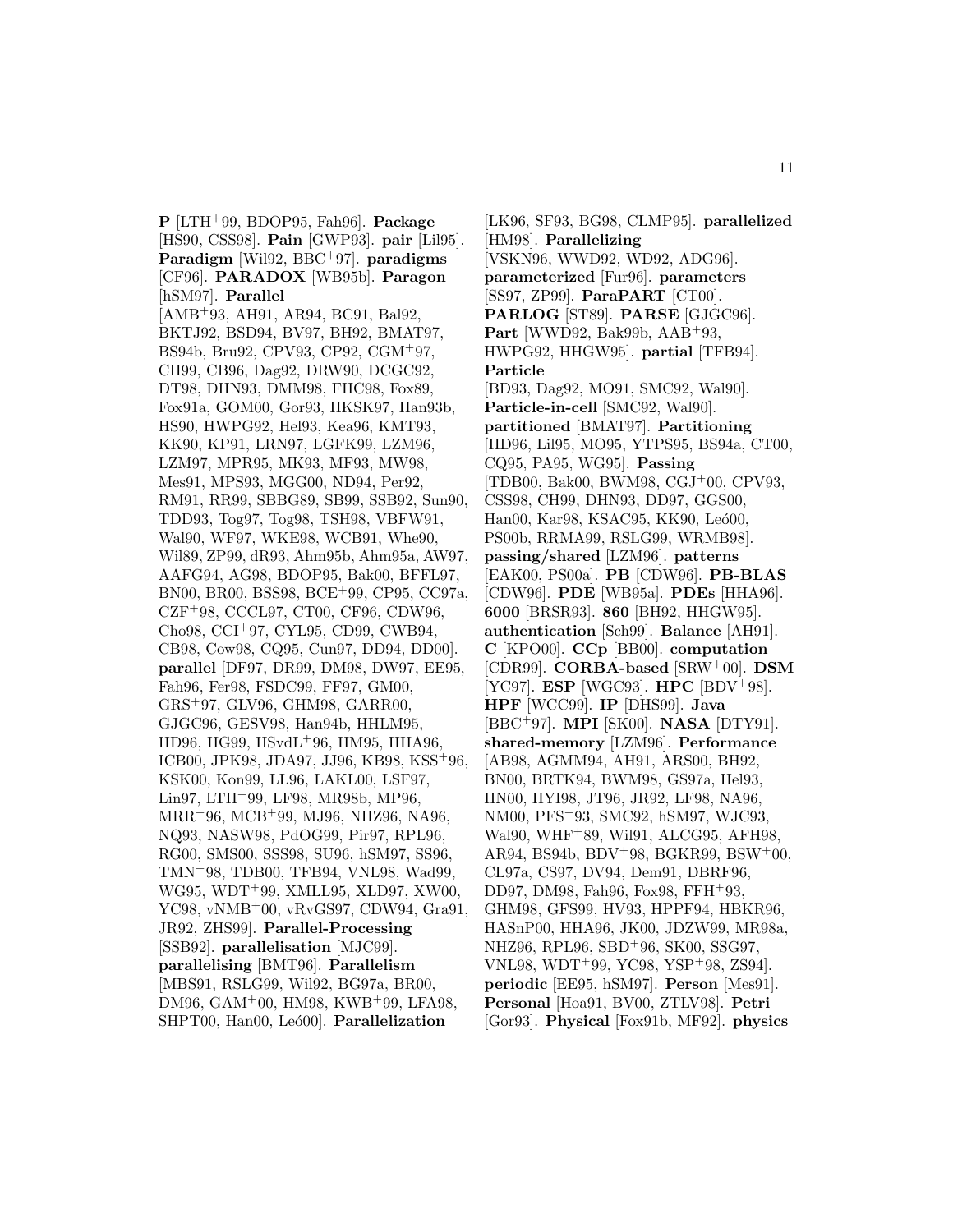**P** [LTH[+]99, BDOP95, Fah96]. **Package** [HS90, CSS98]. **Pain** [GWP93]. **pair** [Lil95]. **Paradigm** [Wil92, BBC[+]97]. **paradigms** [CF96]. **PARADOX** [WB95b]. **Paragon** [hSM97]. **Parallel** [AMB[+]93, AH91, AR94, BC91, Bal92, BKTJ92, BSD94, BV97, BH92, BMAT97, BS94b, Bru92, CPV93, CP92, CGM[+]97, CH99, CB96, Dag92, DRW90, DCGC92, DT98, DHN93, DMM98, FHC98, Fox89, Fox91a, GOM00, Gor93, HKSK97, Han93b, HS90, HWPG92, Hel93, Kea96, KMT93, KK90, KP91, LRN97, LGFK99, LZM96, LZM97, MPR95, MK93, MF93, MW98, Mes91, MPS93, MGG00, ND94, Per92, RM91, RR99, SBBG89, SB99, SSB92, Sun90, TDD93, Tog97, Tog98, TSH98, VBFW91, Wal90, WF97, WKE98, WCB91, Whe90, Wil89, ZP99, dR93, Ahm95b, Ahm95a, AW97, AAFG94, AG98, BDOP95, Bak00, BFFL97, BN00, BR00, BSS98, BCE[+]99, CP95, CC97a, CZF[+]98, CCCL97, CT00, CF96, CDW96, Cho98, CCI[+]97, CYL95, CD99, CWB94, CB98, Cow98, CQ95, Cun97, DD94, DD00]. **parallel** [DF97, DR99, DM98, DW97, EE95, Fah96, Fer98, FSDC99, FF97, GM00, GRS[+]97, GLV96, GHM98, GARR00, GJGC96, GESV98, Han94b, HHLM95, HD96, HG99, HSvdL[+]96, HM95, HHA96, ICB00, JPK98, JDA97, JJ96, KB98, KSS[+]96, KSK00, Kon99, LL96, LAKL00, LSF97, Lin97, LTH[+]99, LF98, MR98b, MP96, MRR[+]96, MCB[+]99, MJ96, NHZ96, NA96, NQ93, NASW98, PdOG99, Pir97, RPL96, RG00, SMS00, SSS98, SU96, hSM97, SS96, TMN[+]98, TDB00, TFB94, VNL98, Wad99, WG95, WDT[+]99, XMLL95, XLD97, XW00, YC98, vNMB[+]00, vRvGS97, CDW94, Gra91, JR92, ZHS99]. **Parallel-Processing** [SSB92]. **parallelisation** [MJC99]. **parallelising** [BMT96]. **Parallelism** [MBS91, RSLG99, Wil92, BG97a, BR00, DM96, GAM[+]00, HM98, KWB[+]99, LFA98, SHPT00, Han00, Leó00]. **Parallelization** [LK96, SF93, BG98, CLMP95]. **parallelized** [HM98]. **Parallelizing** [VSKN96, WWD92, WD92, ADG96]. **parameterized** [Fur96]. **parameters** [SS97, ZP99]. **ParaPART** [CT00]. **PARLOG** [ST89]. **PARSE** [GJGC96]. **Part** [WWD92, Bak99b, AAB[+]93, HWPG92, HHGW95]. **partial** [TFB94]. **Particle** [BD93, Dag92, MO91, SMC92, Wal90]. **Particle-in-cell** [SMC92, Wal90]. **partitioned** [BMAT97]. **Partitioning** [HD96, Lil95, MO95, YTPS95, BS94a, CT00, CQ95, PA95, WG95]. **Passing** [TDB00, Bak00, BWM98, CGJ[+]00, CPV93, CSS98, CH99, DHN93, DD97, GGS00, Han00, Kar98, KSAC95, KK90, Leó00, PS00b, RRMA99, RSLG99, WRMB98]. **passing/shared** [LZM96]. **patterns** [EAK00, PS00a]. **PB** [CDW96]. **PB-BLAS** [CDW96]. **PDE** [WB95a]. **PDEs** [HHA96]. **6000** [BRSR93]. **860** [BH92, HHGW95]. **authentication** [Sch99]. **Balance** [AH91]. **C** [KPO00]. **CCp** [BB00]. **computation** [CDR99]. **CORBA-based** [SRW[+]00]. **DSM** [YC97]. **ESP** [WGC93]. **HPC** [BDV[+]98]. **HPF** [WCC99]. **IP** [DHS99]. **Java** [BBC[+]97]. **MPI** [SK00]. **NASA** [DTY91]. **shared-memory** [LZM96]. **Performance** [AB98, AGMM94, AH91, ARS00, BH92, BN00, BRTK94, BWM98, GS97a, Hel93, HN00, HYI98, JT96, JR92, LF98, NA96, NM00, PFS[+]93, SMC92, hSM97, WJC93, Wal90, WHF[+]89, Wil91, ALCG95, AFH98, AR94, BS94b, BDV[+]98, BGKR99, BSW[+]00, CL97a, CS97, DV94, Dem91, DBRF96, DD97, DM98, Fah96, Fox98, FFH[+]93, GHM98, GFS99, HV93, HPPF94, HBKR96, HASnP00, HHA96, JK00, JDZW99, MR98a, NHZ96, RPL96, SBD[+]96, SK00, SSG97, VNL98, WDT[+]99, YC98, YSP[+]98, ZS94]. **periodic** [EE95, hSM97]. **Person** [Mes91]. **Personal** [Hoa91, BV00, ZTLV98]. **Petri** [Gor93]. **Physical** [Fox91b, MF92]. **physics**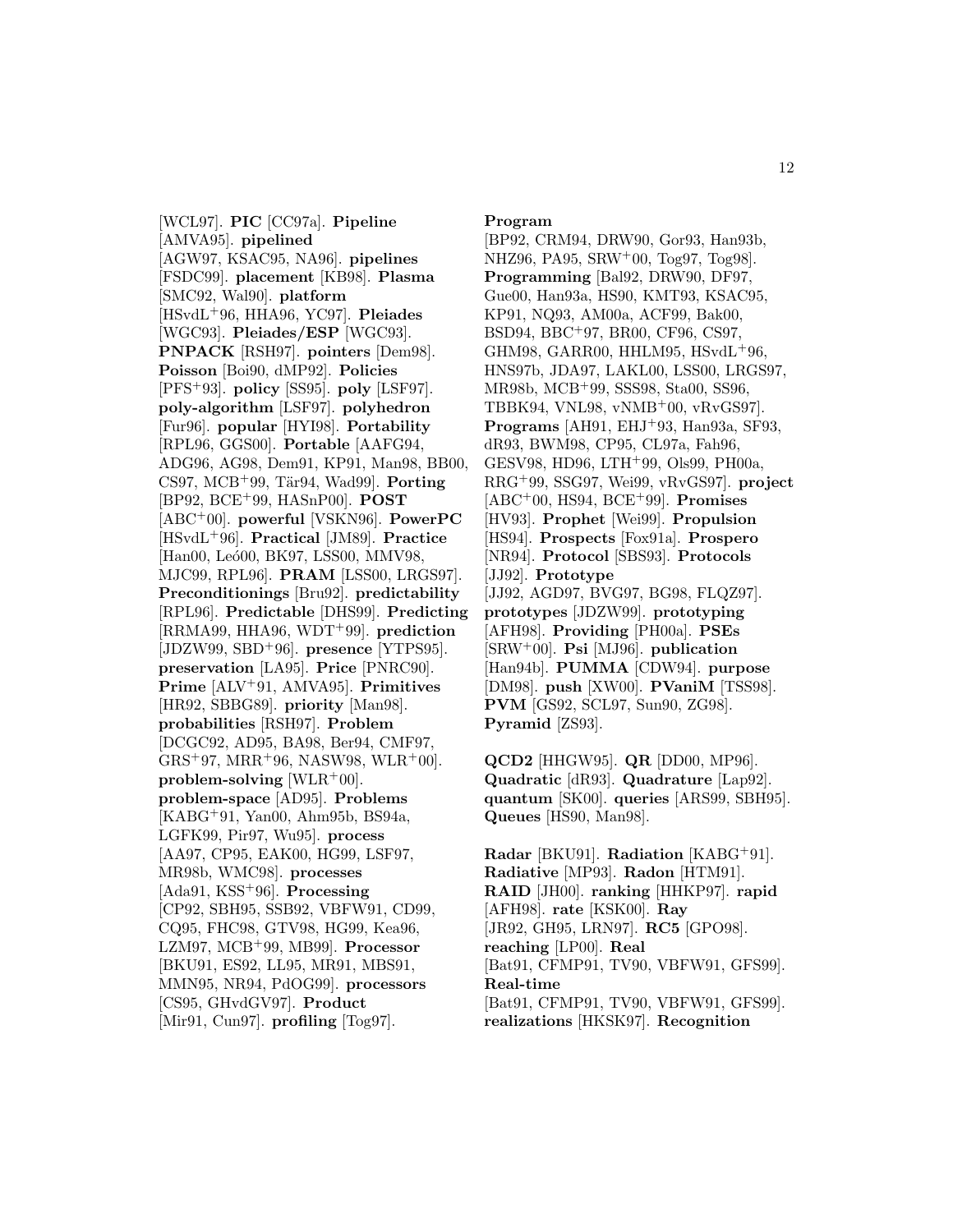[WCL97]. **PIC** [CC97a]. **Pipeline** [AMVA95]. **pipelined** [AGW97, KSAC95, NA96]. **pipelines** [FSDC99]. **placement** [KB98]. **Plasma** [SMC92, Wal90]. **platform** [HSvdL+96, HHA96, YC97]. **Pleiades** [WGC93]. **Pleiades/ESP** [WGC93]. **PNPACK** [RSH97]. **pointers** [Dem98]. **Poisson** [Boi90, dMP92]. **Policies** [PFS+93]. **policy** [SS95]. **poly** [LSF97]. **poly-algorithm** [LSF97]. **polyhedron** [Fur96]. **popular** [HYI98]. **Portability** [RPL96, GGS00]. **Portable** [AAFG94, ADG96, AG98, Dem91, KP91, Man98, BB00, CS97, MCB+99, Tär94, Wad99]. **Porting** [BP92, BCE+99, HASnP00]. **POST** [ABC+00]. **powerful** [VSKN96]. **PowerPC** [HSvdL+96]. **Practical** [JM89]. **Practice** [Han00, Leó00, BK97, LSS00, MMV98, MJC99, RPL96]. **PRAM** [LSS00, LRGS97]. **Preconditionings** [Bru92]. **predictability** [RPL96]. **Predictable** [DHS99]. **Predicting** [RRMA99, HHA96, WDT+99]. **prediction** [JDZW99, SBD+96]. **presence** [YTPS95]. **preservation** [LA95]. **Price** [PNRC90]. **Prime** [ALV+91, AMVA95]. **Primitives** [HR92, SBBG89]. **priority** [Man98]. **probabilities** [RSH97]. **Problem** [DCGC92, AD95, BA98, Ber94, CMF97, GRS+97, MRR+96, NASW98, WLR+00]. **problem-solving** [WLR+00]. **problem-space** [AD95]. **Problems** [KABG+91, Yan00, Ahm95b, BS94a, LGFK99, Pir97, Wu95]. **process** [AA97, CP95, EAK00, HG99, LSF97, MR98b, WMC98]. **processes** [Ada91, KSS+96]. **Processing** [CP92, SBH95, SSB92, VBFW91, CD99, CQ95, FHC98, GTV98, HG99, Kea96, LZM97, MCB+99, MB99]. **Processor** [BKU91, ES92, LL95, MR91, MBS91, MMN95, NR94, PdOG99]. **processors** [CS95, GHvdGV97]. **Product** [Mir91, Cun97]. **profiling** [Tog97]. **Program** [BP92, CRM94, DRW90, Gor93, Han93b, NHZ96, PA95, SRW+00, Tog97, Tog98]. **Programming** [Bal92, DRW90, DF97, Gue00, Han93a, HS90, KMT93, KSAC95, KP91, NQ93, AM00a, ACF99, Bak00, BSD94, BBC+97, BR00, CF96, CS97, GHM98, GARR00, HHLM95, HSvdL+96, HNS97b, JDA97, LAKL00, LSS00, LRGS97, MR98b, MCB+99, SSS98, Sta00, SS96, TBBK94, VNL98, vNMB+00, vRvGS97]. **Programs** [AH91, EHJ+93, Han93a, SF93, dR93, BWM98, CP95, CL97a, Fah96, GESV98, HD96, LTH+99, Ols99, PH00a, RRG+99, SSG97, Wei99, vRvGS97]. **project** [ABC+00, HS94, BCE+99]. **Promises** [HV93]. **Prophet** [Wei99]. **Propulsion** [HS94]. **Prospects** [Fox91a]. **Prospero** [NR94]. **Protocol** [SBS93]. **Protocols** [JJ92]. **Prototype** [JJ92, AGD97, BVG97, BG98, FLQZ97]. **prototypes** [JDZW99]. **prototyping** [AFH98]. **Providing** [PH00a]. **PSEs** [SRW+00]. **Psi** [MJ96]. **publication** [Han94b]. **PUMMA** [CDW94]. **purpose** [DM98]. **push** [XW00]. **PVaniM** [TSS98]. **PVM** [GS92, SCL97, Sun90, ZG98]. **Pyramid** [ZS93].

**QCD2** [HHGW95]. **QR** [DD00, MP96]. **Quadratic** [dR93]. **Quadrature** [Lap92]. **quantum** [SK00]. **queries** [ARS99, SBH95]. **Queues** [HS90, Man98].

**Radar** [BKU91]. **Radiation** [KABG+91]. **Radiative** [MP93]. **Radon** [HTM91]. **RAID** [JH00]. **ranking** [HHKP97]. **rapid** [AFH98]. **rate** [KSK00]. **Ray** [JR92, GH95, LRN97]. **RC5** [GPO98]. **reaching** [LP00]. **Real** [Bat91, CFMP91, TV90, VBFW91, GFS99]. **Real-time** [Bat91, CFMP91, TV90, VBFW91, GFS99]. **realizations** [HKSK97]. **Recognition**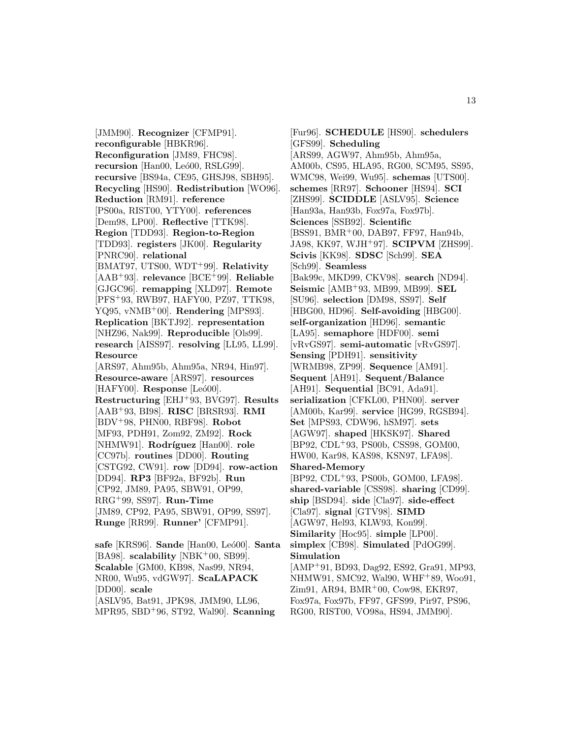[JMM90]. **Recognizer** [CFMP91]. **reconfigurable** [HBKR96]. **Reconfiguration** [JM89, FHC98]. **recursion** [Han00, Leó00, RSLG99]. **recursive** [BS94a, CE95, GHSJ98, SBH95]. **Recycling** [HS90]. **Redistribution** [WO96]. **Reduction** [RM91]. **reference** [PS00a, RIST00, YTY00]. **references** [Dem98, LP00]. **Reflective** [TTK98]. **Region** [TDD93]. **Region-to-Region** [TDD93]. **registers** [JK00]. **Regularity** [PNRC90]. **relational** [BMAT97, UTS00, WDT+99]. **Relativity** [AAB+93]. **relevance** [BCE+99]. **Reliable** [GJGC96]. **remapping** [XLD97]. **Remote** [PFS+93, RWB97, HAFY00, PZ97, TTK98, YQ95, vNMB+00]. **Rendering** [MPS93]. **Replication** [BKTJ92]. **representation** [NHZ96, Nak99]. **Reproducible** [Ols99]. **research** [AISS97]. **resolving** [LL95, LL99]. **Resource** [ARS97, Ahm95b, Ahm95a, NR94, Hin97]. **Resource-aware** [ARS97]. **resources** [HAFY00]. **Response** [Leó00]. **Restructuring** [EHJ+93, BVG97]. **Results** [AAB+93, BI98]. **RISC** [BRSR93]. **RMI** [BDV+98, PHN00, RBF98]. **Robot** [MF93, PDH91, Zom92, ZM92]. **Rock** [NHMW91]. **Rodríguez** [Han00]. **role** [CC97b]. **routines** [DD00]. **Routing** [CSTG92, CW91]. **row** [DD94]. **row-action** [DD94]. **RP3** [BF92a, BF92b]. **Run** [CP92, JM89, PA95, SBW91, OP99, RRG+99, SS97]. **Run-Time** [JM89, CP92, PA95, SBW91, OP99, SS97]. **Runge** [RR99]. **Runner'** [CFMP91].

**safe** [KRS96]. **Sande** [Han00, Leó00]. **Santa** [BA98]. **scalability** [NBK+00, SB99]. **Scalable** [GM00, KB98, Nas99, NR94, NR00, Wu95, vdGW97]. **ScaLAPACK** [DD00]. **scale** [ASLV95, Bat91, JPK98, JMM90, LL96, MPR95, SBD+96, ST92, Wal90]. **Scanning** [Fur96]. **SCHEDULE** [HS90]. **schedulers** [GFS99]. **Scheduling** [ARS99, AGW97, Ahm95b, Ahm95a, AM00b, CS95, HLA95, RG00, SCM95, SS95, WMC98, Wei99, Wu95]. **schemas** [UTS00]. **schemes** [RR97]. **Schooner** [HS94]. **SCI** [ZHS99]. **SCIDDLE** [ASLV95]. **Science** [Han93a, Han93b, Fox97a, Fox97b]. **Sciences** [SSB92]. **Scientific** [BSS91, BMR+00, DAB97, FF97, Han94b, JA98, KK97, WJH+97]. **SCIPVM** [ZHS99]. **Scivis** [KK98]. **SDSC** [Sch99]. **SEA** [Sch99]. **Seamless** [Bak99c, MKD99, CKV98]. **search** [ND94]. **Seismic** [AMB+93, MB99, MB99]. **SEL** [SU96]. **selection** [DM98, SS97]. **Self** [HBG00, HD96]. **Self-avoiding** [HBG00]. **self-organization** [HD96]. **semantic** [LA95]. **semaphore** [HDF00]. **semi** [vRvGS97]. **semi-automatic** [vRvGS97]. **Sensing** [PDH91]. **sensitivity** [WRMB98, ZP99]. **Sequence** [AM91]. **Sequent** [AH91]. **Sequent/Balance** [AH91]. **Sequential** [BC91, Ada91]. **serialization** [CFKL00, PHN00]. **server** [AM00b, Kar99]. **service** [HG99, RGSB94]. **Set** [MPS93, CDW96, hSM97]. **sets** [AGW97]. **shaped** [HKSK97]. **Shared** [BP92, CDL+93, PS00b, CSS98, GOM00, HW00, Kar98, KAS98, KSN97, LFA98]. **Shared-Memory** [BP92, CDL+93, PS00b, GOM00, LFA98]. **shared-variable** [CSS98]. **sharing** [CD99]. **ship** [BSD94]. **side** [Cla97]. **side-effect** [Cla97]. **signal** [GTV98]. **SIMD** [AGW97, Hel93, KLW93, Kon99]. **Similarity** [Hoc95]. **simple** [LP00]. **simplex** [CB98]. **Simulated** [PdOG99]. **Simulation** [AMP+91, BD93, Dag92, ES92, Gra91, MP93, NHMW91, SMC92, Wal90, WHF+89, Woo91, Zim91, AR94, BMR+00, Cow98, EKR97, Fox97a, Fox97b, FF97, GFS99, Pir97, PS96, RG00, RIST00, VO98a, HS94, JMM90].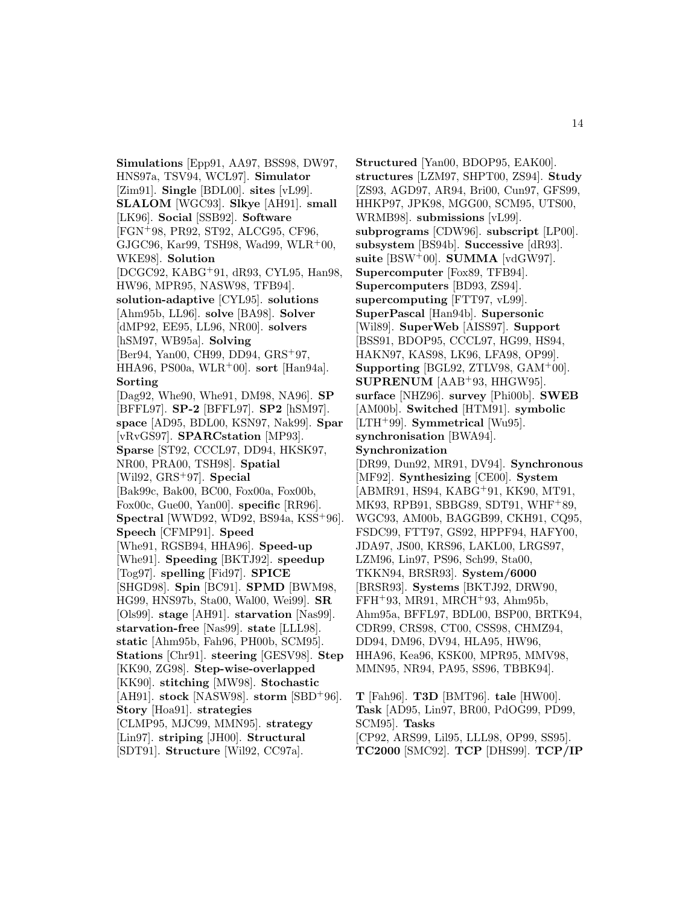**Simulations** [Epp91, AA97, BSS98, DW97, HNS97a, TSV94, WCL97]. **Simulator** [Zim91]. **Single** [BDL00]. **sites** [vL99]. **SLALOM** [WGC93]. **Slkye** [AH91]. **small** [LK96]. **Social** [SSB92]. **Software** [FGN+98, PR92, ST92, ALCG95, CF96, GJGC96, Kar99, TSH98, Wad99, WLR+00, WKE98]. **Solution** [DCGC92, KABG+91, dR93, CYL95, Han98, HW96, MPR95, NASW98, TFB94]. **solution-adaptive** [CYL95]. **solutions** [Ahm95b, LL96]. **solve** [BA98]. **Solver** [dMP92, EE95, LL96, NR00]. **solvers** [hSM97, WB95a]. **Solving** [Ber94, Yan00, CH99, DD94, GRS+97, HHA96, PS00a, WLR+00]. **sort** [Han94a]. **Sorting** [Dag92, Whe90, Whe91, DM98, NA96]. **SP** [BFFL97]. **SP-2** [BFFL97]. **SP2** [hSM97]. **space** [AD95, BDL00, KSN97, Nak99]. **Spar** [vRvGS97]. **SPARCstation** [MP93]. **Sparse** [ST92, CCCL97, DD94, HKSK97, NR00, PRA00, TSH98]. **Spatial** [Wil92, GRS+97]. **Special** [Bak99c, Bak00, BC00, Fox00a, Fox00b, Fox00c, Gue00, Yan00]. **specific** [RR96]. **Spectral** [WWD92, WD92, BS94a, KSS+96]. **Speech** [CFMP91]. **Speed** [Whe91, RGSB94, HHA96]. **Speed-up** [Whe91]. **Speeding** [BKTJ92]. **speedup** [Tog97]. **spelling** [Fid97]. **SPICE** [SHGD98]. **Spin** [BC91]. **SPMD** [BWM98, HG99, HNS97b, Sta00, Wal00, Wei99]. **SR** [Ols99]. **stage** [AH91]. **starvation** [Nas99]. **starvation-free** [Nas99]. **state** [LLL98]. **static** [Ahm95b, Fah96, PH00b, SCM95]. **Stations** [Chr91]. **steering** [GESV98]. **Step** [KK90, ZG98]. **Step-wise-overlapped** [KK90]. **stitching** [MW98]. **Stochastic** [AH91]. **stock** [NASW98]. **storm** [SBD+96]. **Story** [Hoa91]. **strategies** [CLMP95, MJC99, MMN95]. **strategy** [Lin97]. **striping** [JH00]. **Structural** [SDT91]. **Structure** [Wil92, CC97a]. **Structured** [Yan00, BDOP95, EAK00]. **structures** [LZM97, SHPT00, ZS94]. **Study** [ZS93, AGD97, AR94, Bri00, Cun97, GFS99, HHKP97, JPK98, MGG00, SCM95, UTS00, WRMB98]. **submissions** [vL99]. **subprograms** [CDW96]. **subscript** [LP00]. **subsystem** [BS94b]. **Successive** [dR93]. **suite** [BSW+00]. **SUMMA** [vdGW97]. **Supercomputer** [Fox89, TFB94]. **Supercomputers** [BD93, ZS94]. **supercomputing** [FTT97, vL99]. **SuperPascal** [Han94b]. **Supersonic** [Wil89]. **SuperWeb** [AISS97]. **Support** [BSS91, BDOP95, CCCL97, HG99, HS94, HAKN97, KAS98, LK96, LFA98, OP99]. **Supporting** [BGL92, ZTLV98, GAM+00]. **SUPRENUM** [AAB+93, HHGW95]. **surface** [NHZ96]. **survey** [Phi00b]. **SWEB** [AM00b]. **Switched** [HTM91]. **symbolic** [LTH+99]. **Symmetrical** [Wu95]. **synchronisation** [BWA94]. **Synchronization** [DR99, Dun92, MR91, DV94]. **Synchronous** [MF92]. **Synthesizing** [CE00]. **System** [ABMR91, HS94, KABG+91, KK90, MT91, MK93, RPB91, SBBG89, SDT91, WHF+89, WGC93, AM00b, BAGGB99, CKH91, CQ95, FSDC99, FTT97, GS92, HPPF94, HAFY00, JDA97, JS00, KRS96, LAKL00, LRGS97, LZM96, Lin97, PS96, Sch99, Sta00, TKKN94, BRSR93]. **System/6000** [BRSR93]. **Systems** [BKTJ92, DRW90, FFH+93, MR91, MRCH+93, Ahm95b, Ahm95a, BFFL97, BDL00, BSP00, BRTK94, CDR99, CRS98, CT00, CSS98, CHMZ94, DD94, DM96, DV94, HLA95, HW96, HHA96, Kea96, KSK00, MPR95, MMV98, MMN95, NR94, PA95, SS96, TBBK94].

**T** [Fah96]. **T3D** [BMT96]. **tale** [HW00]. **Task** [AD95, Lin97, BR00, PdOG99, PD99, SCM95]. **Tasks** [CP92, ARS99, Lil95, LLL98, OP99, SS95]. **TC2000** [SMC92]. **TCP** [DHS99]. **TCP/IP**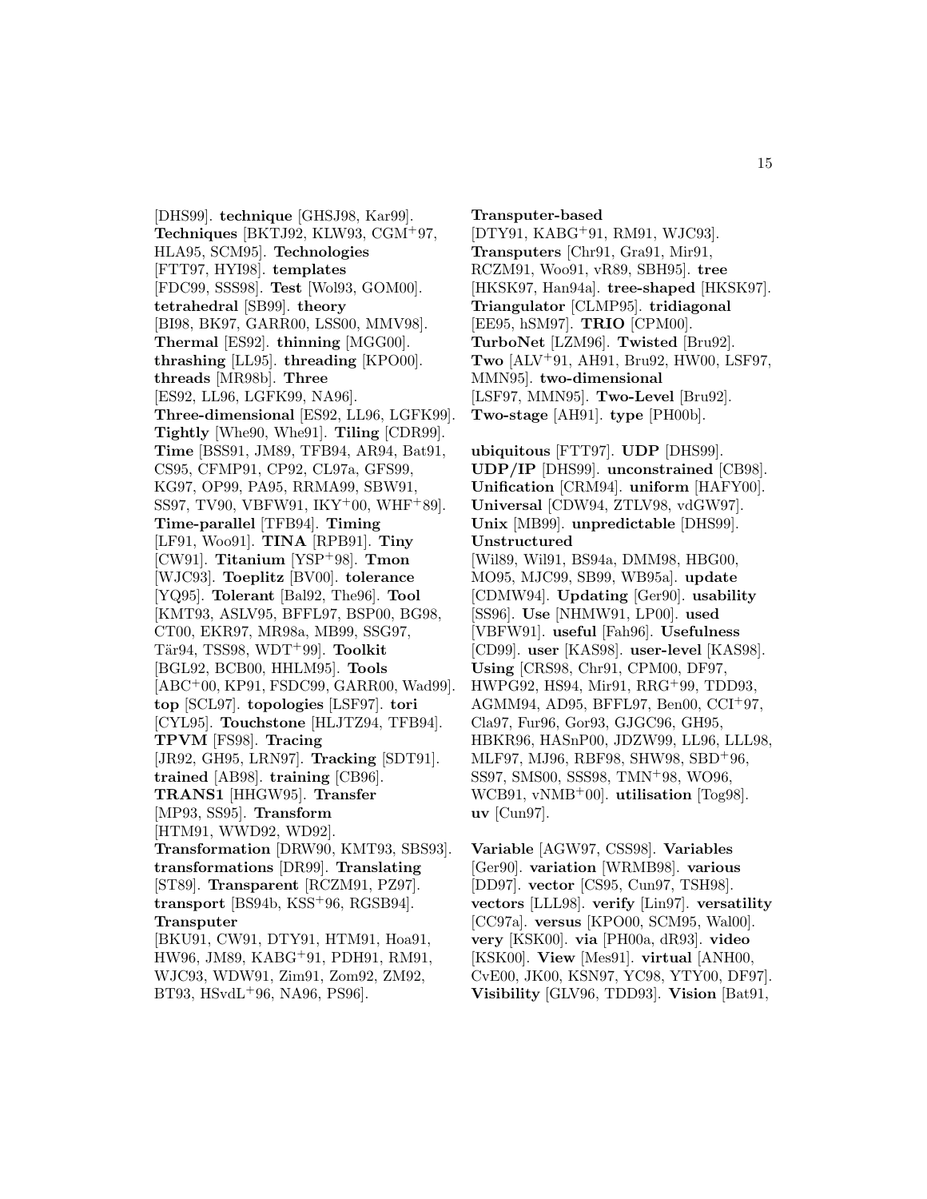[DHS99]. **technique** [GHSJ98, Kar99]. **Techniques** [BKTJ92, KLW93, CGM+97, HLA95, SCM95]. **Technologies** [FTT97, HYI98]. **templates** [FDC99, SSS98]. **Test** [Wol93, GOM00]. **tetrahedral** [SB99]. **theory** [BI98, BK97, GARR00, LSS00, MMV98]. **Thermal** [ES92]. **thinning** [MGG00]. **thrashing** [LL95]. **threading** [KPO00]. **threads** [MR98b]. **Three** [ES92, LL96, LGFK99, NA96]. **Three-dimensional** [ES92, LL96, LGFK99]. **Tightly** [Whe90, Whe91]. **Tiling** [CDR99]. **Time** [BSS91, JM89, TFB94, AR94, Bat91, CS95, CFMP91, CP92, CL97a, GFS99, KG97, OP99, PA95, RRMA99, SBW91, SS97, TV90, VBFW91, IKY+00, WHF+89]. **Time-parallel** [TFB94]. **Timing** [LF91, Woo91]. **TINA** [RPB91]. **Tiny** [CW91]. **Titanium** [YSP+98]. **Tmon** [WJC93]. **Toeplitz** [BV00]. **tolerance** [YQ95]. **Tolerant** [Bal92, The96]. **Tool** [KMT93, ASLV95, BFFL97, BSP00, BG98, CT00, EKR97, MR98a, MB99, SSG97, Tär94, TSS98, WDT+99]. **Toolkit** [BGL92, BCB00, HHLM95]. **Tools** [ABC+00, KP91, FSDC99, GARR00, Wad99]. **top** [SCL97]. **topologies** [LSF97]. **tori** [CYL95]. **Touchstone** [HLJTZ94, TFB94]. **TPVM** [FS98]. **Tracing** [JR92, GH95, LRN97]. **Tracking** [SDT91]. **trained** [AB98]. **training** [CB96]. **TRANS1** [HHGW95]. **Transfer** [MP93, SS95]. **Transform** [HTM91, WWD92, WD92]. **Transformation** [DRW90, KMT93, SBS93]. **transformations** [DR99]. **Translating** [ST89]. **Transparent** [RCZM91, PZ97]. **transport** [BS94b, KSS+96, RGSB94]. **Transputer** [BKU91, CW91, DTY91, HTM91, Hoa91, HW96, JM89, KABG+91, PDH91, RM91, WJC93, WDW91, Zim91, Zom92, ZM92, BT93, HSvdL+96, NA96, PS96]. **Transputer-based** [DTY91, KABG+91, RM91, WJC93]. **Transputers** [Chr91, Gra91, Mir91, RCZM91, Woo91, vR89, SBH95]. **tree** [HKSK97, Han94a]. **tree-shaped** [HKSK97]. **Triangulator** [CLMP95]. **tridiagonal** [EE95, hSM97]. **TRIO** [CPM00]. **TurboNet** [LZM96]. **Twisted** [Bru92]. **Two** [ALV+91, AH91, Bru92, HW00, LSF97, MMN95]. **two-dimensional** [LSF97, MMN95]. **Two-Level** [Bru92]. **Two-stage** [AH91]. **type** [PH00b].

**ubiquitous** [FTT97]. **UDP** [DHS99]. **UDP/IP** [DHS99]. **unconstrained** [CB98]. **Unification** [CRM94]. **uniform** [HAFY00]. **Universal** [CDW94, ZTLV98, vdGW97]. **Unix** [MB99]. **unpredictable** [DHS99]. **Unstructured** [Wil89, Wil91, BS94a, DMM98, HBG00, MO95, MJC99, SB99, WB95a]. **update** [CDMW94]. **Updating** [Ger90]. **usability** [SS96]. **Use** [NHMW91, LP00]. **used** [VBFW91]. **useful** [Fah96]. **Usefulness** [CD99]. **user** [KAS98]. **user-level** [KAS98]. **Using** [CRS98, Chr91, CPM00, DF97, HWPG92, HS94, Mir91, RRG+99, TDD93, AGMM94, AD95, BFFL97, Ben00, CCI+97, Cla97, Fur96, Gor93, GJGC96, GH95, HBKR96, HASnP00, JDZW99, LL96, LLL98, MLF97, MJ96, RBF98, SHW98, SBD+96, SS97, SMS00, SSS98, TMN+98, WO96, WCB91, vNMB+00]. **utilisation** [Tog98]. **uv** [Cun97].

**Variable** [AGW97, CSS98]. **Variables** [Ger90]. **variation** [WRMB98]. **various** [DD97]. **vector** [CS95, Cun97, TSH98]. **vectors** [LLL98]. **verify** [Lin97]. **versatility** [CC97a]. **versus** [KPO00, SCM95, Wal00]. **very** [KSK00]. **via** [PH00a, dR93]. **video** [KSK00]. **View** [Mes91]. **virtual** [ANH00, CvE00, JK00, KSN97, YC98, YTY00, DF97]. **Visibility** [GLV96, TDD93]. **Vision** [Bat91,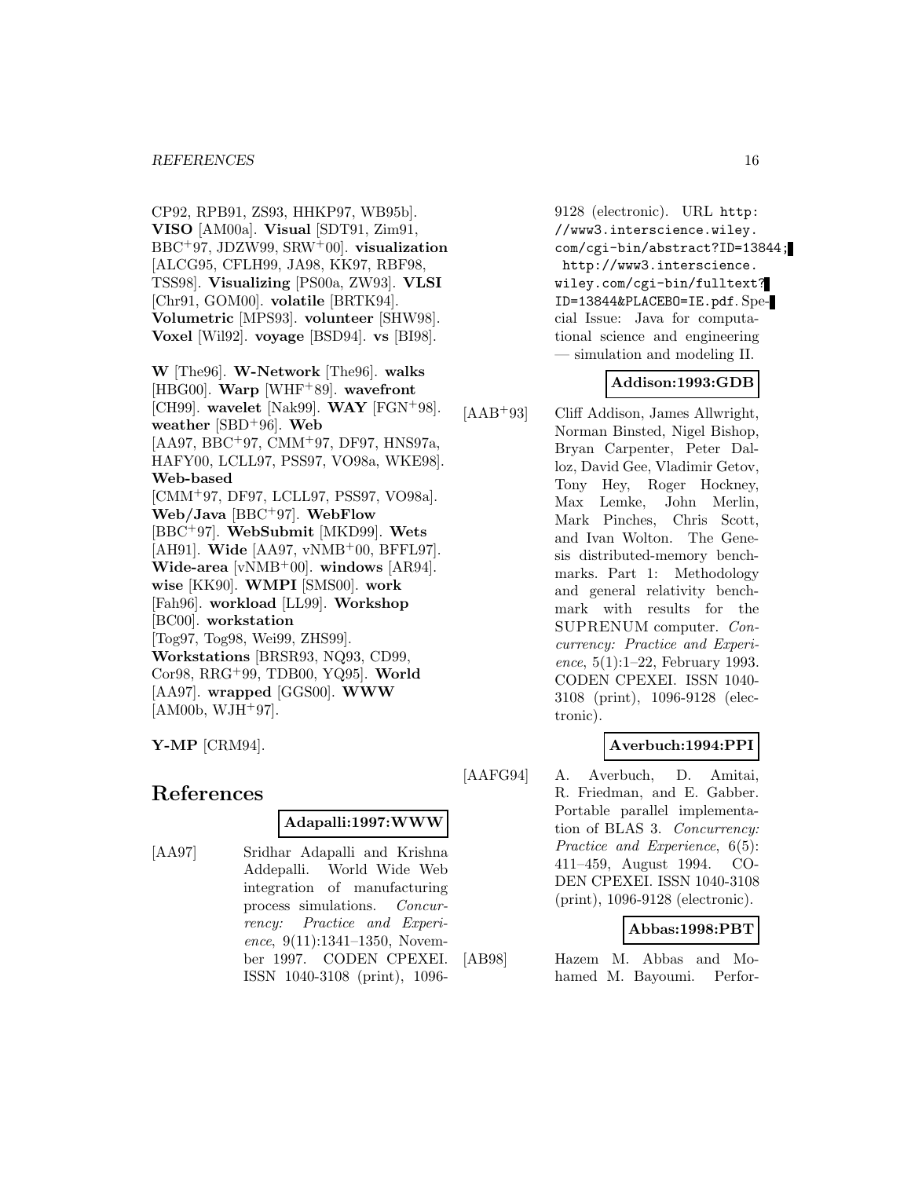CP92, RPB91, ZS93, HHKP97, WB95b]. **VISO** [AM00a]. **Visual** [SDT91, Zim91, BBC+97, JDZW99, SRW+00]. **visualization** [ALCG95, CFLH99, JA98, KK97, RBF98, TSS98]. **Visualizing** [PS00a, ZW93]. **VLSI** [Chr91, GOM00]. **volatile** [BRTK94]. **Volumetric** [MPS93]. **volunteer** [SHW98]. **Voxel** [Wil92]. **voyage** [BSD94]. **vs** [BI98].

**W** [The96]. **W-Network** [The96]. **walks** [HBG00]. **Warp** [WHF+89]. **wavefront** [CH99]. **wavelet** [Nak99]. **WAY** [FGN+98]. **weather** [SBD+96]. **Web** [AA97, BBC+97, CMM+97, DF97, HNS97a, HAFY00, LCLL97, PSS97, VO98a, WKE98]. **Web-based** [CMM+97, DF97, LCLL97, PSS97, VO98a]. **Web/Java** [BBC+97]. **WebFlow** [BBC+97]. **WebSubmit** [MKD99]. **Wets** [AH91]. **Wide** [AA97, vNMB+00, BFFL97]. **Wide-area** [vNMB+00]. **windows** [AR94]. **wise** [KK90]. **WMPI** [SMS00]. **work** [Fah96]. **workload** [LL99]. **Workshop** [BC00]. **workstation** [Tog97, Tog98, Wei99, ZHS99]. **Workstations** [BRSR93, NQ93, CD99, Cor98, RRG+99, TDB00, YQ95]. **World** [AA97]. **wrapped** [GGS00]. **WWW** [AM00b, WJH+97].

**Y-MP** [CRM94].

# References

**Adapalli:1997:WWW**

[AA97] Sridhar Adapalli and Krishna Addepalli. World Wide Web integration of manufacturing process simulations. *Concurrency: Practice and Experience*, 9(11):1341–1350, November 1997. CODEN CPEXEI. ISSN 1040-3108 (print), 1096-9128 (electronic). URL http://www3.interscience.wiley.com/cgi-bin/abstract?ID=13844; http://www3.interscience.wiley.com/cgi-bin/fulltext?ID=13844&PLACEBO=IE.pdf. Special Issue: Java for computational science and engineering — simulation and modeling II.

**Addison:1993:GDB**

[AAB+93] Cliff Addison, James Allwright, Norman Binsted, Nigel Bishop, Bryan Carpenter, Peter Dalloz, David Gee, Vladimir Getov, Tony Hey, Roger Hockney, Max Lemke, John Merlin, Mark Pinches, Chris Scott, and Ivan Wolton. The Genesis distributed-memory benchmarks. Part 1: Methodology and general relativity benchmark with results for the SUPRENUM computer. *Concurrency: Practice and Experience*, 5(1):1–22, February 1993. CODEN CPEXEI. ISSN 1040-3108 (print), 1096-9128 (electronic).

**Averbuch:1994:PPI**

[AAFG94] A. Averbuch, D. Amitai, R. Friedman, and E. Gabber. Portable parallel implementation of BLAS 3. *Concurrency: Practice and Experience*, 6(5): 411–459, August 1994. CODEN CPEXEI. ISSN 1040-3108 (print), 1096-9128 (electronic).

**Abbas:1998:PBT**

[AB98] Hazem M. Abbas and Mohamed M. Bayoumi. Perfor-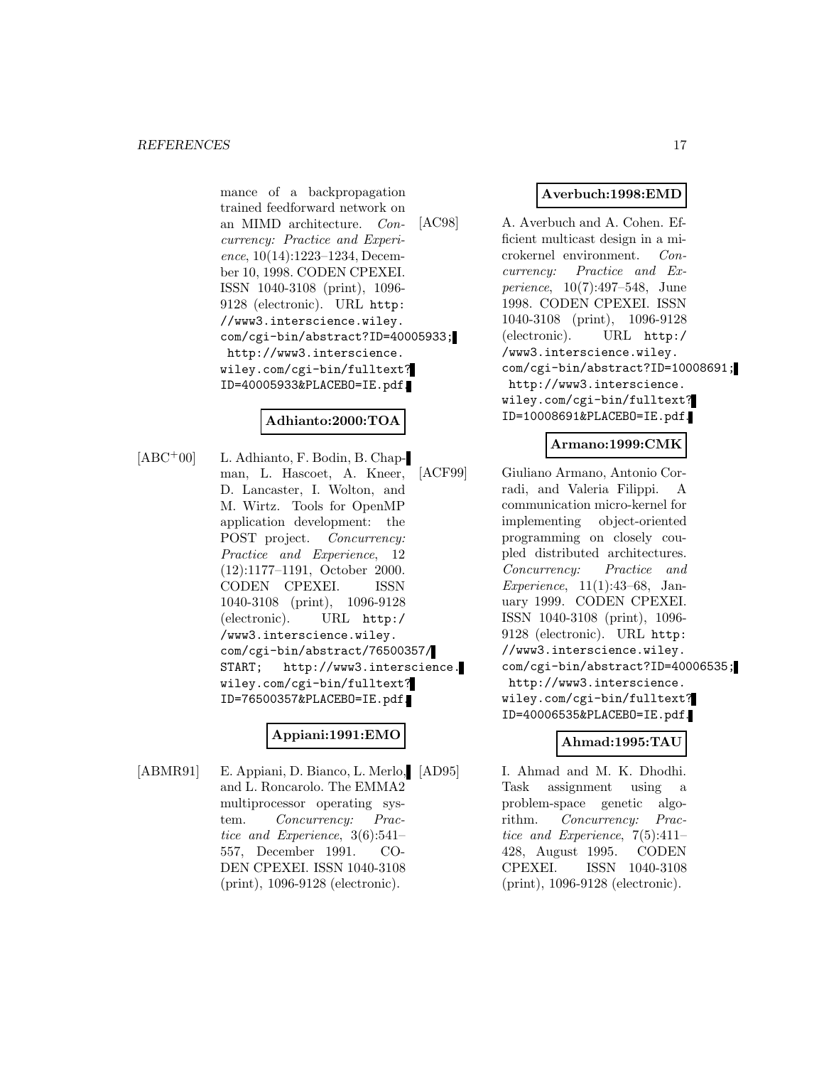mance of a backpropagation trained feedforward network on an MIMD architecture. *Concurrency: Practice and Experience*, 10(14):1223–1234, December 10, 1998. CODEN CPEXEI. ISSN 1040-3108 (print), 1096-9128 (electronic). URL `http://www3.interscience.wiley.com/cgi-bin/abstract?ID=40005933; http://www3.interscience.wiley.com/cgi-bin/fulltext?ID=40005933&PLACEBO=IE.pdf`.

**Adhianto:2000:TOA**

[ABC+00] L. Adhianto, F. Bodin, B. Chapman, L. Hascoet, A. Kneer, D. Lancaster, I. Wolton, and M. Wirtz. Tools for OpenMP application development: the POST project. *Concurrency: Practice and Experience*, 12 (12):1177–1191, October 2000. CODEN CPEXEI. ISSN 1040-3108 (print), 1096-9128 (electronic). URL `http://www3.interscience.wiley.com/cgi-bin/abstract/76500357/START; http://www3.interscience.wiley.com/cgi-bin/fulltext?ID=76500357&PLACEBO=IE.pdf`.

**Appiani:1991:EMO**

[ABMR91] E. Appiani, D. Bianco, L. Merlo, and L. Roncarolo. The EMMA2 multiprocessor operating system. *Concurrency: Practice and Experience*, 3(6):541–557, December 1991. CODEN CPEXEI. ISSN 1040-3108 (print), 1096-9128 (electronic).

**Averbuch:1998:EMD**

[AC98] A. Averbuch and A. Cohen. Efficient multicast design in a microkernel environment. *Concurrency: Practice and Experience*, 10(7):497–548, June 1998. CODEN CPEXEI. ISSN 1040-3108 (print), 1096-9128 (electronic). URL `http://www3.interscience.wiley.com/cgi-bin/abstract?ID=10008691; http://www3.interscience.wiley.com/cgi-bin/fulltext?ID=10008691&PLACEBO=IE.pdf`.

**Armano:1999:CMK**

[ACF99] Giuliano Armano, Antonio Corradi, and Valeria Filippi. A communication micro-kernel for implementing object-oriented programming on closely coupled distributed architectures. *Concurrency: Practice and Experience*, 11(1):43–68, January 1999. CODEN CPEXEI. ISSN 1040-3108 (print), 1096-9128 (electronic). URL `http://www3.interscience.wiley.com/cgi-bin/abstract?ID=40006535; http://www3.interscience.wiley.com/cgi-bin/fulltext?ID=40006535&PLACEBO=IE.pdf`.

**Ahmad:1995:TAU**

[AD95] I. Ahmad and M. K. Dhodhi. Task assignment using a problem-space genetic algorithm. *Concurrency: Practice and Experience*, 7(5):411–428, August 1995. CODEN CPEXEI. ISSN 1040-3108 (print), 1096-9128 (electronic).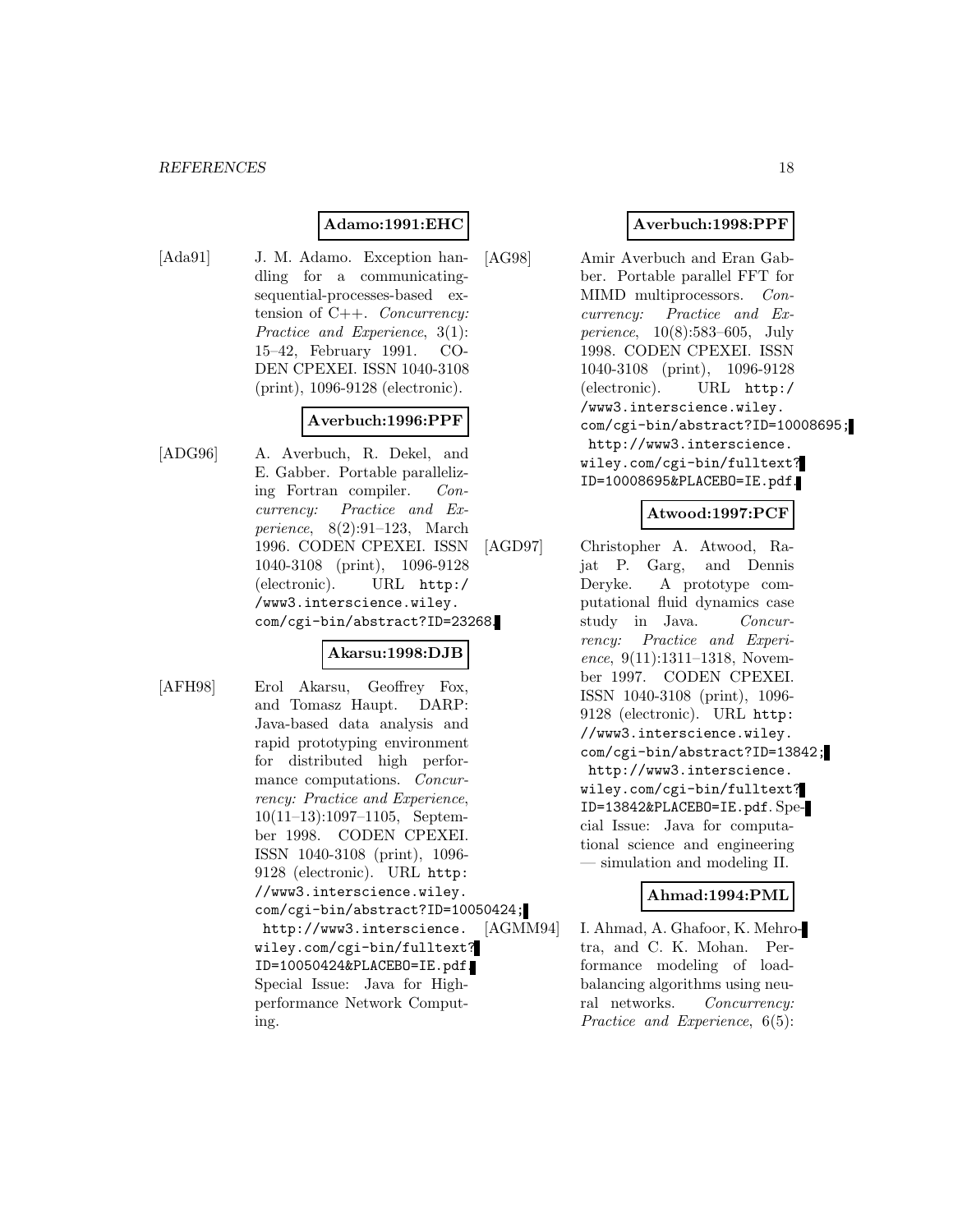**Adamo:1991:EHC**

[Ada91] J. M. Adamo. Exception handling for a communicating-sequential-processes-based extension of C++. *Concurrency: Practice and Experience*, 3(1): 15–42, February 1991. CODEN CPEXEI. ISSN 1040-3108 (print), 1096-9128 (electronic).

**Averbuch:1996:PPF**

[ADG96] A. Averbuch, R. Dekel, and E. Gabber. Portable parallelizing Fortran compiler. *Concurrency: Practice and Experience*, 8(2):91–123, March 1996. CODEN CPEXEI. ISSN 1040-3108 (print), 1096-9128 (electronic). URL `http://www3.interscience.wiley.com/cgi-bin/abstract?ID=23268`.

**Akarsu:1998:DJB**

[AFH98] Erol Akarsu, Geoffrey Fox, and Tomasz Haupt. DARP: Java-based data analysis and rapid prototyping environment for distributed high performance computations. *Concurrency: Practice and Experience*, 10(11–13):1097–1105, September 1998. CODEN CPEXEI. ISSN 1040-3108 (print), 1096-9128 (electronic). URL `http://www3.interscience.wiley.com/cgi-bin/abstract?ID=10050424`; `http://www3.interscience.wiley.com/cgi-bin/fulltext?ID=10050424&PLACEBO=IE.pdf`. Special Issue: Java for High-performance Network Computing.

**Averbuch:1998:PPF**

[AG98] Amir Averbuch and Eran Gabber. Portable parallel FFT for MIMD multiprocessors. *Concurrency: Practice and Experience*, 10(8):583–605, July 1998. CODEN CPEXEI. ISSN 1040-3108 (print), 1096-9128 (electronic). URL `http://www3.interscience.wiley.com/cgi-bin/abstract?ID=10008695`; `http://www3.interscience.wiley.com/cgi-bin/fulltext?ID=10008695&PLACEBO=IE.pdf`.

**Atwood:1997:PCF**

[AGD97] Christopher A. Atwood, Rajat P. Garg, and Dennis Deryke. A prototype computational fluid dynamics case study in Java. *Concurrency: Practice and Experience*, 9(11):1311–1318, November 1997. CODEN CPEXEI. ISSN 1040-3108 (print), 1096-9128 (electronic). URL `http://www3.interscience.wiley.com/cgi-bin/abstract?ID=13842`; `http://www3.interscience.wiley.com/cgi-bin/fulltext?ID=13842&PLACEBO=IE.pdf`. Special Issue: Java for computational science and engineering — simulation and modeling II.

**Ahmad:1994:PML**

[AGMM94] I. Ahmad, A. Ghafoor, K. Mehrotra, and C. K. Mohan. Performance modeling of load-balancing algorithms using neural networks. *Concurrency: Practice and Experience*, 6(5):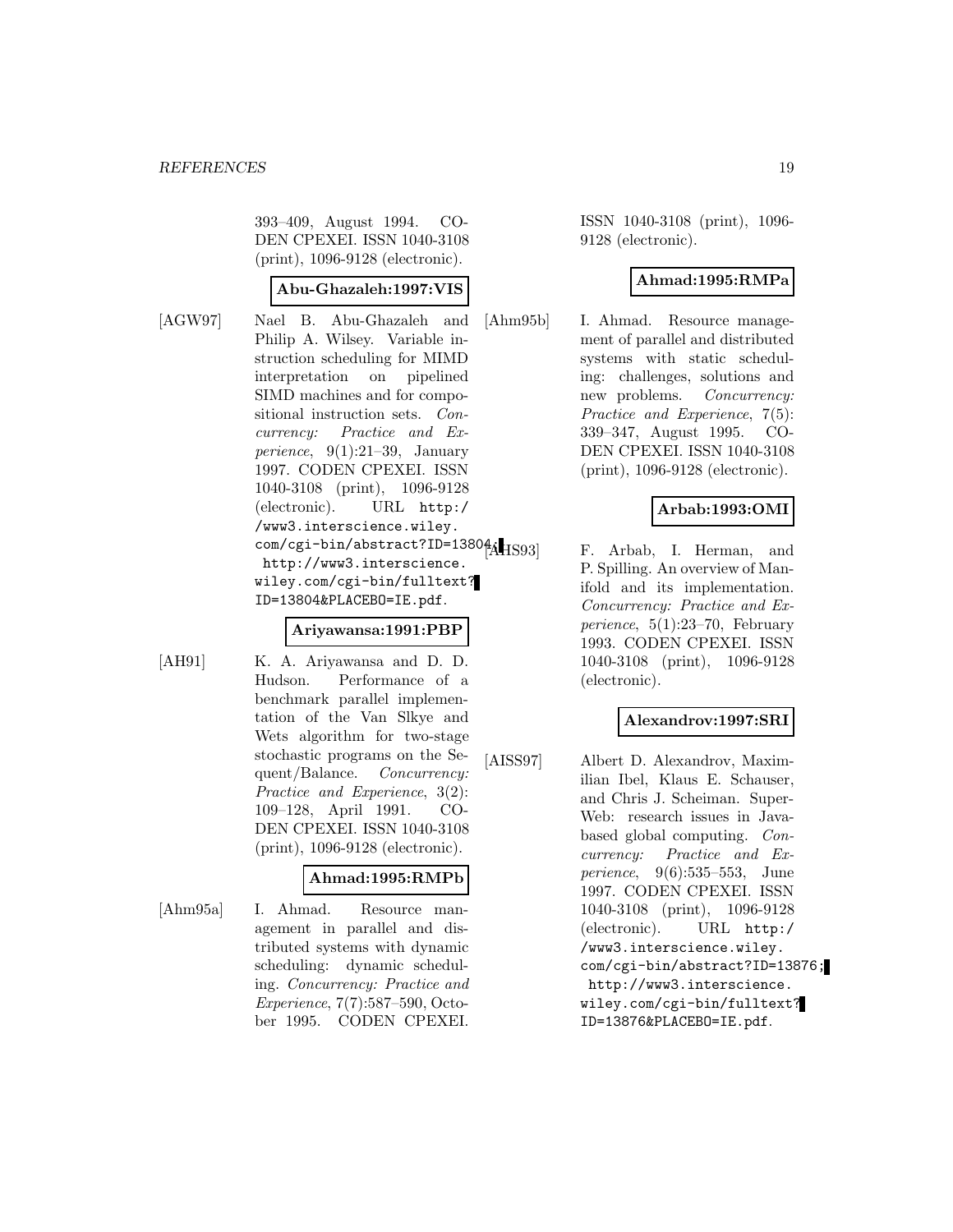393–409, August 1994. CODEN CPEXEI. ISSN 1040-3108 (print), 1096-9128 (electronic).

**Abu-Ghazaleh:1997:VIS**

[AGW97] Nael B. Abu-Ghazaleh and Philip A. Wilsey. Variable instruction scheduling for MIMD interpretation on pipelined SIMD machines and for compositional instruction sets. *Concurrency: Practice and Experience*, 9(1):21–39, January 1997. CODEN CPEXEI. ISSN 1040-3108 (print), 1096-9128 (electronic). URL `http://www3.interscience.wiley.com/cgi-bin/abstract?ID=13804`; `http://www3.interscience.wiley.com/cgi-bin/fulltext?ID=13804&PLACEBO=IE.pdf`.

**Ariyawansa:1991:PBP**

[AH91] K. A. Ariyawansa and D. D. Hudson. Performance of a benchmark parallel implementation of the Van Slkye and Wets algorithm for two-stage stochastic programs on the Sequent/Balance. *Concurrency: Practice and Experience*, 3(2): 109–128, April 1991. CODEN CPEXEI. ISSN 1040-3108 (print), 1096-9128 (electronic).

**Ahmad:1995:RMPb**

[Ahm95a] I. Ahmad. Resource management in parallel and distributed systems with dynamic scheduling: dynamic scheduling. *Concurrency: Practice and Experience*, 7(7):587–590, October 1995. CODEN CPEXEI. ISSN 1040-3108 (print), 1096-9128 (electronic).

**Ahmad:1995:RMPa**

[Ahm95b] I. Ahmad. Resource management of parallel and distributed systems with static scheduling: challenges, solutions and new problems. *Concurrency: Practice and Experience*, 7(5): 339–347, August 1995. CODEN CPEXEI. ISSN 1040-3108 (print), 1096-9128 (electronic).

**Arbab:1993:OMI**

[AHS93] F. Arbab, I. Herman, and P. Spilling. An overview of Manifold and its implementation. *Concurrency: Practice and Experience*, 5(1):23–70, February 1993. CODEN CPEXEI. ISSN 1040-3108 (print), 1096-9128 (electronic).

**Alexandrov:1997:SRI**

[AISS97] Albert D. Alexandrov, Maximilian Ibel, Klaus E. Schauser, and Chris J. Scheiman. SuperWeb: research issues in Java-based global computing. *Concurrency: Practice and Experience*, 9(6):535–553, June 1997. CODEN CPEXEI. ISSN 1040-3108 (print), 1096-9128 (electronic). URL `http://www3.interscience.wiley.com/cgi-bin/abstract?ID=13876`; `http://www3.interscience.wiley.com/cgi-bin/fulltext?ID=13876&PLACEBO=IE.pdf`.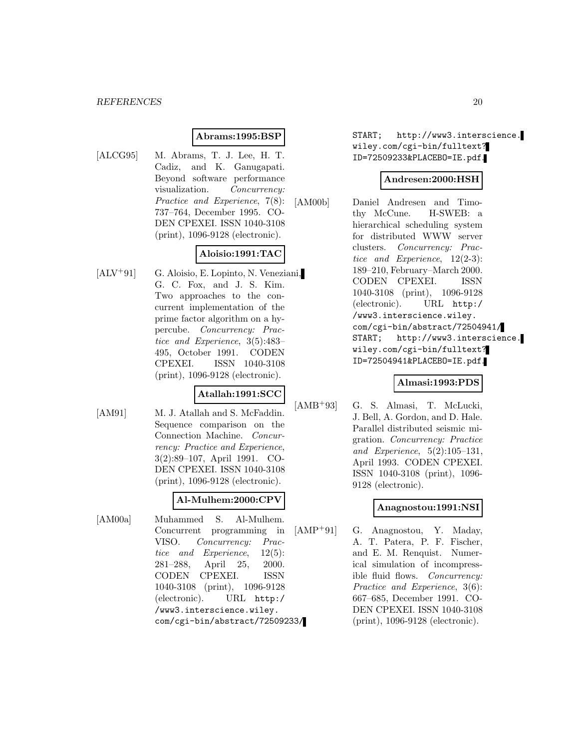**Abrams:1995:BSP**

[ALCG95] M. Abrams, T. J. Lee, H. T. Cadiz, and K. Ganugapati. Beyond software performance visualization. *Concurrency: Practice and Experience*, 7(8): 737–764, December 1995. CODEN CPEXEI. ISSN 1040-3108 (print), 1096-9128 (electronic).

**Aloisio:1991:TAC**

[ALV+91] G. Aloisio, E. Lopinto, N. Veneziani, G. C. Fox, and J. S. Kim. Two approaches to the concurrent implementation of the prime factor algorithm on a hypercube. *Concurrency: Practice and Experience*, 3(5):483–495, October 1991. CODEN CPEXEI. ISSN 1040-3108 (print), 1096-9128 (electronic).

**Atallah:1991:SCC**

[AM91] M. J. Atallah and S. McFaddin. Sequence comparison on the Connection Machine. *Concurrency: Practice and Experience*, 3(2):89–107, April 1991. CODEN CPEXEI. ISSN 1040-3108 (print), 1096-9128 (electronic).

**Al-Mulhem:2000:CPV**

[AM00a] Muhammed S. Al-Mulhem. Concurrent programming in VISO. *Concurrency: Practice and Experience*, 12(5): 281–288, April 25, 2000. CODEN CPEXEI. ISSN 1040-3108 (print), 1096-9128 (electronic). URL `http://www3.interscience.wiley.com/cgi-bin/abstract/72509233/START; http://www3.interscience.wiley.com/cgi-bin/fulltext?ID=72509233&PLACEBO=IE.pdf`.

**Andresen:2000:HSH**

[AM00b] Daniel Andresen and Timothy McCune. H-SWEB: a hierarchical scheduling system for distributed WWW server clusters. *Concurrency: Practice and Experience*, 12(2-3): 189–210, February–March 2000. CODEN CPEXEI. ISSN 1040-3108 (print), 1096-9128 (electronic). URL `http://www3.interscience.wiley.com/cgi-bin/abstract/72504941/START; http://www3.interscience.wiley.com/cgi-bin/fulltext?ID=72504941&PLACEBO=IE.pdf`.

**Almasi:1993:PDS**

[AMB+93] G. S. Almasi, T. McLucki, J. Bell, A. Gordon, and D. Hale. Parallel distributed seismic migration. *Concurrency: Practice and Experience*, 5(2):105–131, April 1993. CODEN CPEXEI. ISSN 1040-3108 (print), 1096-9128 (electronic).

**Anagnostou:1991:NSI**

[AMP+91] G. Anagnostou, Y. Maday, A. T. Patera, P. F. Fischer, and E. M. Renquist. Numerical simulation of incompressible fluid flows. *Concurrency: Practice and Experience*, 3(6): 667–685, December 1991. CODEN CPEXEI. ISSN 1040-3108 (print), 1096-9128 (electronic).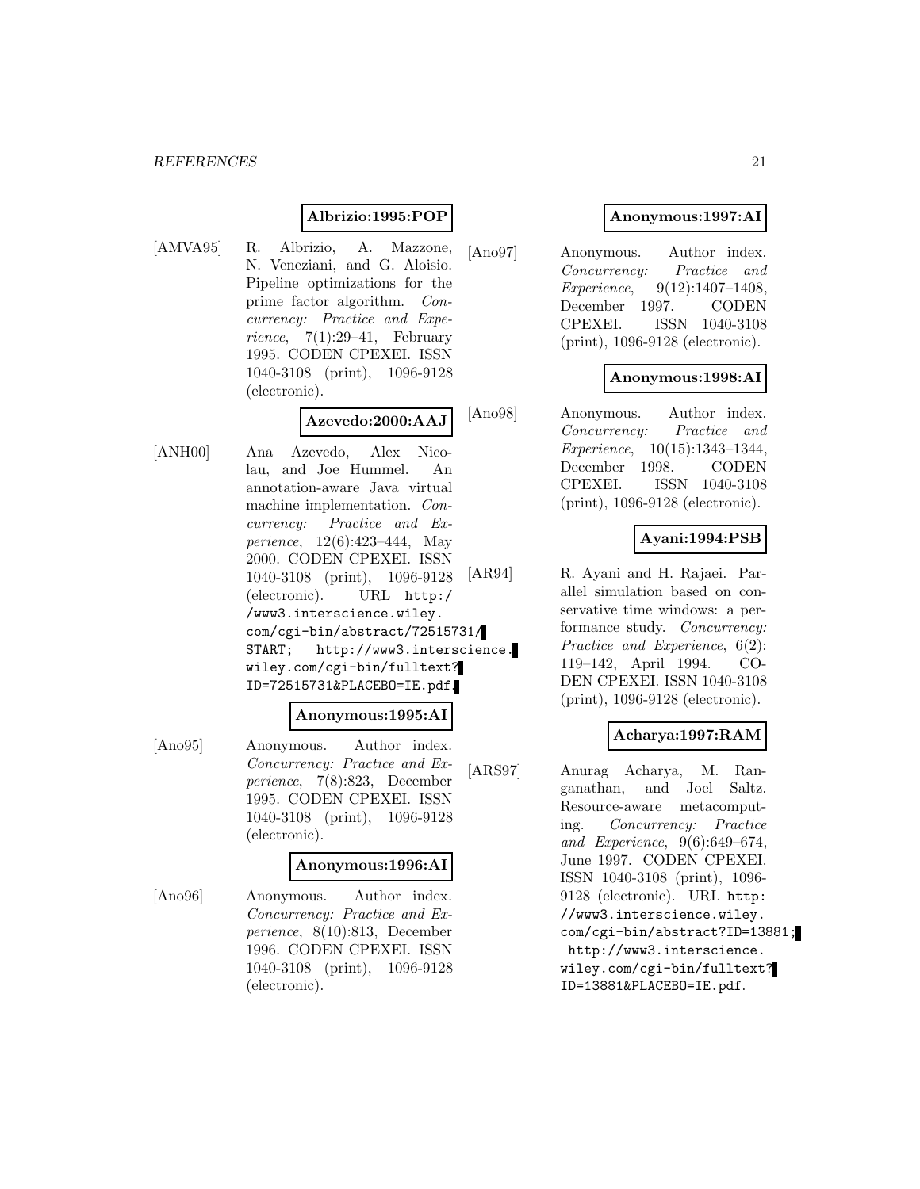**Albrizio:1995:POP**

[AMVA95] R. Albrizio, A. Mazzone, N. Veneziani, and G. Aloisio. Pipeline optimizations for the prime factor algorithm. *Concurrency: Practice and Experience*, 7(1):29–41, February 1995. CODEN CPEXEI. ISSN 1040-3108 (print), 1096-9128 (electronic).

**Azevedo:2000:AAJ**

[ANH00] Ana Azevedo, Alex Nicolau, and Joe Hummel. An annotation-aware Java virtual machine implementation. *Concurrency: Practice and Experience*, 12(6):423–444, May 2000. CODEN CPEXEI. ISSN 1040-3108 (print), 1096-9128 (electronic). URL `http://www3.interscience.wiley.com/cgi-bin/abstract/72515731/START; http://www3.interscience.wiley.com/cgi-bin/fulltext?ID=72515731&PLACEBO=IE.pdf`.

**Anonymous:1995:AI**

[Ano95] Anonymous. Author index. *Concurrency: Practice and Experience*, 7(8):823, December 1995. CODEN CPEXEI. ISSN 1040-3108 (print), 1096-9128 (electronic).

**Anonymous:1996:AI**

[Ano96] Anonymous. Author index. *Concurrency: Practice and Experience*, 8(10):813, December 1996. CODEN CPEXEI. ISSN 1040-3108 (print), 1096-9128 (electronic).

**Anonymous:1997:AI**

[Ano97] Anonymous. Author index. *Concurrency: Practice and Experience*, 9(12):1407–1408, December 1997. CODEN CPEXEI. ISSN 1040-3108 (print), 1096-9128 (electronic).

**Anonymous:1998:AI**

[Ano98] Anonymous. Author index. *Concurrency: Practice and Experience*, 10(15):1343–1344, December 1998. CODEN CPEXEI. ISSN 1040-3108 (print), 1096-9128 (electronic).

**Ayani:1994:PSB**

[AR94] R. Ayani and H. Rajaei. Parallel simulation based on conservative time windows: a performance study. *Concurrency: Practice and Experience*, 6(2): 119–142, April 1994. CODEN CPEXEI. ISSN 1040-3108 (print), 1096-9128 (electronic).

**Acharya:1997:RAM**

[ARS97] Anurag Acharya, M. Ranganathan, and Joel Saltz. Resource-aware metacomputing. *Concurrency: Practice and Experience*, 9(6):649–674, June 1997. CODEN CPEXEI. ISSN 1040-3108 (print), 1096-9128 (electronic). URL `http://www3.interscience.wiley.com/cgi-bin/abstract?ID=13881; http://www3.interscience.wiley.com/cgi-bin/fulltext?ID=13881&PLACEBO=IE.pdf`.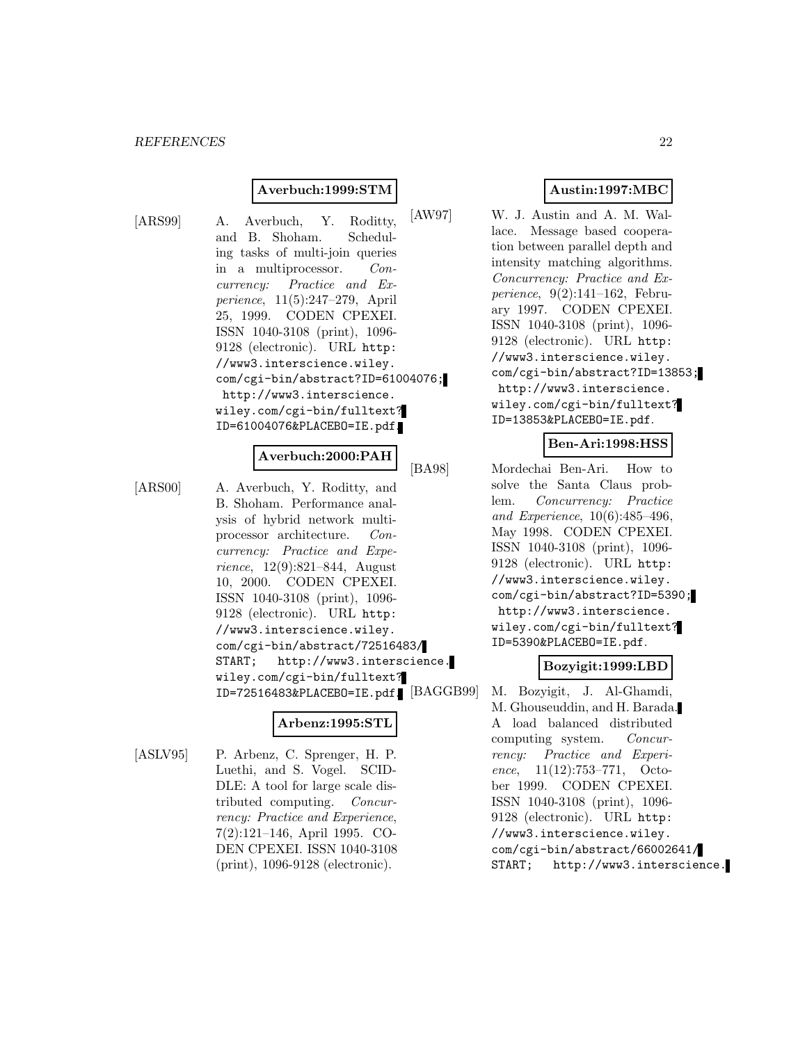**Averbuch:1999:STM**

[ARS99] A. Averbuch, Y. Roditty, and B. Shoham. Scheduling tasks of multi-join queries in a multiprocessor. *Concurrency: Practice and Experience*, 11(5):247–279, April 25, 1999. CODEN CPEXEI. ISSN 1040-3108 (print), 1096-9128 (electronic). URL `http://www3.interscience.wiley.com/cgi-bin/abstract?ID=61004076; http://www3.interscience.wiley.com/cgi-bin/fulltext?ID=61004076&PLACEBO=IE.pdf`.

**Averbuch:2000:PAH**

[ARS00] A. Averbuch, Y. Roditty, and B. Shoham. Performance analysis of hybrid network multiprocessor architecture. *Concurrency: Practice and Experience*, 12(9):821–844, August 10, 2000. CODEN CPEXEI. ISSN 1040-3108 (print), 1096-9128 (electronic). URL `http://www3.interscience.wiley.com/cgi-bin/abstract/72516483/START; http://www3.interscience.wiley.com/cgi-bin/fulltext?ID=72516483&PLACEBO=IE.pdf`.

**Arbenz:1995:STL**

[ASLV95] P. Arbenz, C. Sprenger, H. P. Luethi, and S. Vogel. SCIDDLE: A tool for large scale distributed computing. *Concurrency: Practice and Experience*, 7(2):121–146, April 1995. CODEN CPEXEI. ISSN 1040-3108 (print), 1096-9128 (electronic).

**Austin:1997:MBC**

[AW97] W. J. Austin and A. M. Wallace. Message based cooperation between parallel depth and intensity matching algorithms. *Concurrency: Practice and Experience*, 9(2):141–162, February 1997. CODEN CPEXEI. ISSN 1040-3108 (print), 1096-9128 (electronic). URL `http://www3.interscience.wiley.com/cgi-bin/abstract?ID=13853; http://www3.interscience.wiley.com/cgi-bin/fulltext?ID=13853&PLACEBO=IE.pdf`.

**Ben-Ari:1998:HSS**

[BA98] Mordechai Ben-Ari. How to solve the Santa Claus problem. *Concurrency: Practice and Experience*, 10(6):485–496, May 1998. CODEN CPEXEI. ISSN 1040-3108 (print), 1096-9128 (electronic). URL `http://www3.interscience.wiley.com/cgi-bin/abstract?ID=5390; http://www3.interscience.wiley.com/cgi-bin/fulltext?ID=5390&PLACEBO=IE.pdf`.

**Bozyigit:1999:LBD**

[BAGGB99] M. Bozyigit, J. Al-Ghamdi, M. Ghouseuddin, and H. Barada. A load balanced distributed computing system. *Concurrency: Practice and Experience*, 11(12):753–771, October 1999. CODEN CPEXEI. ISSN 1040-3108 (print), 1096-9128 (electronic). URL `http://www3.interscience.wiley.com/cgi-bin/abstract/66002641/START; http://www3.interscience.`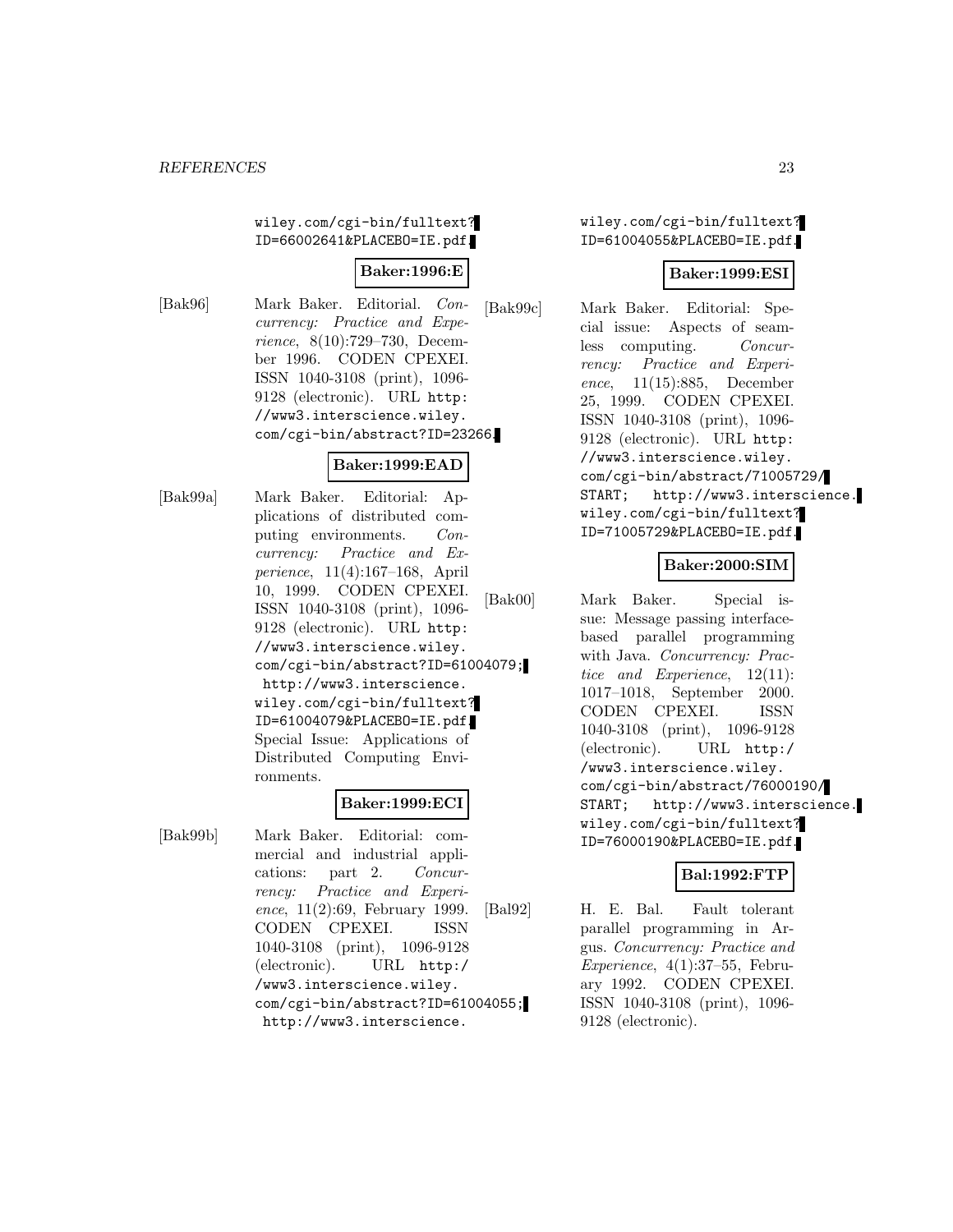wiley.com/cgi-bin/fulltext?ID=66002641&PLACEBO=IE.pdf.

**Baker:1996:E**

[Bak96] Mark Baker. Editorial. *Concurrency: Practice and Experience*, 8(10):729–730, December 1996. CODEN CPEXEI. ISSN 1040-3108 (print), 1096-9128 (electronic). URL http://www3.interscience.wiley.com/cgi-bin/abstract?ID=23266.

**Baker:1999:EAD**

[Bak99a] Mark Baker. Editorial: Applications of distributed computing environments. *Concurrency: Practice and Experience*, 11(4):167–168, April 10, 1999. CODEN CPEXEI. ISSN 1040-3108 (print), 1096-9128 (electronic). URL http://www3.interscience.wiley.com/cgi-bin/abstract?ID=61004079; http://www3.interscience.wiley.com/cgi-bin/fulltext?ID=61004079&PLACEBO=IE.pdf. Special Issue: Applications of Distributed Computing Environments.

**Baker:1999:ECI**

[Bak99b] Mark Baker. Editorial: commercial and industrial applications: part 2. *Concurrency: Practice and Experience*, 11(2):69, February 1999. CODEN CPEXEI. ISSN 1040-3108 (print), 1096-9128 (electronic). URL http://www3.interscience.wiley.com/cgi-bin/abstract?ID=61004055; http://www3.interscience.wiley.com/cgi-bin/fulltext?ID=61004055&PLACEBO=IE.pdf.

**Baker:1999:ESI**

[Bak99c] Mark Baker. Editorial: Special issue: Aspects of seamless computing. *Concurrency: Practice and Experience*, 11(15):885, December 25, 1999. CODEN CPEXEI. ISSN 1040-3108 (print), 1096-9128 (electronic). URL http://www3.interscience.wiley.com/cgi-bin/abstract/71005729/START; http://www3.interscience.wiley.com/cgi-bin/fulltext?ID=71005729&PLACEBO=IE.pdf.

**Baker:2000:SIM**

[Bak00] Mark Baker. Special issue: Message passing interface-based parallel programming with Java. *Concurrency: Practice and Experience*, 12(11):1017–1018, September 2000. CODEN CPEXEI. ISSN 1040-3108 (print), 1096-9128 (electronic). URL http://www3.interscience.wiley.com/cgi-bin/abstract/76000190/START; http://www3.interscience.wiley.com/cgi-bin/fulltext?ID=76000190&PLACEBO=IE.pdf.

**Bal:1992:FTP**

[Bal92] H. E. Bal. Fault tolerant parallel programming in Argus. *Concurrency: Practice and Experience*, 4(1):37–55, February 1992. CODEN CPEXEI. ISSN 1040-3108 (print), 1096-9128 (electronic).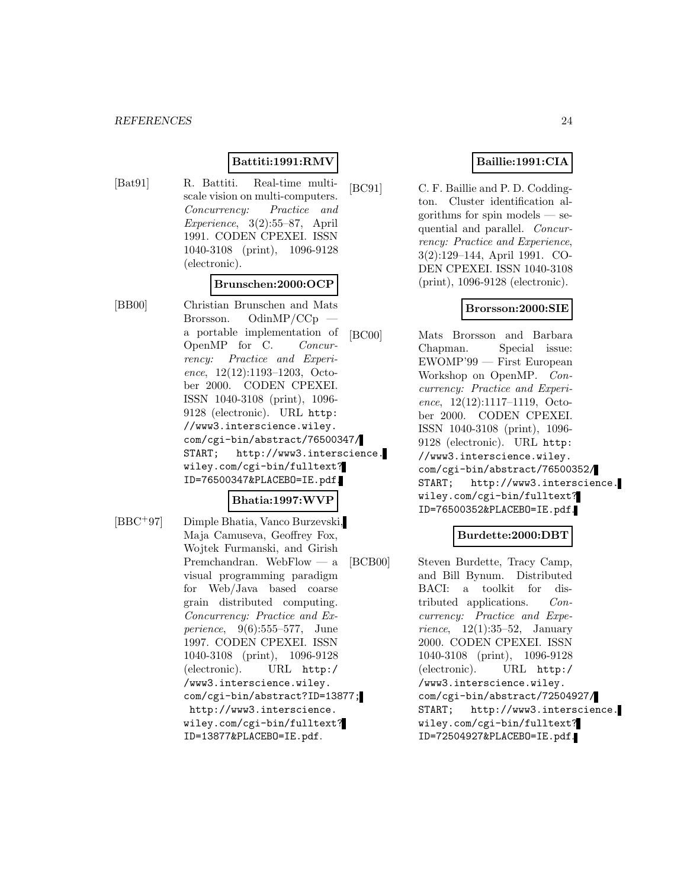**Battiti:1991:RMV**

[Bat91] R. Battiti. Real-time multi-scale vision on multi-computers. *Concurrency: Practice and Experience*, 3(2):55–87, April 1991. CODEN CPEXEI. ISSN 1040-3108 (print), 1096-9128 (electronic).

**Brunschen:2000:OCP**

[BB00] Christian Brunschen and Mats Brorsson. OdinMP/CCp — a portable implementation of OpenMP for C. *Concurrency: Practice and Experience*, 12(12):1193–1203, October 2000. CODEN CPEXEI. ISSN 1040-3108 (print), 1096-9128 (electronic). URL http://www3.interscience.wiley.com/cgi-bin/abstract/76500347/START; http://www3.interscience.wiley.com/cgi-bin/fulltext?ID=76500347&PLACEBO=IE.pdf.

**Bhatia:1997:WVP**

[BBC+97] Dimple Bhatia, Vanco Burzevski, Maja Camuseva, Geoffrey Fox, Wojtek Furmanski, and Girish Premchandran. WebFlow — a visual programming paradigm for Web/Java based coarse grain distributed computing. *Concurrency: Practice and Experience*, 9(6):555–577, June 1997. CODEN CPEXEI. ISSN 1040-3108 (print), 1096-9128 (electronic). URL http://www3.interscience.wiley.com/cgi-bin/abstract?ID=13877; http://www3.interscience.wiley.com/cgi-bin/fulltext?ID=13877&PLACEBO=IE.pdf.

**Baillie:1991:CIA**

[BC91] C. F. Baillie and P. D. Coddington. Cluster identification algorithms for spin models — sequential and parallel. *Concurrency: Practice and Experience*, 3(2):129–144, April 1991. CODEN CPEXEI. ISSN 1040-3108 (print), 1096-9128 (electronic).

**Brorsson:2000:SIE**

[BC00] Mats Brorsson and Barbara Chapman. Special issue: EWOMP'99 — First European Workshop on OpenMP. *Concurrency: Practice and Experience*, 12(12):1117–1119, October 2000. CODEN CPEXEI. ISSN 1040-3108 (print), 1096-9128 (electronic). URL http://www3.interscience.wiley.com/cgi-bin/abstract/76500352/START; http://www3.interscience.wiley.com/cgi-bin/fulltext?ID=76500352&PLACEBO=IE.pdf.

**Burdette:2000:DBT**

[BCB00] Steven Burdette, Tracy Camp, and Bill Bynum. Distributed BACI: a toolkit for distributed applications. *Concurrency: Practice and Experience*, 12(1):35–52, January 2000. CODEN CPEXEI. ISSN 1040-3108 (print), 1096-9128 (electronic). URL http://www3.interscience.wiley.com/cgi-bin/abstract/72504927/START; http://www3.interscience.wiley.com/cgi-bin/fulltext?ID=72504927&PLACEBO=IE.pdf.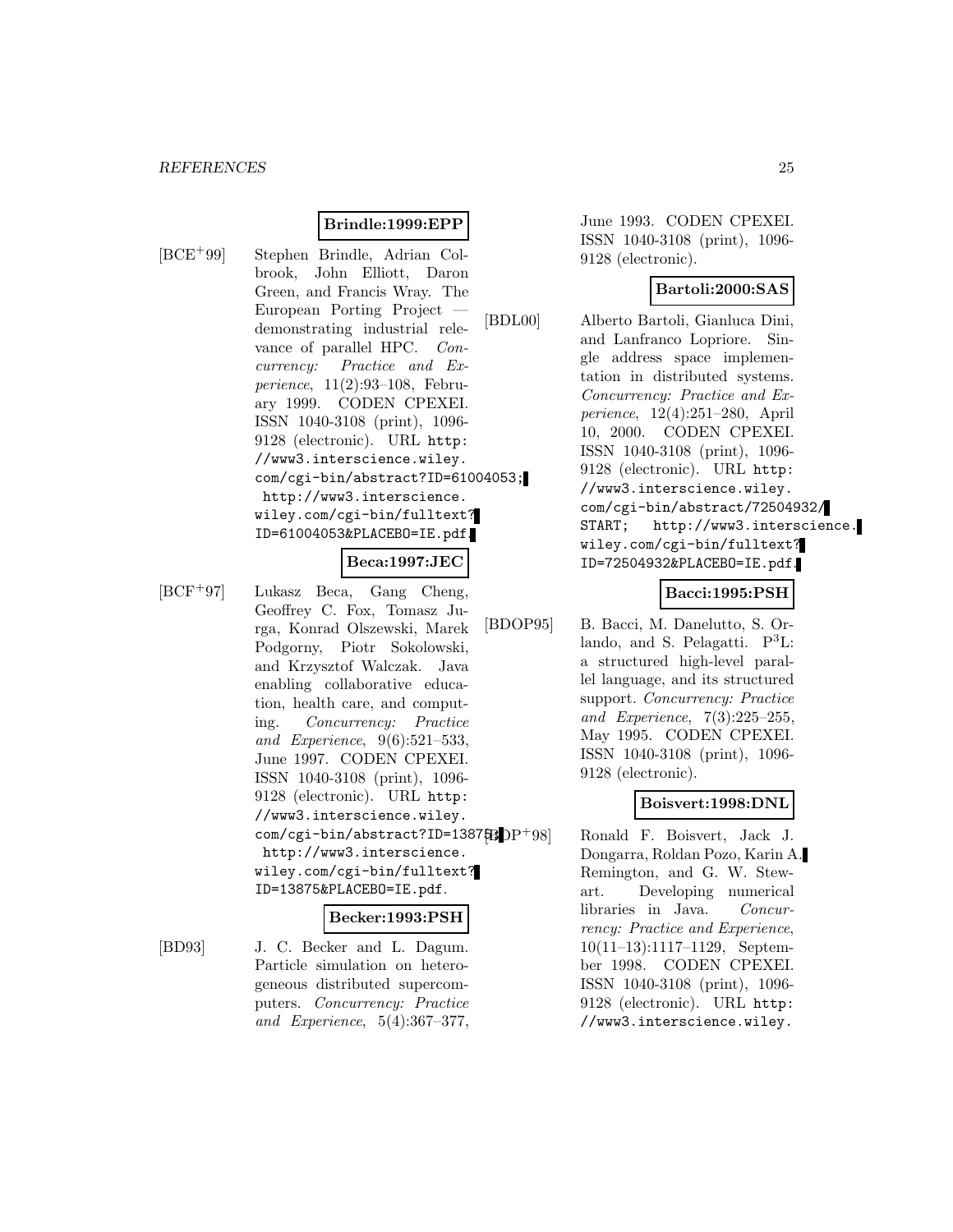**Brindle:1999:EPP**

[BCE+99] Stephen Brindle, Adrian Colbrook, John Elliott, Daron Green, and Francis Wray. The European Porting Project — demonstrating industrial relevance of parallel HPC. *Concurrency: Practice and Experience*, 11(2):93–108, February 1999. CODEN CPEXEI. ISSN 1040-3108 (print), 1096-9128 (electronic). URL http://www3.interscience.wiley.com/cgi-bin/abstract?ID=61004053; http://www3.interscience.wiley.com/cgi-bin/fulltext?ID=61004053&PLACEBO=IE.pdf.

**Beca:1997:JEC**

[BCF+97] Lukasz Beca, Gang Cheng, Geoffrey C. Fox, Tomasz Jurga, Konrad Olszewski, Marek Podgorny, Piotr Sokolowski, and Krzysztof Walczak. Java enabling collaborative education, health care, and computing. *Concurrency: Practice and Experience*, 9(6):521–533, June 1997. CODEN CPEXEI. ISSN 1040-3108 (print), 1096-9128 (electronic). URL http://www3.interscience.wiley.com/cgi-bin/abstract?ID=13875; http://www3.interscience.wiley.com/cgi-bin/fulltext?ID=13875&PLACEBO=IE.pdf.

**Becker:1993:PSH**

[BD93] J. C. Becker and L. Dagum. Particle simulation on heterogeneous distributed supercomputers. *Concurrency: Practice and Experience*, 5(4):367–377, June 1993. CODEN CPEXEI. ISSN 1040-3108 (print), 1096-9128 (electronic).

**Bartoli:2000:SAS**

[BDL00] Alberto Bartoli, Gianluca Dini, and Lanfranco Lopriore. Single address space implementation in distributed systems. *Concurrency: Practice and Experience*, 12(4):251–280, April 10, 2000. CODEN CPEXEI. ISSN 1040-3108 (print), 1096-9128 (electronic). URL http://www3.interscience.wiley.com/cgi-bin/abstract/72504932/START; http://www3.interscience.wiley.com/cgi-bin/fulltext?ID=72504932&PLACEBO=IE.pdf.

**Bacci:1995:PSH**

[BDOP95] B. Bacci, M. Danelutto, S. Orlando, and S. Pelagatti. $P^3L$: a structured high-level parallel language, and its structured support. *Concurrency: Practice and Experience*, 7(3):225–255, May 1995. CODEN CPEXEI. ISSN 1040-3108 (print), 1096-9128 (electronic).

**Boisvert:1998:DNL**

[BDP+98] Ronald F. Boisvert, Jack J. Dongarra, Roldan Pozo, Karin A. Remington, and G. W. Stewart. Developing numerical libraries in Java. *Concurrency: Practice and Experience*, 10(11–13):1117–1129, September 1998. CODEN CPEXEI. ISSN 1040-3108 (print), 1096-9128 (electronic). URL http://www3.interscience.wiley.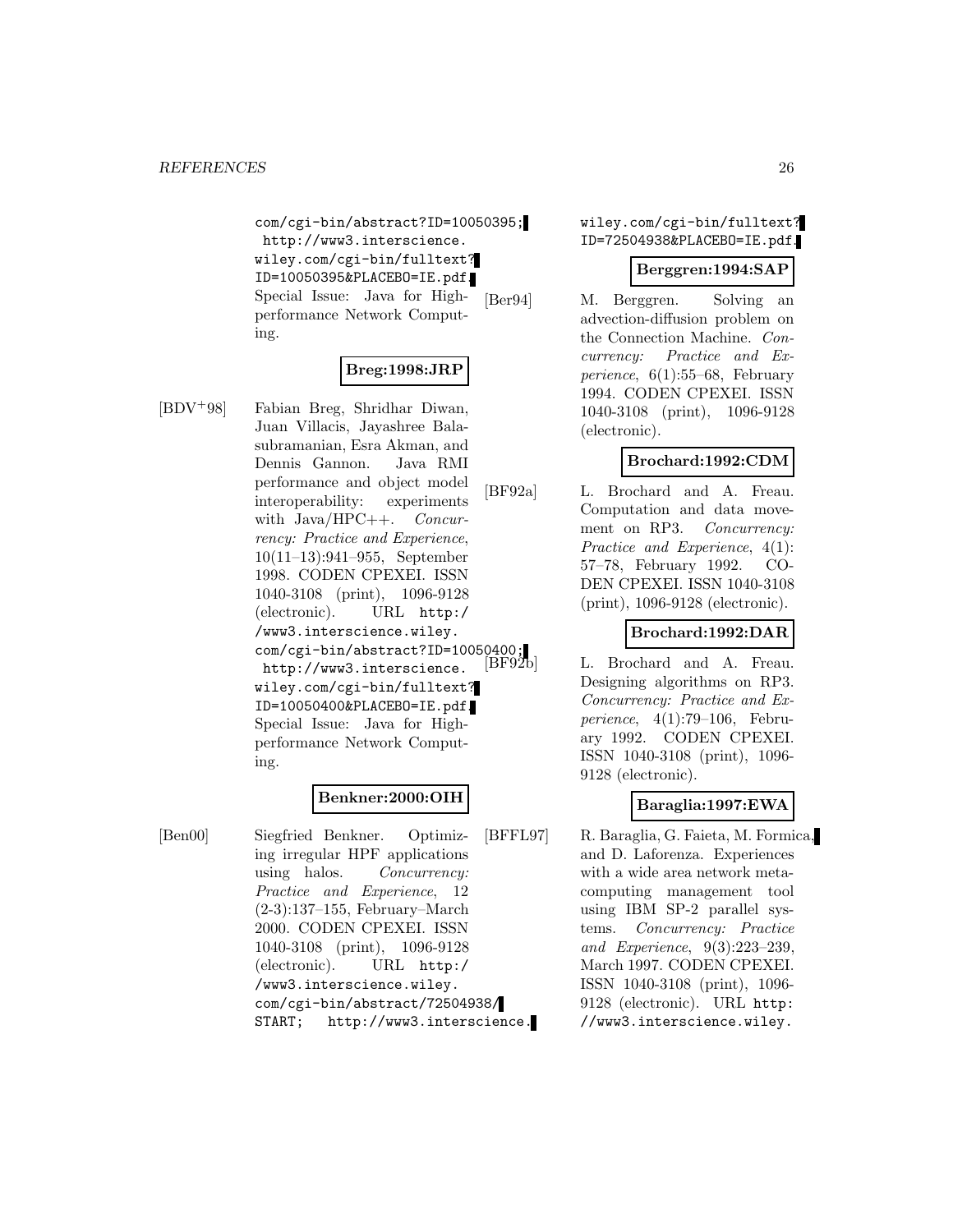com/cgi-bin/abstract?ID=10050395; http://www3.interscience.wiley.com/cgi-bin/fulltext?ID=10050395&PLACEBO=IE.pdf. Special Issue: Java for High-performance Network Computing.

**Breg:1998:JRP**

[BDV+98] Fabian Breg, Shridhar Diwan, Juan Villacis, Jayashree Balasubramanian, Esra Akman, and Dennis Gannon. Java RMI performance and object model interoperability: experiments with Java/HPC++. *Concurrency: Practice and Experience*, 10(11–13):941–955, September 1998. CODEN CPEXEI. ISSN 1040-3108 (print), 1096-9128 (electronic). URL http://www3.interscience.wiley.com/cgi-bin/abstract?ID=10050400; http://www3.interscience.wiley.com/cgi-bin/fulltext?ID=10050400&PLACEBO=IE.pdf. Special Issue: Java for High-performance Network Computing.

**Benkner:2000:OIH**

[Ben00] Siegfried Benkner. Optimizing irregular HPF applications using halos. *Concurrency: Practice and Experience*, 12 (2-3):137–155, February–March 2000. CODEN CPEXEI. ISSN 1040-3108 (print), 1096-9128 (electronic). URL http://www3.interscience.wiley.com/cgi-bin/abstract/72504938/START; http://www3.interscience.wiley.com/cgi-bin/fulltext?ID=72504938&PLACEBO=IE.pdf.

**Berggren:1994:SAP**

[Ber94] M. Berggren. Solving an advection-diffusion problem on the Connection Machine. *Concurrency: Practice and Experience*, 6(1):55–68, February 1994. CODEN CPEXEI. ISSN 1040-3108 (print), 1096-9128 (electronic).

**Brochard:1992:CDM**

[BF92a] L. Brochard and A. Freau. Computation and data movement on RP3. *Concurrency: Practice and Experience*, 4(1): 57–78, February 1992. CODEN CPEXEI. ISSN 1040-3108 (print), 1096-9128 (electronic).

**Brochard:1992:DAR**

[BF92b] L. Brochard and A. Freau. Designing algorithms on RP3. *Concurrency: Practice and Experience*, 4(1):79–106, February 1992. CODEN CPEXEI. ISSN 1040-3108 (print), 1096-9128 (electronic).

**Baraglia:1997:EWA**

[BFFL97] R. Baraglia, G. Faieta, M. Formica, and D. Laforenza. Experiences with a wide area network metacomputing management tool using IBM SP-2 parallel systems. *Concurrency: Practice and Experience*, 9(3):223–239, March 1997. CODEN CPEXEI. ISSN 1040-3108 (print), 1096-9128 (electronic). URL http://www3.interscience.wiley.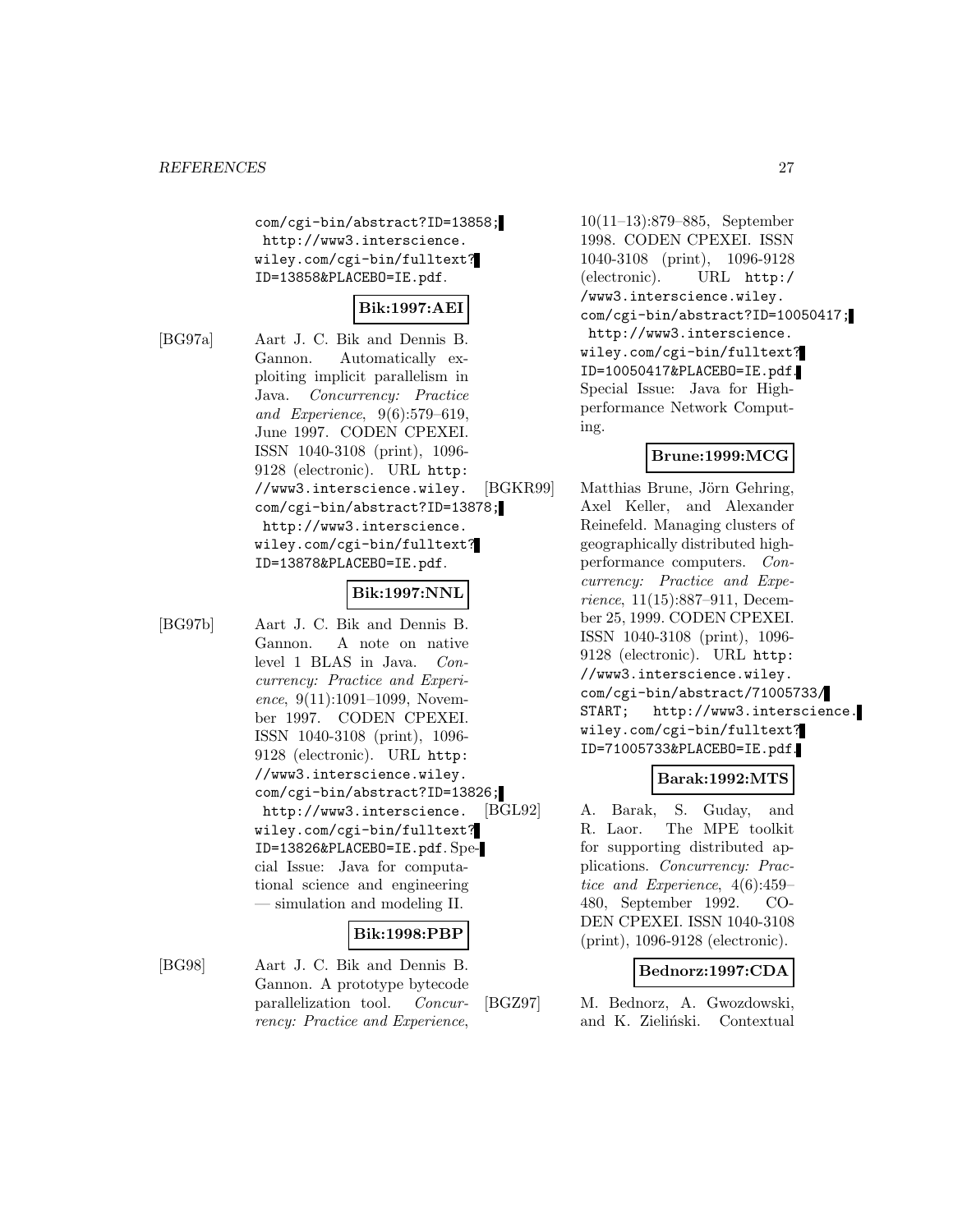com/cgi-bin/abstract?ID=13858; http://www3.interscience.wiley.com/cgi-bin/fulltext?ID=13858&PLACEBO=IE.pdf.

**Bik:1997:AEI**

[BG97a] Aart J. C. Bik and Dennis B. Gannon. Automatically exploiting implicit parallelism in Java. *Concurrency: Practice and Experience*, 9(6):579–619, June 1997. CODEN CPEXEI. ISSN 1040-3108 (print), 1096-9128 (electronic). URL http://www3.interscience.wiley.com/cgi-bin/abstract?ID=13878; http://www3.interscience.wiley.com/cgi-bin/fulltext?ID=13878&PLACEBO=IE.pdf.

**Bik:1997:NNL**

[BG97b] Aart J. C. Bik and Dennis B. Gannon. A note on native level 1 BLAS in Java. *Concurrency: Practice and Experience*, 9(11):1091–1099, November 1997. CODEN CPEXEI. ISSN 1040-3108 (print), 1096-9128 (electronic). URL http://www3.interscience.wiley.com/cgi-bin/abstract?ID=13826; http://www3.interscience.wiley.com/cgi-bin/fulltext?ID=13826&PLACEBO=IE.pdf. Special Issue: Java for computational science and engineering — simulation and modeling II.

**Bik:1998:PBP**

[BG98] Aart J. C. Bik and Dennis B. Gannon. A prototype bytecode parallelization tool. *Concurrency: Practice and Experience*, 10(11–13):879–885, September 1998. CODEN CPEXEI. ISSN 1040-3108 (print), 1096-9128 (electronic). URL http://www3.interscience.wiley.com/cgi-bin/abstract?ID=10050417; http://www3.interscience.wiley.com/cgi-bin/fulltext?ID=10050417&PLACEBO=IE.pdf. Special Issue: Java for High-performance Network Computing.

**Brune:1999:MCG**

[BGKR99] Matthias Brune, Jörn Gehring, Axel Keller, and Alexander Reinefeld. Managing clusters of geographically distributed high-performance computers. *Concurrency: Practice and Experience*, 11(15):887–911, December 25, 1999. CODEN CPEXEI. ISSN 1040-3108 (print), 1096-9128 (electronic). URL http://www3.interscience.wiley.com/cgi-bin/abstract/71005733/START; http://www3.interscience.wiley.com/cgi-bin/fulltext?ID=71005733&PLACEBO=IE.pdf.

**Barak:1992:MTS**

[BGL92] A. Barak, S. Guday, and R. Laor. The MPE toolkit for supporting distributed applications. *Concurrency: Practice and Experience*, 4(6):459–480, September 1992. CODEN CPEXEI. ISSN 1040-3108 (print), 1096-9128 (electronic).

**Bednorz:1997:CDA**

[BGZ97] M. Bednorz, A. Gwozdowski, and K. Zieliński. Contextual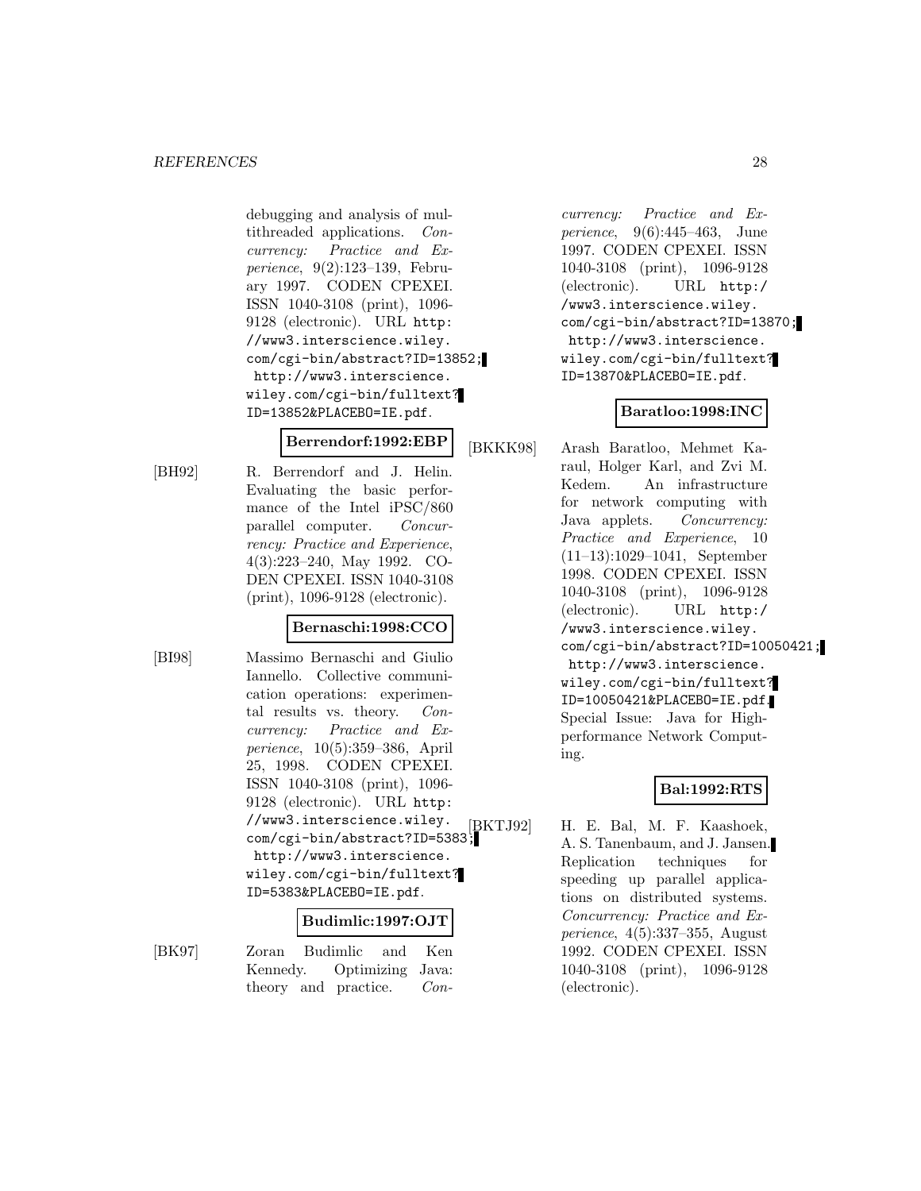debugging and analysis of multithreaded applications. *Concurrency: Practice and Experience*, 9(2):123–139, February 1997. CODEN CPEXEI. ISSN 1040-3108 (print), 1096-9128 (electronic). URL http://www3.interscience.wiley.com/cgi-bin/abstract?ID=13852; http://www3.interscience.wiley.com/cgi-bin/fulltext?ID=13852&PLACEBO=IE.pdf.

**Berrendorf:1992:EBP**

[BH92] R. Berrendorf and J. Helin. Evaluating the basic performance of the Intel iPSC/860 parallel computer. *Concurrency: Practice and Experience*, 4(3):223–240, May 1992. CODEN CPEXEI. ISSN 1040-3108 (print), 1096-9128 (electronic).

**Bernaschi:1998:CCO**

[BI98] Massimo Bernaschi and Giulio Iannello. Collective communication operations: experimental results vs. theory. *Concurrency: Practice and Experience*, 10(5):359–386, April 25, 1998. CODEN CPEXEI. ISSN 1040-3108 (print), 1096-9128 (electronic). URL http://www3.interscience.wiley.com/cgi-bin/abstract?ID=5383; http://www3.interscience.wiley.com/cgi-bin/fulltext?ID=5383&PLACEBO=IE.pdf.

**Budimlic:1997:OJT**

[BK97] Zoran Budimlic and Ken Kennedy. Optimizing Java: theory and practice. *Concurrency: Practice and Experience*, 9(6):445–463, June 1997. CODEN CPEXEI. ISSN 1040-3108 (print), 1096-9128 (electronic). URL http://www3.interscience.wiley.com/cgi-bin/abstract?ID=13870; http://www3.interscience.wiley.com/cgi-bin/fulltext?ID=13870&PLACEBO=IE.pdf.

**Baratloo:1998:INC**

[BKKK98] Arash Baratloo, Mehmet Karaul, Holger Karl, and Zvi M. Kedem. An infrastructure for network computing with Java applets. *Concurrency: Practice and Experience*, 10 (11–13):1029–1041, September 1998. CODEN CPEXEI. ISSN 1040-3108 (print), 1096-9128 (electronic). URL http://www3.interscience.wiley.com/cgi-bin/abstract?ID=10050421; http://www3.interscience.wiley.com/cgi-bin/fulltext?ID=10050421&PLACEBO=IE.pdf. Special Issue: Java for High-performance Network Computing.

**Bal:1992:RTS**

[BKTJ92] H. E. Bal, M. F. Kaashoek, A. S. Tanenbaum, and J. Jansen. Replication techniques for speeding up parallel applications on distributed systems. *Concurrency: Practice and Experience*, 4(5):337–355, August 1992. CODEN CPEXEI. ISSN 1040-3108 (print), 1096-9128 (electronic).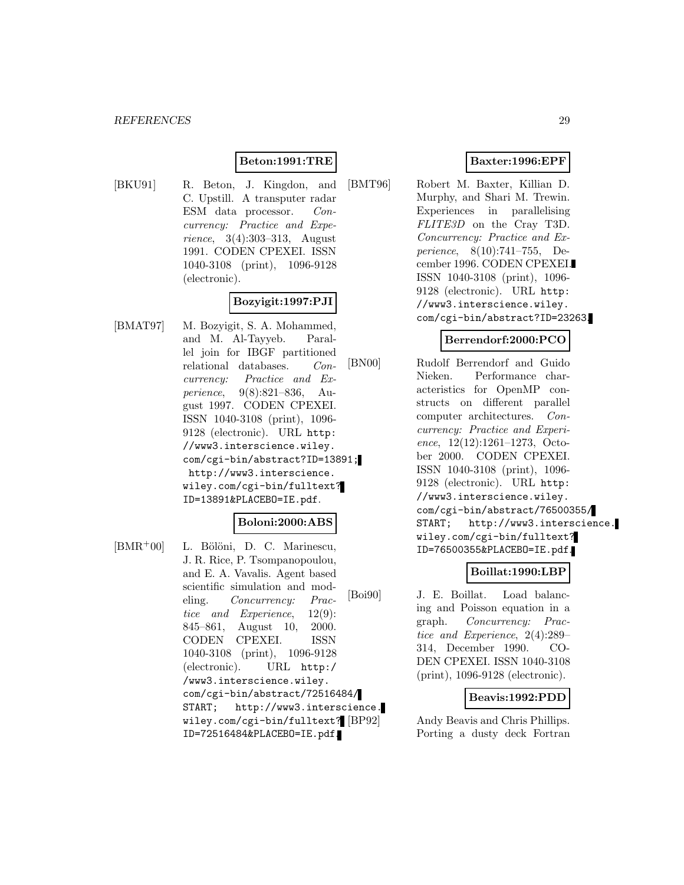**Beton:1991:TRE**

[BKU91] R. Beton, J. Kingdon, and C. Upstill. A transputer radar ESM data processor. *Concurrency: Practice and Experience*, 3(4):303–313, August 1991. CODEN CPEXEI. ISSN 1040-3108 (print), 1096-9128 (electronic).

**Bozyigit:1997:PJI**

[BMAT97] M. Bozyigit, S. A. Mohammed, and M. Al-Tayyeb. Parallel join for IBGF partitioned relational databases. *Concurrency: Practice and Experience*, 9(8):821–836, August 1997. CODEN CPEXEI. ISSN 1040-3108 (print), 1096-9128 (electronic). URL `http://www3.interscience.wiley.com/cgi-bin/abstract?ID=13891; http://www3.interscience.wiley.com/cgi-bin/fulltext?ID=13891&PLACEBO=IE.pdf`.

**Boloni:2000:ABS**

[BMR+00] L. Bölöni, D. C. Marinescu, J. R. Rice, P. Tsompanopoulou, and E. A. Vavalis. Agent based scientific simulation and modeling. *Concurrency: Practice and Experience*, 12(9): 845–861, August 10, 2000. CODEN CPEXEI. ISSN 1040-3108 (print), 1096-9128 (electronic). URL `http://www3.interscience.wiley.com/cgi-bin/abstract/72516484/START; http://www3.interscience.wiley.com/cgi-bin/fulltext?ID=72516484&PLACEBO=IE.pdf`.

**Baxter:1996:EPF**

[BMT96] Robert M. Baxter, Killian D. Murphy, and Shari M. Trewin. Experiences in parallelising *FLITE3D* on the Cray T3D. *Concurrency: Practice and Experience*, 8(10):741–755, December 1996. CODEN CPEXEI. ISSN 1040-3108 (print), 1096-9128 (electronic). URL `http://www3.interscience.wiley.com/cgi-bin/abstract?ID=23263`.

**Berrendorf:2000:PCO**

[BN00] Rudolf Berrendorf and Guido Nieken. Performance characteristics for OpenMP constructs on different parallel computer architectures. *Concurrency: Practice and Experience*, 12(12):1261–1273, October 2000. CODEN CPEXEI. ISSN 1040-3108 (print), 1096-9128 (electronic). URL `http://www3.interscience.wiley.com/cgi-bin/abstract/76500355/START; http://www3.interscience.wiley.com/cgi-bin/fulltext?ID=76500355&PLACEBO=IE.pdf`.

**Boillat:1990:LBP**

[Boi90] J. E. Boillat. Load balancing and Poisson equation in a graph. *Concurrency: Practice and Experience*, 2(4):289–314, December 1990. CODEN CPEXEI. ISSN 1040-3108 (print), 1096-9128 (electronic).

**Beavis:1992:PDD**

[BP92] Andy Beavis and Chris Phillips. Porting a dusty deck Fortran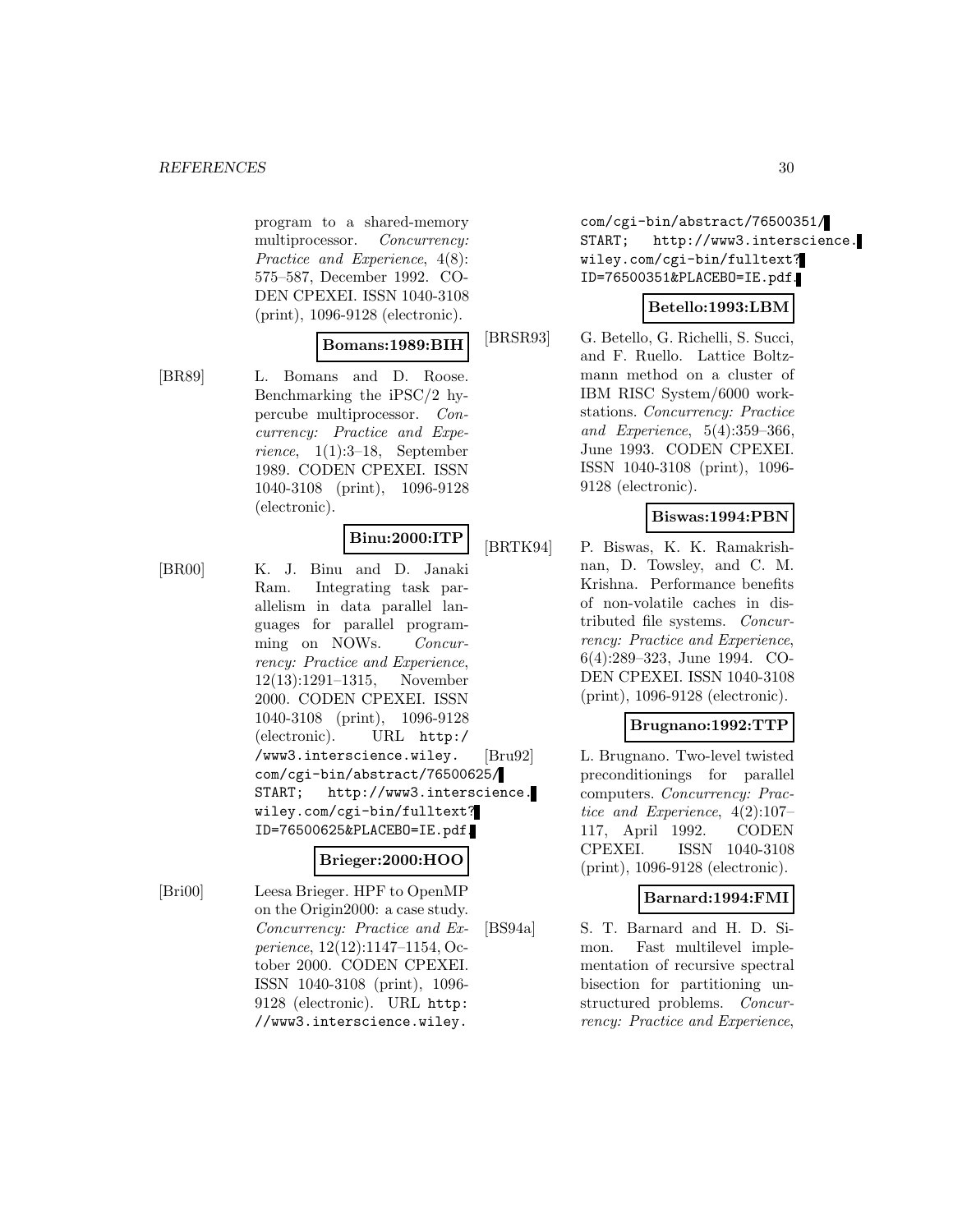program to a shared-memory multiprocessor. *Concurrency: Practice and Experience*, 4(8): 575–587, December 1992. CODEN CPEXEI. ISSN 1040-3108 (print), 1096-9128 (electronic).

**Bomans:1989:BIH**

[BR89] L. Bomans and D. Roose. Benchmarking the iPSC/2 hypercube multiprocessor. *Concurrency: Practice and Experience*, 1(1):3–18, September 1989. CODEN CPEXEI. ISSN 1040-3108 (print), 1096-9128 (electronic).

**Binu:2000:ITP**

[BR00] K. J. Binu and D. Janaki Ram. Integrating task parallelism in data parallel languages for parallel programming on NOWs. *Concurrency: Practice and Experience*, 12(13):1291–1315, November 2000. CODEN CPEXEI. ISSN 1040-3108 (print), 1096-9128 (electronic). URL `http://www3.interscience.wiley.com/cgi-bin/abstract/76500625/START`; `http://www3.interscience.wiley.com/cgi-bin/fulltext?ID=76500625&PLACEBO=IE.pdf`.

**Brieger:2000:HOO**

[Bri00] Leesa Brieger. HPF to OpenMP on the Origin2000: a case study. *Concurrency: Practice and Experience*, 12(12):1147–1154, October 2000. CODEN CPEXEI. ISSN 1040-3108 (print), 1096-9128 (electronic). URL `http://www3.interscience.wiley.com/cgi-bin/abstract/76500351/START`; `http://www3.interscience.wiley.com/cgi-bin/fulltext?ID=76500351&PLACEBO=IE.pdf`.

**Betello:1993:LBM**

[BRSR93] G. Betello, G. Richelli, S. Succi, and F. Ruello. Lattice Boltzmann method on a cluster of IBM RISC System/6000 workstations. *Concurrency: Practice and Experience*, 5(4):359–366, June 1993. CODEN CPEXEI. ISSN 1040-3108 (print), 1096-9128 (electronic).

**Biswas:1994:PBN**

[BRTK94] P. Biswas, K. K. Ramakrishnan, D. Towsley, and C. M. Krishna. Performance benefits of non-volatile caches in distributed file systems. *Concurrency: Practice and Experience*, 6(4):289–323, June 1994. CODEN CPEXEI. ISSN 1040-3108 (print), 1096-9128 (electronic).

**Brugnano:1992:TTP**

[Bru92] L. Brugnano. Two-level twisted preconditionings for parallel computers. *Concurrency: Practice and Experience*, 4(2):107–117, April 1992. CODEN CPEXEI. ISSN 1040-3108 (print), 1096-9128 (electronic).

**Barnard:1994:FMI**

[BS94a] S. T. Barnard and H. D. Simon. Fast multilevel implementation of recursive spectral bisection for partitioning unstructured problems. *Concurrency: Practice and Experience*,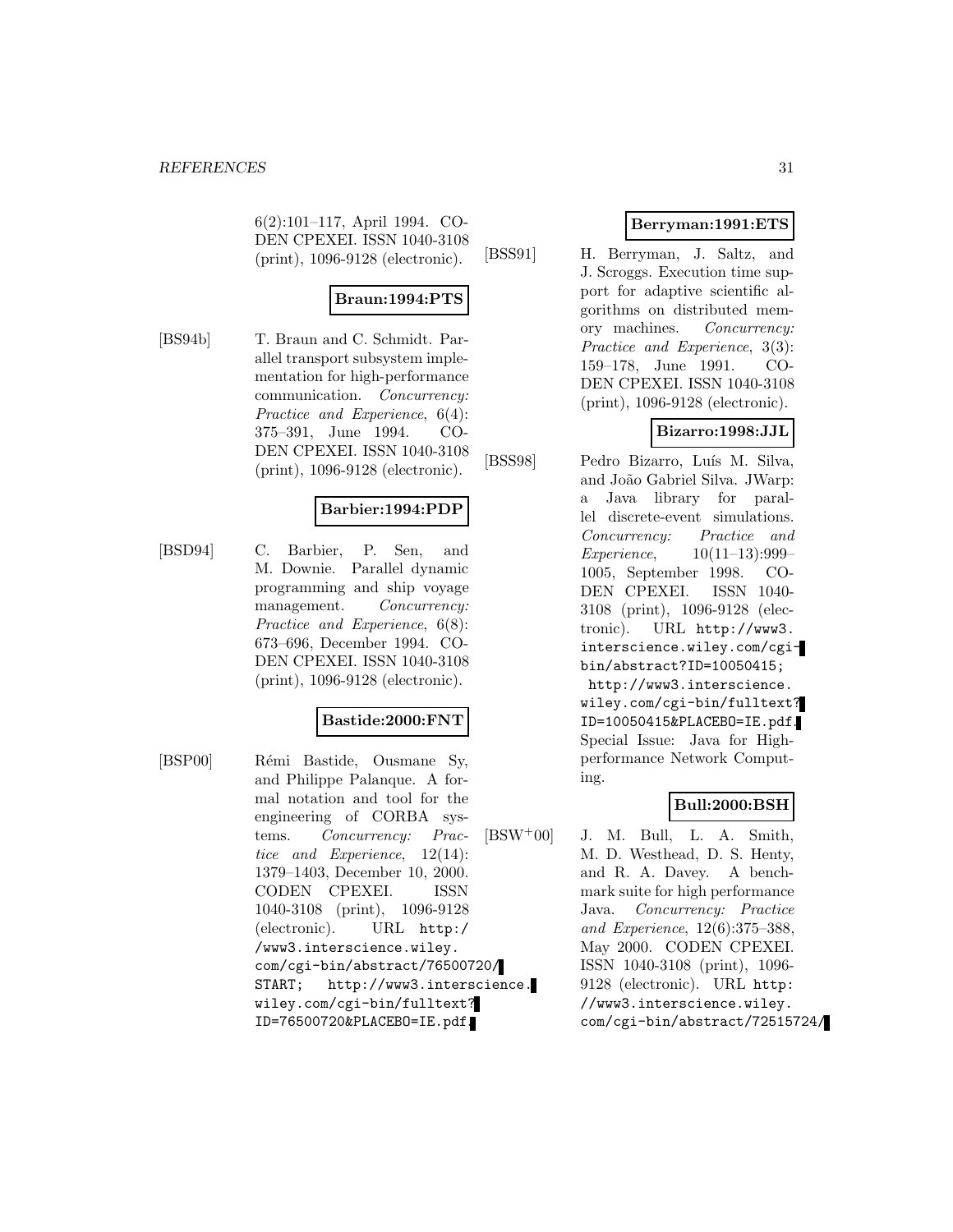6(2):101–117, April 1994. CODEN CPEXEI. ISSN 1040-3108 (print), 1096-9128 (electronic).

**Braun:1994:PTS**

[BS94b] T. Braun and C. Schmidt. Parallel transport subsystem implementation for high-performance communication. *Concurrency: Practice and Experience*, 6(4): 375–391, June 1994. CODEN CPEXEI. ISSN 1040-3108 (print), 1096-9128 (electronic).

**Barbier:1994:PDP**

[BSD94] C. Barbier, P. Sen, and M. Downie. Parallel dynamic programming and ship voyage management. *Concurrency: Practice and Experience*, 6(8): 673–696, December 1994. CODEN CPEXEI. ISSN 1040-3108 (print), 1096-9128 (electronic).

**Bastide:2000:FNT**

[BSP00] Rémi Bastide, Ousmane Sy, and Philippe Palanque. A formal notation and tool for the engineering of CORBA systems. *Concurrency: Practice and Experience*, 12(14): 1379–1403, December 10, 2000. CODEN CPEXEI. ISSN 1040-3108 (print), 1096-9128 (electronic). URL http://www3.interscience.wiley.com/cgi-bin/abstract/76500720/START; http://www3.interscience.wiley.com/cgi-bin/fulltext?ID=76500720&PLACEBO=IE.pdf.

**Berryman:1991:ETS**

[BSS91] H. Berryman, J. Saltz, and J. Scroggs. Execution time support for adaptive scientific algorithms on distributed memory machines. *Concurrency: Practice and Experience*, 3(3): 159–178, June 1991. CODEN CPEXEI. ISSN 1040-3108 (print), 1096-9128 (electronic).

**Bizarro:1998:JJL**

[BSS98] Pedro Bizarro, Luís M. Silva, and João Gabriel Silva. JWarp: a Java library for parallel discrete-event simulations. *Concurrency: Practice and Experience*, 10(11–13):999–1005, September 1998. CODEN CPEXEI. ISSN 1040-3108 (print), 1096-9128 (electronic). URL http://www3.interscience.wiley.com/cgi-bin/abstract?ID=10050415; http://www3.interscience.wiley.com/cgi-bin/fulltext?ID=10050415&PLACEBO=IE.pdf. Special Issue: Java for High-performance Network Computing.

**Bull:2000:BSH**

[BSW+00] J. M. Bull, L. A. Smith, M. D. Westhead, D. S. Henty, and R. A. Davey. A benchmark suite for high performance Java. *Concurrency: Practice and Experience*, 12(6):375–388, May 2000. CODEN CPEXEI. ISSN 1040-3108 (print), 1096-9128 (electronic). URL http://www3.interscience.wiley.com/cgi-bin/abstract/72515724/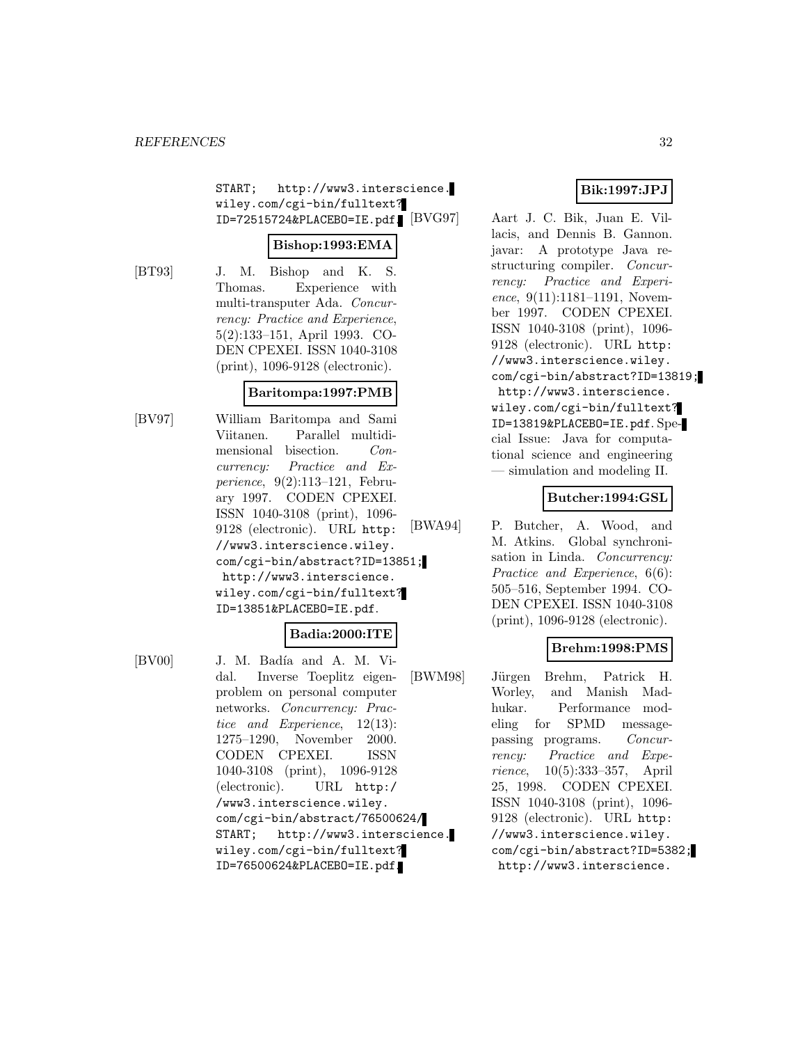START; http://www3.interscience.wiley.com/cgi-bin/fulltext?ID=72515724&PLACEBO=IE.pdf.

**Bishop:1993:EMA**

[BT93] J. M. Bishop and K. S. Thomas. Experience with multi-transputer Ada. *Concurrency: Practice and Experience*, 5(2):133–151, April 1993. CODEN CPEXEI. ISSN 1040-3108 (print), 1096-9128 (electronic).

**Baritompa:1997:PMB**

[BV97] William Baritompa and Sami Viitanen. Parallel multidimensional bisection. *Concurrency: Practice and Experience*, 9(2):113–121, February 1997. CODEN CPEXEI. ISSN 1040-3108 (print), 1096-9128 (electronic). URL http://www3.interscience.wiley.com/cgi-bin/abstract?ID=13851; http://www3.interscience.wiley.com/cgi-bin/fulltext?ID=13851&PLACEBO=IE.pdf.

**Badia:2000:ITE**

[BV00] J. M. Badía and A. M. Vidal. Inverse Toeplitz eigenproblem on personal computer networks. *Concurrency: Practice and Experience*, 12(13):1275–1290, November 2000. CODEN CPEXEI. ISSN 1040-3108 (print), 1096-9128 (electronic). URL http://www3.interscience.wiley.com/cgi-bin/abstract/76500624/START; http://www3.interscience.wiley.com/cgi-bin/fulltext?ID=76500624&PLACEBO=IE.pdf.

**Bik:1997:JPJ**

[BVG97] Aart J. C. Bik, Juan E. Villacis, and Dennis B. Gannon. javar: A prototype Java restructuring compiler. *Concurrency: Practice and Experience*, 9(11):1181–1191, November 1997. CODEN CPEXEI. ISSN 1040-3108 (print), 1096-9128 (electronic). URL http://www3.interscience.wiley.com/cgi-bin/abstract?ID=13819; http://www3.interscience.wiley.com/cgi-bin/fulltext?ID=13819&PLACEBO=IE.pdf. Special Issue: Java for computational science and engineering — simulation and modeling II.

**Butcher:1994:GSL**

[BWA94] P. Butcher, A. Wood, and M. Atkins. Global synchronisation in Linda. *Concurrency: Practice and Experience*, 6(6):505–516, September 1994. CODEN CPEXEI. ISSN 1040-3108 (print), 1096-9128 (electronic).

**Brehm:1998:PMS**

[BWM98] Jürgen Brehm, Patrick H. Worley, and Manish Madhukar. Performance modeling for SPMD message-passing programs. *Concurrency: Practice and Experience*, 10(5):333–357, April 25, 1998. CODEN CPEXEI. ISSN 1040-3108 (print), 1096-9128 (electronic). URL http://www3.interscience.wiley.com/cgi-bin/abstract?ID=5382; http://www3.interscience.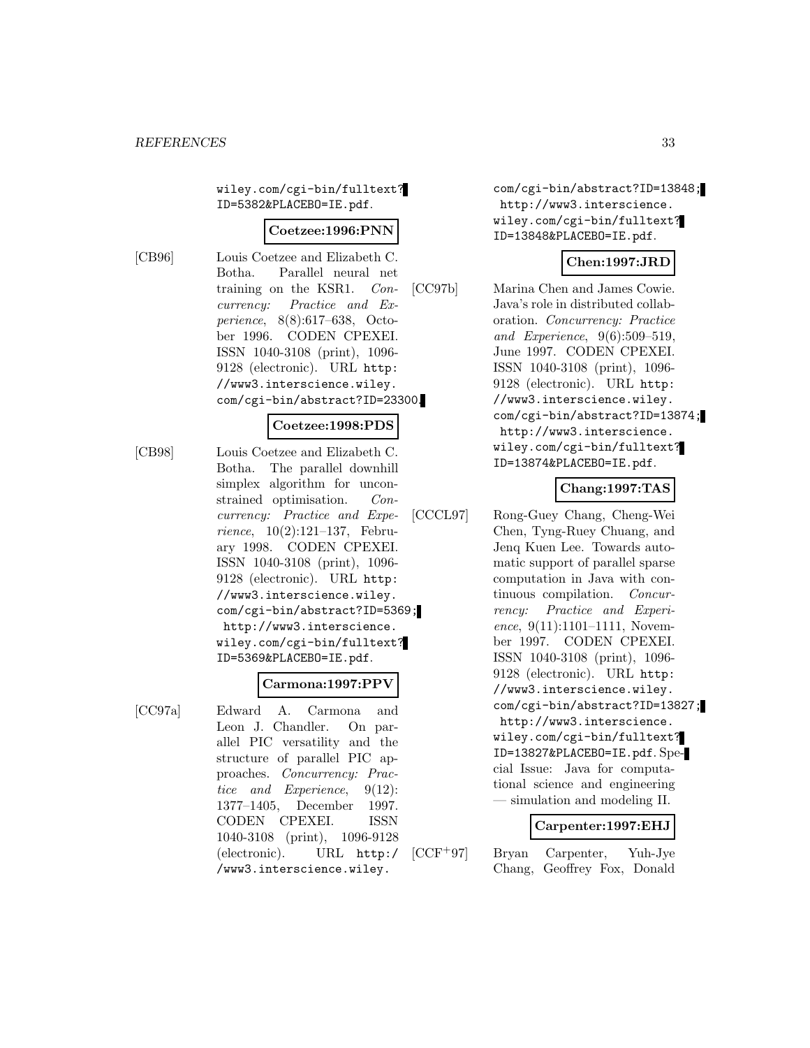wiley.com/cgi-bin/fulltext?ID=5382&PLACEBO=IE.pdf.

**Coetzee:1996:PNN**

[CB96] Louis Coetzee and Elizabeth C. Botha. Parallel neural net training on the KSR1. *Concurrency: Practice and Experience*, 8(8):617–638, October 1996. CODEN CPEXEI. ISSN 1040-3108 (print), 1096-9128 (electronic). URL http://www3.interscience.wiley.com/cgi-bin/abstract?ID=23300.

**Coetzee:1998:PDS**

[CB98] Louis Coetzee and Elizabeth C. Botha. The parallel downhill simplex algorithm for unconstrained optimisation. *Concurrency: Practice and Experience*, 10(2):121–137, February 1998. CODEN CPEXEI. ISSN 1040-3108 (print), 1096-9128 (electronic). URL http://www3.interscience.wiley.com/cgi-bin/abstract?ID=5369; http://www3.interscience.wiley.com/cgi-bin/fulltext?ID=5369&PLACEBO=IE.pdf.

**Carmona:1997:PPV**

[CC97a] Edward A. Carmona and Leon J. Chandler. On parallel PIC versatility and the structure of parallel PIC approaches. *Concurrency: Practice and Experience*, 9(12):1377–1405, December 1997. CODEN CPEXEI. ISSN 1040-3108 (print), 1096-9128 (electronic). URL http://www3.interscience.wiley.com/cgi-bin/abstract?ID=13848; http://www3.interscience.wiley.com/cgi-bin/fulltext?ID=13848&PLACEBO=IE.pdf.

**Chen:1997:JRD**

[CC97b] Marina Chen and James Cowie. Java's role in distributed collaboration. *Concurrency: Practice and Experience*, 9(6):509–519, June 1997. CODEN CPEXEI. ISSN 1040-3108 (print), 1096-9128 (electronic). URL http://www3.interscience.wiley.com/cgi-bin/abstract?ID=13874; http://www3.interscience.wiley.com/cgi-bin/fulltext?ID=13874&PLACEBO=IE.pdf.

**Chang:1997:TAS**

[CCCL97] Rong-Guey Chang, Cheng-Wei Chen, Tyng-Ruey Chuang, and Jenq Kuen Lee. Towards automatic support of parallel sparse computation in Java with continuous compilation. *Concurrency: Practice and Experience*, 9(11):1101–1111, November 1997. CODEN CPEXEI. ISSN 1040-3108 (print), 1096-9128 (electronic). URL http://www3.interscience.wiley.com/cgi-bin/abstract?ID=13827; http://www3.interscience.wiley.com/cgi-bin/fulltext?ID=13827&PLACEBO=IE.pdf. Special Issue: Java for computational science and engineering — simulation and modeling II.

**Carpenter:1997:EHJ**

[CCF+97] Bryan Carpenter, Yuh-Jye Chang, Geoffrey Fox, Donald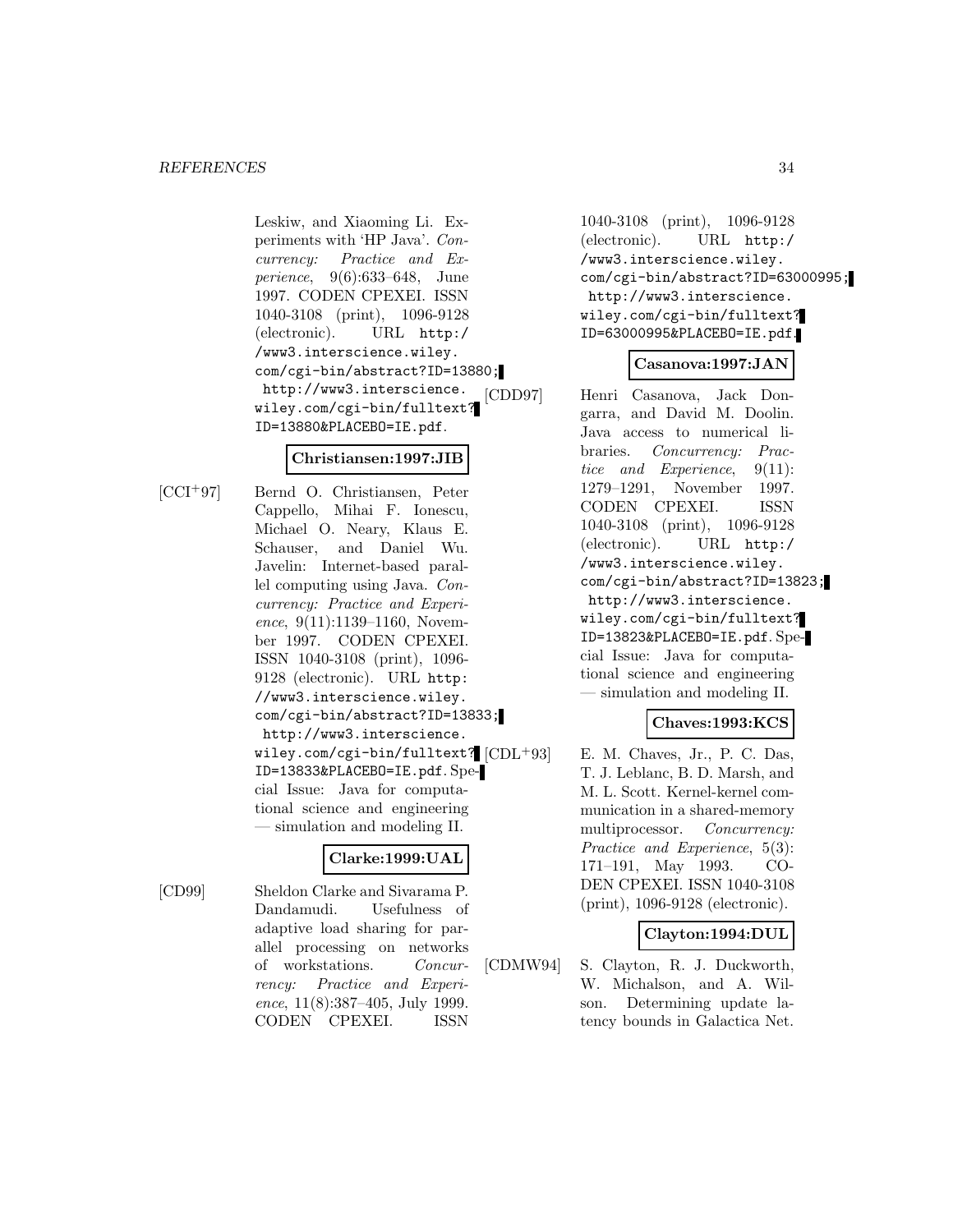Leskiw, and Xiaoming Li. Experiments with 'HP Java'. *Concurrency: Practice and Experience*, 9(6):633–648, June 1997. CODEN CPEXEI. ISSN 1040-3108 (print), 1096-9128 (electronic). URL http://www3.interscience.wiley.com/cgi-bin/abstract?ID=13880; http://www3.interscience.wiley.com/cgi-bin/fulltext?ID=13880&PLACEBO=IE.pdf.

**Christiansen:1997:JIB**

[CCI+97] Bernd O. Christiansen, Peter Cappello, Mihai F. Ionescu, Michael O. Neary, Klaus E. Schauser, and Daniel Wu. Javelin: Internet-based parallel computing using Java. *Concurrency: Practice and Experience*, 9(11):1139–1160, November 1997. CODEN CPEXEI. ISSN 1040-3108 (print), 1096-9128 (electronic). URL http://www3.interscience.wiley.com/cgi-bin/abstract?ID=13833; http://www3.interscience.wiley.com/cgi-bin/fulltext?ID=13833&PLACEBO=IE.pdf. Special Issue: Java for computational science and engineering — simulation and modeling II.

**Clarke:1999:UAL**

[CD99] Sheldon Clarke and Sivarama P. Dandamudi. Usefulness of adaptive load sharing for parallel processing on networks of workstations. *Concurrency: Practice and Experience*, 11(8):387–405, July 1999. CODEN CPEXEI. ISSN 1040-3108 (print), 1096-9128 (electronic). URL http://www3.interscience.wiley.com/cgi-bin/abstract?ID=63000995; http://www3.interscience.wiley.com/cgi-bin/fulltext?ID=63000995&PLACEBO=IE.pdf.

**Casanova:1997:JAN**

[CDD97] Henri Casanova, Jack Dongarra, and David M. Doolin. Java access to numerical libraries. *Concurrency: Practice and Experience*, 9(11): 1279–1291, November 1997. CODEN CPEXEI. ISSN 1040-3108 (print), 1096-9128 (electronic). URL http://www3.interscience.wiley.com/cgi-bin/abstract?ID=13823; http://www3.interscience.wiley.com/cgi-bin/fulltext?ID=13823&PLACEBO=IE.pdf. Special Issue: Java for computational science and engineering — simulation and modeling II.

**Chaves:1993:KCS**

[CDL+93] E. M. Chaves, Jr., P. C. Das, T. J. Leblanc, B. D. Marsh, and M. L. Scott. Kernel-kernel communication in a shared-memory multiprocessor. *Concurrency: Practice and Experience*, 5(3): 171–191, May 1993. CODEN CPEXEI. ISSN 1040-3108 (print), 1096-9128 (electronic).

**Clayton:1994:DUL**

[CDMW94] S. Clayton, R. J. Duckworth, W. Michalson, and A. Wilson. Determining update latency bounds in Galactica Net.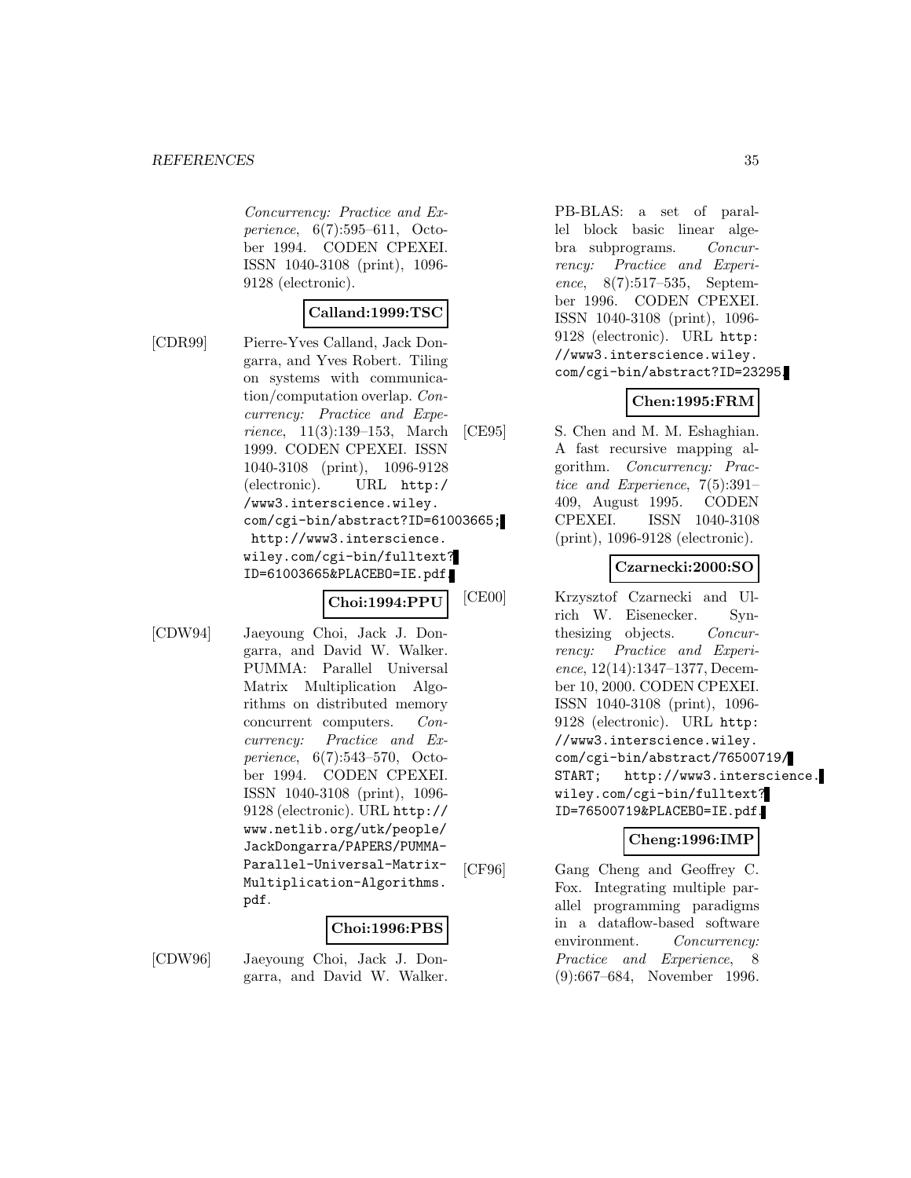*Concurrency: Practice and Experience*, 6(7):595–611, October 1994. CODEN CPEXEI. ISSN 1040-3108 (print), 1096-9128 (electronic).

**Calland:1999:TSC**

[CDR99] Pierre-Yves Calland, Jack Dongarra, and Yves Robert. Tiling on systems with communication/computation overlap. *Concurrency: Practice and Experience*, 11(3):139–153, March 1999. CODEN CPEXEI. ISSN 1040-3108 (print), 1096-9128 (electronic). URL http://www3.interscience.wiley.com/cgi-bin/abstract?ID=61003665; http://www3.interscience.wiley.com/cgi-bin/fulltext?ID=61003665&PLACEBO=IE.pdf.

**Choi:1994:PPU**

[CDW94] Jaeyoung Choi, Jack J. Dongarra, and David W. Walker. PUMMA: Parallel Universal Matrix Multiplication Algorithms on distributed memory concurrent computers. *Concurrency: Practice and Experience*, 6(7):543–570, October 1994. CODEN CPEXEI. ISSN 1040-3108 (print), 1096-9128 (electronic). URL http://www.netlib.org/utk/people/JackDongarra/PAPERS/PUMMA-Parallel-Universal-Matrix-Multiplication-Algorithms.pdf.

**Choi:1996:PBS**

[CDW96] Jaeyoung Choi, Jack J. Dongarra, and David W. Walker. PB-BLAS: a set of parallel block basic linear algebra subprograms. *Concurrency: Practice and Experience*, 8(7):517–535, September 1996. CODEN CPEXEI. ISSN 1040-3108 (print), 1096-9128 (electronic). URL http://www3.interscience.wiley.com/cgi-bin/abstract?ID=23295.

**Chen:1995:FRM**

[CE95] S. Chen and M. M. Eshaghian. A fast recursive mapping algorithm. *Concurrency: Practice and Experience*, 7(5):391–409, August 1995. CODEN CPEXEI. ISSN 1040-3108 (print), 1096-9128 (electronic).

**Czarnecki:2000:SO**

[CE00] Krzysztof Czarnecki and Ulrich W. Eisenecker. Synthesizing objects. *Concurrency: Practice and Experience*, 12(14):1347–1377, December 10, 2000. CODEN CPEXEI. ISSN 1040-3108 (print), 1096-9128 (electronic). URL http://www3.interscience.wiley.com/cgi-bin/abstract/76500719/START; http://www3.interscience.wiley.com/cgi-bin/fulltext?ID=76500719&PLACEBO=IE.pdf.

**Cheng:1996:IMP**

[CF96] Gang Cheng and Geoffrey C. Fox. Integrating multiple parallel programming paradigms in a dataflow-based software environment. *Concurrency: Practice and Experience*, 8(9):667–684, November 1996.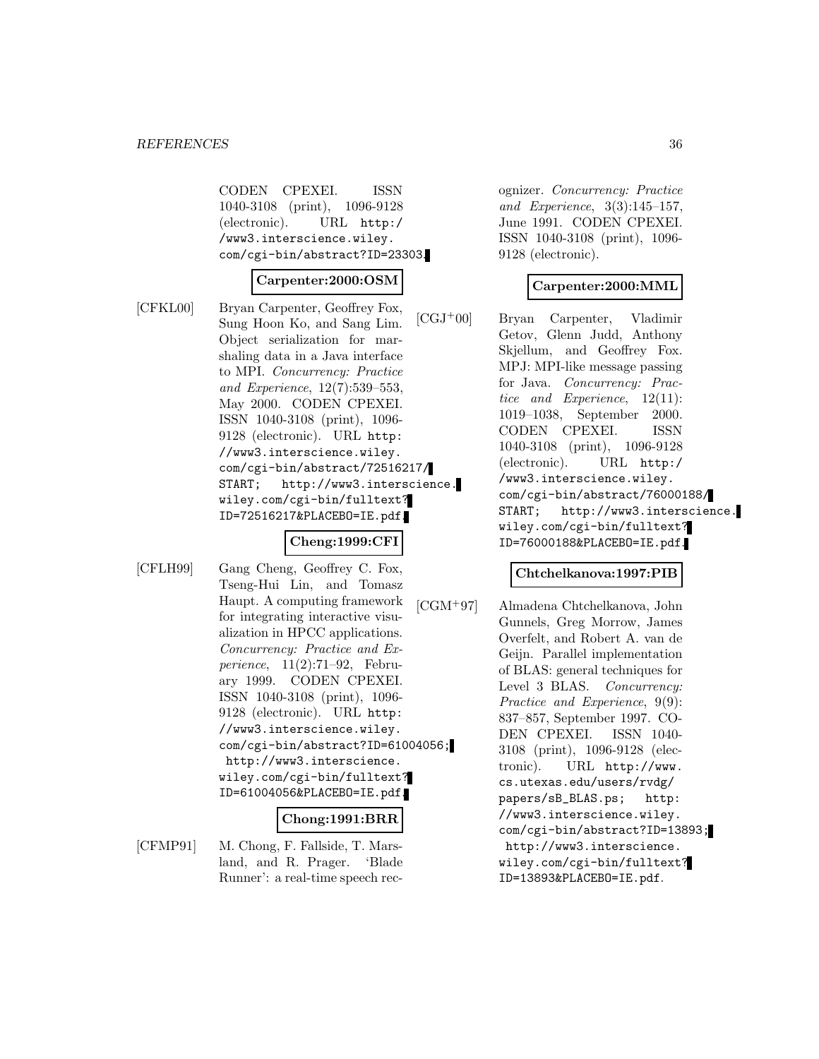CODEN CPEXEI. ISSN 1040-3108 (print), 1096-9128 (electronic). URL http://www3.interscience.wiley.com/cgi-bin/abstract?ID=23303.

**Carpenter:2000:OSM**

[CFKL00] Bryan Carpenter, Geoffrey Fox, Sung Hoon Ko, and Sang Lim. Object serialization for marshaling data in a Java interface to MPI. *Concurrency: Practice and Experience*, 12(7):539–553, May 2000. CODEN CPEXEI. ISSN 1040-3108 (print), 1096-9128 (electronic). URL http://www3.interscience.wiley.com/cgi-bin/abstract/72516217/START; http://www3.interscience.wiley.com/cgi-bin/fulltext?ID=72516217&PLACEBO=IE.pdf.

**Cheng:1999:CFI**

[CFLH99] Gang Cheng, Geoffrey C. Fox, Tseng-Hui Lin, and Tomasz Haupt. A computing framework for integrating interactive visualization in HPCC applications. *Concurrency: Practice and Experience*, 11(2):71–92, February 1999. CODEN CPEXEI. ISSN 1040-3108 (print), 1096-9128 (electronic). URL http://www3.interscience.wiley.com/cgi-bin/abstract?ID=61004056; http://www3.interscience.wiley.com/cgi-bin/fulltext?ID=61004056&PLACEBO=IE.pdf.

**Chong:1991:BRR**

[CFMP91] M. Chong, F. Fallside, T. Marsland, and R. Prager. 'Blade Runner': a real-time speech recognizer. *Concurrency: Practice and Experience*, 3(3):145–157, June 1991. CODEN CPEXEI. ISSN 1040-3108 (print), 1096-9128 (electronic).

**Carpenter:2000:MML**

[CGJ+00] Bryan Carpenter, Vladimir Getov, Glenn Judd, Anthony Skjellum, and Geoffrey Fox. MPJ: MPI-like message passing for Java. *Concurrency: Practice and Experience*, 12(11):1019–1038, September 2000. CODEN CPEXEI. ISSN 1040-3108 (print), 1096-9128 (electronic). URL http://www3.interscience.wiley.com/cgi-bin/abstract/76000188/START; http://www3.interscience.wiley.com/cgi-bin/fulltext?ID=76000188&PLACEBO=IE.pdf.

**Chtchelkanova:1997:PIB**

[CGM+97] Almadena Chtchelkanova, John Gunnels, Greg Morrow, James Overfelt, and Robert A. van de Geijn. Parallel implementation of BLAS: general techniques for Level 3 BLAS. *Concurrency: Practice and Experience*, 9(9):837–857, September 1997. CODEN CPEXEI. ISSN 1040-3108 (print), 1096-9128 (electronic). URL http://www.cs.utexas.edu/users/rvdg/papers/sB_BLAS.ps; http://www3.interscience.wiley.com/cgi-bin/abstract?ID=13893; http://www3.interscience.wiley.com/cgi-bin/fulltext?ID=13893&PLACEBO=IE.pdf.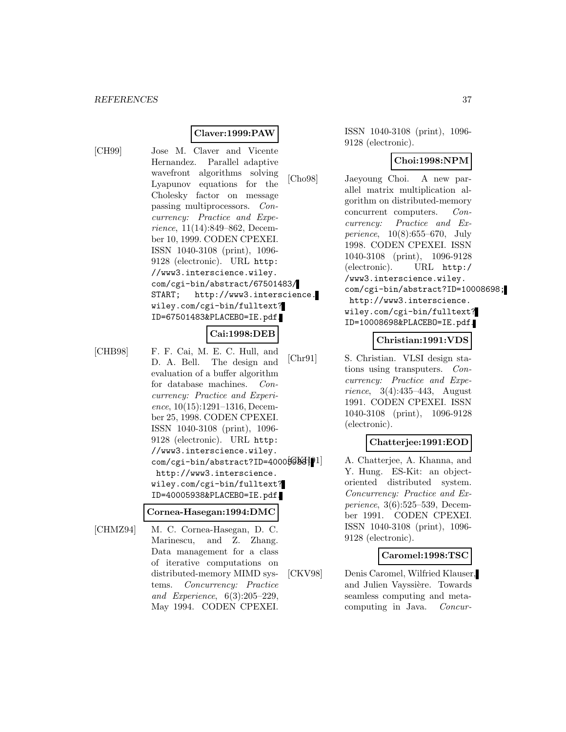**Claver:1999:PAW**

[CH99] Jose M. Claver and Vicente Hernandez. Parallel adaptive wavefront algorithms solving Lyapunov equations for the Cholesky factor on message passing multiprocessors. *Concurrency: Practice and Experience*, 11(14):849–862, December 10, 1999. CODEN CPEXEI. ISSN 1040-3108 (print), 1096-9128 (electronic). URL http://www3.interscience.wiley.com/cgi-bin/abstract/67501483/START; http://www3.interscience.wiley.com/cgi-bin/fulltext?ID=67501483&PLACEBO=IE.pdf.

**Cai:1998:DEB**

[CHB98] F. F. Cai, M. E. C. Hull, and D. A. Bell. The design and evaluation of a buffer algorithm for database machines. *Concurrency: Practice and Experience*, 10(15):1291–1316, December 25, 1998. CODEN CPEXEI. ISSN 1040-3108 (print), 1096-9128 (electronic). URL http://www3.interscience.wiley.com/cgi-bin/abstract?ID=40005938; http://www3.interscience.wiley.com/cgi-bin/fulltext?ID=40005938&PLACEBO=IE.pdf.

**Cornea-Hasegan:1994:DMC**

[CHMZ94] M. C. Cornea-Hasegan, D. C. Marinescu, and Z. Zhang. Data management for a class of iterative computations on distributed-memory MIMD systems. *Concurrency: Practice and Experience*, 6(3):205–229, May 1994. CODEN CPEXEI. ISSN 1040-3108 (print), 1096-9128 (electronic).

**Choi:1998:NPM**

[Cho98] Jaeyoung Choi. A new parallel matrix multiplication algorithm on distributed-memory concurrent computers. *Concurrency: Practice and Experience*, 10(8):655–670, July 1998. CODEN CPEXEI. ISSN 1040-3108 (print), 1096-9128 (electronic). URL http://www3.interscience.wiley.com/cgi-bin/abstract?ID=10008698; http://www3.interscience.wiley.com/cgi-bin/fulltext?ID=10008698&PLACEBO=IE.pdf.

**Christian:1991:VDS**

[Chr91] S. Christian. VLSI design stations using transputers. *Concurrency: Practice and Experience*, 3(4):435–443, August 1991. CODEN CPEXEI. ISSN 1040-3108 (print), 1096-9128 (electronic).

**Chatterjee:1991:EOD**

[CKH91] A. Chatterjee, A. Khanna, and Y. Hung. ES-Kit: an object-oriented distributed system. *Concurrency: Practice and Experience*, 3(6):525–539, December 1991. CODEN CPEXEI. ISSN 1040-3108 (print), 1096-9128 (electronic).

**Caromel:1998:TSC**

[CKV98] Denis Caromel, Wilfried Klauser, and Julien Vayssière. Towards seamless computing and metacomputing in Java. *Concur-*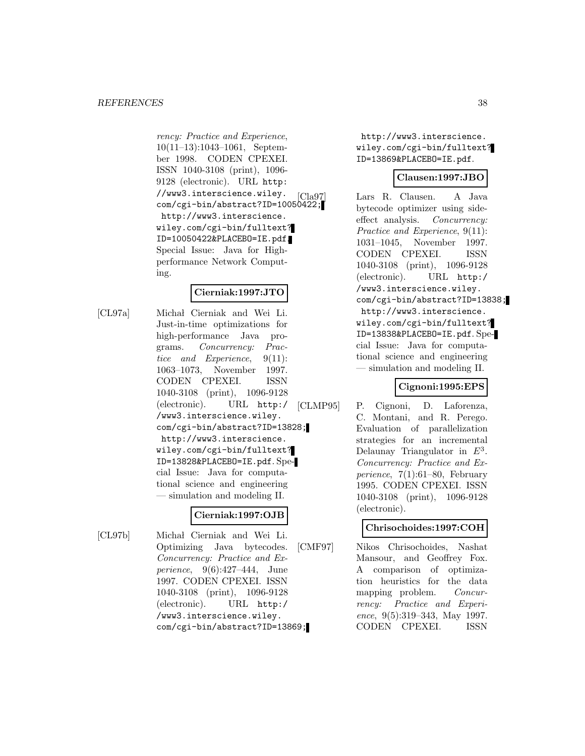rency: Practice and Experience*, 10(11–13):1043–1061, September 1998. CODEN CPEXEI. ISSN 1040-3108 (print), 1096-9128 (electronic). URL http://www3.interscience.wiley.com/cgi-bin/abstract?ID=10050422; http://www3.interscience.wiley.com/cgi-bin/fulltext?ID=10050422&PLACEBO=IE.pdf. Special Issue: Java for High-performance Network Computing.

**Cierniak:1997:JTO**

[CL97a] Michał Cierniak and Wei Li. Just-in-time optimizations for high-performance Java programs. *Concurrency: Practice and Experience*, 9(11): 1063–1073, November 1997. CODEN CPEXEI. ISSN 1040-3108 (print), 1096-9128 (electronic). URL http://www3.interscience.wiley.com/cgi-bin/abstract?ID=13828; http://www3.interscience.wiley.com/cgi-bin/fulltext?ID=13828&PLACEBO=IE.pdf. Special Issue: Java for computational science and engineering — simulation and modeling II.

**Cierniak:1997:OJB**

[CL97b] Michał Cierniak and Wei Li. Optimizing Java bytecodes. *Concurrency: Practice and Experience*, 9(6):427–444, June 1997. CODEN CPEXEI. ISSN 1040-3108 (print), 1096-9128 (electronic). URL http://www3.interscience.wiley.com/cgi-bin/abstract?ID=13869; http://www3.interscience.wiley.com/cgi-bin/fulltext?ID=13869&PLACEBO=IE.pdf.

**Clausen:1997:JBO**

[Cla97] Lars R. Clausen. A Java bytecode optimizer using side-effect analysis. *Concurrency: Practice and Experience*, 9(11): 1031–1045, November 1997. CODEN CPEXEI. ISSN 1040-3108 (print), 1096-9128 (electronic). URL http://www3.interscience.wiley.com/cgi-bin/abstract?ID=13838; http://www3.interscience.wiley.com/cgi-bin/fulltext?ID=13838&PLACEBO=IE.pdf. Special Issue: Java for computational science and engineering — simulation and modeling II.

**Cignoni:1995:EPS**

[CLMP95] P. Cignoni, D. Laforenza, C. Montani, and R. Perego. Evaluation of parallelization strategies for an incremental Delaunay Triangulator in $E^3$. *Concurrency: Practice and Experience*, 7(1):61–80, February 1995. CODEN CPEXEI. ISSN 1040-3108 (print), 1096-9128 (electronic).

**Chrisochoides:1997:COH**

[CMF97] Nikos Chrisochoides, Nashat Mansour, and Geoffrey Fox. A comparison of optimization heuristics for the data mapping problem. *Concurrency: Practice and Experience*, 9(5):319–343, May 1997. CODEN CPEXEI. ISSN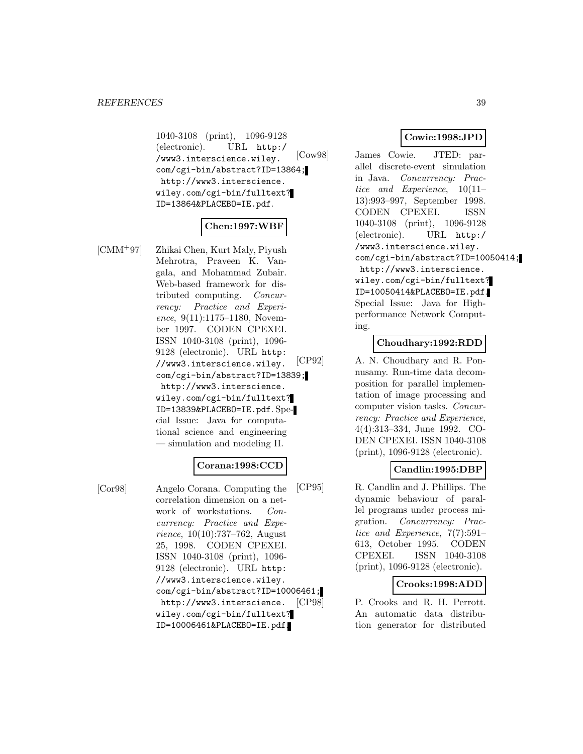1040-3108 (print), 1096-9128 (electronic). URL http://www3.interscience.wiley.com/cgi-bin/abstract?ID=13864; http://www3.interscience.wiley.com/cgi-bin/fulltext?ID=13864&PLACEBO=IE.pdf.

**Chen:1997:WBF**

[CMM+97] Zhikai Chen, Kurt Maly, Piyush Mehrotra, Praveen K. Vangala, and Mohammad Zubair. Web-based framework for distributed computing. *Concurrency: Practice and Experience*, 9(11):1175–1180, November 1997. CODEN CPEXEI. ISSN 1040-3108 (print), 1096-9128 (electronic). URL http://www3.interscience.wiley.com/cgi-bin/abstract?ID=13839; http://www3.interscience.wiley.com/cgi-bin/fulltext?ID=13839&PLACEBO=IE.pdf. Special Issue: Java for computational science and engineering — simulation and modeling II.

**Corana:1998:CCD**

[Cor98] Angelo Corana. Computing the correlation dimension on a network of workstations. *Concurrency: Practice and Experience*, 10(10):737–762, August 25, 1998. CODEN CPEXEI. ISSN 1040-3108 (print), 1096-9128 (electronic). URL http://www3.interscience.wiley.com/cgi-bin/abstract?ID=10006461; http://www3.interscience.wiley.com/cgi-bin/fulltext?ID=10006461&PLACEBO=IE.pdf.

**Cowie:1998:JPD**

[Cow98] James Cowie. JTED: parallel discrete-event simulation in Java. *Concurrency: Practice and Experience*, 10(11–13):993–997, September 1998. CODEN CPEXEI. ISSN 1040-3108 (print), 1096-9128 (electronic). URL http://www3.interscience.wiley.com/cgi-bin/abstract?ID=10050414; http://www3.interscience.wiley.com/cgi-bin/fulltext?ID=10050414&PLACEBO=IE.pdf. Special Issue: Java for High-performance Network Computing.

**Choudhary:1992:RDD**

[CP92] A. N. Choudhary and R. Ponnusamy. Run-time data decomposition for parallel implementation of image processing and computer vision tasks. *Concurrency: Practice and Experience*, 4(4):313–334, June 1992. CODEN CPEXEI. ISSN 1040-3108 (print), 1096-9128 (electronic).

**Candlin:1995:DBP**

[CP95] R. Candlin and J. Phillips. The dynamic behaviour of parallel programs under process migration. *Concurrency: Practice and Experience*, 7(7):591–613, October 1995. CODEN CPEXEI. ISSN 1040-3108 (print), 1096-9128 (electronic).

**Crooks:1998:ADD**

[CP98] P. Crooks and R. H. Perrott. An automatic data distribution generator for distributed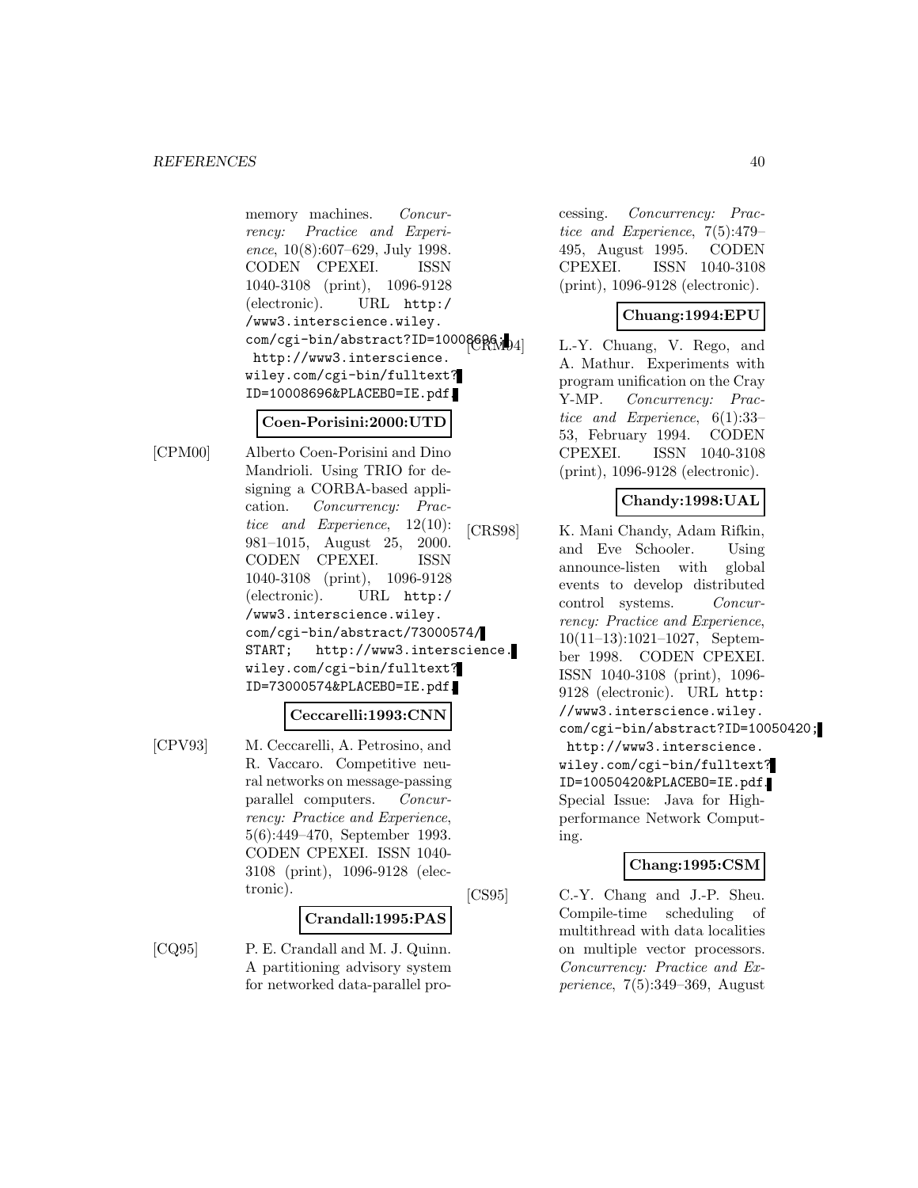memory machines. *Concurrency: Practice and Experience*, 10(8):607–629, July 1998. CODEN CPEXEI. ISSN 1040-3108 (print), 1096-9128 (electronic). URL http://www3.interscience.wiley.com/cgi-bin/abstract?ID=10008696; http://www3.interscience.wiley.com/cgi-bin/fulltext?ID=10008696&PLACEBO=IE.pdf.

**Coen-Porisini:2000:UTD**

[CPM00] Alberto Coen-Porisini and Dino Mandrioli. Using TRIO for designing a CORBA-based application. *Concurrency: Practice and Experience*, 12(10): 981–1015, August 25, 2000. CODEN CPEXEI. ISSN 1040-3108 (print), 1096-9128 (electronic). URL http://www3.interscience.wiley.com/cgi-bin/abstract/73000574/START; http://www3.interscience.wiley.com/cgi-bin/fulltext?ID=73000574&PLACEBO=IE.pdf.

**Ceccarelli:1993:CNN**

[CPV93] M. Ceccarelli, A. Petrosino, and R. Vaccaro. Competitive neural networks on message-passing parallel computers. *Concurrency: Practice and Experience*, 5(6):449–470, September 1993. CODEN CPEXEI. ISSN 1040-3108 (print), 1096-9128 (electronic).

**Crandall:1995:PAS**

[CQ95] P. E. Crandall and M. J. Quinn. A partitioning advisory system for networked data-parallel processing. *Concurrency: Practice and Experience*, 7(5):479–495, August 1995. CODEN CPEXEI. ISSN 1040-3108 (print), 1096-9128 (electronic).

**Chuang:1994:EPU**

[CRM94] L.-Y. Chuang, V. Rego, and A. Mathur. Experiments with program unification on the Cray Y-MP. *Concurrency: Practice and Experience*, 6(1):33–53, February 1994. CODEN CPEXEI. ISSN 1040-3108 (print), 1096-9128 (electronic).

**Chandy:1998:UAL**

[CRS98] K. Mani Chandy, Adam Rifkin, and Eve Schooler. Using announce-listen with global events to develop distributed control systems. *Concurrency: Practice and Experience*, 10(11–13):1021–1027, September 1998. CODEN CPEXEI. ISSN 1040-3108 (print), 1096-9128 (electronic). URL http://www3.interscience.wiley.com/cgi-bin/abstract?ID=10050420; http://www3.interscience.wiley.com/cgi-bin/fulltext?ID=10050420&PLACEBO=IE.pdf. Special Issue: Java for High-performance Network Computing.

**Chang:1995:CSM**

[CS95] C.-Y. Chang and J.-P. Sheu. Compile-time scheduling of multithread with data localities on multiple vector processors. *Concurrency: Practice and Experience*, 7(5):349–369, August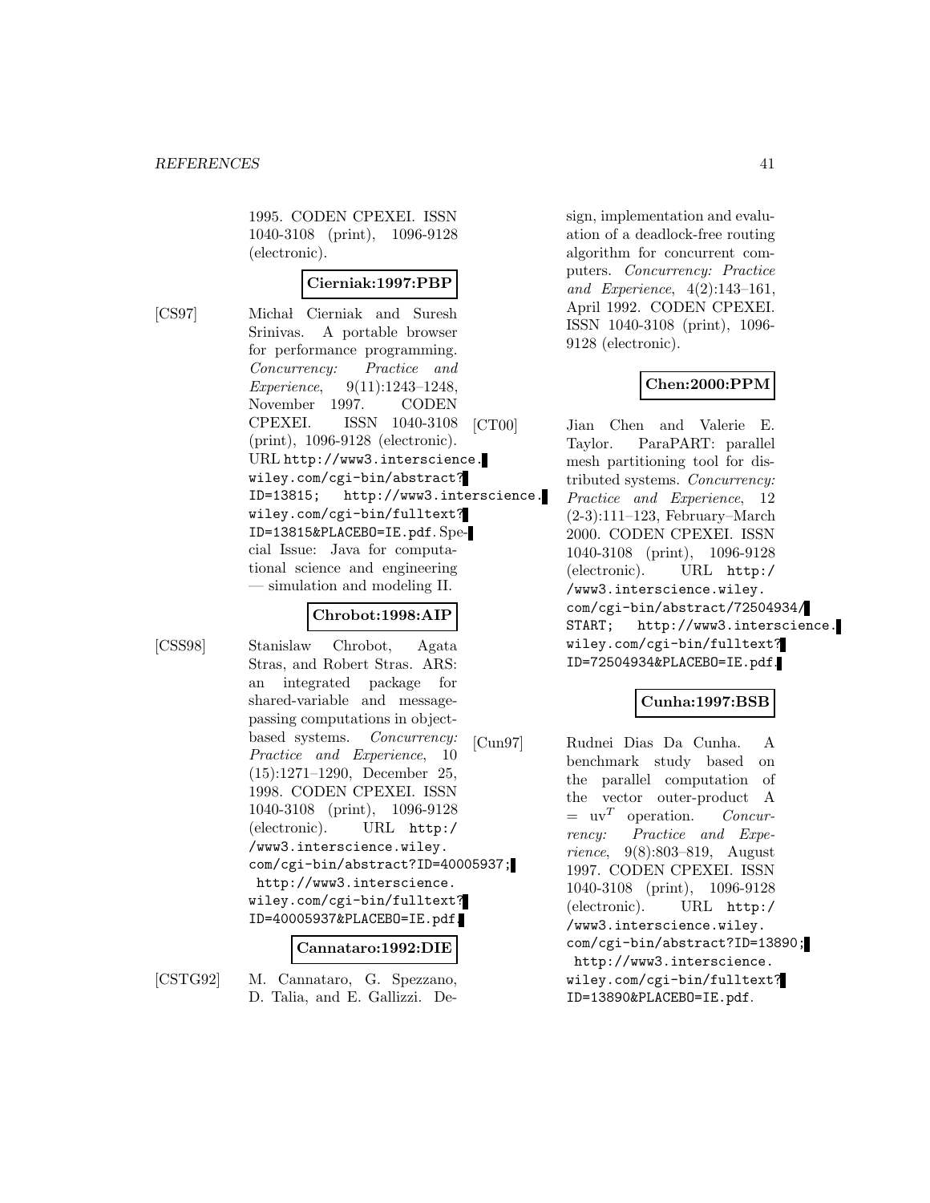1995. CODEN CPEXEI. ISSN 1040-3108 (print), 1096-9128 (electronic).

**Cierniak:1997:PBP**

[CS97] Michał Cierniak and Suresh Srinivas. A portable browser for performance programming. *Concurrency: Practice and Experience*, 9(11):1243–1248, November 1997. CODEN CPEXEI. ISSN 1040-3108 (print), 1096-9128 (electronic). URL http://www3.interscience.wiley.com/cgi-bin/abstract?ID=13815; http://www3.interscience.wiley.com/cgi-bin/fulltext?ID=13815&PLACEBO=IE.pdf. Special Issue: Java for computational science and engineering — simulation and modeling II.

**Chrobot:1998:AIP**

[CSS98] Stanislaw Chrobot, Agata Stras, and Robert Stras. ARS: an integrated package for shared-variable and message-passing computations in object-based systems. *Concurrency: Practice and Experience*, 10 (15):1271–1290, December 25, 1998. CODEN CPEXEI. ISSN 1040-3108 (print), 1096-9128 (electronic). URL http://www3.interscience.wiley.com/cgi-bin/abstract?ID=40005937; http://www3.interscience.wiley.com/cgi-bin/fulltext?ID=40005937&PLACEBO=IE.pdf.

**Cannataro:1992:DIE**

[CSTG92] M. Cannataro, G. Spezzano, D. Talia, and E. Gallizzi. Design, implementation and evaluation of a deadlock-free routing algorithm for concurrent computers. *Concurrency: Practice and Experience*, 4(2):143–161, April 1992. CODEN CPEXEI. ISSN 1040-3108 (print), 1096-9128 (electronic).

**Chen:2000:PPM**

[CT00] Jian Chen and Valerie E. Taylor. ParaPART: parallel mesh partitioning tool for distributed systems. *Concurrency: Practice and Experience*, 12 (2-3):111–123, February–March 2000. CODEN CPEXEI. ISSN 1040-3108 (print), 1096-9128 (electronic). URL http://www3.interscience.wiley.com/cgi-bin/abstract/72504934/START; http://www3.interscience.wiley.com/cgi-bin/fulltext?ID=72504934&PLACEBO=IE.pdf.

**Cunha:1997:BSB**

[Cun97] Rudnei Dias Da Cunha. A benchmark study based on the parallel computation of the vector outer-product A $= uv^T$ operation. *Concurrency: Practice and Experience*, 9(8):803–819, August 1997. CODEN CPEXEI. ISSN 1040-3108 (print), 1096-9128 (electronic). URL http://www3.interscience.wiley.com/cgi-bin/abstract?ID=13890; http://www3.interscience.wiley.com/cgi-bin/fulltext?ID=13890&PLACEBO=IE.pdf.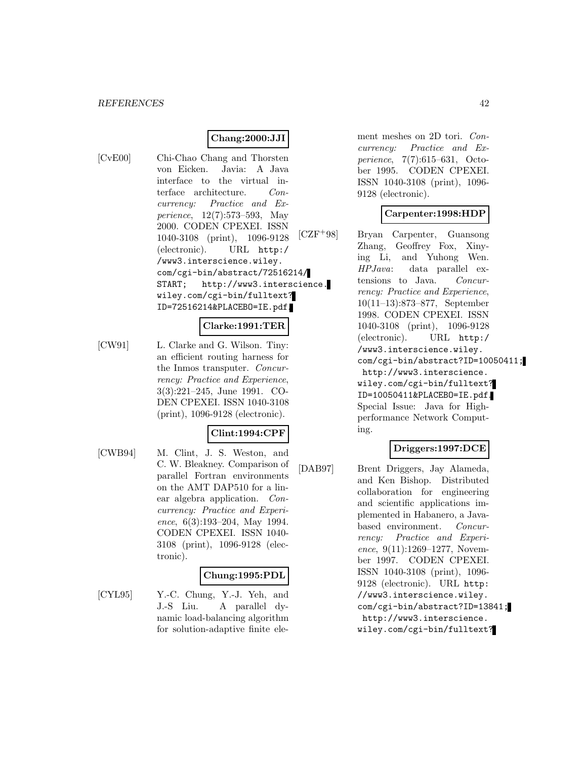**Chang:2000:JJI**

[CvE00] Chi-Chao Chang and Thorsten von Eicken. Javia: A Java interface to the virtual interface architecture. *Concurrency: Practice and Experience*, 12(7):573–593, May 2000. CODEN CPEXEI. ISSN 1040-3108 (print), 1096-9128 (electronic). URL http://www3.interscience.wiley.com/cgi-bin/abstract/72516214/START; http://www3.interscience.wiley.com/cgi-bin/fulltext?ID=72516214&PLACEBO=IE.pdf.

**Clarke:1991:TER**

[CW91] L. Clarke and G. Wilson. Tiny: an efficient routing harness for the Inmos transputer. *Concurrency: Practice and Experience*, 3(3):221–245, June 1991. CODEN CPEXEI. ISSN 1040-3108 (print), 1096-9128 (electronic).

**Clint:1994:CPF**

[CWB94] M. Clint, J. S. Weston, and C. W. Bleakney. Comparison of parallel Fortran environments on the AMT DAP510 for a linear algebra application. *Concurrency: Practice and Experience*, 6(3):193–204, May 1994. CODEN CPEXEI. ISSN 1040-3108 (print), 1096-9128 (electronic).

**Chung:1995:PDL**

[CYL95] Y.-C. Chung, Y.-J. Yeh, and J.-S Liu. A parallel dynamic load-balancing algorithm for solution-adaptive finite element meshes on 2D tori. *Concurrency: Practice and Experience*, 7(7):615–631, October 1995. CODEN CPEXEI. ISSN 1040-3108 (print), 1096-9128 (electronic).

**Carpenter:1998:HDP**

[CZF+98] Bryan Carpenter, Guansong Zhang, Geoffrey Fox, Xinying Li, and Yuhong Wen. *HPJava*: data parallel extensions to Java. *Concurrency: Practice and Experience*, 10(11–13):873–877, September 1998. CODEN CPEXEI. ISSN 1040-3108 (print), 1096-9128 (electronic). URL http://www3.interscience.wiley.com/cgi-bin/abstract?ID=10050411; http://www3.interscience.wiley.com/cgi-bin/fulltext?ID=10050411&PLACEBO=IE.pdf. Special Issue: Java for High-performance Network Computing.

**Driggers:1997:DCE**

[DAB97] Brent Driggers, Jay Alameda, and Ken Bishop. Distributed collaboration for engineering and scientific applications implemented in Habanero, a Java-based environment. *Concurrency: Practice and Experience*, 9(11):1269–1277, November 1997. CODEN CPEXEI. ISSN 1040-3108 (print), 1096-9128 (electronic). URL http://www3.interscience.wiley.com/cgi-bin/abstract?ID=13841; http://www3.interscience.wiley.com/cgi-bin/fulltext?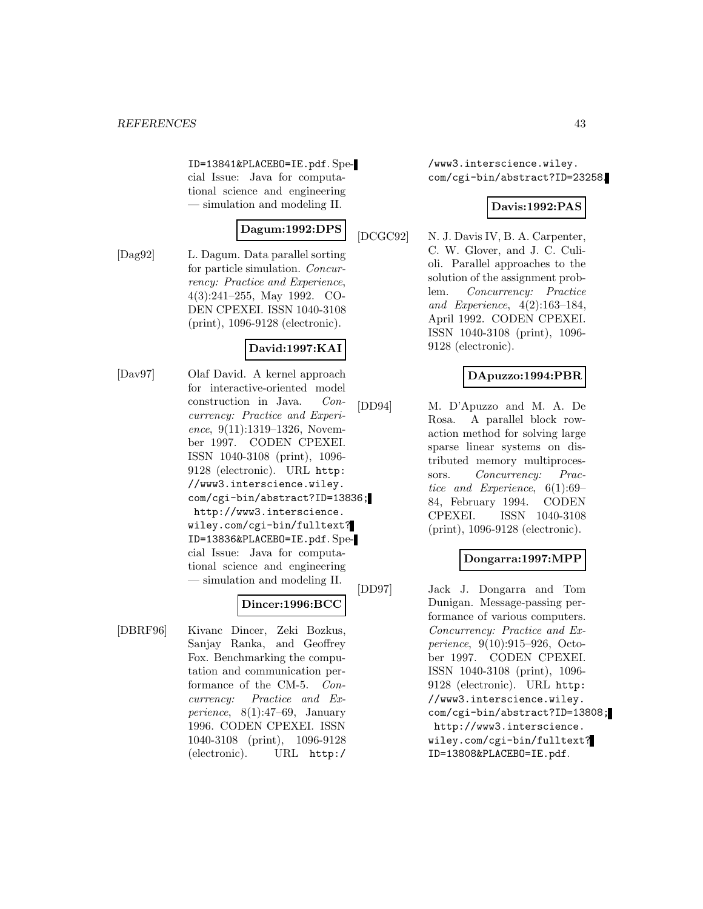ID=13841&PLACEBO=IE.pdf. Special Issue: Java for computational science and engineering — simulation and modeling II.

**Dagum:1992:DPS**

[Dag92] L. Dagum. Data parallel sorting for particle simulation. *Concurrency: Practice and Experience*, 4(3):241–255, May 1992. CODEN CPEXEI. ISSN 1040-3108 (print), 1096-9128 (electronic).

**David:1997:KAI**

[Dav97] Olaf David. A kernel approach for interactive-oriented model construction in Java. *Concurrency: Practice and Experience*, 9(11):1319–1326, November 1997. CODEN CPEXEI. ISSN 1040-3108 (print), 1096-9128 (electronic). URL http://www3.interscience.wiley.com/cgi-bin/abstract?ID=13836; http://www3.interscience.wiley.com/cgi-bin/fulltext?ID=13836&PLACEBO=IE.pdf. Special Issue: Java for computational science and engineering — simulation and modeling II.

**Dincer:1996:BCC**

[DBRF96] Kivanc Dincer, Zeki Bozkus, Sanjay Ranka, and Geoffrey Fox. Benchmarking the computation and communication performance of the CM-5. *Concurrency: Practice and Experience*, 8(1):47–69, January 1996. CODEN CPEXEI. ISSN 1040-3108 (print), 1096-9128 (electronic). URL http://www3.interscience.wiley.com/cgi-bin/abstract?ID=23258.

**Davis:1992:PAS**

[DCGC92] N. J. Davis IV, B. A. Carpenter, C. W. Glover, and J. C. Culioli. Parallel approaches to the solution of the assignment problem. *Concurrency: Practice and Experience*, 4(2):163–184, April 1992. CODEN CPEXEI. ISSN 1040-3108 (print), 1096-9128 (electronic).

**DApuzzo:1994:PBR**

[DD94] M. D'Apuzzo and M. A. De Rosa. A parallel block row-action method for solving large sparse linear systems on distributed memory multiprocessors. *Concurrency: Practice and Experience*, 6(1):69–84, February 1994. CODEN CPEXEI. ISSN 1040-3108 (print), 1096-9128 (electronic).

**Dongarra:1997:MPP**

[DD97] Jack J. Dongarra and Tom Dunigan. Message-passing performance of various computers. *Concurrency: Practice and Experience*, 9(10):915–926, October 1997. CODEN CPEXEI. ISSN 1040-3108 (print), 1096-9128 (electronic). URL http://www3.interscience.wiley.com/cgi-bin/abstract?ID=13808; http://www3.interscience.wiley.com/cgi-bin/fulltext?ID=13808&PLACEBO=IE.pdf.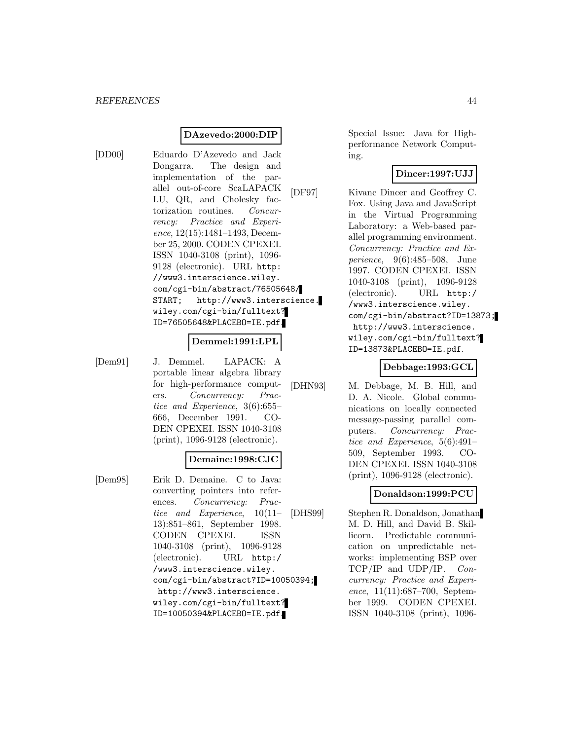**DAzevedo:2000:DIP**

[DD00] Eduardo D'Azevedo and Jack Dongarra. The design and implementation of the parallel out-of-core ScaLAPACK LU, QR, and Cholesky factorization routines. *Concurrency: Practice and Experience*, 12(15):1481–1493, December 25, 2000. CODEN CPEXEI. ISSN 1040-3108 (print), 1096-9128 (electronic). URL http://www3.interscience.wiley.com/cgi-bin/abstract/76505648/START; http://www3.interscience.wiley.com/cgi-bin/fulltext?ID=76505648&PLACEBO=IE.pdf.

**Demmel:1991:LPL**

[Dem91] J. Demmel. LAPACK: A portable linear algebra library for high-performance computers. *Concurrency: Practice and Experience*, 3(6):655–666, December 1991. CODEN CPEXEI. ISSN 1040-3108 (print), 1096-9128 (electronic).

**Demaine:1998:CJC**

[Dem98] Erik D. Demaine. C to Java: converting pointers into references. *Concurrency: Practice and Experience*, 10(11–13):851–861, September 1998. CODEN CPEXEI. ISSN 1040-3108 (print), 1096-9128 (electronic). URL http://www3.interscience.wiley.com/cgi-bin/abstract?ID=10050394; http://www3.interscience.wiley.com/cgi-bin/fulltext?ID=10050394&PLACEBO=IE.pdf. Special Issue: Java for High-performance Network Computing.

**Dincer:1997:UJJ**

[DF97] Kivanc Dincer and Geoffrey C. Fox. Using Java and JavaScript in the Virtual Programming Laboratory: a Web-based parallel programming environment. *Concurrency: Practice and Experience*, 9(6):485–508, June 1997. CODEN CPEXEI. ISSN 1040-3108 (print), 1096-9128 (electronic). URL http://www3.interscience.wiley.com/cgi-bin/abstract?ID=13873; http://www3.interscience.wiley.com/cgi-bin/fulltext?ID=13873&PLACEBO=IE.pdf.

**Debbage:1993:GCL**

[DHN93] M. Debbage, M. B. Hill, and D. A. Nicole. Global communications on locally connected message-passing parallel computers. *Concurrency: Practice and Experience*, 5(6):491–509, September 1993. CODEN CPEXEI. ISSN 1040-3108 (print), 1096-9128 (electronic).

**Donaldson:1999:PCU**

[DHS99] Stephen R. Donaldson, Jonathan M. D. Hill, and David B. Skillicorn. Predictable communication on unpredictable networks: implementing BSP over TCP/IP and UDP/IP. *Concurrency: Practice and Experience*, 11(11):687–700, September 1999. CODEN CPEXEI. ISSN 1040-3108 (print), 1096-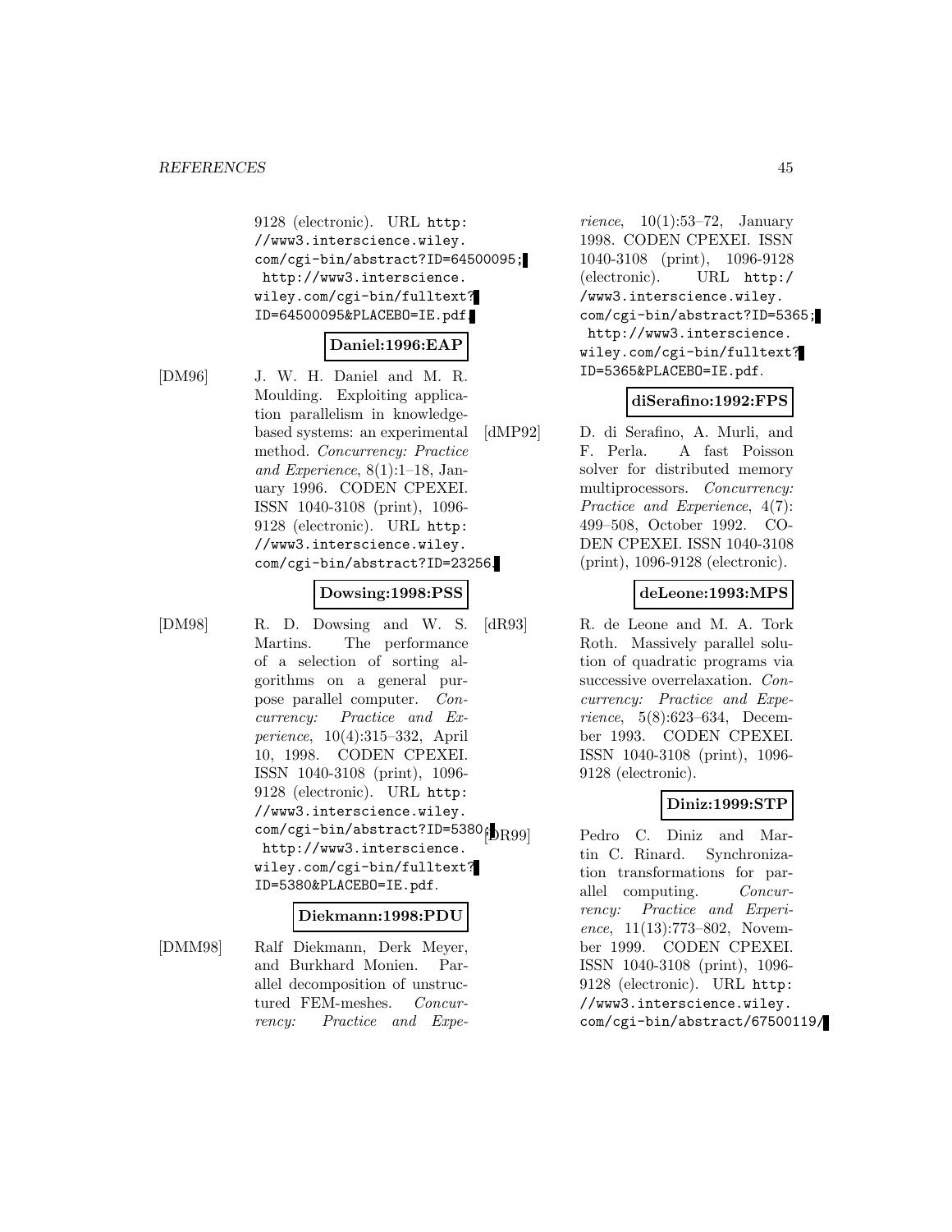9128 (electronic). URL http://www3.interscience.wiley.com/cgi-bin/abstract?ID=64500095; http://www3.interscience.wiley.com/cgi-bin/fulltext?ID=64500095&PLACEBO=IE.pdf.

**Daniel:1996:EAP**

[DM96] J. W. H. Daniel and M. R. Moulding. Exploiting application parallelism in knowledge-based systems: an experimental method. *Concurrency: Practice and Experience*, 8(1):1–18, January 1996. CODEN CPEXEI. ISSN 1040-3108 (print), 1096-9128 (electronic). URL http://www3.interscience.wiley.com/cgi-bin/abstract?ID=23256.

**Dowsing:1998:PSS**

[DM98] R. D. Dowsing and W. S. Martins. The performance of a selection of sorting algorithms on a general purpose parallel computer. *Concurrency: Practice and Experience*, 10(4):315–332, April 10, 1998. CODEN CPEXEI. ISSN 1040-3108 (print), 1096-9128 (electronic). URL http://www3.interscience.wiley.com/cgi-bin/abstract?ID=5380; http://www3.interscience.wiley.com/cgi-bin/fulltext?ID=5380&PLACEBO=IE.pdf.

**Diekmann:1998:PDU**

[DMM98] Ralf Diekmann, Derk Meyer, and Burkhard Monien. Parallel decomposition of unstructured FEM-meshes. *Concurrency: Practice and Experience*, 10(1):53–72, January 1998. CODEN CPEXEI. ISSN 1040-3108 (print), 1096-9128 (electronic). URL http://www3.interscience.wiley.com/cgi-bin/abstract?ID=5365; http://www3.interscience.wiley.com/cgi-bin/fulltext?ID=5365&PLACEBO=IE.pdf.

**diSerafino:1992:FPS**

[dMP92] D. di Serafino, A. Murli, and F. Perla. A fast Poisson solver for distributed memory multiprocessors. *Concurrency: Practice and Experience*, 4(7):499–508, October 1992. CODEN CPEXEI. ISSN 1040-3108 (print), 1096-9128 (electronic).

**deLeone:1993:MPS**

[dR93] R. de Leone and M. A. Tork Roth. Massively parallel solution of quadratic programs via successive overrelaxation. *Concurrency: Practice and Experience*, 5(8):623–634, December 1993. CODEN CPEXEI. ISSN 1040-3108 (print), 1096-9128 (electronic).

**Diniz:1999:STP**

[DR99] Pedro C. Diniz and Martin C. Rinard. Synchronization transformations for parallel computing. *Concurrency: Practice and Experience*, 11(13):773–802, November 1999. CODEN CPEXEI. ISSN 1040-3108 (print), 1096-9128 (electronic). URL http://www3.interscience.wiley.com/cgi-bin/abstract/67500119/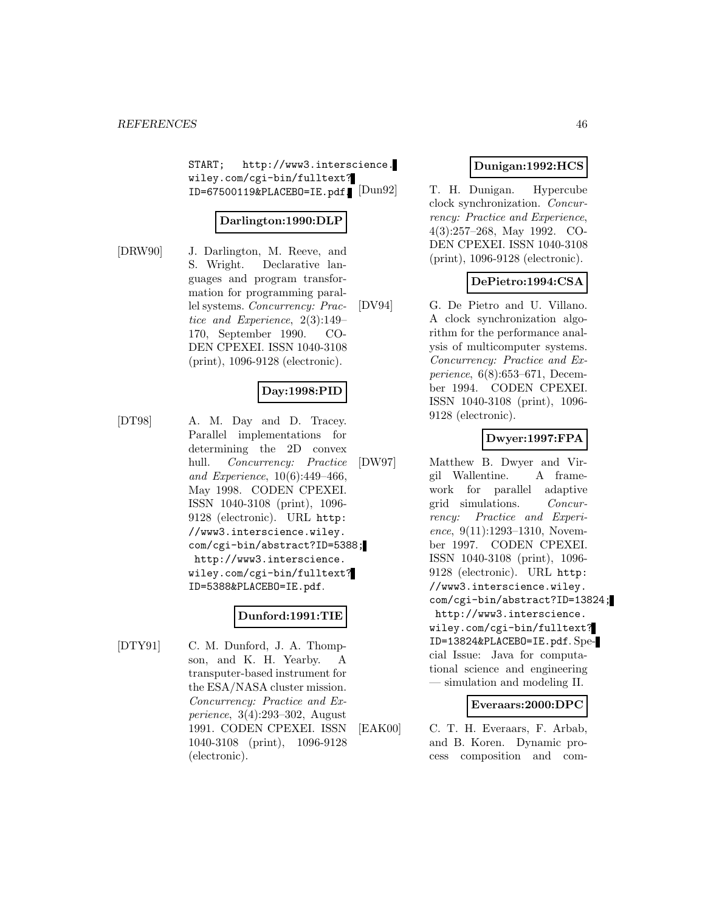START; http://www3.interscience.wiley.com/cgi-bin/fulltext?ID=67500119&PLACEBO=IE.pdf.

**Darlington:1990:DLP**

[DRW90] J. Darlington, M. Reeve, and S. Wright. Declarative languages and program transformation for programming parallel systems. *Concurrency: Practice and Experience*, 2(3):149–170, September 1990. CODEN CPEXEI. ISSN 1040-3108 (print), 1096-9128 (electronic).

**Day:1998:PID**

[DT98] A. M. Day and D. Tracey. Parallel implementations for determining the 2D convex hull. *Concurrency: Practice and Experience*, 10(6):449–466, May 1998. CODEN CPEXEI. ISSN 1040-3108 (print), 1096-9128 (electronic). URL http://www3.interscience.wiley.com/cgi-bin/abstract?ID=5388; http://www3.interscience.wiley.com/cgi-bin/fulltext?ID=5388&PLACEBO=IE.pdf.

**Dunford:1991:TIE**

[DTY91] C. M. Dunford, J. A. Thompson, and K. H. Yearby. A transputer-based instrument for the ESA/NASA cluster mission. *Concurrency: Practice and Experience*, 3(4):293–302, August 1991. CODEN CPEXEI. ISSN 1040-3108 (print), 1096-9128 (electronic).

**Dunigan:1992:HCS**

[Dun92] T. H. Dunigan. Hypercube clock synchronization. *Concurrency: Practice and Experience*, 4(3):257–268, May 1992. CODEN CPEXEI. ISSN 1040-3108 (print), 1096-9128 (electronic).

**DePietro:1994:CSA**

[DV94] G. De Pietro and U. Villano. A clock synchronization algorithm for the performance analysis of multicomputer systems. *Concurrency: Practice and Experience*, 6(8):653–671, December 1994. CODEN CPEXEI. ISSN 1040-3108 (print), 1096-9128 (electronic).

**Dwyer:1997:FPA**

[DW97] Matthew B. Dwyer and Virgil Wallentine. A framework for parallel adaptive grid simulations. *Concurrency: Practice and Experience*, 9(11):1293–1310, November 1997. CODEN CPEXEI. ISSN 1040-3108 (print), 1096-9128 (electronic). URL http://www3.interscience.wiley.com/cgi-bin/abstract?ID=13824; http://www3.interscience.wiley.com/cgi-bin/fulltext?ID=13824&PLACEBO=IE.pdf. Special Issue: Java for computational science and engineering — simulation and modeling II.

**Everaars:2000:DPC**

[EAK00] C. T. H. Everaars, F. Arbab, and B. Koren. Dynamic process composition and com-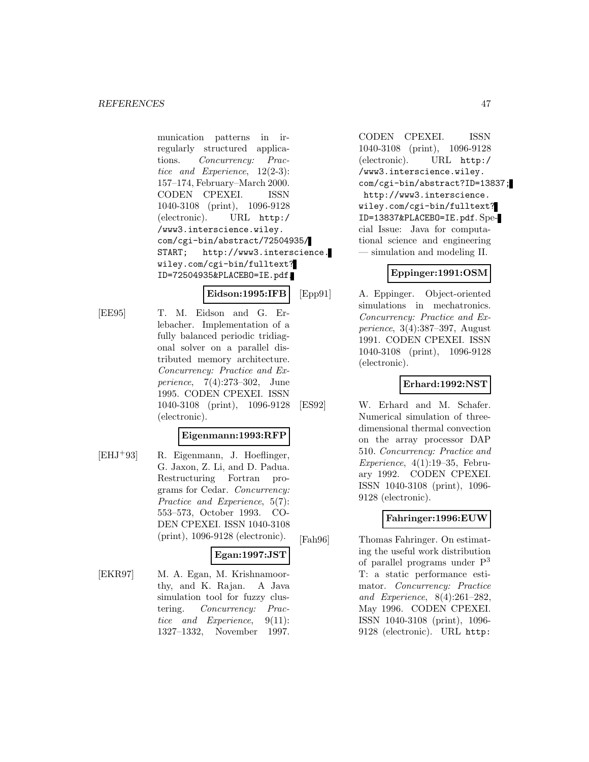munication patterns in irregularly structured applications. *Concurrency: Practice and Experience*, 12(2-3): 157–174, February–March 2000. CODEN CPEXEI. ISSN 1040-3108 (print), 1096-9128 (electronic). URL `http://www3.interscience.wiley.com/cgi-bin/abstract/72504935/START`; `http://www3.interscience.wiley.com/cgi-bin/fulltext?ID=72504935&PLACEBO=IE.pdf`.

**Eidson:1995:IFB**

[EE95] T. M. Eidson and G. Erlebacher. Implementation of a fully balanced periodic tridiagonal solver on a parallel distributed memory architecture. *Concurrency: Practice and Experience*, 7(4):273–302, June 1995. CODEN CPEXEI. ISSN 1040-3108 (print), 1096-9128 (electronic).

**Eigenmann:1993:RFP**

[EHJ+93] R. Eigenmann, J. Hoeflinger, G. Jaxon, Z. Li, and D. Padua. Restructuring Fortran programs for Cedar. *Concurrency: Practice and Experience*, 5(7): 553–573, October 1993. CODEN CPEXEI. ISSN 1040-3108 (print), 1096-9128 (electronic).

**Egan:1997:JST**

[EKR97] M. A. Egan, M. Krishnamoorthy, and K. Rajan. A Java simulation tool for fuzzy clustering. *Concurrency: Practice and Experience*, 9(11): 1327–1332, November 1997. CODEN CPEXEI. ISSN 1040-3108 (print), 1096-9128 (electronic). URL `http://www3.interscience.wiley.com/cgi-bin/abstract?ID=13837`; `http://www3.interscience.wiley.com/cgi-bin/fulltext?ID=13837&PLACEBO=IE.pdf`. Special Issue: Java for computational science and engineering — simulation and modeling II.

**Eppinger:1991:OSM**

[Epp91] A. Eppinger. Object-oriented simulations in mechatronics. *Concurrency: Practice and Experience*, 3(4):387–397, August 1991. CODEN CPEXEI. ISSN 1040-3108 (print), 1096-9128 (electronic).

**Erhard:1992:NST**

[ES92] W. Erhard and M. Schafer. Numerical simulation of three-dimensional thermal convection on the array processor DAP 510. *Concurrency: Practice and Experience*, 4(1):19–35, February 1992. CODEN CPEXEI. ISSN 1040-3108 (print), 1096-9128 (electronic).

**Fahringer:1996:EUW**

[Fah96] Thomas Fahringer. On estimating the useful work distribution of parallel programs under $P^3$ T: a static performance estimator. *Concurrency: Practice and Experience*, 8(4):261–282, May 1996. CODEN CPEXEI. ISSN 1040-3108 (print), 1096-9128 (electronic). URL `http:`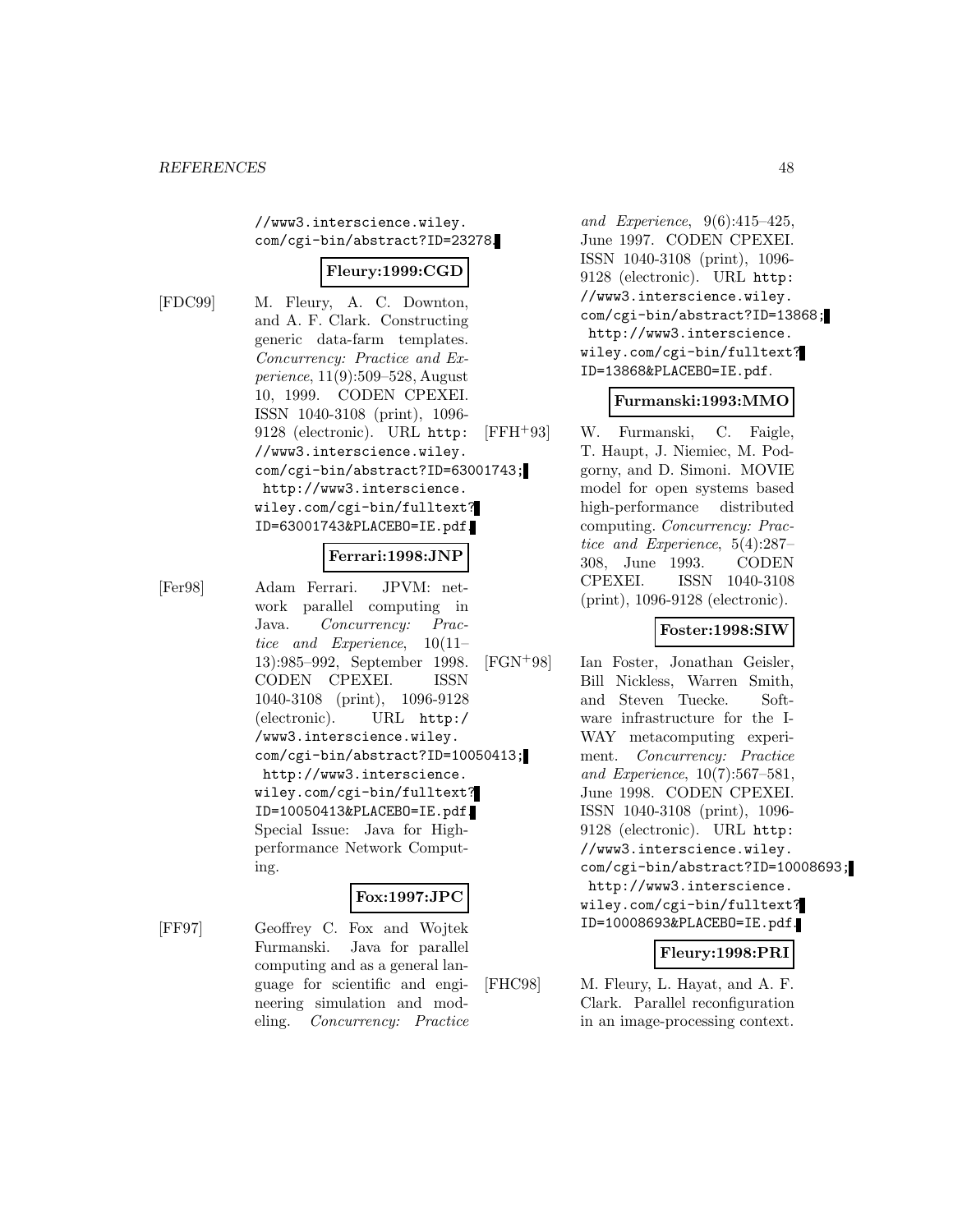//www3.interscience.wiley.com/cgi-bin/abstract?ID=23278.

**Fleury:1999:CGD**

[FDC99] M. Fleury, A. C. Downton, and A. F. Clark. Constructing generic data-farm templates. *Concurrency: Practice and Experience*, 11(9):509–528, August 10, 1999. CODEN CPEXEI. ISSN 1040-3108 (print), 1096-9128 (electronic). URL http://www3.interscience.wiley.com/cgi-bin/abstract?ID=63001743; http://www3.interscience.wiley.com/cgi-bin/fulltext?ID=63001743&PLACEBO=IE.pdf.

**Ferrari:1998:JNP**

[Fer98] Adam Ferrari. JPVM: network parallel computing in Java. *Concurrency: Practice and Experience*, 10(11–13):985–992, September 1998. CODEN CPEXEI. ISSN 1040-3108 (print), 1096-9128 (electronic). URL http://www3.interscience.wiley.com/cgi-bin/abstract?ID=10050413; http://www3.interscience.wiley.com/cgi-bin/fulltext?ID=10050413&PLACEBO=IE.pdf. Special Issue: Java for High-performance Network Computing.

**Fox:1997:JPC**

[FF97] Geoffrey C. Fox and Wojtek Furmanski. Java for parallel computing and as a general language for scientific and engineering simulation and modeling. *Concurrency: Practice and Experience*, 9(6):415–425, June 1997. CODEN CPEXEI. ISSN 1040-3108 (print), 1096-9128 (electronic). URL http://www3.interscience.wiley.com/cgi-bin/abstract?ID=13868; http://www3.interscience.wiley.com/cgi-bin/fulltext?ID=13868&PLACEBO=IE.pdf.

**Furmanski:1993:MMO**

[FFH+93] W. Furmanski, C. Faigle, T. Haupt, J. Niemiec, M. Podgorny, and D. Simoni. MOVIE model for open systems based high-performance distributed computing. *Concurrency: Practice and Experience*, 5(4):287–308, June 1993. CODEN CPEXEI. ISSN 1040-3108 (print), 1096-9128 (electronic).

**Foster:1998:SIW**

[FGN+98] Ian Foster, Jonathan Geisler, Bill Nickless, Warren Smith, and Steven Tuecke. Software infrastructure for the I-WAY metacomputing experiment. *Concurrency: Practice and Experience*, 10(7):567–581, June 1998. CODEN CPEXEI. ISSN 1040-3108 (print), 1096-9128 (electronic). URL http://www3.interscience.wiley.com/cgi-bin/abstract?ID=10008693; http://www3.interscience.wiley.com/cgi-bin/fulltext?ID=10008693&PLACEBO=IE.pdf.

**Fleury:1998:PRI**

[FHC98] M. Fleury, L. Hayat, and A. F. Clark. Parallel reconfiguration in an image-processing context.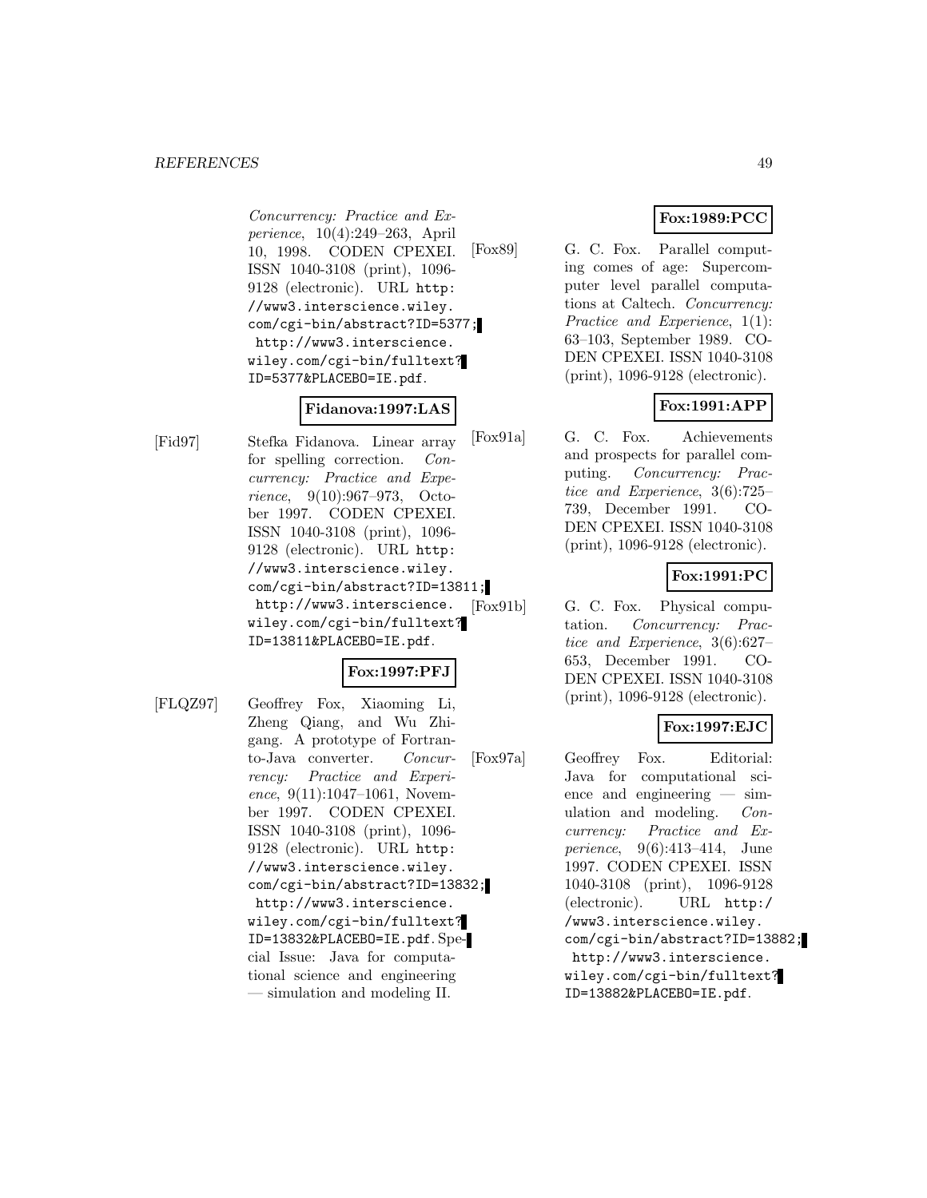*Concurrency: Practice and Experience*, 10(4):249–263, April 10, 1998. CODEN CPEXEI. ISSN 1040-3108 (print), 1096-9128 (electronic). URL http://www3.interscience.wiley.com/cgi-bin/abstract?ID=5377; http://www3.interscience.wiley.com/cgi-bin/fulltext?ID=5377&PLACEBO=IE.pdf.

**Fidanova:1997:LAS**

[Fid97] Stefka Fidanova. Linear array for spelling correction. *Concurrency: Practice and Experience*, 9(10):967–973, October 1997. CODEN CPEXEI. ISSN 1040-3108 (print), 1096-9128 (electronic). URL http://www3.interscience.wiley.com/cgi-bin/abstract?ID=13811; http://www3.interscience.wiley.com/cgi-bin/fulltext?ID=13811&PLACEBO=IE.pdf.

**Fox:1997:PFJ**

[FLQZ97] Geoffrey Fox, Xiaoming Li, Zheng Qiang, and Wu Zhigang. A prototype of Fortran-to-Java converter. *Concurrency: Practice and Experience*, 9(11):1047–1061, November 1997. CODEN CPEXEI. ISSN 1040-3108 (print), 1096-9128 (electronic). URL http://www3.interscience.wiley.com/cgi-bin/abstract?ID=13832; http://www3.interscience.wiley.com/cgi-bin/fulltext?ID=13832&PLACEBO=IE.pdf. Special Issue: Java for computational science and engineering — simulation and modeling II.

**Fox:1989:PCC**

[Fox89] G. C. Fox. Parallel computing comes of age: Supercomputer level parallel computations at Caltech. *Concurrency: Practice and Experience*, 1(1):63–103, September 1989. CODEN CPEXEI. ISSN 1040-3108 (print), 1096-9128 (electronic).

**Fox:1991:APP**

[Fox91a] G. C. Fox. Achievements and prospects for parallel computing. *Concurrency: Practice and Experience*, 3(6):725–739, December 1991. CODEN CPEXEI. ISSN 1040-3108 (print), 1096-9128 (electronic).

**Fox:1991:PC**

[Fox91b] G. C. Fox. Physical computation. *Concurrency: Practice and Experience*, 3(6):627–653, December 1991. CODEN CPEXEI. ISSN 1040-3108 (print), 1096-9128 (electronic).

**Fox:1997:EJC**

[Fox97a] Geoffrey Fox. Editorial: Java for computational science and engineering — simulation and modeling. *Concurrency: Practice and Experience*, 9(6):413–414, June 1997. CODEN CPEXEI. ISSN 1040-3108 (print), 1096-9128 (electronic). URL http://www3.interscience.wiley.com/cgi-bin/abstract?ID=13882; http://www3.interscience.wiley.com/cgi-bin/fulltext?ID=13882&PLACEBO=IE.pdf.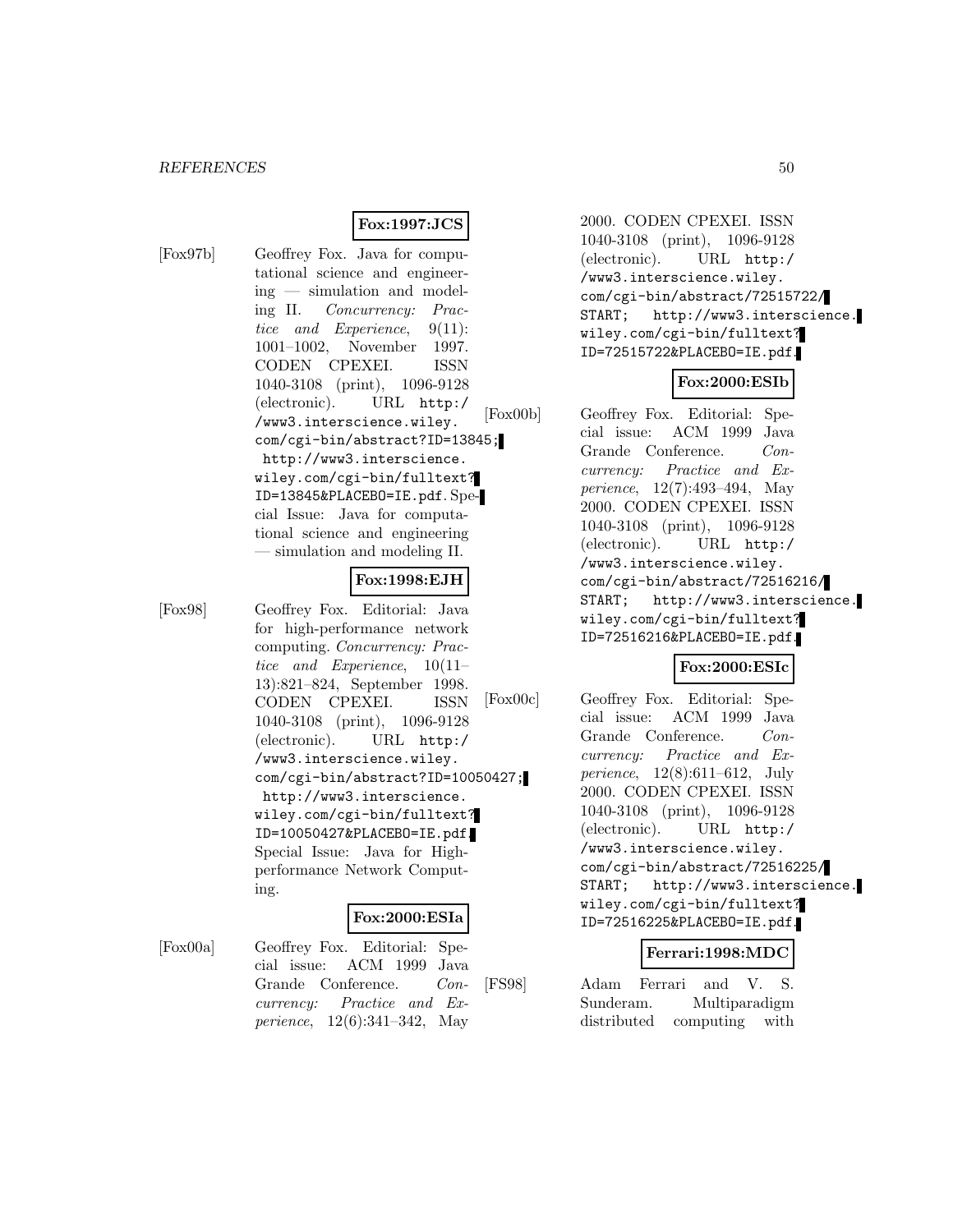**Fox:1997:JCS**

[Fox97b] Geoffrey Fox. Java for computational science and engineering — simulation and modeling II. *Concurrency: Practice and Experience*, 9(11): 1001–1002, November 1997. CODEN CPEXEI. ISSN 1040-3108 (print), 1096-9128 (electronic). URL `http://www3.interscience.wiley.com/cgi-bin/abstract?ID=13845`; `http://www3.interscience.wiley.com/cgi-bin/fulltext?ID=13845&PLACEBO=IE.pdf`. Special Issue: Java for computational science and engineering — simulation and modeling II.

**Fox:1998:EJH**

[Fox98] Geoffrey Fox. Editorial: Java for high-performance network computing. *Concurrency: Practice and Experience*, 10(11–13):821–824, September 1998. CODEN CPEXEI. ISSN 1040-3108 (print), 1096-9128 (electronic). URL `http://www3.interscience.wiley.com/cgi-bin/abstract?ID=10050427`; `http://www3.interscience.wiley.com/cgi-bin/fulltext?ID=10050427&PLACEBO=IE.pdf`. Special Issue: Java for High-performance Network Computing.

**Fox:2000:ESIa**

[Fox00a] Geoffrey Fox. Editorial: Special issue: ACM 1999 Java Grande Conference. *Concurrency: Practice and Experience*, 12(6):341–342, May 2000. CODEN CPEXEI. ISSN 1040-3108 (print), 1096-9128 (electronic). URL `http://www3.interscience.wiley.com/cgi-bin/abstract/72515722/START`; `http://www3.interscience.wiley.com/cgi-bin/fulltext?ID=72515722&PLACEBO=IE.pdf`.

**Fox:2000:ESIb**

[Fox00b] Geoffrey Fox. Editorial: Special issue: ACM 1999 Java Grande Conference. *Concurrency: Practice and Experience*, 12(7):493–494, May 2000. CODEN CPEXEI. ISSN 1040-3108 (print), 1096-9128 (electronic). URL `http://www3.interscience.wiley.com/cgi-bin/abstract/72516216/START`; `http://www3.interscience.wiley.com/cgi-bin/fulltext?ID=72516216&PLACEBO=IE.pdf`.

**Fox:2000:ESIc**

[Fox00c] Geoffrey Fox. Editorial: Special issue: ACM 1999 Java Grande Conference. *Concurrency: Practice and Experience*, 12(8):611–612, July 2000. CODEN CPEXEI. ISSN 1040-3108 (print), 1096-9128 (electronic). URL `http://www3.interscience.wiley.com/cgi-bin/abstract/72516225/START`; `http://www3.interscience.wiley.com/cgi-bin/fulltext?ID=72516225&PLACEBO=IE.pdf`.

**Ferrari:1998:MDC**

[FS98] Adam Ferrari and V. S. Sunderam. Multiparadigm distributed computing with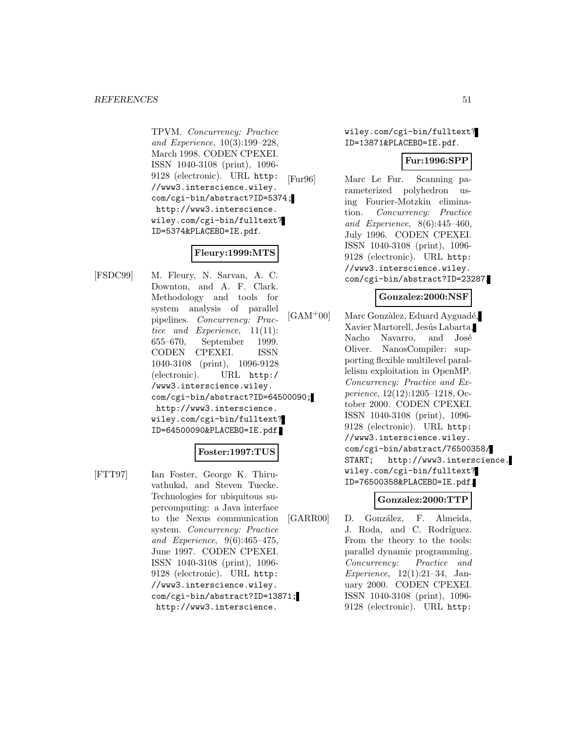TPVM. *Concurrency: Practice and Experience*, 10(3):199–228, March 1998. CODEN CPEXEI. ISSN 1040-3108 (print), 1096-9128 (electronic). URL http://www3.interscience.wiley.com/cgi-bin/abstract?ID=5374; http://www3.interscience.wiley.com/cgi-bin/fulltext?ID=5374&PLACEBO=IE.pdf.

**Fleury:1999:MTS**

[FSDC99] M. Fleury, N. Sarvan, A. C. Downton, and A. F. Clark. Methodology and tools for system analysis of parallel pipelines. *Concurrency: Practice and Experience*, 11(11):655–670, September 1999. CODEN CPEXEI. ISSN 1040-3108 (print), 1096-9128 (electronic). URL http://www3.interscience.wiley.com/cgi-bin/abstract?ID=64500090; http://www3.interscience.wiley.com/cgi-bin/fulltext?ID=64500090&PLACEBO=IE.pdf.

**Foster:1997:TUS**

[FTT97] Ian Foster, George K. Thiruvathukal, and Steven Tuecke. Technologies for ubiquitous supercomputing: a Java interface to the Nexus communication system. *Concurrency: Practice and Experience*, 9(6):465–475, June 1997. CODEN CPEXEI. ISSN 1040-3108 (print), 1096-9128 (electronic). URL http://www3.interscience.wiley.com/cgi-bin/abstract?ID=13871; http://www3.interscience.wiley.com/cgi-bin/fulltext?ID=13871&PLACEBO=IE.pdf.

**Fur:1996:SPP**

[Fur96] Marc Le Fur. Scanning parameterized polyhedron using Fourier-Motzkin elimination. *Concurrency: Practice and Experience*, 8(6):445–460, July 1996. CODEN CPEXEI. ISSN 1040-3108 (print), 1096-9128 (electronic). URL http://www3.interscience.wiley.com/cgi-bin/abstract?ID=23287.

**Gonzalez:2000:NSF**

[GAM+00] Marc Gonzàlez, Eduard Ayguadé, Xavier Martorell, Jesús Labarta, Nacho Navarro, and José Oliver. NanosCompiler: supporting flexible multilevel parallelism exploitation in OpenMP. *Concurrency: Practice and Experience*, 12(12):1205–1218, October 2000. CODEN CPEXEI. ISSN 1040-3108 (print), 1096-9128 (electronic). URL http://www3.interscience.wiley.com/cgi-bin/abstract/76500358/START; http://www3.interscience.wiley.com/cgi-bin/fulltext?ID=76500358&PLACEBO=IE.pdf.

**Gonzalez:2000:TTP**

[GARR00] D. González, F. Almeida, J. Roda, and C. Rodríguez. From the theory to the tools: parallel dynamic programming. *Concurrency: Practice and Experience*, 12(1):21–34, January 2000. CODEN CPEXEI. ISSN 1040-3108 (print), 1096-9128 (electronic). URL http: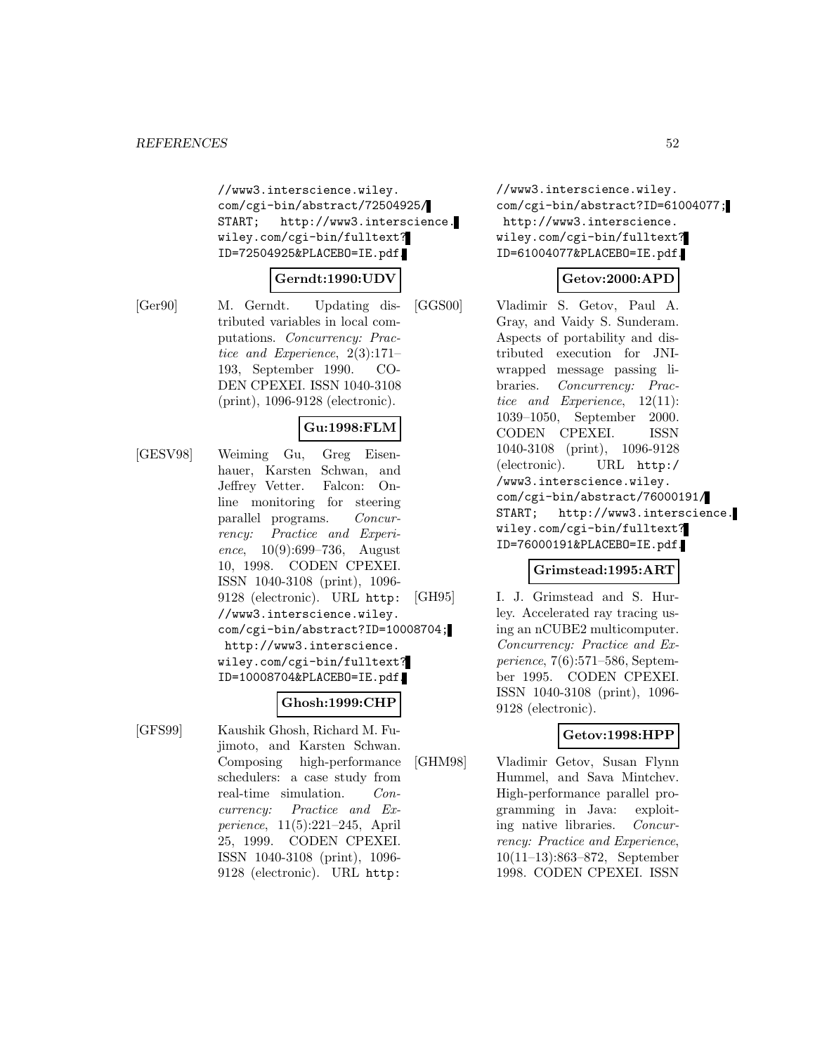//www3.interscience.wiley.com/cgi-bin/abstract/72504925/START; http://www3.interscience.wiley.com/cgi-bin/fulltext?ID=72504925&PLACEBO=IE.pdf.

**Gerndt:1990:UDV**

[Ger90] M. Gerndt. Updating distributed variables in local computations. *Concurrency: Practice and Experience*, 2(3):171–193, September 1990. CODEN CPEXEI. ISSN 1040-3108 (print), 1096-9128 (electronic).

**Gu:1998:FLM**

[GESV98] Weiming Gu, Greg Eisenhauer, Karsten Schwan, and Jeffrey Vetter. Falcon: Online monitoring for steering parallel programs. *Concurrency: Practice and Experience*, 10(9):699–736, August 10, 1998. CODEN CPEXEI. ISSN 1040-3108 (print), 1096-9128 (electronic). URL http://www3.interscience.wiley.com/cgi-bin/abstract?ID=10008704; http://www3.interscience.wiley.com/cgi-bin/fulltext?ID=10008704&PLACEBO=IE.pdf.

**Ghosh:1999:CHP**

[GFS99] Kaushik Ghosh, Richard M. Fujimoto, and Karsten Schwan. Composing high-performance schedulers: a case study from real-time simulation. *Concurrency: Practice and Experience*, 11(5):221–245, April 25, 1999. CODEN CPEXEI. ISSN 1040-3108 (print), 1096-9128 (electronic). URL http://www3.interscience.wiley.com/cgi-bin/abstract?ID=61004077; http://www3.interscience.wiley.com/cgi-bin/fulltext?ID=61004077&PLACEBO=IE.pdf.

**Getov:2000:APD**

[GGS00] Vladimir S. Getov, Paul A. Gray, and Vaidy S. Sunderam. Aspects of portability and distributed execution for JNI-wrapped message passing libraries. *Concurrency: Practice and Experience*, 12(11):1039–1050, September 2000. CODEN CPEXEI. ISSN 1040-3108 (print), 1096-9128 (electronic). URL http://www3.interscience.wiley.com/cgi-bin/abstract/76000191/START; http://www3.interscience.wiley.com/cgi-bin/fulltext?ID=76000191&PLACEBO=IE.pdf.

**Grimstead:1995:ART**

[GH95] I. J. Grimstead and S. Hurley. Accelerated ray tracing using an nCUBE2 multicomputer. *Concurrency: Practice and Experience*, 7(6):571–586, September 1995. CODEN CPEXEI. ISSN 1040-3108 (print), 1096-9128 (electronic).

**Getov:1998:HPP**

[GHM98] Vladimir Getov, Susan Flynn Hummel, and Sava Mintchev. High-performance parallel programming in Java: exploiting native libraries. *Concurrency: Practice and Experience*, 10(11–13):863–872, September 1998. CODEN CPEXEI. ISSN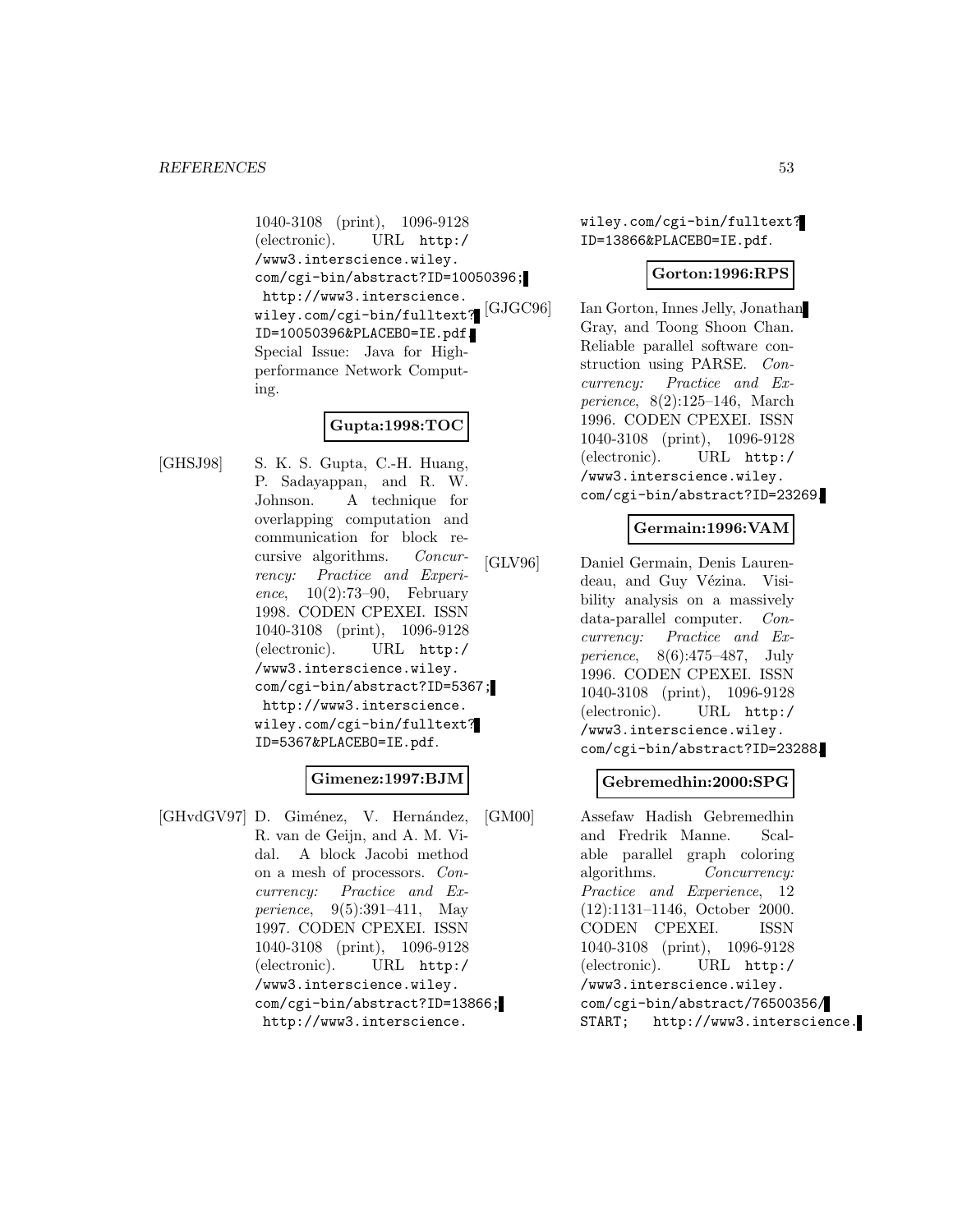1040-3108 (print), 1096-9128 (electronic). URL http://www3.interscience.wiley.com/cgi-bin/abstract?ID=10050396; http://www3.interscience.wiley.com/cgi-bin/fulltext?ID=10050396&PLACEBO=IE.pdf. Special Issue: Java for High-performance Network Computing.

**Gupta:1998:TOC**

[GHSJ98] S. K. S. Gupta, C.-H. Huang, P. Sadayappan, and R. W. Johnson. A technique for overlapping computation and communication for block recursive algorithms. *Concurrency: Practice and Experience*, 10(2):73–90, February 1998. CODEN CPEXEI. ISSN 1040-3108 (print), 1096-9128 (electronic). URL http://www3.interscience.wiley.com/cgi-bin/abstract?ID=5367; http://www3.interscience.wiley.com/cgi-bin/fulltext?ID=5367&PLACEBO=IE.pdf.

**Gimenez:1997:BJM**

[GHvdGV97] D. Giménez, V. Hernández, R. van de Geijn, and A. M. Vidal. A block Jacobi method on a mesh of processors. *Concurrency: Practice and Experience*, 9(5):391–411, May 1997. CODEN CPEXEI. ISSN 1040-3108 (print), 1096-9128 (electronic). URL http://www3.interscience.wiley.com/cgi-bin/abstract?ID=13866; http://www3.interscience.wiley.com/cgi-bin/fulltext?ID=13866&PLACEBO=IE.pdf.

**Gorton:1996:RPS**

[GJGC96] Ian Gorton, Innes Jelly, Jonathan Gray, and Toong Shoon Chan. Reliable parallel software construction using PARSE. *Concurrency: Practice and Experience*, 8(2):125–146, March 1996. CODEN CPEXEI. ISSN 1040-3108 (print), 1096-9128 (electronic). URL http://www3.interscience.wiley.com/cgi-bin/abstract?ID=23269.

**Germain:1996:VAM**

[GLV96] Daniel Germain, Denis Laurendeau, and Guy Vézina. Visibility analysis on a massively data-parallel computer. *Concurrency: Practice and Experience*, 8(6):475–487, July 1996. CODEN CPEXEI. ISSN 1040-3108 (print), 1096-9128 (electronic). URL http://www3.interscience.wiley.com/cgi-bin/abstract?ID=23288.

**Gebremedhin:2000:SPG**

[GM00] Assefaw Hadish Gebremedhin and Fredrik Manne. Scalable parallel graph coloring algorithms. *Concurrency: Practice and Experience*, 12 (12):1131–1146, October 2000. CODEN CPEXEI. ISSN 1040-3108 (print), 1096-9128 (electronic). URL http://www3.interscience.wiley.com/cgi-bin/abstract/76500356/START; http://www3.interscience.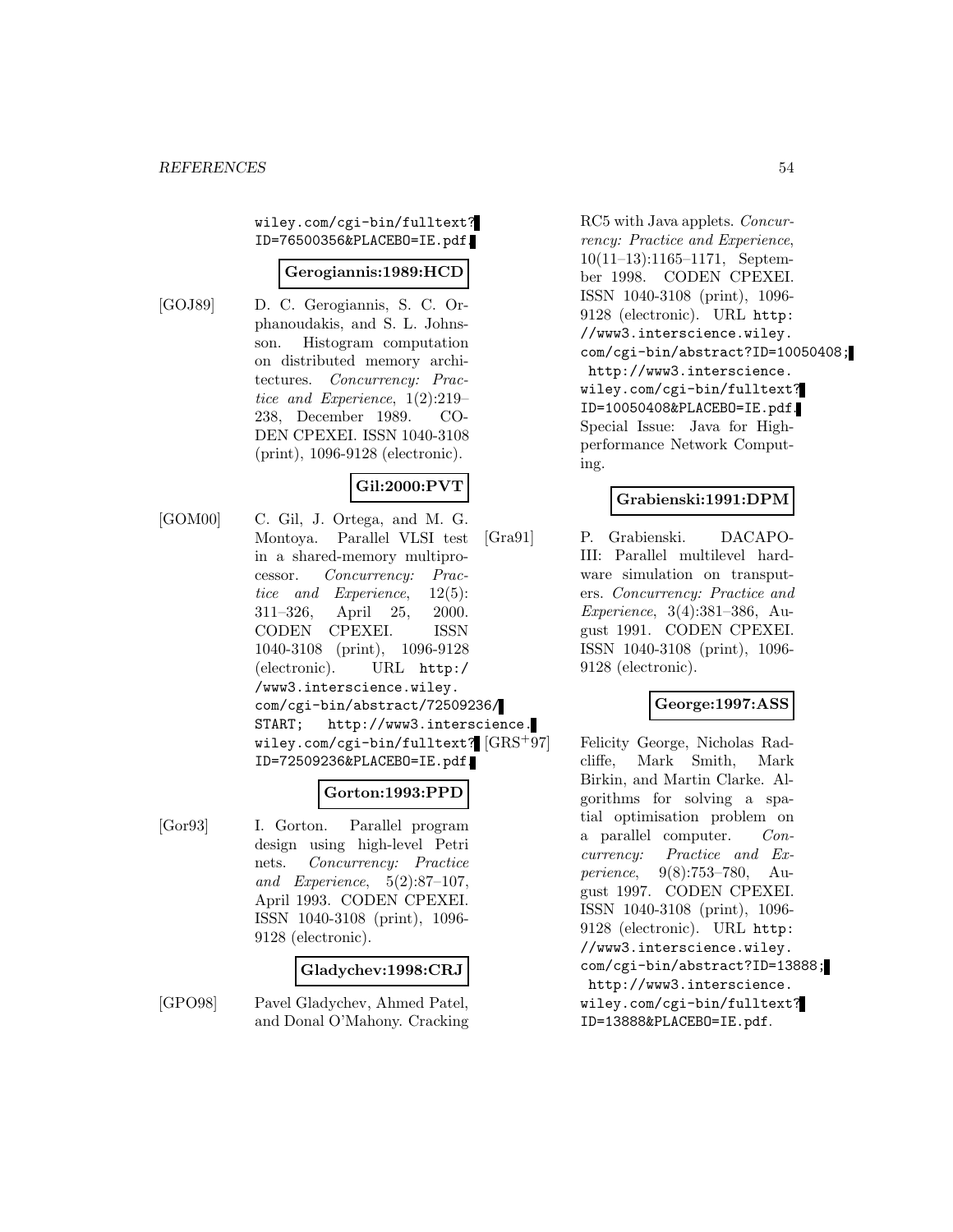wiley.com/cgi-bin/fulltext?ID=76500356&PLACEBO=IE.pdf.

**Gerogiannis:1989:HCD**

[GOJ89] D. C. Gerogiannis, S. C. Orphanoudakis, and S. L. Johnsson. Histogram computation on distributed memory architectures. *Concurrency: Practice and Experience*, 1(2):219–238, December 1989. CODEN CPEXEI. ISSN 1040-3108 (print), 1096-9128 (electronic).

**Gil:2000:PVT**

[GOM00] C. Gil, J. Ortega, and M. G. Montoya. Parallel VLSI test in a shared-memory multiprocessor. *Concurrency: Practice and Experience*, 12(5): 311–326, April 25, 2000. CODEN CPEXEI. ISSN 1040-3108 (print), 1096-9128 (electronic). URL http://www3.interscience.wiley.com/cgi-bin/abstract/72509236/START; http://www3.interscience.wiley.com/cgi-bin/fulltext?ID=72509236&PLACEBO=IE.pdf.

**Gorton:1993:PPD**

[Gor93] I. Gorton. Parallel program design using high-level Petri nets. *Concurrency: Practice and Experience*, 5(2):87–107, April 1993. CODEN CPEXEI. ISSN 1040-3108 (print), 1096-9128 (electronic).

**Gladychev:1998:CRJ**

[GPO98] Pavel Gladychev, Ahmed Patel, and Donal O'Mahony. Cracking RC5 with Java applets. *Concurrency: Practice and Experience*, 10(11–13):1165–1171, September 1998. CODEN CPEXEI. ISSN 1040-3108 (print), 1096-9128 (electronic). URL http://www3.interscience.wiley.com/cgi-bin/abstract?ID=10050408; http://www3.interscience.wiley.com/cgi-bin/fulltext?ID=10050408&PLACEBO=IE.pdf. Special Issue: Java for High-performance Network Computing.

**Grabienski:1991:DPM**

[Gra91] P. Grabienski. DACAPO-III: Parallel multilevel hardware simulation on transputers. *Concurrency: Practice and Experience*, 3(4):381–386, August 1991. CODEN CPEXEI. ISSN 1040-3108 (print), 1096-9128 (electronic).

**George:1997:ASS**

[GRS+97] Felicity George, Nicholas Radcliffe, Mark Smith, Mark Birkin, and Martin Clarke. Algorithms for solving a spatial optimisation problem on a parallel computer. *Concurrency: Practice and Experience*, 9(8):753–780, August 1997. CODEN CPEXEI. ISSN 1040-3108 (print), 1096-9128 (electronic). URL http://www3.interscience.wiley.com/cgi-bin/abstract?ID=13888; http://www3.interscience.wiley.com/cgi-bin/fulltext?ID=13888&PLACEBO=IE.pdf.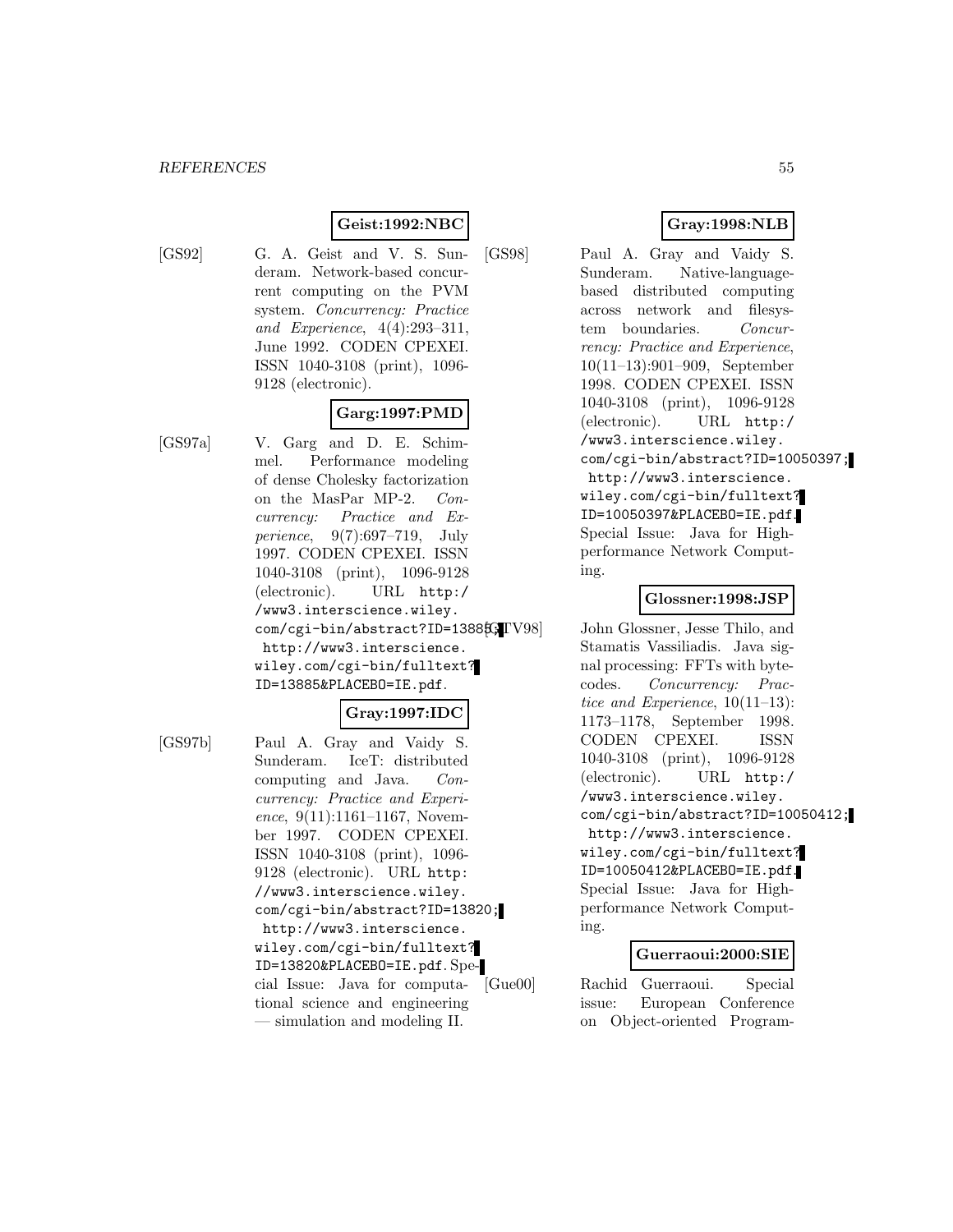**Geist:1992:NBC**

[GS92] G. A. Geist and V. S. Sunderam. Network-based concurrent computing on the PVM system. *Concurrency: Practice and Experience*, 4(4):293–311, June 1992. CODEN CPEXEI. ISSN 1040-3108 (print), 1096-9128 (electronic).

**Garg:1997:PMD**

[GS97a] V. Garg and D. E. Schimmel. Performance modeling of dense Cholesky factorization on the MasPar MP-2. *Concurrency: Practice and Experience*, 9(7):697–719, July 1997. CODEN CPEXEI. ISSN 1040-3108 (print), 1096-9128 (electronic). URL `http://www3.interscience.wiley.com/cgi-bin/abstract?ID=13885`; `http://www3.interscience.wiley.com/cgi-bin/fulltext?ID=13885&PLACEBO=IE.pdf`.

**Gray:1997:IDC**

[GS97b] Paul A. Gray and Vaidy S. Sunderam. IceT: distributed computing and Java. *Concurrency: Practice and Experience*, 9(11):1161–1167, November 1997. CODEN CPEXEI. ISSN 1040-3108 (print), 1096-9128 (electronic). URL `http://www3.interscience.wiley.com/cgi-bin/abstract?ID=13820`; `http://www3.interscience.wiley.com/cgi-bin/fulltext?ID=13820&PLACEBO=IE.pdf`. Special Issue: Java for computational science and engineering — simulation and modeling II.

**Gray:1998:NLB**

[GS98] Paul A. Gray and Vaidy S. Sunderam. Native-language-based distributed computing across network and filesystem boundaries. *Concurrency: Practice and Experience*, 10(11–13):901–909, September 1998. CODEN CPEXEI. ISSN 1040-3108 (print), 1096-9128 (electronic). URL `http://www3.interscience.wiley.com/cgi-bin/abstract?ID=10050397`; `http://www3.interscience.wiley.com/cgi-bin/fulltext?ID=10050397&PLACEBO=IE.pdf`. Special Issue: Java for High-performance Network Computing.

**Glossner:1998:JSP**

[GTV98] John Glossner, Jesse Thilo, and Stamatis Vassiliadis. Java signal processing: FFTs with bytecodes. *Concurrency: Practice and Experience*, 10(11–13):1173–1178, September 1998. CODEN CPEXEI. ISSN 1040-3108 (print), 1096-9128 (electronic). URL `http://www3.interscience.wiley.com/cgi-bin/abstract?ID=10050412`; `http://www3.interscience.wiley.com/cgi-bin/fulltext?ID=10050412&PLACEBO=IE.pdf`. Special Issue: Java for High-performance Network Computing.

**Guerraoui:2000:SIE**

[Gue00] Rachid Guerraoui. Special issue: European Conference on Object-oriented Program-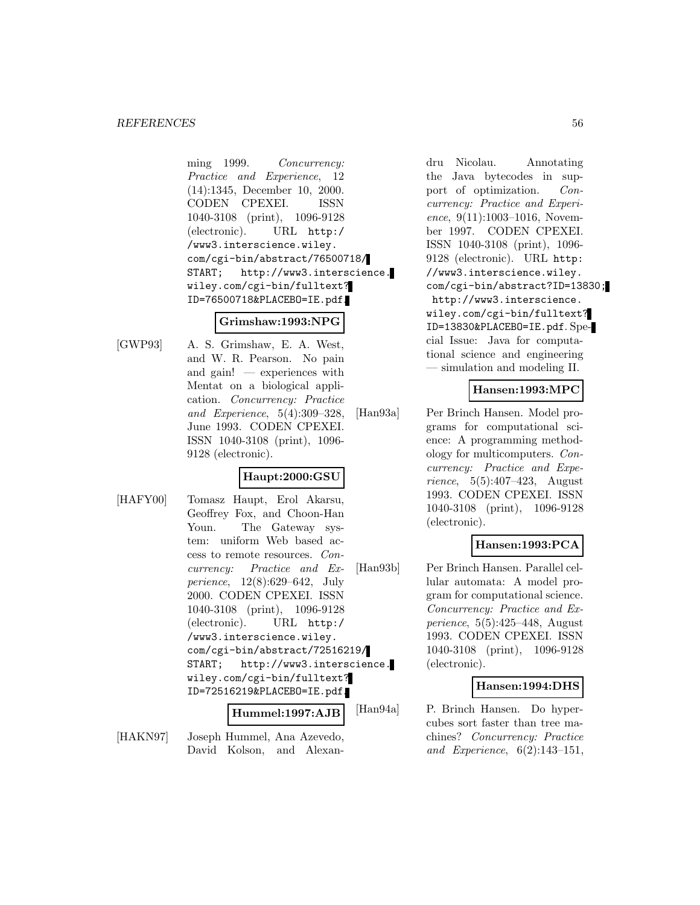ming 1999. *Concurrency: Practice and Experience*, 12 (14):1345, December 10, 2000. CODEN CPEXEI. ISSN 1040-3108 (print), 1096-9128 (electronic). URL http://www3.interscience.wiley.com/cgi-bin/abstract/76500718/START; http://www3.interscience.wiley.com/cgi-bin/fulltext?ID=76500718&PLACEBO=IE.pdf.

**Grimshaw:1993:NPG**

[GWP93] A. S. Grimshaw, E. A. West, and W. R. Pearson. No pain and gain! — experiences with Mentat on a biological application. *Concurrency: Practice and Experience*, 5(4):309–328, June 1993. CODEN CPEXEI. ISSN 1040-3108 (print), 1096-9128 (electronic).

**Haupt:2000:GSU**

[HAFY00] Tomasz Haupt, Erol Akarsu, Geoffrey Fox, and Choon-Han Youn. The Gateway system: uniform Web based access to remote resources. *Concurrency: Practice and Experience*, 12(8):629–642, July 2000. CODEN CPEXEI. ISSN 1040-3108 (print), 1096-9128 (electronic). URL http://www3.interscience.wiley.com/cgi-bin/abstract/72516219/START; http://www3.interscience.wiley.com/cgi-bin/fulltext?ID=72516219&PLACEBO=IE.pdf.

**Hummel:1997:AJB**

[HAKN97] Joseph Hummel, Ana Azevedo, David Kolson, and Alexandru Nicolau. Annotating the Java bytecodes in support of optimization. *Concurrency: Practice and Experience*, 9(11):1003–1016, November 1997. CODEN CPEXEI. ISSN 1040-3108 (print), 1096-9128 (electronic). URL http://www3.interscience.wiley.com/cgi-bin/abstract?ID=13830; http://www3.interscience.wiley.com/cgi-bin/fulltext?ID=13830&PLACEBO=IE.pdf. Special Issue: Java for computational science and engineering — simulation and modeling II.

**Hansen:1993:MPC**

[Han93a] Per Brinch Hansen. Model programs for computational science: A programming methodology for multicomputers. *Concurrency: Practice and Experience*, 5(5):407–423, August 1993. CODEN CPEXEI. ISSN 1040-3108 (print), 1096-9128 (electronic).

**Hansen:1993:PCA**

[Han93b] Per Brinch Hansen. Parallel cellular automata: A model program for computational science. *Concurrency: Practice and Experience*, 5(5):425–448, August 1993. CODEN CPEXEI. ISSN 1040-3108 (print), 1096-9128 (electronic).

**Hansen:1994:DHS**

[Han94a] P. Brinch Hansen. Do hypercubes sort faster than tree machines? *Concurrency: Practice and Experience*, 6(2):143–151,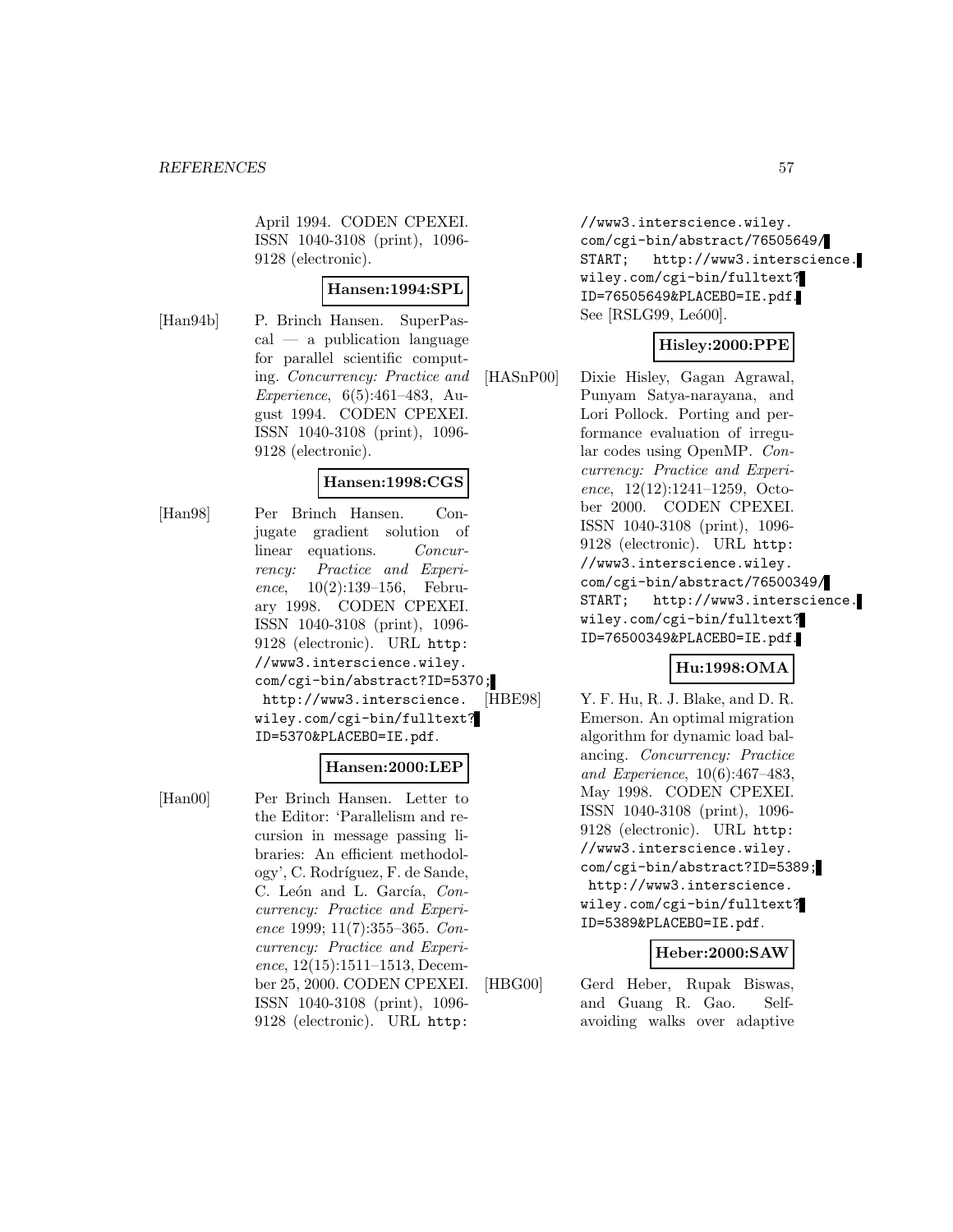April 1994. CODEN CPEXEI. ISSN 1040-3108 (print), 1096-9128 (electronic).

**Hansen:1994:SPL**

[Han94b] P. Brinch Hansen. SuperPascal — a publication language for parallel scientific computing. *Concurrency: Practice and Experience*, 6(5):461–483, August 1994. CODEN CPEXEI. ISSN 1040-3108 (print), 1096-9128 (electronic).

**Hansen:1998:CGS**

[Han98] Per Brinch Hansen. Conjugate gradient solution of linear equations. *Concurrency: Practice and Experience*, 10(2):139–156, February 1998. CODEN CPEXEI. ISSN 1040-3108 (print), 1096-9128 (electronic). URL `http://www3.interscience.wiley.com/cgi-bin/abstract?ID=5370; http://www3.interscience.wiley.com/cgi-bin/fulltext?ID=5370&PLACEBO=IE.pdf`.

**Hansen:2000:LEP**

[Han00] Per Brinch Hansen. Letter to the Editor: 'Parallelism and recursion in message passing libraries: An efficient methodology', C. Rodríguez, F. de Sande, C. León and L. García, *Concurrency: Practice and Experience* 1999; 11(7):355–365. *Concurrency: Practice and Experience*, 12(15):1511–1513, December 25, 2000. CODEN CPEXEI. ISSN 1040-3108 (print), 1096-9128 (electronic). URL `http://www3.interscience.wiley.com/cgi-bin/abstract/76505649/START; http://www3.interscience.wiley.com/cgi-bin/fulltext?ID=76505649&PLACEBO=IE.pdf`. See [RSLG99, León00].

**Hisley:2000:PPE**

[HASnP00] Dixie Hisley, Gagan Agrawal, Punyam Satya-narayana, and Lori Pollock. Porting and performance evaluation of irregular codes using OpenMP. *Concurrency: Practice and Experience*, 12(12):1241–1259, October 2000. CODEN CPEXEI. ISSN 1040-3108 (print), 1096-9128 (electronic). URL `http://www3.interscience.wiley.com/cgi-bin/abstract/76500349/START; http://www3.interscience.wiley.com/cgi-bin/fulltext?ID=76500349&PLACEBO=IE.pdf`.

**Hu:1998:OMA**

[HBE98] Y. F. Hu, R. J. Blake, and D. R. Emerson. An optimal migration algorithm for dynamic load balancing. *Concurrency: Practice and Experience*, 10(6):467–483, May 1998. CODEN CPEXEI. ISSN 1040-3108 (print), 1096-9128 (electronic). URL `http://www3.interscience.wiley.com/cgi-bin/abstract?ID=5389; http://www3.interscience.wiley.com/cgi-bin/fulltext?ID=5389&PLACEBO=IE.pdf`.

**Heber:2000:SAW**

[HBG00] Gerd Heber, Rupak Biswas, and Guang R. Gao. Self-avoiding walks over adaptive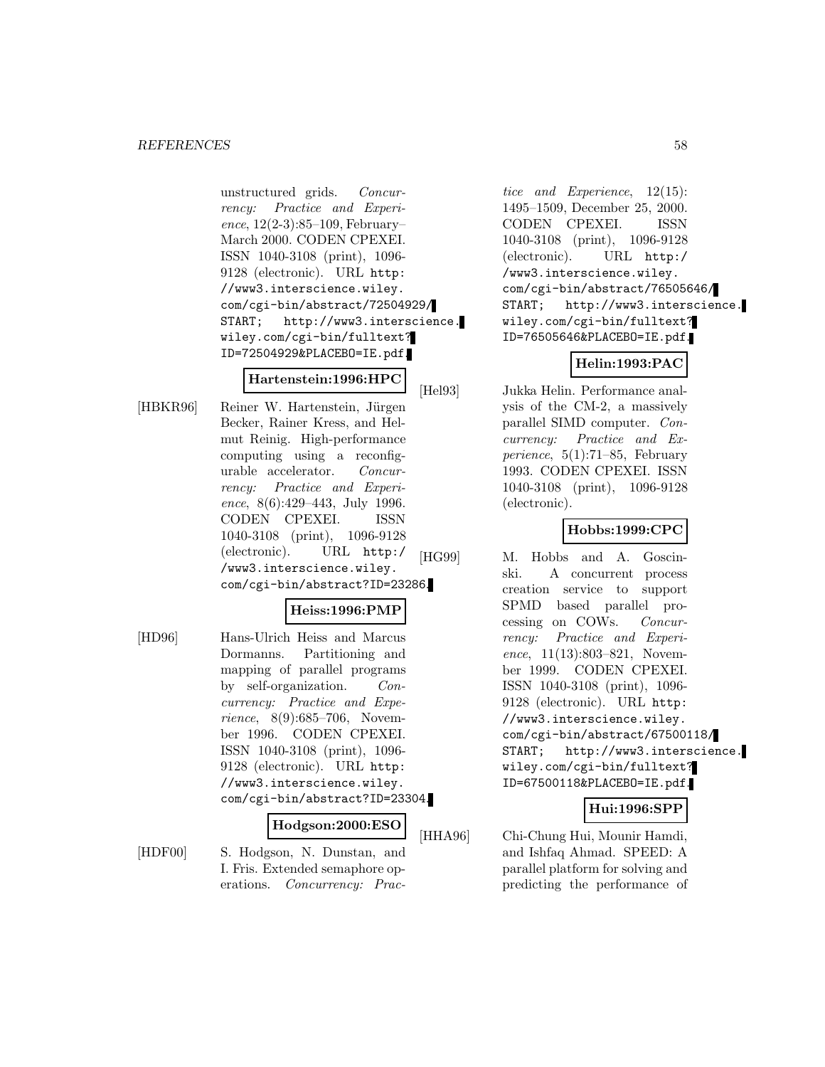unstructured grids. *Concurrency: Practice and Experience*, 12(2-3):85–109, February–March 2000. CODEN CPEXEI. ISSN 1040-3108 (print), 1096-9128 (electronic). URL `http://www3.interscience.wiley.com/cgi-bin/abstract/72504929/START`; `http://www3.interscience.wiley.com/cgi-bin/fulltext?ID=72504929&PLACEBO=IE.pdf`.

**Hartenstein:1996:HPC**

[HBKR96] Reiner W. Hartenstein, Jürgen Becker, Rainer Kress, and Helmut Reinig. High-performance computing using a reconfigurable accelerator. *Concurrency: Practice and Experience*, 8(6):429–443, July 1996. CODEN CPEXEI. ISSN 1040-3108 (print), 1096-9128 (electronic). URL `http://www3.interscience.wiley.com/cgi-bin/abstract?ID=23286`.

**Heiss:1996:PMP**

[HD96] Hans-Ulrich Heiss and Marcus Dormanns. Partitioning and mapping of parallel programs by self-organization. *Concurrency: Practice and Experience*, 8(9):685–706, November 1996. CODEN CPEXEI. ISSN 1040-3108 (print), 1096-9128 (electronic). URL `http://www3.interscience.wiley.com/cgi-bin/abstract?ID=23304`.

**Hodgson:2000:ESO**

[HDF00] S. Hodgson, N. Dunstan, and I. Fris. Extended semaphore operations. *Concurrency: Practice and Experience*, 12(15):1495–1509, December 25, 2000. CODEN CPEXEI. ISSN 1040-3108 (print), 1096-9128 (electronic). URL `http://www3.interscience.wiley.com/cgi-bin/abstract/76505646/START`; `http://www3.interscience.wiley.com/cgi-bin/fulltext?ID=76505646&PLACEBO=IE.pdf`.

**Helin:1993:PAC**

[Hel93] Jukka Helin. Performance analysis of the CM-2, a massively parallel SIMD computer. *Concurrency: Practice and Experience*, 5(1):71–85, February 1993. CODEN CPEXEI. ISSN 1040-3108 (print), 1096-9128 (electronic).

**Hobbs:1999:CPC**

[HG99] M. Hobbs and A. Goscinski. A concurrent process creation service to support SPMD based parallel processing on COWs. *Concurrency: Practice and Experience*, 11(13):803–821, November 1999. CODEN CPEXEI. ISSN 1040-3108 (print), 1096-9128 (electronic). URL `http://www3.interscience.wiley.com/cgi-bin/abstract/67500118/START`; `http://www3.interscience.wiley.com/cgi-bin/fulltext?ID=67500118&PLACEBO=IE.pdf`.

**Hui:1996:SPP**

[HHA96] Chi-Chung Hui, Mounir Hamdi, and Ishfaq Ahmad. SPEED: A parallel platform for solving and predicting the performance of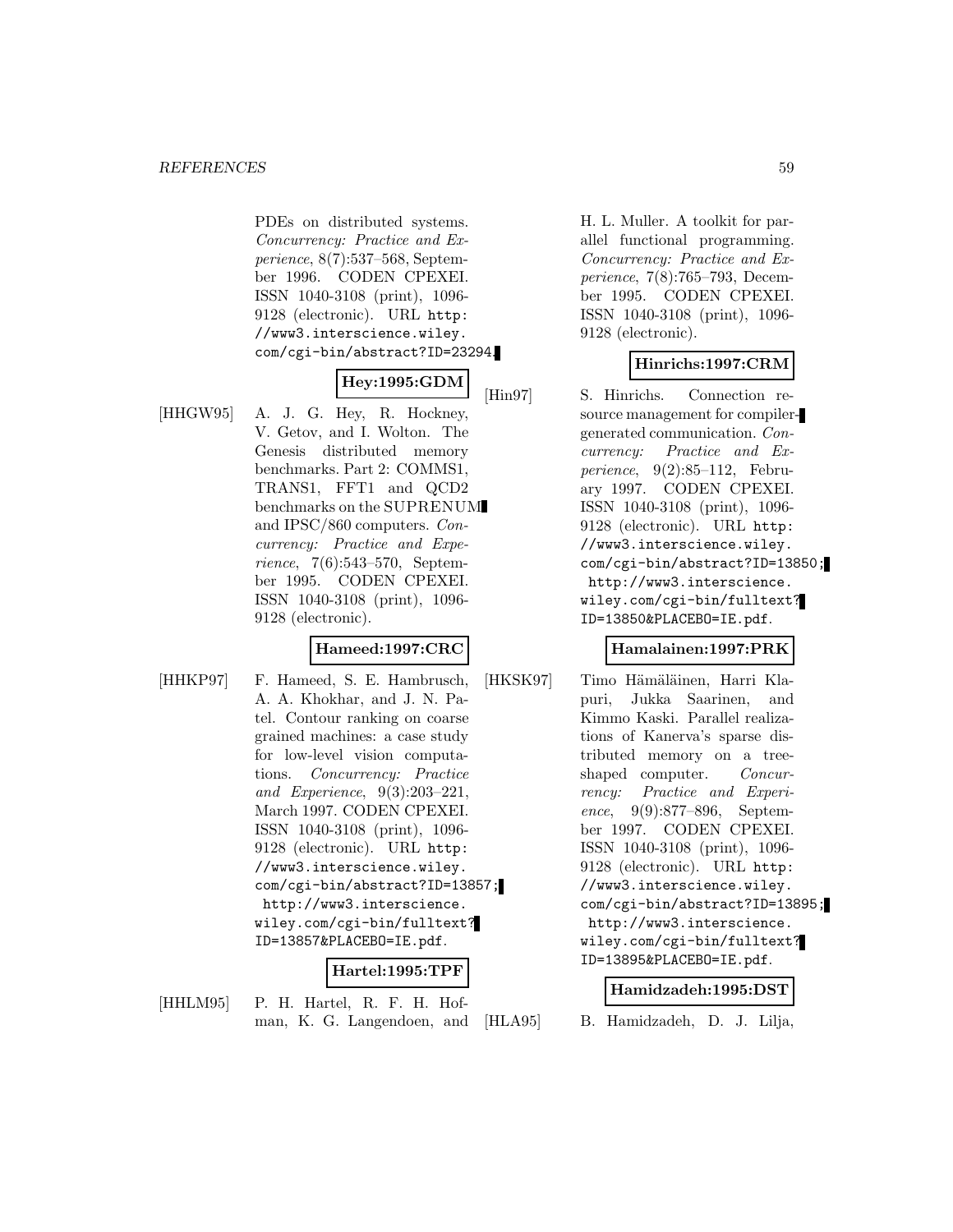PDEs on distributed systems. *Concurrency: Practice and Experience*, 8(7):537–568, September 1996. CODEN CPEXEI. ISSN 1040-3108 (print), 1096-9128 (electronic). URL http://www3.interscience.wiley.com/cgi-bin/abstract?ID=23294.

**Hey:1995:GDM**

[HHGW95] A. J. G. Hey, R. Hockney, V. Getov, and I. Wolton. The Genesis distributed memory benchmarks. Part 2: COMMS1, TRANS1, FFT1 and QCD2 benchmarks on the SUPRENUM and IPSC/860 computers. *Concurrency: Practice and Experience*, 7(6):543–570, September 1995. CODEN CPEXEI. ISSN 1040-3108 (print), 1096-9128 (electronic).

**Hameed:1997:CRC**

[HHKP97] F. Hameed, S. E. Hambrusch, A. A. Khokhar, and J. N. Patel. Contour ranking on coarse grained machines: a case study for low-level vision computations. *Concurrency: Practice and Experience*, 9(3):203–221, March 1997. CODEN CPEXEI. ISSN 1040-3108 (print), 1096-9128 (electronic). URL http://www3.interscience.wiley.com/cgi-bin/abstract?ID=13857; http://www3.interscience.wiley.com/cgi-bin/fulltext?ID=13857&PLACEBO=IE.pdf.

**Hartel:1995:TPF**

[HHLM95] P. H. Hartel, R. F. H. Hofman, K. G. Langendoen, and H. L. Muller. A toolkit for parallel functional programming. *Concurrency: Practice and Experience*, 7(8):765–793, December 1995. CODEN CPEXEI. ISSN 1040-3108 (print), 1096-9128 (electronic).

**Hinrichs:1997:CRM**

[Hin97] S. Hinrichs. Connection resource management for compiler-generated communication. *Concurrency: Practice and Experience*, 9(2):85–112, February 1997. CODEN CPEXEI. ISSN 1040-3108 (print), 1096-9128 (electronic). URL http://www3.interscience.wiley.com/cgi-bin/abstract?ID=13850; http://www3.interscience.wiley.com/cgi-bin/fulltext?ID=13850&PLACEBO=IE.pdf.

**Hamalainen:1997:PRK**

[HKSK97] Timo Hämäläinen, Harri Klapuri, Jukka Saarinen, and Kimmo Kaski. Parallel realizations of Kanerva's sparse distributed memory on a tree-shaped computer. *Concurrency: Practice and Experience*, 9(9):877–896, September 1997. CODEN CPEXEI. ISSN 1040-3108 (print), 1096-9128 (electronic). URL http://www3.interscience.wiley.com/cgi-bin/abstract?ID=13895; http://www3.interscience.wiley.com/cgi-bin/fulltext?ID=13895&PLACEBO=IE.pdf.

**Hamidzadeh:1995:DST**

[HLA95] B. Hamidzadeh, D. J. Lilja,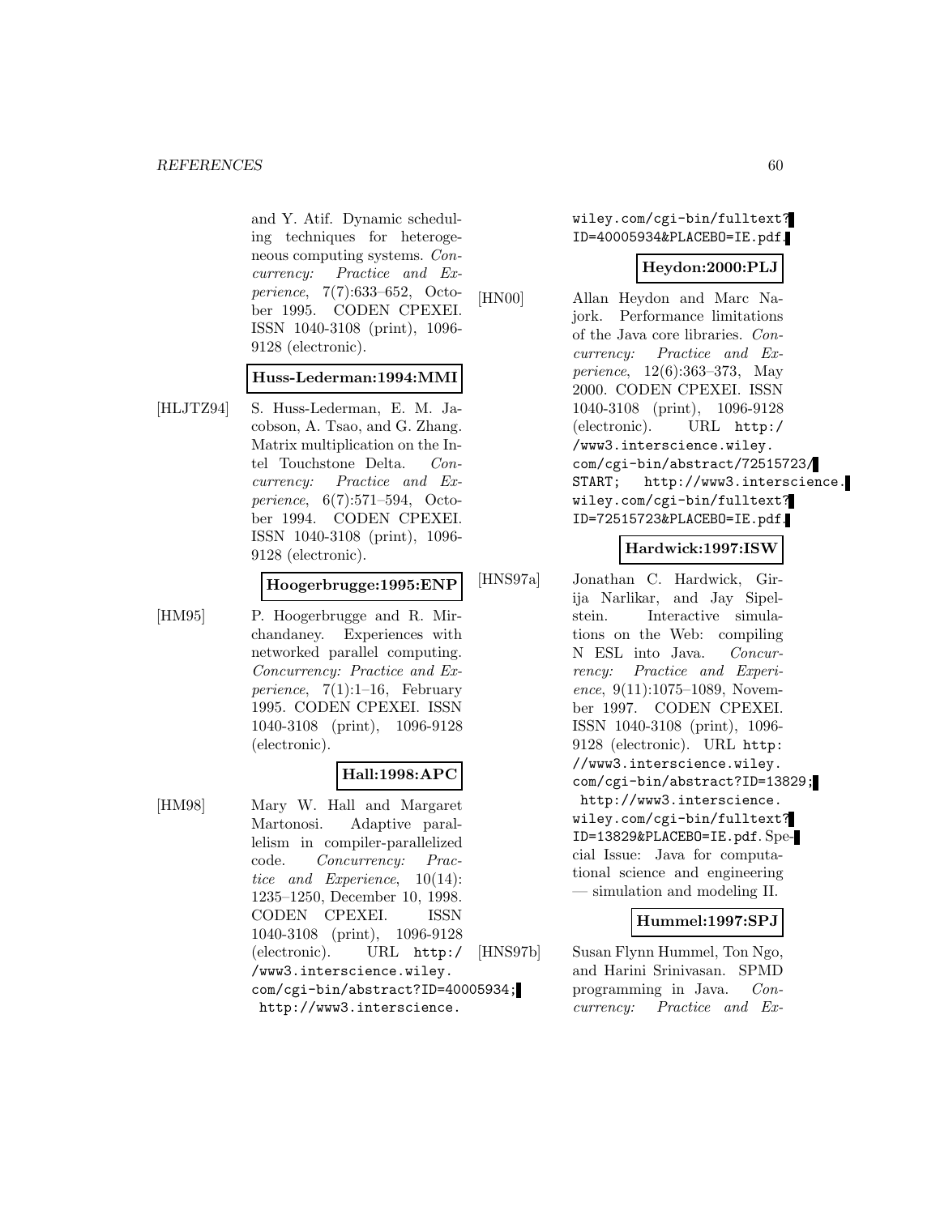and Y. Atif. Dynamic scheduling techniques for heterogeneous computing systems. *Concurrency: Practice and Experience*, 7(7):633–652, October 1995. CODEN CPEXEI. ISSN 1040-3108 (print), 1096-9128 (electronic).

**Huss-Lederman:1994:MMI**

[HLJTZ94] S. Huss-Lederman, E. M. Jacobson, A. Tsao, and G. Zhang. Matrix multiplication on the Intel Touchstone Delta. *Concurrency: Practice and Experience*, 6(7):571–594, October 1994. CODEN CPEXEI. ISSN 1040-3108 (print), 1096-9128 (electronic).

**Hoogerbrugge:1995:ENP**

[HM95] P. Hoogerbrugge and R. Mirchandaney. Experiences with networked parallel computing. *Concurrency: Practice and Experience*, 7(1):1–16, February 1995. CODEN CPEXEI. ISSN 1040-3108 (print), 1096-9128 (electronic).

**Hall:1998:APC**

[HM98] Mary W. Hall and Margaret Martonosi. Adaptive parallelism in compiler-parallelized code. *Concurrency: Practice and Experience*, 10(14): 1235–1250, December 10, 1998. CODEN CPEXEI. ISSN 1040-3108 (print), 1096-9128 (electronic). URL http://www3.interscience.wiley.com/cgi-bin/abstract?ID=40005934; http://www3.interscience.wiley.com/cgi-bin/fulltext?ID=40005934&PLACEBO=IE.pdf.

**Heydon:2000:PLJ**

[HN00] Allan Heydon and Marc Najork. Performance limitations of the Java core libraries. *Concurrency: Practice and Experience*, 12(6):363–373, May 2000. CODEN CPEXEI. ISSN 1040-3108 (print), 1096-9128 (electronic). URL http://www3.interscience.wiley.com/cgi-bin/abstract/72515723/START; http://www3.interscience.wiley.com/cgi-bin/fulltext?ID=72515723&PLACEBO=IE.pdf.

**Hardwick:1997:ISW**

[HNS97a] Jonathan C. Hardwick, Girija Narlikar, and Jay Sipelstein. Interactive simulations on the Web: compiling N ESL into Java. *Concurrency: Practice and Experience*, 9(11):1075–1089, November 1997. CODEN CPEXEI. ISSN 1040-3108 (print), 1096-9128 (electronic). URL http://www3.interscience.wiley.com/cgi-bin/abstract?ID=13829; http://www3.interscience.wiley.com/cgi-bin/fulltext?ID=13829&PLACEBO=IE.pdf. Special Issue: Java for computational science and engineering — simulation and modeling II.

**Hummel:1997:SPJ**

[HNS97b] Susan Flynn Hummel, Ton Ngo, and Harini Srinivasan. SPMD programming in Java. *Concurrency: Practice and Ex-*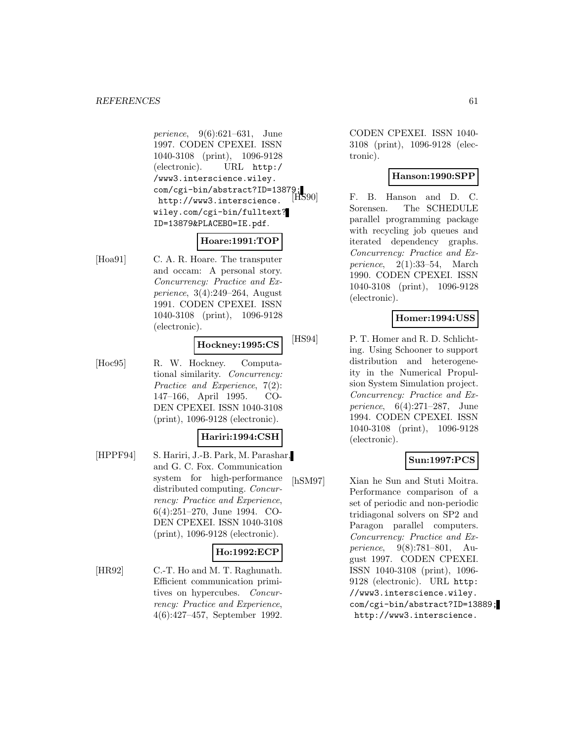*perience*, 9(6):621–631, June 1997. CODEN CPEXEI. ISSN 1040-3108 (print), 1096-9128 (electronic). URL http://www3.interscience.wiley.com/cgi-bin/abstract?ID=13879; http://www3.interscience.wiley.com/cgi-bin/fulltext?ID=13879&PLACEBO=IE.pdf.

**Hoare:1991:TOP**

[Hoa91] C. A. R. Hoare. The transputer and occam: A personal story. *Concurrency: Practice and Experience*, 3(4):249–264, August 1991. CODEN CPEXEI. ISSN 1040-3108 (print), 1096-9128 (electronic).

**Hockney:1995:CS**

[Hoc95] R. W. Hockney. Computational similarity. *Concurrency: Practice and Experience*, 7(2): 147–166, April 1995. CODEN CPEXEI. ISSN 1040-3108 (print), 1096-9128 (electronic).

**Hariri:1994:CSH**

[HPPF94] S. Hariri, J.-B. Park, M. Parashar, and G. C. Fox. Communication system for high-performance distributed computing. *Concurrency: Practice and Experience*, 6(4):251–270, June 1994. CODEN CPEXEI. ISSN 1040-3108 (print), 1096-9128 (electronic).

**Ho:1992:ECP**

[HR92] C.-T. Ho and M. T. Raghunath. Efficient communication primitives on hypercubes. *Concurrency: Practice and Experience*, 4(6):427–457, September 1992. CODEN CPEXEI. ISSN 1040-3108 (print), 1096-9128 (electronic).

**Hanson:1990:SPP**

[HS90] F. B. Hanson and D. C. Sorensen. The SCHEDULE parallel programming package with recycling job queues and iterated dependency graphs. *Concurrency: Practice and Experience*, 2(1):33–54, March 1990. CODEN CPEXEI. ISSN 1040-3108 (print), 1096-9128 (electronic).

**Homer:1994:USS**

[HS94] P. T. Homer and R. D. Schlichting. Using Schooner to support distribution and heterogeneity in the Numerical Propulsion System Simulation project. *Concurrency: Practice and Experience*, 6(4):271–287, June 1994. CODEN CPEXEI. ISSN 1040-3108 (print), 1096-9128 (electronic).

**Sun:1997:PCS**

[hSM97] Xian he Sun and Stuti Moitra. Performance comparison of a set of periodic and non-periodic tridiagonal solvers on SP2 and Paragon parallel computers. *Concurrency: Practice and Experience*, 9(8):781–801, August 1997. CODEN CPEXEI. ISSN 1040-3108 (print), 1096-9128 (electronic). URL http://www3.interscience.wiley.com/cgi-bin/abstract?ID=13889; http://www3.interscience.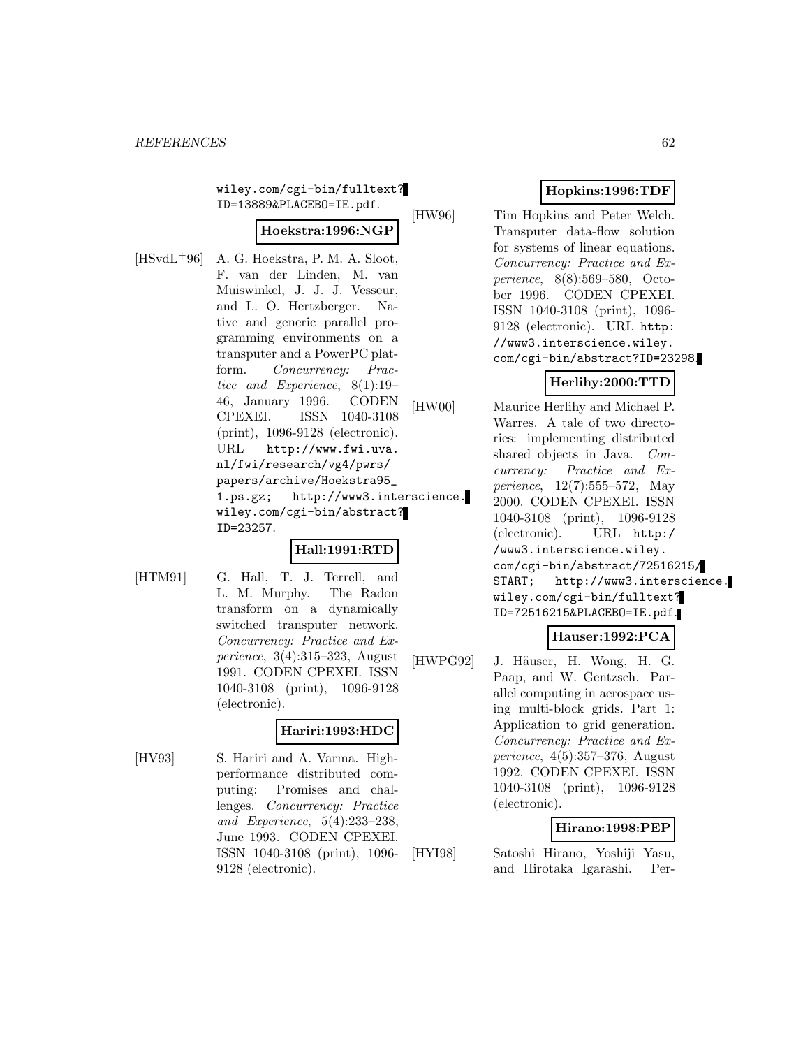wiley.com/cgi-bin/fulltext?ID=13889&PLACEBO=IE.pdf.

**Hoekstra:1996:NGP**

[HSvdL+96] A. G. Hoekstra, P. M. A. Sloot, F. van der Linden, M. van Muiswinkel, J. J. J. Vesseur, and L. O. Hertzberger. Native and generic parallel programming environments on a transputer and a PowerPC platform. *Concurrency: Practice and Experience*, 8(1):19–46, January 1996. CODEN CPEXEI. ISSN 1040-3108 (print), 1096-9128 (electronic). URL http://www.fwi.uva.nl/fwi/research/vg4/pwrs/papers/archive/Hoekstra95_1.ps.gz; http://www3.interscience.wiley.com/cgi-bin/abstract?ID=23257.

**Hall:1991:RTD**

[HTM91] G. Hall, T. J. Terrell, and L. M. Murphy. The Radon transform on a dynamically switched transputer network. *Concurrency: Practice and Experience*, 3(4):315–323, August 1991. CODEN CPEXEI. ISSN 1040-3108 (print), 1096-9128 (electronic).

**Hariri:1993:HDC**

[HV93] S. Hariri and A. Varma. High-performance distributed computing: Promises and challenges. *Concurrency: Practice and Experience*, 5(4):233–238, June 1993. CODEN CPEXEI. ISSN 1040-3108 (print), 1096-9128 (electronic).

**Hopkins:1996:TDF**

[HW96] Tim Hopkins and Peter Welch. Transputer data-flow solution for systems of linear equations. *Concurrency: Practice and Experience*, 8(8):569–580, October 1996. CODEN CPEXEI. ISSN 1040-3108 (print), 1096-9128 (electronic). URL http://www3.interscience.wiley.com/cgi-bin/abstract?ID=23298.

**Herlihy:2000:TTD**

[HW00] Maurice Herlihy and Michael P. Warres. A tale of two directories: implementing distributed shared objects in Java. *Concurrency: Practice and Experience*, 12(7):555–572, May 2000. CODEN CPEXEI. ISSN 1040-3108 (print), 1096-9128 (electronic). URL http://www3.interscience.wiley.com/cgi-bin/abstract/72516215/START; http://www3.interscience.wiley.com/cgi-bin/fulltext?ID=72516215&PLACEBO=IE.pdf.

**Hauser:1992:PCA**

[HWPG92] J. Häuser, H. Wong, H. G. Paap, and W. Gentzsch. Parallel computing in aerospace using multi-block grids. Part 1: Application to grid generation. *Concurrency: Practice and Experience*, 4(5):357–376, August 1992. CODEN CPEXEI. ISSN 1040-3108 (print), 1096-9128 (electronic).

**Hirano:1998:PEP**

[HYI98] Satoshi Hirano, Yoshiji Yasu, and Hirotaka Igarashi. Per-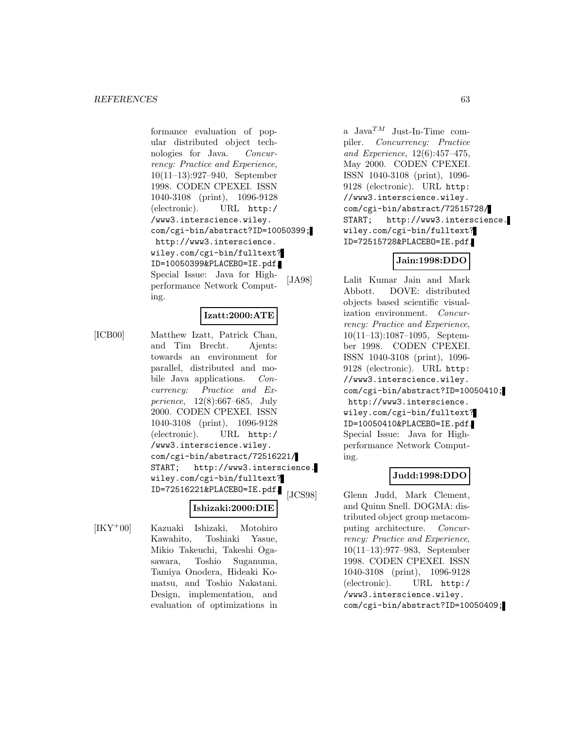formance evaluation of popular distributed object technologies for Java. *Concurrency: Practice and Experience*, 10(11–13):927–940, September 1998. CODEN CPEXEI. ISSN 1040-3108 (print), 1096-9128 (electronic). URL http://www3.interscience.wiley.com/cgi-bin/abstract?ID=10050399; http://www3.interscience.wiley.com/cgi-bin/fulltext?ID=10050399&PLACEBO=IE.pdf. Special Issue: Java for High-performance Network Computing.

**Izatt:2000:ATE**

[ICB00] Matthew Izatt, Patrick Chan, and Tim Brecht. Ajents: towards an environment for parallel, distributed and mobile Java applications. *Concurrency: Practice and Experience*, 12(8):667–685, July 2000. CODEN CPEXEI. ISSN 1040-3108 (print), 1096-9128 (electronic). URL http://www3.interscience.wiley.com/cgi-bin/abstract/72516221/START; http://www3.interscience.wiley.com/cgi-bin/fulltext?ID=72516221&PLACEBO=IE.pdf.

**Ishizaki:2000:DIE**

[IKY+00] Kazuaki Ishizaki, Motohiro Kawahito, Toshiaki Yasue, Mikio Takeuchi, Takeshi Ogasawara, Toshio Suganuma, Tamiya Onodera, Hideaki Komatsu, and Toshio Nakatani. Design, implementation, and evaluation of optimizations in a Java$^{TM}$ Just-In-Time compiler. *Concurrency: Practice and Experience*, 12(6):457–475, May 2000. CODEN CPEXEI. ISSN 1040-3108 (print), 1096-9128 (electronic). URL http://www3.interscience.wiley.com/cgi-bin/abstract/72515728/START; http://www3.interscience.wiley.com/cgi-bin/fulltext?ID=72515728&PLACEBO=IE.pdf.

**Jain:1998:DDO**

[JA98] Lalit Kumar Jain and Mark Abbott. DOVE: distributed objects based scientific visualization environment. *Concurrency: Practice and Experience*, 10(11–13):1087–1095, September 1998. CODEN CPEXEI. ISSN 1040-3108 (print), 1096-9128 (electronic). URL http://www3.interscience.wiley.com/cgi-bin/abstract?ID=10050410; http://www3.interscience.wiley.com/cgi-bin/fulltext?ID=10050410&PLACEBO=IE.pdf. Special Issue: Java for High-performance Network Computing.

**Judd:1998:DDO**

[JCS98] Glenn Judd, Mark Clement, and Quinn Snell. DOGMA: distributed object group metacomputing architecture. *Concurrency: Practice and Experience*, 10(11–13):977–983, September 1998. CODEN CPEXEI. ISSN 1040-3108 (print), 1096-9128 (electronic). URL http://www3.interscience.wiley.com/cgi-bin/abstract?ID=10050409;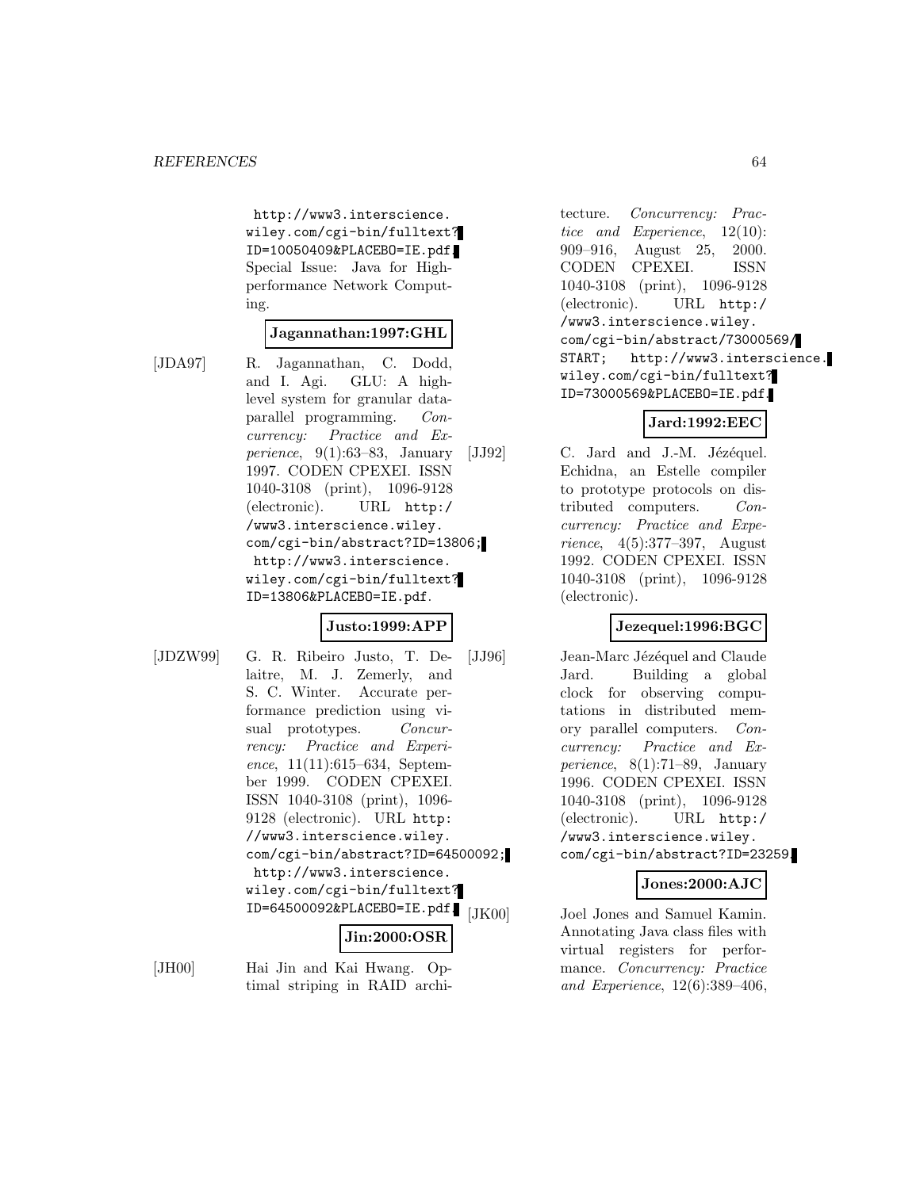http://www3.interscience.wiley.com/cgi-bin/fulltext?ID=10050409&PLACEBO=IE.pdf. Special Issue: Java for High-performance Network Computing.

**Jagannathan:1997:GHL**

[JDA97] R. Jagannathan, C. Dodd, and I. Agi. GLU: A high-level system for granular data-parallel programming. *Concurrency: Practice and Experience*, 9(1):63–83, January 1997. CODEN CPEXEI. ISSN 1040-3108 (print), 1096-9128 (electronic). URL http://www3.interscience.wiley.com/cgi-bin/abstract?ID=13806; http://www3.interscience.wiley.com/cgi-bin/fulltext?ID=13806&PLACEBO=IE.pdf.

**Justo:1999:APP**

[JDZW99] G. R. Ribeiro Justo, T. Delaitre, M. J. Zemerly, and S. C. Winter. Accurate performance prediction using visual prototypes. *Concurrency: Practice and Experience*, 11(11):615–634, September 1999. CODEN CPEXEI. ISSN 1040-3108 (print), 1096-9128 (electronic). URL http://www3.interscience.wiley.com/cgi-bin/abstract?ID=64500092; http://www3.interscience.wiley.com/cgi-bin/fulltext?ID=64500092&PLACEBO=IE.pdf.

**Jin:2000:OSR**

[JH00] Hai Jin and Kai Hwang. Optimal striping in RAID architecture. *Concurrency: Practice and Experience*, 12(10):909–916, August 25, 2000. CODEN CPEXEI. ISSN 1040-3108 (print), 1096-9128 (electronic). URL http://www3.interscience.wiley.com/cgi-bin/abstract/73000569/START; http://www3.interscience.wiley.com/cgi-bin/fulltext?ID=73000569&PLACEBO=IE.pdf.

**Jard:1992:EEC**

[JJ92] C. Jard and J.-M. Jézéquel. Echidna, an Estelle compiler to prototype protocols on distributed computers. *Concurrency: Practice and Experience*, 4(5):377–397, August 1992. CODEN CPEXEI. ISSN 1040-3108 (print), 1096-9128 (electronic).

**Jezequel:1996:BGC**

[JJ96] Jean-Marc Jézéquel and Claude Jard. Building a global clock for observing computations in distributed memory parallel computers. *Concurrency: Practice and Experience*, 8(1):71–89, January 1996. CODEN CPEXEI. ISSN 1040-3108 (print), 1096-9128 (electronic). URL http://www3.interscience.wiley.com/cgi-bin/abstract?ID=23259.

**Jones:2000:AJC**

[JK00] Joel Jones and Samuel Kamin. Annotating Java class files with virtual registers for performance. *Concurrency: Practice and Experience*, 12(6):389–406,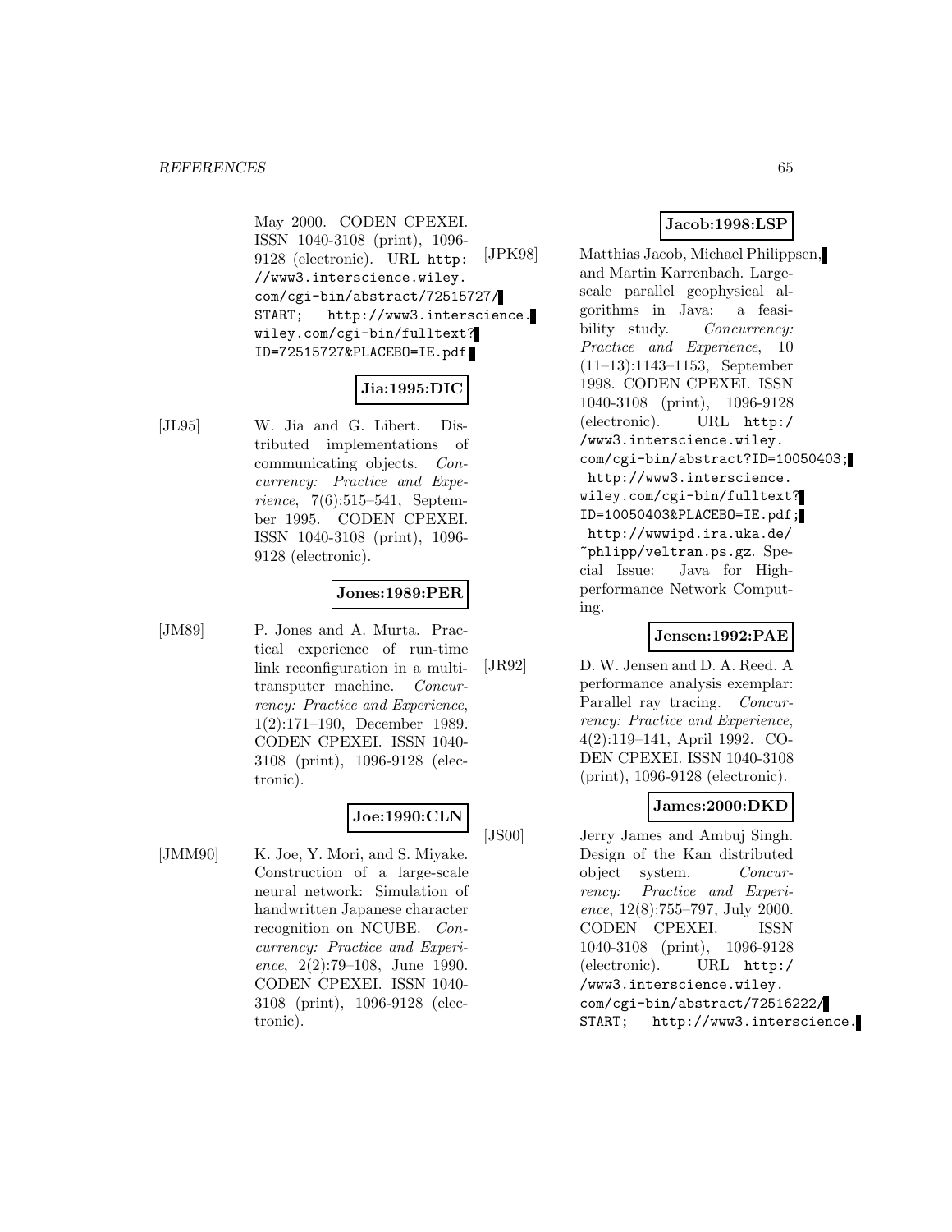May 2000. CODEN CPEXEI. ISSN 1040-3108 (print), 1096-9128 (electronic). URL http://www3.interscience.wiley.com/cgi-bin/abstract/72515727/START; http://www3.interscience.wiley.com/cgi-bin/fulltext?ID=72515727&PLACEBO=IE.pdf.

**Jia:1995:DIC**

[JL95] W. Jia and G. Libert. Distributed implementations of communicating objects. *Concurrency: Practice and Experience*, 7(6):515–541, September 1995. CODEN CPEXEI. ISSN 1040-3108 (print), 1096-9128 (electronic).

**Jones:1989:PER**

[JM89] P. Jones and A. Murta. Practical experience of run-time link reconfiguration in a multi-transputer machine. *Concurrency: Practice and Experience*, 1(2):171–190, December 1989. CODEN CPEXEI. ISSN 1040-3108 (print), 1096-9128 (electronic).

**Joe:1990:CLN**

[JMM90] K. Joe, Y. Mori, and S. Miyake. Construction of a large-scale neural network: Simulation of handwritten Japanese character recognition on NCUBE. *Concurrency: Practice and Experience*, 2(2):79–108, June 1990. CODEN CPEXEI. ISSN 1040-3108 (print), 1096-9128 (electronic).

**Jacob:1998:LSP**

[JPK98] Matthias Jacob, Michael Philippsen, and Martin Karrenbach. Large-scale parallel geophysical algorithms in Java: a feasibility study. *Concurrency: Practice and Experience*, 10 (11–13):1143–1153, September 1998. CODEN CPEXEI. ISSN 1040-3108 (print), 1096-9128 (electronic). URL http://www3.interscience.wiley.com/cgi-bin/abstract?ID=10050403; http://www3.interscience.wiley.com/cgi-bin/fulltext?ID=10050403&PLACEBO=IE.pdf; http://wwwipd.ira.uka.de/~phlipp/veltran.ps.gz. Special Issue: Java for High-performance Network Computing.

**Jensen:1992:PAE**

[JR92] D. W. Jensen and D. A. Reed. A performance analysis exemplar: Parallel ray tracing. *Concurrency: Practice and Experience*, 4(2):119–141, April 1992. CODEN CPEXEI. ISSN 1040-3108 (print), 1096-9128 (electronic).

**James:2000:DKD**

[JS00] Jerry James and Ambuj Singh. Design of the Kan distributed object system. *Concurrency: Practice and Experience*, 12(8):755–797, July 2000. CODEN CPEXEI. ISSN 1040-3108 (print), 1096-9128 (electronic). URL http://www3.interscience.wiley.com/cgi-bin/abstract/72516222/START; http://www3.interscience.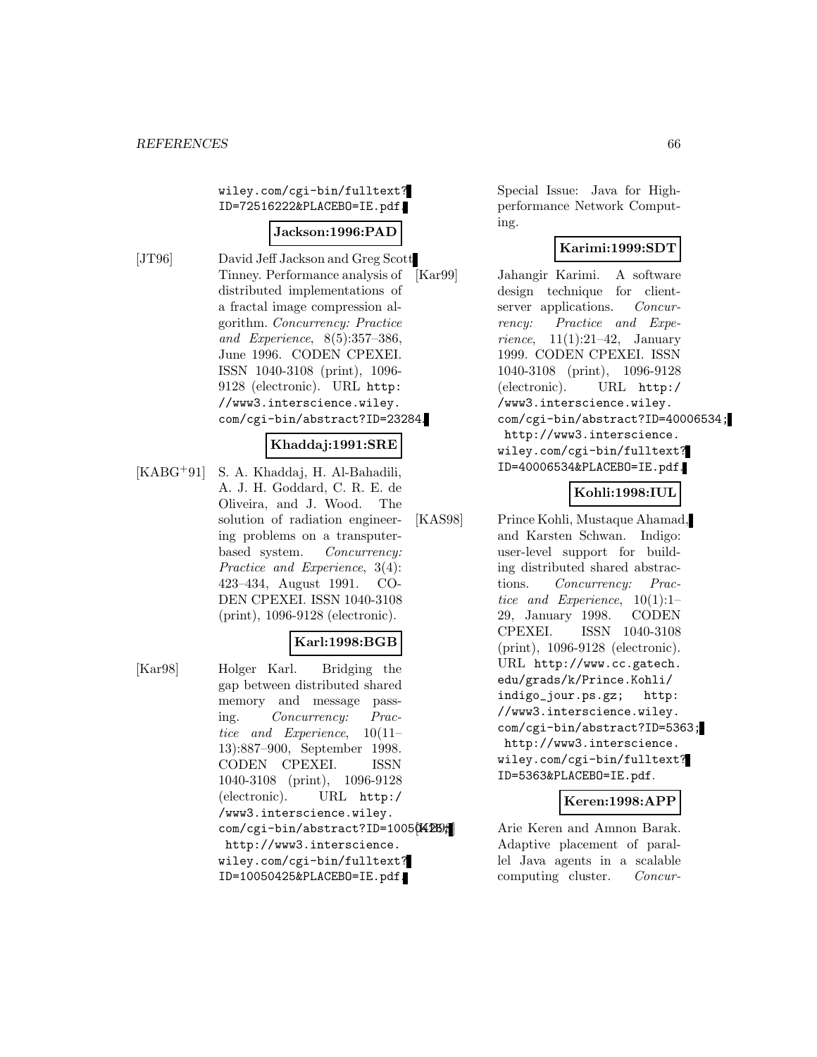wiley.com/cgi-bin/fulltext?ID=72516222&PLACEBO=IE.pdf.

**Jackson:1996:PAD**

[JT96] David Jeff Jackson and Greg Scott Tinney. Performance analysis of distributed implementations of a fractal image compression algorithm. *Concurrency: Practice and Experience*, 8(5):357–386, June 1996. CODEN CPEXEI. ISSN 1040-3108 (print), 1096-9128 (electronic). URL http://www3.interscience.wiley.com/cgi-bin/abstract?ID=23284.

**Khaddaj:1991:SRE**

[KABG+91] S. A. Khaddaj, H. Al-Bahadili, A. J. H. Goddard, C. R. E. de Oliveira, and J. Wood. The solution of radiation engineering problems on a transputer-based system. *Concurrency: Practice and Experience*, 3(4): 423–434, August 1991. CODEN CPEXEI. ISSN 1040-3108 (print), 1096-9128 (electronic).

**Karl:1998:BGB**

[Kar98] Holger Karl. Bridging the gap between distributed shared memory and message passing. *Concurrency: Practice and Experience*, 10(11–13):887–900, September 1998. CODEN CPEXEI. ISSN 1040-3108 (print), 1096-9128 (electronic). URL http://www3.interscience.wiley.com/cgi-bin/abstract?ID=10050425; http://www3.interscience.wiley.com/cgi-bin/fulltext?ID=10050425&PLACEBO=IE.pdf. Special Issue: Java for High-performance Network Computing.

**Karimi:1999:SDT**

[Kar99] Jahangir Karimi. A software design technique for client-server applications. *Concurrency: Practice and Experience*, 11(1):21–42, January 1999. CODEN CPEXEI. ISSN 1040-3108 (print), 1096-9128 (electronic). URL http://www3.interscience.wiley.com/cgi-bin/abstract?ID=40006534; http://www3.interscience.wiley.com/cgi-bin/fulltext?ID=40006534&PLACEBO=IE.pdf.

**Kohli:1998:IUL**

[KAS98] Prince Kohli, Mustaque Ahamad, and Karsten Schwan. Indigo: user-level support for building distributed shared abstractions. *Concurrency: Practice and Experience*, 10(1):1–29, January 1998. CODEN CPEXEI. ISSN 1040-3108 (print), 1096-9128 (electronic). URL http://www.cc.gatech.edu/grads/k/Prince.Kohli/indigo_jour.ps.gz; http://www3.interscience.wiley.com/cgi-bin/abstract?ID=5363; http://www3.interscience.wiley.com/cgi-bin/fulltext?ID=5363&PLACEBO=IE.pdf.

**Keren:1998:APP**

[KB98] Arie Keren and Amnon Barak. Adaptive placement of parallel Java agents in a scalable computing cluster. *Concur-*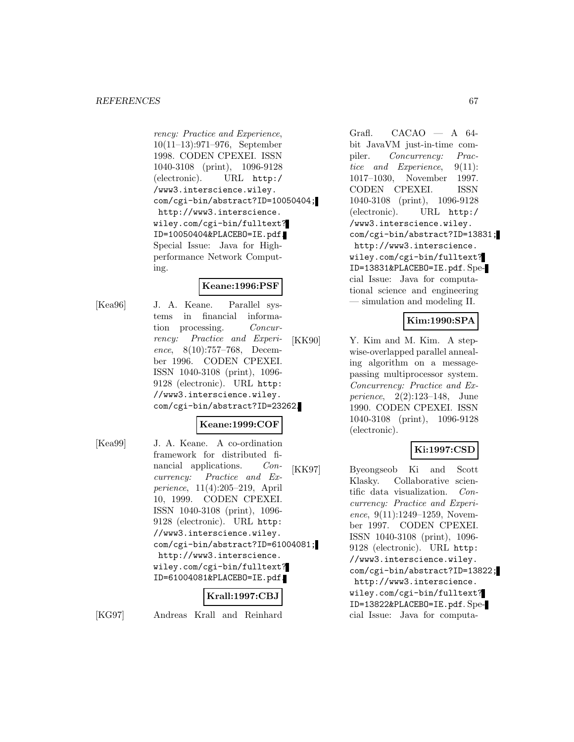*rency: Practice and Experience*, 10(11–13):971–976, September 1998. CODEN CPEXEI. ISSN 1040-3108 (print), 1096-9128 (electronic). URL http://www3.interscience.wiley.com/cgi-bin/abstract?ID=10050404; http://www3.interscience.wiley.com/cgi-bin/fulltext?ID=10050404&PLACEBO=IE.pdf. Special Issue: Java for High-performance Network Computing.

**Keane:1996:PSF**

[Kea96] J. A. Keane. Parallel systems in financial information processing. *Concurrency: Practice and Experience*, 8(10):757–768, December 1996. CODEN CPEXEI. ISSN 1040-3108 (print), 1096-9128 (electronic). URL http://www3.interscience.wiley.com/cgi-bin/abstract?ID=23262.

**Keane:1999:COF**

[Kea99] J. A. Keane. A co-ordination framework for distributed financial applications. *Concurrency: Practice and Experience*, 11(4):205–219, April 10, 1999. CODEN CPEXEI. ISSN 1040-3108 (print), 1096-9128 (electronic). URL http://www3.interscience.wiley.com/cgi-bin/abstract?ID=61004081; http://www3.interscience.wiley.com/cgi-bin/fulltext?ID=61004081&PLACEBO=IE.pdf.

**Krall:1997:CBJ**

[KG97] Andreas Krall and Reinhard Grafl. CACAO — A 64-bit JavaVM just-in-time compiler. *Concurrency: Practice and Experience*, 9(11):1017–1030, November 1997. CODEN CPEXEI. ISSN 1040-3108 (print), 1096-9128 (electronic). URL http://www3.interscience.wiley.com/cgi-bin/abstract?ID=13831; http://www3.interscience.wiley.com/cgi-bin/fulltext?ID=13831&PLACEBO=IE.pdf. Special Issue: Java for computational science and engineering — simulation and modeling II.

**Kim:1990:SPA**

[KK90] Y. Kim and M. Kim. A stepwise-overlapped parallel annealing algorithm on a message-passing multiprocessor system. *Concurrency: Practice and Experience*, 2(2):123–148, June 1990. CODEN CPEXEI. ISSN 1040-3108 (print), 1096-9128 (electronic).

**Ki:1997:CSD**

[KK97] Byeongseob Ki and Scott Klasky. Collaborative scientific data visualization. *Concurrency: Practice and Experience*, 9(11):1249–1259, November 1997. CODEN CPEXEI. ISSN 1040-3108 (print), 1096-9128 (electronic). URL http://www3.interscience.wiley.com/cgi-bin/abstract?ID=13822; http://www3.interscience.wiley.com/cgi-bin/fulltext?ID=13822&PLACEBO=IE.pdf. Special Issue: Java for computa-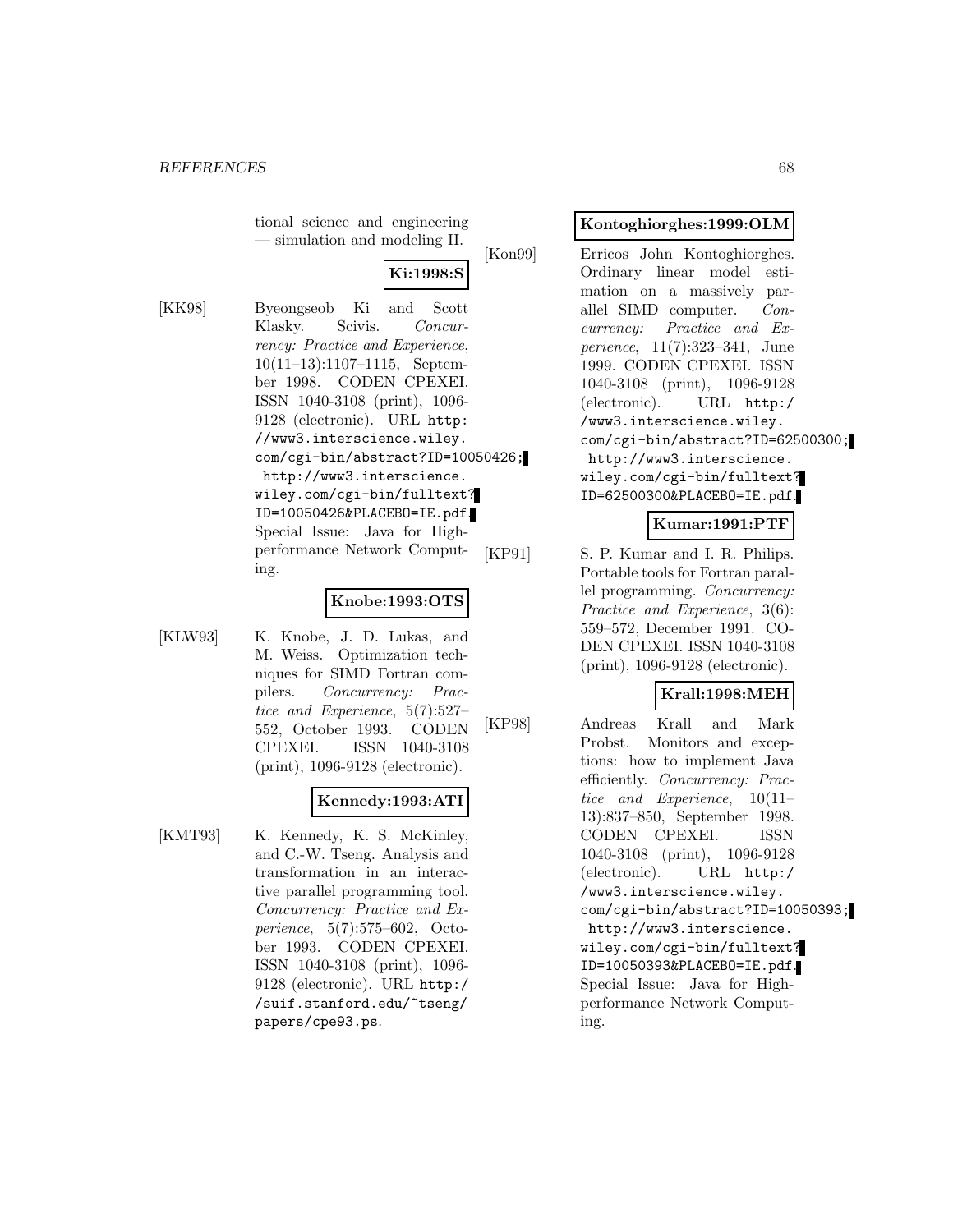tional science and engineering — simulation and modeling II.

**Ki:1998:S**

[KK98] Byeongseob Ki and Scott Klasky. Scivis. *Concurrency: Practice and Experience*, 10(11–13):1107–1115, September 1998. CODEN CPEXEI. ISSN 1040-3108 (print), 1096-9128 (electronic). URL http://www3.interscience.wiley.com/cgi-bin/abstract?ID=10050426; http://www3.interscience.wiley.com/cgi-bin/fulltext?ID=10050426&PLACEBO=IE.pdf. Special Issue: Java for High-performance Network Computing.

**Knobe:1993:OTS**

[KLW93] K. Knobe, J. D. Lukas, and M. Weiss. Optimization techniques for SIMD Fortran compilers. *Concurrency: Practice and Experience*, 5(7):527–552, October 1993. CODEN CPEXEI. ISSN 1040-3108 (print), 1096-9128 (electronic).

**Kennedy:1993:ATI**

[KMT93] K. Kennedy, K. S. McKinley, and C.-W. Tseng. Analysis and transformation in an interactive parallel programming tool. *Concurrency: Practice and Experience*, 5(7):575–602, October 1993. CODEN CPEXEI. ISSN 1040-3108 (print), 1096-9128 (electronic). URL http://suif.stanford.edu/~tseng/papers/cpe93.ps.

**Kontoghiorghes:1999:OLM**

[Kon99] Erricos John Kontoghiorghes. Ordinary linear model estimation on a massively parallel SIMD computer. *Concurrency: Practice and Experience*, 11(7):323–341, June 1999. CODEN CPEXEI. ISSN 1040-3108 (print), 1096-9128 (electronic). URL http://www3.interscience.wiley.com/cgi-bin/abstract?ID=62500300; http://www3.interscience.wiley.com/cgi-bin/fulltext?ID=62500300&PLACEBO=IE.pdf.

**Kumar:1991:PTF**

[KP91] S. P. Kumar and I. R. Philips. Portable tools for Fortran parallel programming. *Concurrency: Practice and Experience*, 3(6):559–572, December 1991. CODEN CPEXEI. ISSN 1040-3108 (print), 1096-9128 (electronic).

**Krall:1998:MEH**

[KP98] Andreas Krall and Mark Probst. Monitors and exceptions: how to implement Java efficiently. *Concurrency: Practice and Experience*, 10(11–13):837–850, September 1998. CODEN CPEXEI. ISSN 1040-3108 (print), 1096-9128 (electronic). URL http://www3.interscience.wiley.com/cgi-bin/abstract?ID=10050393; http://www3.interscience.wiley.com/cgi-bin/fulltext?ID=10050393&PLACEBO=IE.pdf. Special Issue: Java for High-performance Network Computing.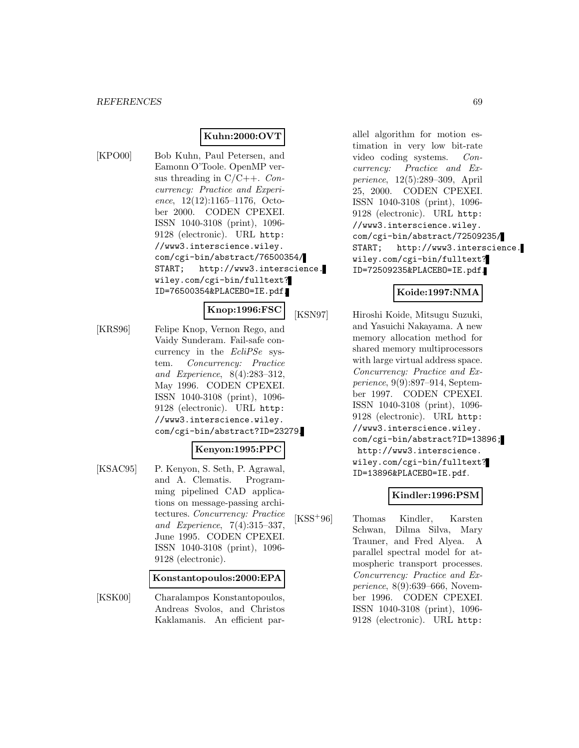**Kuhn:2000:OVT**

[KPO00] Bob Kuhn, Paul Petersen, and Eamonn O'Toole. OpenMP versus threading in C/C++. *Concurrency: Practice and Experience*, 12(12):1165–1176, October 2000. CODEN CPEXEI. ISSN 1040-3108 (print), 1096-9128 (electronic). URL `http://www3.interscience.wiley.com/cgi-bin/abstract/76500354/START; http://www3.interscience.wiley.com/cgi-bin/fulltext?ID=76500354&PLACEBO=IE.pdf`.

**Knop:1996:FSC**

[KRS96] Felipe Knop, Vernon Rego, and Vaidy Sunderam. Fail-safe concurrency in the *EcliPSe* system. *Concurrency: Practice and Experience*, 8(4):283–312, May 1996. CODEN CPEXEI. ISSN 1040-3108 (print), 1096-9128 (electronic). URL `http://www3.interscience.wiley.com/cgi-bin/abstract?ID=23279`.

**Kenyon:1995:PPC**

[KSAC95] P. Kenyon, S. Seth, P. Agrawal, and A. Clematis. Programming pipelined CAD applications on message-passing architectures. *Concurrency: Practice and Experience*, 7(4):315–337, June 1995. CODEN CPEXEI. ISSN 1040-3108 (print), 1096-9128 (electronic).

**Konstantopoulos:2000:EPA**

[KSK00] Charalampos Konstantopoulos, Andreas Svolos, and Christos Kaklamanis. An efficient parallel algorithm for motion estimation in very low bit-rate video coding systems. *Concurrency: Practice and Experience*, 12(5):289–309, April 25, 2000. CODEN CPEXEI. ISSN 1040-3108 (print), 1096-9128 (electronic). URL `http://www3.interscience.wiley.com/cgi-bin/abstract/72509235/START; http://www3.interscience.wiley.com/cgi-bin/fulltext?ID=72509235&PLACEBO=IE.pdf`.

**Koide:1997:NMA**

[KSN97] Hiroshi Koide, Mitsugu Suzuki, and Yasuichi Nakayama. A new memory allocation method for shared memory multiprocessors with large virtual address space. *Concurrency: Practice and Experience*, 9(9):897–914, September 1997. CODEN CPEXEI. ISSN 1040-3108 (print), 1096-9128 (electronic). URL `http://www3.interscience.wiley.com/cgi-bin/abstract?ID=13896; http://www3.interscience.wiley.com/cgi-bin/fulltext?ID=13896&PLACEBO=IE.pdf`.

**Kindler:1996:PSM**

[KSS+96] Thomas Kindler, Karsten Schwan, Dilma Silva, Mary Trauner, and Fred Alyea. A parallel spectral model for atmospheric transport processes. *Concurrency: Practice and Experience*, 8(9):639–666, November 1996. CODEN CPEXEI. ISSN 1040-3108 (print), 1096-9128 (electronic). URL `http:`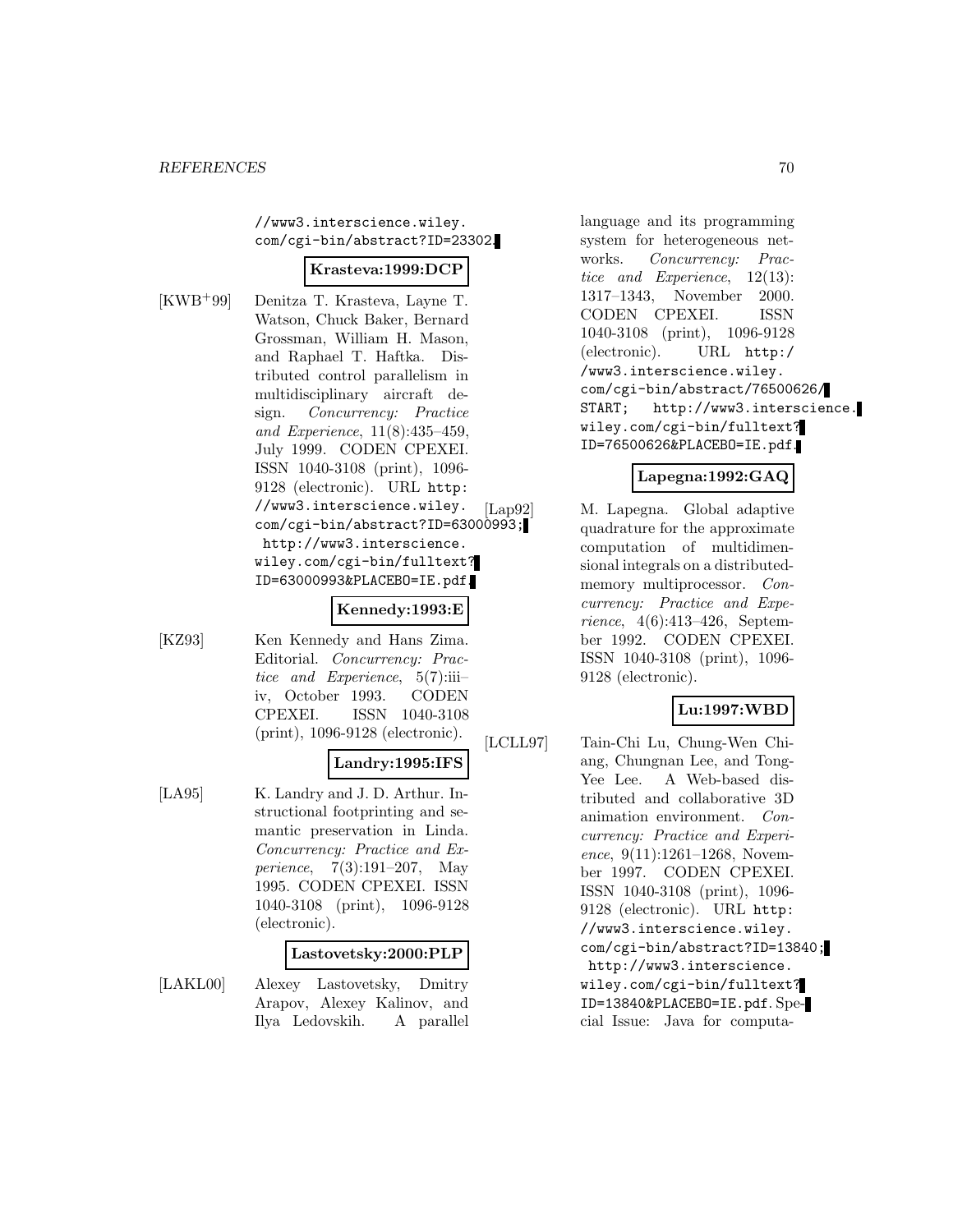//www3.interscience.wiley.com/cgi-bin/abstract?ID=23302.

**Krasteva:1999:DCP**

[KWB+99] Denitza T. Krasteva, Layne T. Watson, Chuck Baker, Bernard Grossman, William H. Mason, and Raphael T. Haftka. Distributed control parallelism in multidisciplinary aircraft design. *Concurrency: Practice and Experience*, 11(8):435–459, July 1999. CODEN CPEXEI. ISSN 1040-3108 (print), 1096-9128 (electronic). URL http://www3.interscience.wiley.com/cgi-bin/abstract?ID=63000993; http://www3.interscience.wiley.com/cgi-bin/fulltext?ID=63000993&PLACEBO=IE.pdf.

**Kennedy:1993:E**

[KZ93] Ken Kennedy and Hans Zima. Editorial. *Concurrency: Practice and Experience*, 5(7):iii–iv, October 1993. CODEN CPEXEI. ISSN 1040-3108 (print), 1096-9128 (electronic).

**Landry:1995:IFS**

[LA95] K. Landry and J. D. Arthur. Instructional footprinting and semantic preservation in Linda. *Concurrency: Practice and Experience*, 7(3):191–207, May 1995. CODEN CPEXEI. ISSN 1040-3108 (print), 1096-9128 (electronic).

**Lastovetsky:2000:PLP**

[LAKL00] Alexey Lastovetsky, Dmitry Arapov, Alexey Kalinov, and Ilya Ledovskih. A parallel language and its programming system for heterogeneous networks. *Concurrency: Practice and Experience*, 12(13):1317–1343, November 2000. CODEN CPEXEI. ISSN 1040-3108 (print), 1096-9128 (electronic). URL http://www3.interscience.wiley.com/cgi-bin/abstract/76500626/START; http://www3.interscience.wiley.com/cgi-bin/fulltext?ID=76500626&PLACEBO=IE.pdf.

**Lapegna:1992:GAQ**

[Lap92] M. Lapegna. Global adaptive quadrature for the approximate computation of multidimensional integrals on a distributed-memory multiprocessor. *Concurrency: Practice and Experience*, 4(6):413–426, September 1992. CODEN CPEXEI. ISSN 1040-3108 (print), 1096-9128 (electronic).

**Lu:1997:WBD**

[LCLL97] Tain-Chi Lu, Chung-Wen Chiang, Chungnan Lee, and Tong-Yee Lee. A Web-based distributed and collaborative 3D animation environment. *Concurrency: Practice and Experience*, 9(11):1261–1268, November 1997. CODEN CPEXEI. ISSN 1040-3108 (print), 1096-9128 (electronic). URL http://www3.interscience.wiley.com/cgi-bin/abstract?ID=13840; http://www3.interscience.wiley.com/cgi-bin/fulltext?ID=13840&PLACEBO=IE.pdf. Special Issue: Java for computa-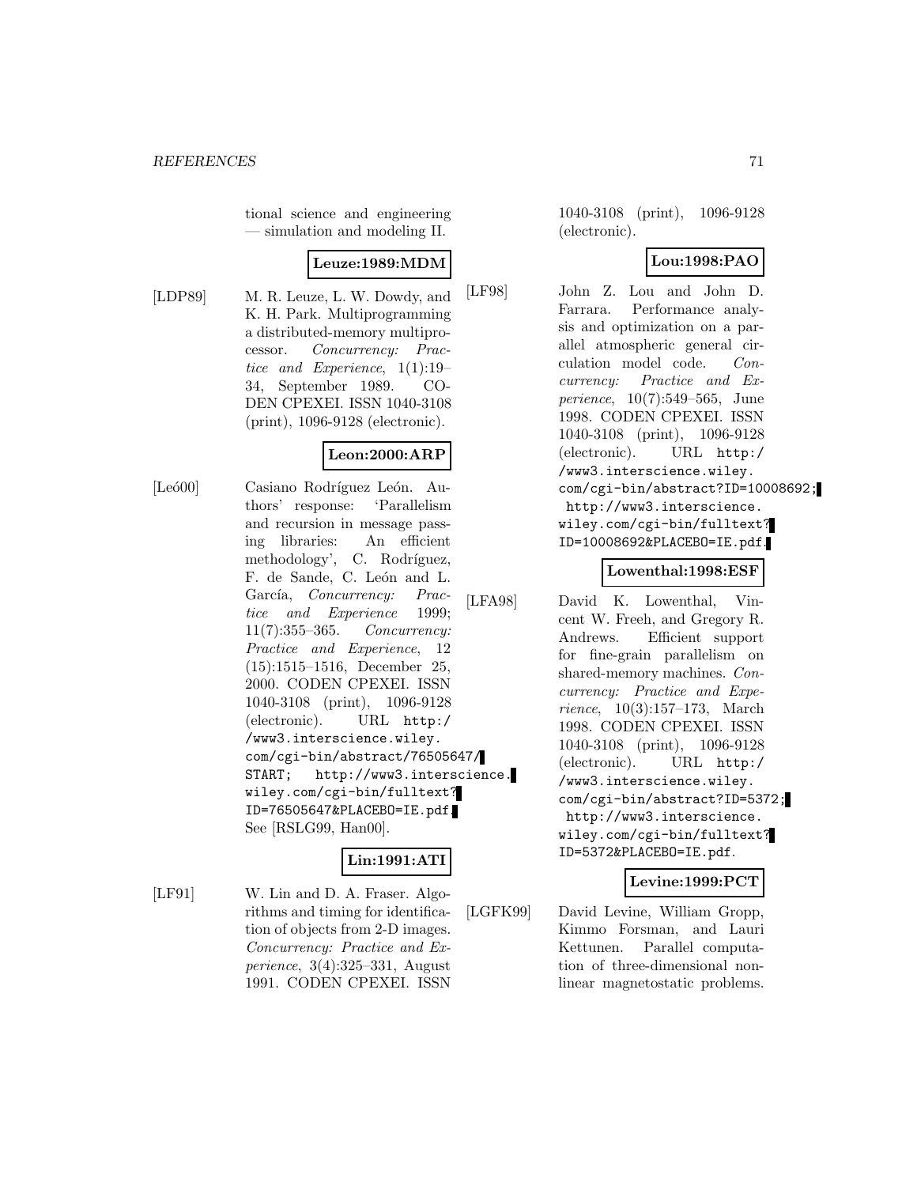tional science and engineering — simulation and modeling II.

**Leuze:1989:MDM**

[LDP89] M. R. Leuze, L. W. Dowdy, and K. H. Park. Multiprogramming a distributed-memory multiprocessor. *Concurrency: Practice and Experience*, 1(1):19–34, September 1989. CODEN CPEXEI. ISSN 1040-3108 (print), 1096-9128 (electronic).

**Leon:2000:ARP**

[Leó00] Casiano Rodríguez León. Authors' response: 'Parallelism and recursion in message passing libraries: An efficient methodology', C. Rodríguez, F. de Sande, C. León and L. García, *Concurrency: Practice and Experience* 1999; 11(7):355–365. *Concurrency: Practice and Experience*, 12 (15):1515–1516, December 25, 2000. CODEN CPEXEI. ISSN 1040-3108 (print), 1096-9128 (electronic). URL `http://www3.interscience.wiley.com/cgi-bin/abstract/76505647/START; http://www3.interscience.wiley.com/cgi-bin/fulltext?ID=76505647&PLACEBO=IE.pdf`. See [RSLG99, Han00].

**Lin:1991:ATI**

[LF91] W. Lin and D. A. Fraser. Algorithms and timing for identification of objects from 2-D images. *Concurrency: Practice and Experience*, 3(4):325–331, August 1991. CODEN CPEXEI. ISSN 1040-3108 (print), 1096-9128 (electronic).

**Lou:1998:PAO**

[LF98] John Z. Lou and John D. Farrara. Performance analysis and optimization on a parallel atmospheric general circulation model code. *Concurrency: Practice and Experience*, 10(7):549–565, June 1998. CODEN CPEXEI. ISSN 1040-3108 (print), 1096-9128 (electronic). URL `http://www3.interscience.wiley.com/cgi-bin/abstract?ID=10008692; http://www3.interscience.wiley.com/cgi-bin/fulltext?ID=10008692&PLACEBO=IE.pdf`.

**Lowenthal:1998:ESF**

[LFA98] David K. Lowenthal, Vincent W. Freeh, and Gregory R. Andrews. Efficient support for fine-grain parallelism on shared-memory machines. *Concurrency: Practice and Experience*, 10(3):157–173, March 1998. CODEN CPEXEI. ISSN 1040-3108 (print), 1096-9128 (electronic). URL `http://www3.interscience.wiley.com/cgi-bin/abstract?ID=5372; http://www3.interscience.wiley.com/cgi-bin/fulltext?ID=5372&PLACEBO=IE.pdf`.

**Levine:1999:PCT**

[LGFK99] David Levine, William Gropp, Kimmo Forsman, and Lauri Kettunen. Parallel computation of three-dimensional nonlinear magnetostatic problems.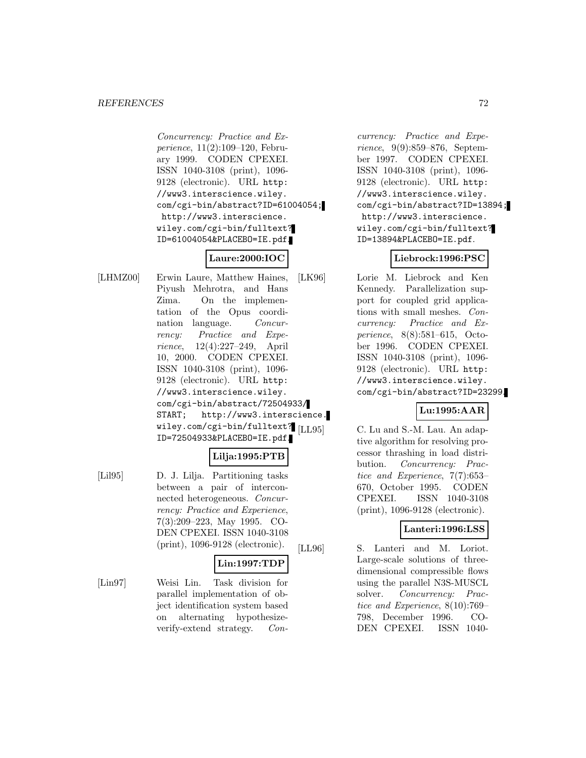*Concurrency: Practice and Experience*, 11(2):109–120, February 1999. CODEN CPEXEI. ISSN 1040-3108 (print), 1096-9128 (electronic). URL http://www3.interscience.wiley.com/cgi-bin/abstract?ID=61004054; http://www3.interscience.wiley.com/cgi-bin/fulltext?ID=61004054&PLACEBO=IE.pdf.

**Laure:2000:IOC**

[LHMZ00] Erwin Laure, Matthew Haines, Piyush Mehrotra, and Hans Zima. On the implementation of the Opus coordination language. *Concurrency: Practice and Experience*, 12(4):227–249, April 10, 2000. CODEN CPEXEI. ISSN 1040-3108 (print), 1096-9128 (electronic). URL http://www3.interscience.wiley.com/cgi-bin/abstract/72504933/START; http://www3.interscience.wiley.com/cgi-bin/fulltext?ID=72504933&PLACEBO=IE.pdf.

**Lilja:1995:PTB**

[Lil95] D. J. Lilja. Partitioning tasks between a pair of interconnected heterogeneous. *Concurrency: Practice and Experience*, 7(3):209–223, May 1995. CODEN CPEXEI. ISSN 1040-3108 (print), 1096-9128 (electronic).

**Lin:1997:TDP**

[Lin97] Weisi Lin. Task division for parallel implementation of object identification system based on alternating hypothesize-verify-extend strategy. *Concurrency: Practice and Experience*, 9(9):859–876, September 1997. CODEN CPEXEI. ISSN 1040-3108 (print), 1096-9128 (electronic). URL http://www3.interscience.wiley.com/cgi-bin/abstract?ID=13894; http://www3.interscience.wiley.com/cgi-bin/fulltext?ID=13894&PLACEBO=IE.pdf.

**Liebrock:1996:PSC**

[LK96] Lorie M. Liebrock and Ken Kennedy. Parallelization support for coupled grid applications with small meshes. *Concurrency: Practice and Experience*, 8(8):581–615, October 1996. CODEN CPEXEI. ISSN 1040-3108 (print), 1096-9128 (electronic). URL http://www3.interscience.wiley.com/cgi-bin/abstract?ID=23299.

**Lu:1995:AAR**

[LL95] C. Lu and S.-M. Lau. An adaptive algorithm for resolving processor thrashing in load distribution. *Concurrency: Practice and Experience*, 7(7):653–670, October 1995. CODEN CPEXEI. ISSN 1040-3108 (print), 1096-9128 (electronic).

**Lanteri:1996:LSS**

[LL96] S. Lanteri and M. Loriot. Large-scale solutions of three-dimensional compressible flows using the parallel N3S-MUSCL solver. *Concurrency: Practice and Experience*, 8(10):769–798, December 1996. CODEN CPEXEI. ISSN 1040-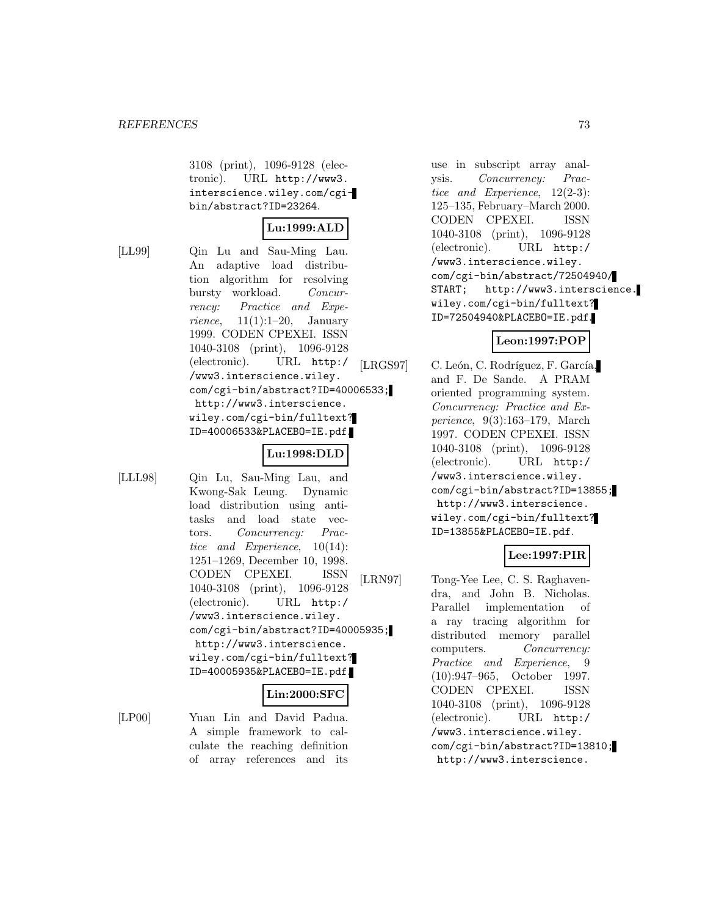3108 (print), 1096-9128 (electronic). URL http://www3.interscience.wiley.com/cgi-bin/abstract?ID=23264.

**Lu:1999:ALD**

[LL99] Qin Lu and Sau-Ming Lau. An adaptive load distribution algorithm for resolving bursty workload. *Concurrency: Practice and Experience*, 11(1):1–20, January 1999. CODEN CPEXEI. ISSN 1040-3108 (print), 1096-9128 (electronic). URL http://www3.interscience.wiley.com/cgi-bin/abstract?ID=40006533; http://www3.interscience.wiley.com/cgi-bin/fulltext?ID=40006533&PLACEBO=IE.pdf.

**Lu:1998:DLD**

[LLL98] Qin Lu, Sau-Ming Lau, and Kwong-Sak Leung. Dynamic load distribution using anti-tasks and load state vectors. *Concurrency: Practice and Experience*, 10(14): 1251–1269, December 10, 1998. CODEN CPEXEI. ISSN 1040-3108 (print), 1096-9128 (electronic). URL http://www3.interscience.wiley.com/cgi-bin/abstract?ID=40005935; http://www3.interscience.wiley.com/cgi-bin/fulltext?ID=40005935&PLACEBO=IE.pdf.

**Lin:2000:SFC**

[LP00] Yuan Lin and David Padua. A simple framework to calculate the reaching definition of array references and its use in subscript array analysis. *Concurrency: Practice and Experience*, 12(2-3): 125–135, February–March 2000. CODEN CPEXEI. ISSN 1040-3108 (print), 1096-9128 (electronic). URL http://www3.interscience.wiley.com/cgi-bin/abstract/72504940/START; http://www3.interscience.wiley.com/cgi-bin/fulltext?ID=72504940&PLACEBO=IE.pdf.

**Leon:1997:POP**

[LRGS97] C. León, C. Rodríguez, F. García, and F. De Sande. A PRAM oriented programming system. *Concurrency: Practice and Experience*, 9(3):163–179, March 1997. CODEN CPEXEI. ISSN 1040-3108 (print), 1096-9128 (electronic). URL http://www3.interscience.wiley.com/cgi-bin/abstract?ID=13855; http://www3.interscience.wiley.com/cgi-bin/fulltext?ID=13855&PLACEBO=IE.pdf.

**Lee:1997:PIR**

[LRN97] Tong-Yee Lee, C. S. Raghavendra, and John B. Nicholas. Parallel implementation of a ray tracing algorithm for distributed memory parallel computers. *Concurrency: Practice and Experience*, 9 (10):947–965, October 1997. CODEN CPEXEI. ISSN 1040-3108 (print), 1096-9128 (electronic). URL http://www3.interscience.wiley.com/cgi-bin/abstract?ID=13810; http://www3.interscience.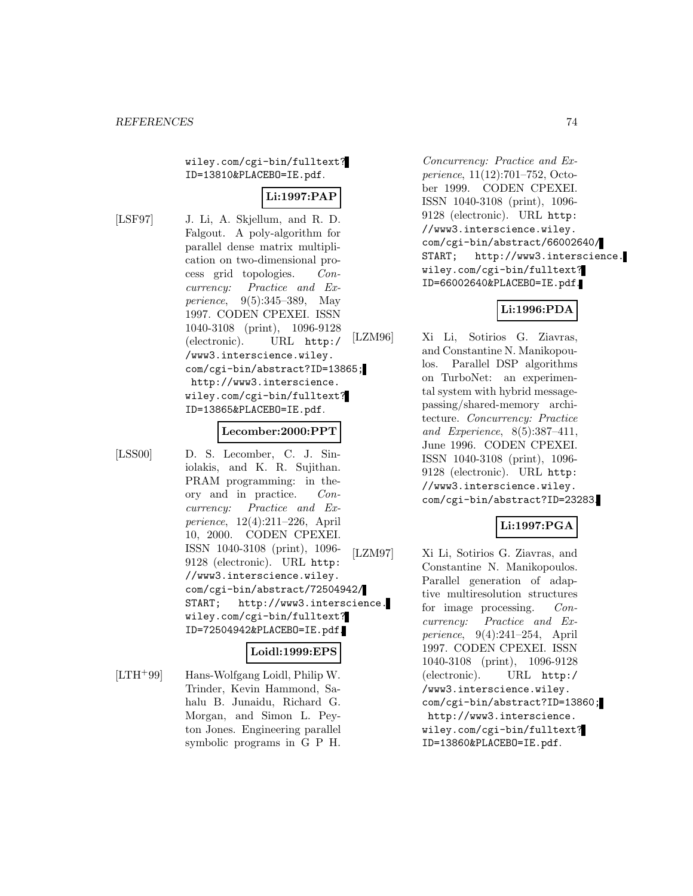wiley.com/cgi-bin/fulltext?ID=13810&PLACEBO=IE.pdf.

**Li:1997:PAP**

[LSF97] J. Li, A. Skjellum, and R. D. Falgout. A poly-algorithm for parallel dense matrix multiplication on two-dimensional process grid topologies. *Concurrency: Practice and Experience*, 9(5):345–389, May 1997. CODEN CPEXEI. ISSN 1040-3108 (print), 1096-9128 (electronic). URL http://www3.interscience.wiley.com/cgi-bin/abstract?ID=13865; http://www3.interscience.wiley.com/cgi-bin/fulltext?ID=13865&PLACEBO=IE.pdf.

**Lecomber:2000:PPT**

[LSS00] D. S. Lecomber, C. J. Siniolakis, and K. R. Sujithan. PRAM programming: in theory and in practice. *Concurrency: Practice and Experience*, 12(4):211–226, April 10, 2000. CODEN CPEXEI. ISSN 1040-3108 (print), 1096-9128 (electronic). URL http://www3.interscience.wiley.com/cgi-bin/abstract/72504942/START; http://www3.interscience.wiley.com/cgi-bin/fulltext?ID=72504942&PLACEBO=IE.pdf.

**Loidl:1999:EPS**

[LTH+99] Hans-Wolfgang Loidl, Philip W. Trinder, Kevin Hammond, Sahalu B. Junaidu, Richard G. Morgan, and Simon L. Peyton Jones. Engineering parallel symbolic programs in G P H. *Concurrency: Practice and Experience*, 11(12):701–752, October 1999. CODEN CPEXEI. ISSN 1040-3108 (print), 1096-9128 (electronic). URL http://www3.interscience.wiley.com/cgi-bin/abstract/66002640/START; http://www3.interscience.wiley.com/cgi-bin/fulltext?ID=66002640&PLACEBO=IE.pdf.

**Li:1996:PDA**

[LZM96] Xi Li, Sotirios G. Ziavras, and Constantine N. Manikopoulos. Parallel DSP algorithms on TurboNet: an experimental system with hybrid message-passing/shared-memory architecture. *Concurrency: Practice and Experience*, 8(5):387–411, June 1996. CODEN CPEXEI. ISSN 1040-3108 (print), 1096-9128 (electronic). URL http://www3.interscience.wiley.com/cgi-bin/abstract?ID=23283.

**Li:1997:PGA**

[LZM97] Xi Li, Sotirios G. Ziavras, and Constantine N. Manikopoulos. Parallel generation of adaptive multiresolution structures for image processing. *Concurrency: Practice and Experience*, 9(4):241–254, April 1997. CODEN CPEXEI. ISSN 1040-3108 (print), 1096-9128 (electronic). URL http://www3.interscience.wiley.com/cgi-bin/abstract?ID=13860; http://www3.interscience.wiley.com/cgi-bin/fulltext?ID=13860&PLACEBO=IE.pdf.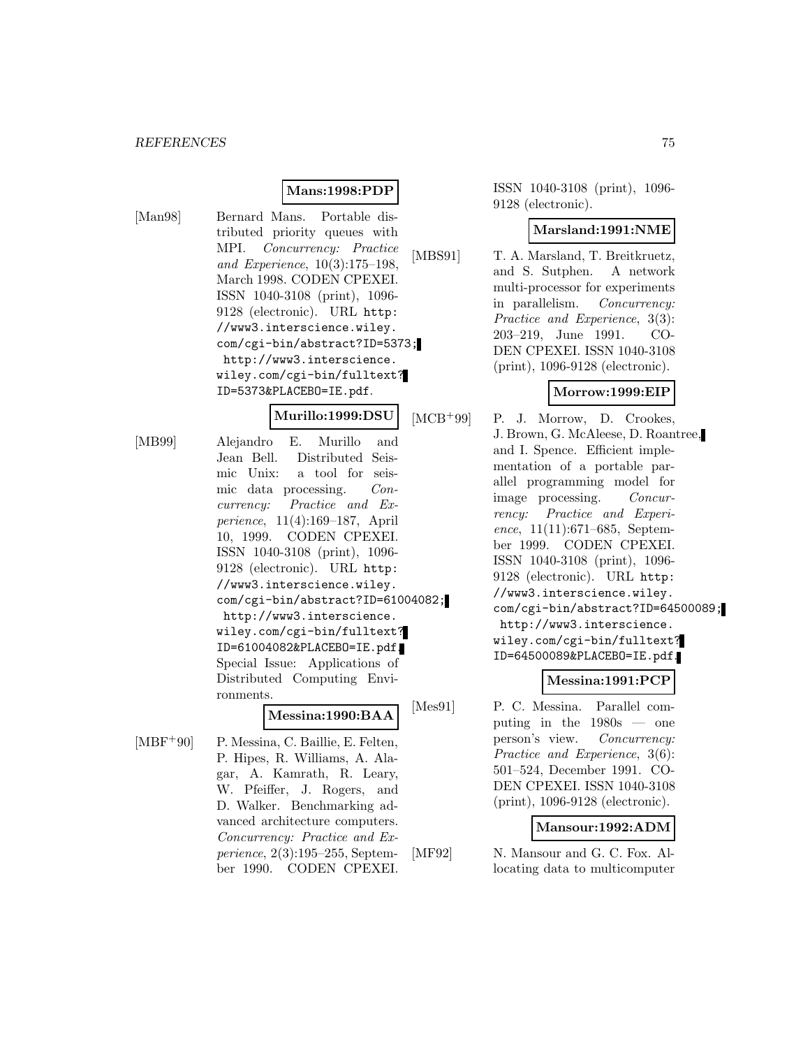**Mans:1998:PDP**

[Man98] Bernard Mans. Portable distributed priority queues with MPI. *Concurrency: Practice and Experience*, 10(3):175–198, March 1998. CODEN CPEXEI. ISSN 1040-3108 (print), 1096-9128 (electronic). URL http://www3.interscience.wiley.com/cgi-bin/abstract?ID=5373; http://www3.interscience.wiley.com/cgi-bin/fulltext?ID=5373&PLACEBO=IE.pdf.

**Murillo:1999:DSU**

[MB99] Alejandro E. Murillo and Jean Bell. Distributed Seismic Unix: a tool for seismic data processing. *Concurrency: Practice and Experience*, 11(4):169–187, April 10, 1999. CODEN CPEXEI. ISSN 1040-3108 (print), 1096-9128 (electronic). URL http://www3.interscience.wiley.com/cgi-bin/abstract?ID=61004082; http://www3.interscience.wiley.com/cgi-bin/fulltext?ID=61004082&PLACEBO=IE.pdf. Special Issue: Applications of Distributed Computing Environments.

**Messina:1990:BAA**

[MBF+90] P. Messina, C. Baillie, E. Felten, P. Hipes, R. Williams, A. Alagar, A. Kamrath, R. Leary, W. Pfeiffer, J. Rogers, and D. Walker. Benchmarking advanced architecture computers. *Concurrency: Practice and Experience*, 2(3):195–255, September 1990. CODEN CPEXEI. ISSN 1040-3108 (print), 1096-9128 (electronic).

**Marsland:1991:NME**

[MBS91] T. A. Marsland, T. Breitkruetz, and S. Sutphen. A network multi-processor for experiments in parallelism. *Concurrency: Practice and Experience*, 3(3):203–219, June 1991. CODEN CPEXEI. ISSN 1040-3108 (print), 1096-9128 (electronic).

**Morrow:1999:EIP**

[MCB+99] P. J. Morrow, D. Crookes, J. Brown, G. McAleese, D. Roantree, and I. Spence. Efficient implementation of a portable parallel programming model for image processing. *Concurrency: Practice and Experience*, 11(11):671–685, September 1999. CODEN CPEXEI. ISSN 1040-3108 (print), 1096-9128 (electronic). URL http://www3.interscience.wiley.com/cgi-bin/abstract?ID=64500089; http://www3.interscience.wiley.com/cgi-bin/fulltext?ID=64500089&PLACEBO=IE.pdf.

**Messina:1991:PCP**

[Mes91] P. C. Messina. Parallel computing in the 1980s — one person's view. *Concurrency: Practice and Experience*, 3(6):501–524, December 1991. CODEN CPEXEI. ISSN 1040-3108 (print), 1096-9128 (electronic).

**Mansour:1992:ADM**

[MF92] N. Mansour and G. C. Fox. Allocating data to multicomputer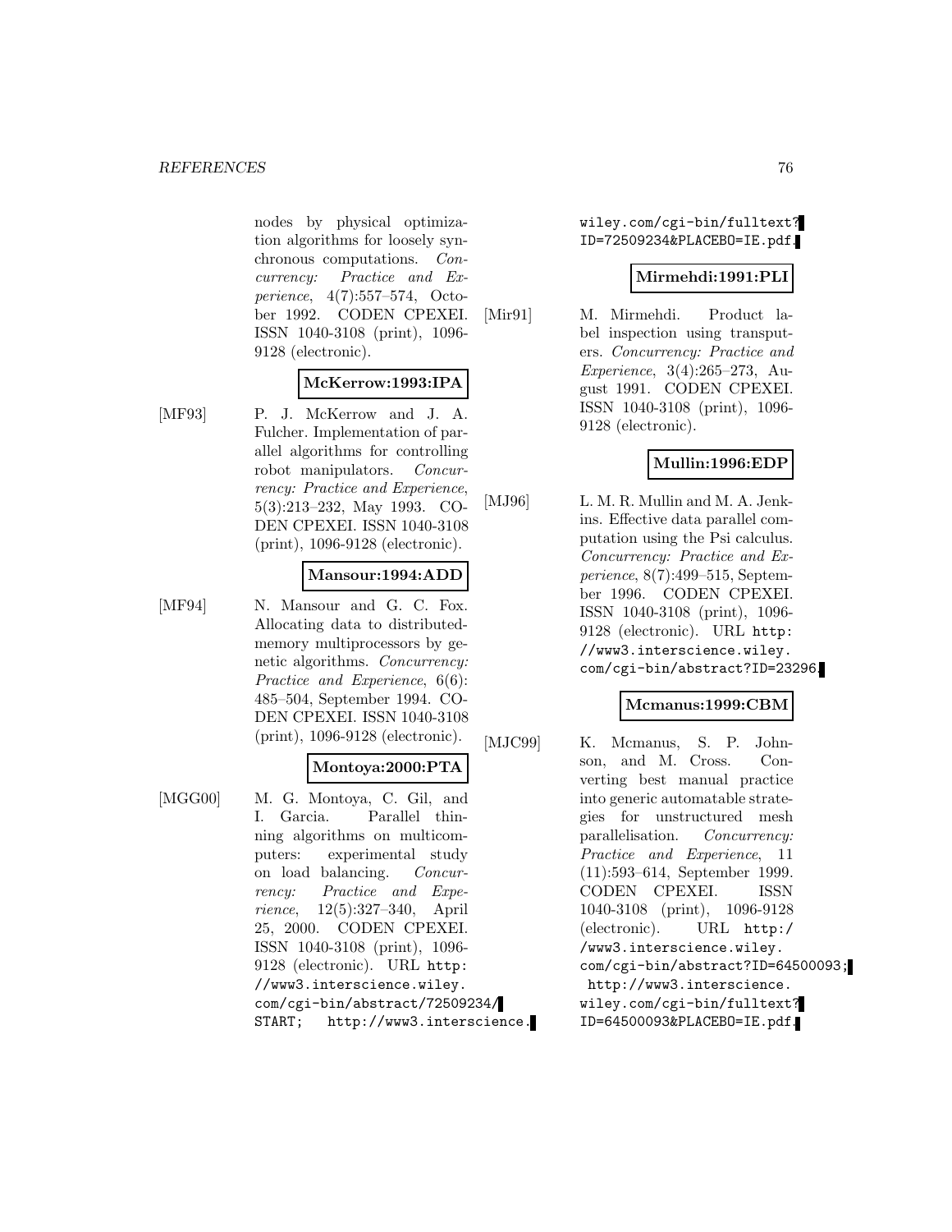nodes by physical optimization algorithms for loosely synchronous computations. *Concurrency: Practice and Experience*, 4(7):557–574, October 1992. CODEN CPEXEI. ISSN 1040-3108 (print), 1096-9128 (electronic).

**McKerrow:1993:IPA**

[MF93] P. J. McKerrow and J. A. Fulcher. Implementation of parallel algorithms for controlling robot manipulators. *Concurrency: Practice and Experience*, 5(3):213–232, May 1993. CODEN CPEXEI. ISSN 1040-3108 (print), 1096-9128 (electronic).

**Mansour:1994:ADD**

[MF94] N. Mansour and G. C. Fox. Allocating data to distributed-memory multiprocessors by genetic algorithms. *Concurrency: Practice and Experience*, 6(6): 485–504, September 1994. CODEN CPEXEI. ISSN 1040-3108 (print), 1096-9128 (electronic).

**Montoya:2000:PTA**

[MGG00] M. G. Montoya, C. Gil, and I. Garcia. Parallel thinning algorithms on multicomputers: experimental study on load balancing. *Concurrency: Practice and Experience*, 12(5):327–340, April 25, 2000. CODEN CPEXEI. ISSN 1040-3108 (print), 1096-9128 (electronic). URL `http://www3.interscience.wiley.com/cgi-bin/abstract/72509234/START`; `http://www3.interscience.wiley.com/cgi-bin/fulltext?ID=72509234&PLACEBO=IE.pdf`.

**Mirmehdi:1991:PLI**

[Mir91] M. Mirmehdi. Product label inspection using transputers. *Concurrency: Practice and Experience*, 3(4):265–273, August 1991. CODEN CPEXEI. ISSN 1040-3108 (print), 1096-9128 (electronic).

**Mullin:1996:EDP**

[MJ96] L. M. R. Mullin and M. A. Jenkins. Effective data parallel computation using the Psi calculus. *Concurrency: Practice and Experience*, 8(7):499–515, September 1996. CODEN CPEXEI. ISSN 1040-3108 (print), 1096-9128 (electronic). URL `http://www3.interscience.wiley.com/cgi-bin/abstract?ID=23296`.

**Mcmanus:1999:CBM**

[MJC99] K. Mcmanus, S. P. Johnson, and M. Cross. Converting best manual practice into generic automatable strategies for unstructured mesh parallelisation. *Concurrency: Practice and Experience*, 11 (11):593–614, September 1999. CODEN CPEXEI. ISSN 1040-3108 (print), 1096-9128 (electronic). URL `http://www3.interscience.wiley.com/cgi-bin/abstract?ID=64500093`; `http://www3.interscience.wiley.com/cgi-bin/fulltext?ID=64500093&PLACEBO=IE.pdf`.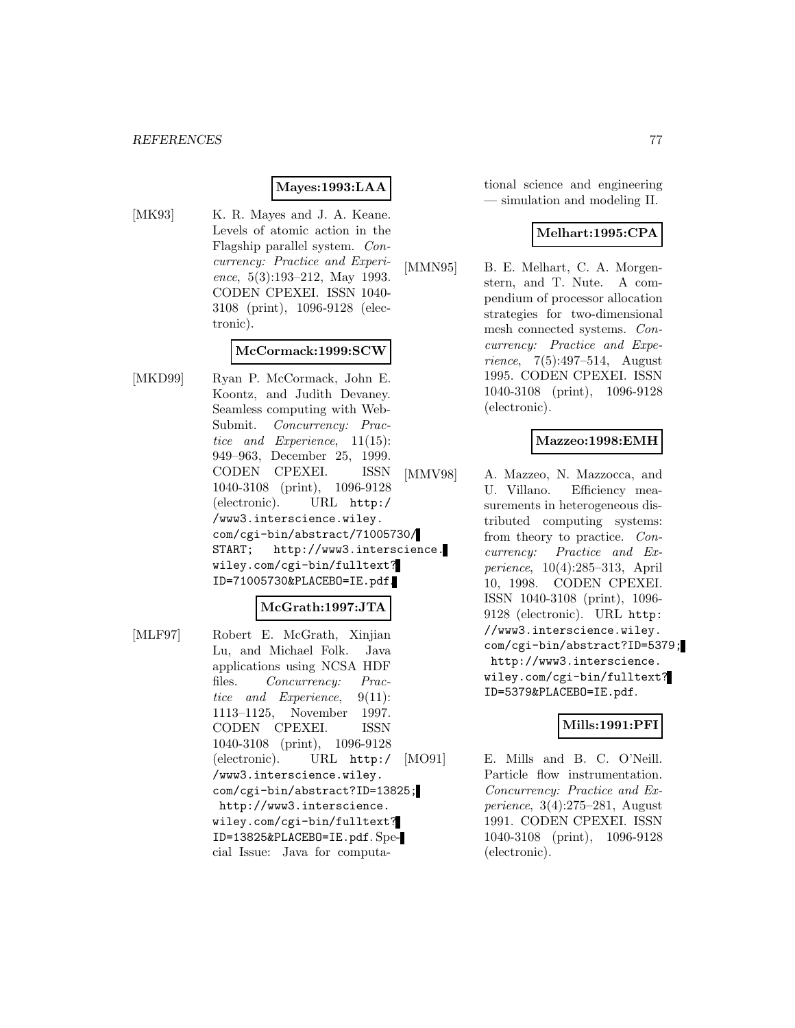**Mayes:1993:LAA**

[MK93] K. R. Mayes and J. A. Keane. Levels of atomic action in the Flagship parallel system. *Concurrency: Practice and Experience*, 5(3):193–212, May 1993. CODEN CPEXEI. ISSN 1040-3108 (print), 1096-9128 (electronic).

**McCormack:1999:SCW**

[MKD99] Ryan P. McCormack, John E. Koontz, and Judith Devaney. Seamless computing with WebSubmit. *Concurrency: Practice and Experience*, 11(15): 949–963, December 25, 1999. CODEN CPEXEI. ISSN 1040-3108 (print), 1096-9128 (electronic). URL `http://www3.interscience.wiley.com/cgi-bin/abstract/71005730/START`; `http://www3.interscience.wiley.com/cgi-bin/fulltext?ID=71005730&PLACEBO=IE.pdf`.

**McGrath:1997:JTA**

[MLF97] Robert E. McGrath, Xinjian Lu, and Michael Folk. Java applications using NCSA HDF files. *Concurrency: Practice and Experience*, 9(11): 1113–1125, November 1997. CODEN CPEXEI. ISSN 1040-3108 (print), 1096-9128 (electronic). URL `http://www3.interscience.wiley.com/cgi-bin/abstract?ID=13825`; `http://www3.interscience.wiley.com/cgi-bin/fulltext?ID=13825&PLACEBO=IE.pdf`. Special Issue: Java for computational science and engineering — simulation and modeling II.

**Melhart:1995:CPA**

[MMN95] B. E. Melhart, C. A. Morgenstern, and T. Nute. A compendium of processor allocation strategies for two-dimensional mesh connected systems. *Concurrency: Practice and Experience*, 7(5):497–514, August 1995. CODEN CPEXEI. ISSN 1040-3108 (print), 1096-9128 (electronic).

**Mazzeo:1998:EMH**

[MMV98] A. Mazzeo, N. Mazzocca, and U. Villano. Efficiency measurements in heterogeneous distributed computing systems: from theory to practice. *Concurrency: Practice and Experience*, 10(4):285–313, April 10, 1998. CODEN CPEXEI. ISSN 1040-3108 (print), 1096-9128 (electronic). URL `http://www3.interscience.wiley.com/cgi-bin/abstract?ID=5379`; `http://www3.interscience.wiley.com/cgi-bin/fulltext?ID=5379&PLACEBO=IE.pdf`.

**Mills:1991:PFI**

[MO91] E. Mills and B. C. O'Neill. Particle flow instrumentation. *Concurrency: Practice and Experience*, 3(4):275–281, August 1991. CODEN CPEXEI. ISSN 1040-3108 (print), 1096-9128 (electronic).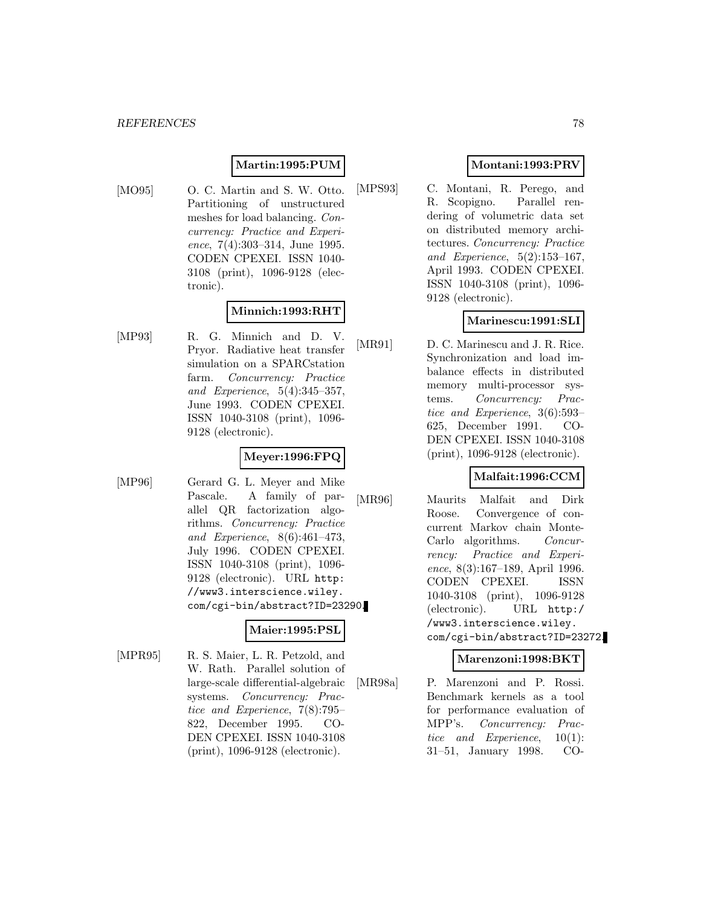**Martin:1995:PUM**

[MO95] O. C. Martin and S. W. Otto. Partitioning of unstructured meshes for load balancing. *Concurrency: Practice and Experience*, 7(4):303–314, June 1995. CODEN CPEXEI. ISSN 1040-3108 (print), 1096-9128 (electronic).

**Minnich:1993:RHT**

[MP93] R. G. Minnich and D. V. Pryor. Radiative heat transfer simulation on a SPARCstation farm. *Concurrency: Practice and Experience*, 5(4):345–357, June 1993. CODEN CPEXEI. ISSN 1040-3108 (print), 1096-9128 (electronic).

**Meyer:1996:FPQ**

[MP96] Gerard G. L. Meyer and Mike Pascale. A family of parallel QR factorization algorithms. *Concurrency: Practice and Experience*, 8(6):461–473, July 1996. CODEN CPEXEI. ISSN 1040-3108 (print), 1096-9128 (electronic). URL `http://www3.interscience.wiley.com/cgi-bin/abstract?ID=23290`.

**Maier:1995:PSL**

[MPR95] R. S. Maier, L. R. Petzold, and W. Rath. Parallel solution of large-scale differential-algebraic systems. *Concurrency: Practice and Experience*, 7(8):795–822, December 1995. CODEN CPEXEI. ISSN 1040-3108 (print), 1096-9128 (electronic).

**Montani:1993:PRV**

[MPS93] C. Montani, R. Perego, and R. Scopigno. Parallel rendering of volumetric data set on distributed memory architectures. *Concurrency: Practice and Experience*, 5(2):153–167, April 1993. CODEN CPEXEI. ISSN 1040-3108 (print), 1096-9128 (electronic).

**Marinescu:1991:SLI**

[MR91] D. C. Marinescu and J. R. Rice. Synchronization and load imbalance effects in distributed memory multi-processor systems. *Concurrency: Practice and Experience*, 3(6):593–625, December 1991. CODEN CPEXEI. ISSN 1040-3108 (print), 1096-9128 (electronic).

**Malfait:1996:CCM**

[MR96] Maurits Malfait and Dirk Roose. Convergence of concurrent Markov chain Monte-Carlo algorithms. *Concurrency: Practice and Experience*, 8(3):167–189, April 1996. CODEN CPEXEI. ISSN 1040-3108 (print), 1096-9128 (electronic). URL `http://www3.interscience.wiley.com/cgi-bin/abstract?ID=23272`.

**Marenzoni:1998:BKT**

[MR98a] P. Marenzoni and P. Rossi. Benchmark kernels as a tool for performance evaluation of MPP's. *Concurrency: Practice and Experience*, 10(1): 31–51, January 1998. CO-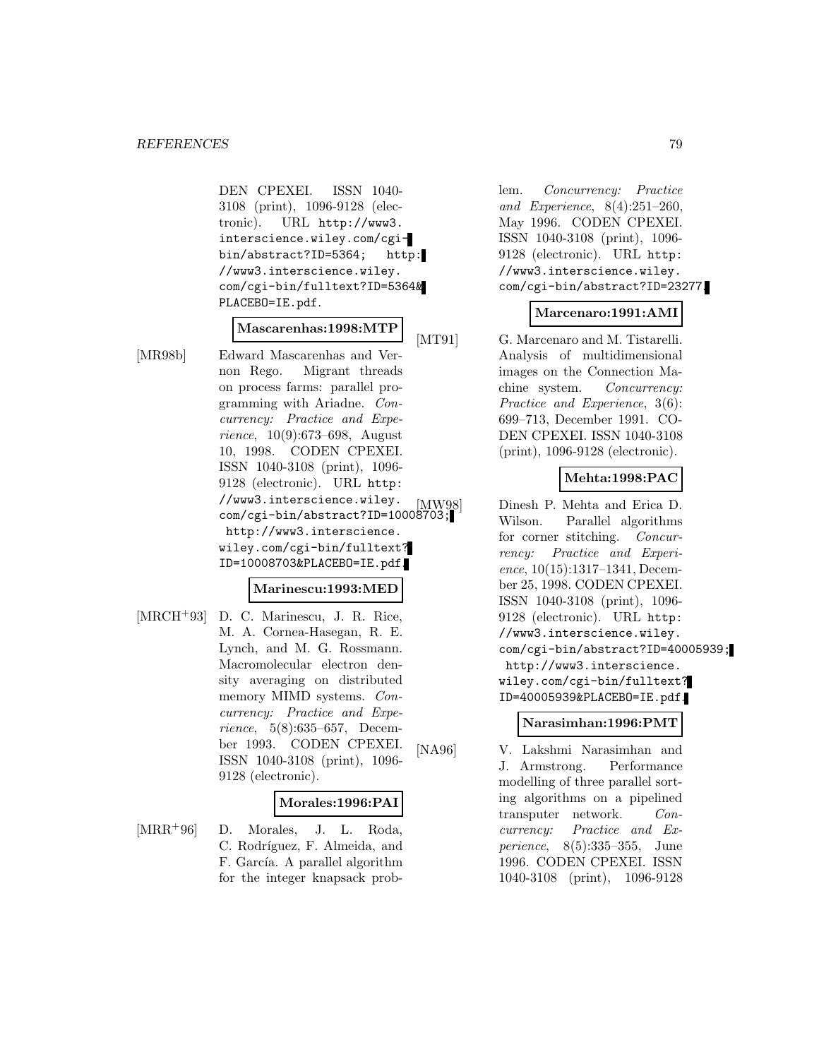DEN CPEXEI. ISSN 1040-3108 (print), 1096-9128 (electronic). URL http://www3.interscience.wiley.com/cgi-bin/abstract?ID=5364; http://www3.interscience.wiley.com/cgi-bin/fulltext?ID=5364&PLACEBO=IE.pdf.

**Mascarenhas:1998:MTP**

[MR98b] Edward Mascarenhas and Vernon Rego. Migrant threads on process farms: parallel programming with Ariadne. *Concurrency: Practice and Experience*, 10(9):673–698, August 10, 1998. CODEN CPEXEI. ISSN 1040-3108 (print), 1096-9128 (electronic). URL http://www3.interscience.wiley.com/cgi-bin/abstract?ID=10008703; http://www3.interscience.wiley.com/cgi-bin/fulltext?ID=10008703&PLACEBO=IE.pdf.

**Marinescu:1993:MED**

[MRCH+93] D. C. Marinescu, J. R. Rice, M. A. Cornea-Hasegan, R. E. Lynch, and M. G. Rossmann. Macromolecular electron density averaging on distributed memory MIMD systems. *Concurrency: Practice and Experience*, 5(8):635–657, December 1993. CODEN CPEXEI. ISSN 1040-3108 (print), 1096-9128 (electronic).

**Morales:1996:PAI**

[MRR+96] D. Morales, J. L. Roda, C. Rodríguez, F. Almeida, and F. García. A parallel algorithm for the integer knapsack problem. *Concurrency: Practice and Experience*, 8(4):251–260, May 1996. CODEN CPEXEI. ISSN 1040-3108 (print), 1096-9128 (electronic). URL http://www3.interscience.wiley.com/cgi-bin/abstract?ID=23277.

**Marcenaro:1991:AMI**

[MT91] G. Marcenaro and M. Tistarelli. Analysis of multidimensional images on the Connection Machine system. *Concurrency: Practice and Experience*, 3(6):699–713, December 1991. CODEN CPEXEI. ISSN 1040-3108 (print), 1096-9128 (electronic).

**Mehta:1998:PAC**

[MW98] Dinesh P. Mehta and Erica D. Wilson. Parallel algorithms for corner stitching. *Concurrency: Practice and Experience*, 10(15):1317–1341, December 25, 1998. CODEN CPEXEI. ISSN 1040-3108 (print), 1096-9128 (electronic). URL http://www3.interscience.wiley.com/cgi-bin/abstract?ID=40005939; http://www3.interscience.wiley.com/cgi-bin/fulltext?ID=40005939&PLACEBO=IE.pdf.

**Narasimhan:1996:PMT**

[NA96] V. Lakshmi Narasimhan and J. Armstrong. Performance modelling of three parallel sorting algorithms on a pipelined transputer network. *Concurrency: Practice and Experience*, 8(5):335–355, June 1996. CODEN CPEXEI. ISSN 1040-3108 (print), 1096-9128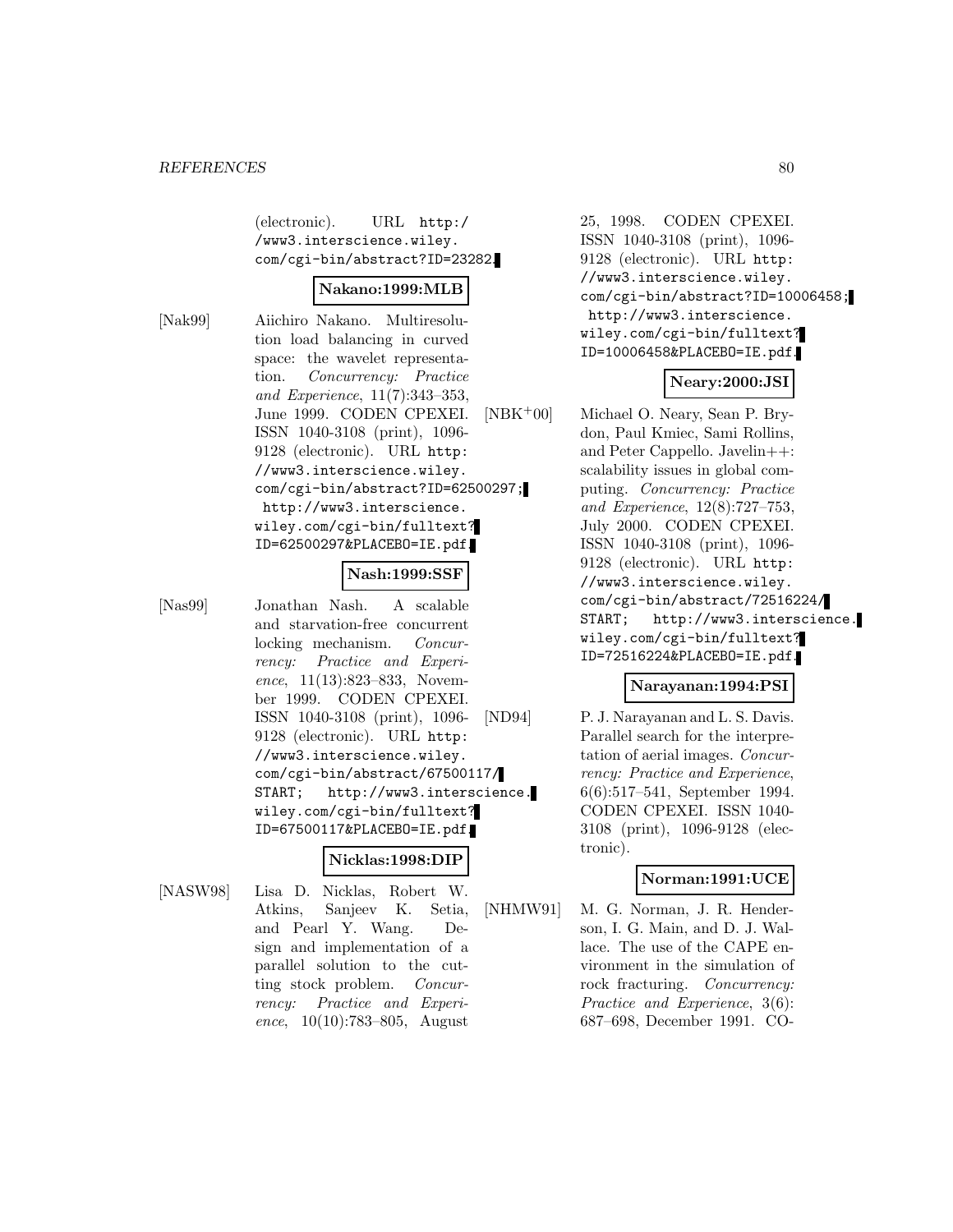(electronic). URL http://www3.interscience.wiley.com/cgi-bin/abstract?ID=23282.

**Nakano:1999:MLB**

[Nak99] Aiichiro Nakano. Multiresolution load balancing in curved space: the wavelet representation. *Concurrency: Practice and Experience*, 11(7):343–353, June 1999. CODEN CPEXEI. ISSN 1040-3108 (print), 1096-9128 (electronic). URL http://www3.interscience.wiley.com/cgi-bin/abstract?ID=62500297; http://www3.interscience.wiley.com/cgi-bin/fulltext?ID=62500297&PLACEBO=IE.pdf.

**Nash:1999:SSF**

[Nas99] Jonathan Nash. A scalable and starvation-free concurrent locking mechanism. *Concurrency: Practice and Experience*, 11(13):823–833, November 1999. CODEN CPEXEI. ISSN 1040-3108 (print), 1096-9128 (electronic). URL http://www3.interscience.wiley.com/cgi-bin/abstract/67500117/START; http://www3.interscience.wiley.com/cgi-bin/fulltext?ID=67500117&PLACEBO=IE.pdf.

**Nicklas:1998:DIP**

[NASW98] Lisa D. Nicklas, Robert W. Atkins, Sanjeev K. Setia, and Pearl Y. Wang. Design and implementation of a parallel solution to the cutting stock problem. *Concurrency: Practice and Experience*, 10(10):783–805, August 25, 1998. CODEN CPEXEI. ISSN 1040-3108 (print), 1096-9128 (electronic). URL http://www3.interscience.wiley.com/cgi-bin/abstract?ID=10006458; http://www3.interscience.wiley.com/cgi-bin/fulltext?ID=10006458&PLACEBO=IE.pdf.

**Neary:2000:JSI**

[NBK+00] Michael O. Neary, Sean P. Brydon, Paul Kmiec, Sami Rollins, and Peter Cappello. Javelin++: scalability issues in global computing. *Concurrency: Practice and Experience*, 12(8):727–753, July 2000. CODEN CPEXEI. ISSN 1040-3108 (print), 1096-9128 (electronic). URL http://www3.interscience.wiley.com/cgi-bin/abstract/72516224/START; http://www3.interscience.wiley.com/cgi-bin/fulltext?ID=72516224&PLACEBO=IE.pdf.

**Narayanan:1994:PSI**

[ND94] P. J. Narayanan and L. S. Davis. Parallel search for the interpretation of aerial images. *Concurrency: Practice and Experience*, 6(6):517–541, September 1994. CODEN CPEXEI. ISSN 1040-3108 (print), 1096-9128 (electronic).

**Norman:1991:UCE**

[NHMW91] M. G. Norman, J. R. Henderson, I. G. Main, and D. J. Wallace. The use of the CAPE environment in the simulation of rock fracturing. *Concurrency: Practice and Experience*, 3(6): 687–698, December 1991. CO-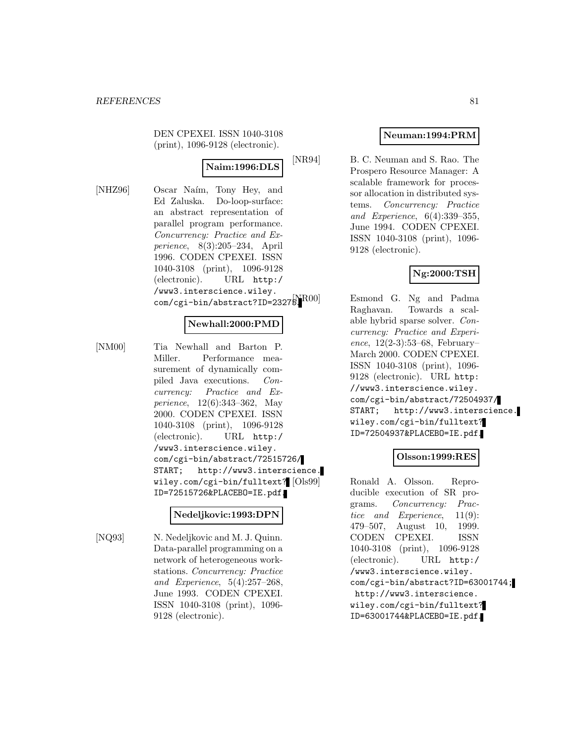DEN CPEXEI. ISSN 1040-3108 (print), 1096-9128 (electronic).

**Naim:1996:DLS**

[NHZ96] Oscar Naím, Tony Hey, and Ed Zaluska. Do-loop-surface: an abstract representation of parallel program performance. *Concurrency: Practice and Experience*, 8(3):205–234, April 1996. CODEN CPEXEI. ISSN 1040-3108 (print), 1096-9128 (electronic). URL `http://www3.interscience.wiley.com/cgi-bin/abstract?ID=23275`.

**Newhall:2000:PMD**

[NM00] Tia Newhall and Barton P. Miller. Performance measurement of dynamically compiled Java executions. *Concurrency: Practice and Experience*, 12(6):343–362, May 2000. CODEN CPEXEI. ISSN 1040-3108 (print), 1096-9128 (electronic). URL `http://www3.interscience.wiley.com/cgi-bin/abstract/72515726/START`; `http://www3.interscience.wiley.com/cgi-bin/fulltext?ID=72515726&PLACEBO=IE.pdf`.

**Nedeljkovic:1993:DPN**

[NQ93] N. Nedeljkovic and M. J. Quinn. Data-parallel programming on a network of heterogeneous workstations. *Concurrency: Practice and Experience*, 5(4):257–268, June 1993. CODEN CPEXEI. ISSN 1040-3108 (print), 1096-9128 (electronic).

**Neuman:1994:PRM**

[NR94] B. C. Neuman and S. Rao. The Prospero Resource Manager: A scalable framework for processor allocation in distributed systems. *Concurrency: Practice and Experience*, 6(4):339–355, June 1994. CODEN CPEXEI. ISSN 1040-3108 (print), 1096-9128 (electronic).

**Ng:2000:TSH**

[NR00] Esmond G. Ng and Padma Raghavan. Towards a scalable hybrid sparse solver. *Concurrency: Practice and Experience*, 12(2-3):53–68, February–March 2000. CODEN CPEXEI. ISSN 1040-3108 (print), 1096-9128 (electronic). URL `http://www3.interscience.wiley.com/cgi-bin/abstract/72504937/START`; `http://www3.interscience.wiley.com/cgi-bin/fulltext?ID=72504937&PLACEBO=IE.pdf`.

**Olsson:1999:RES**

[Ols99] Ronald A. Olsson. Reproducible execution of SR programs. *Concurrency: Practice and Experience*, 11(9):479–507, August 10, 1999. CODEN CPEXEI. ISSN 1040-3108 (print), 1096-9128 (electronic). URL `http://www3.interscience.wiley.com/cgi-bin/abstract?ID=63001744`; `http://www3.interscience.wiley.com/cgi-bin/fulltext?ID=63001744&PLACEBO=IE.pdf`.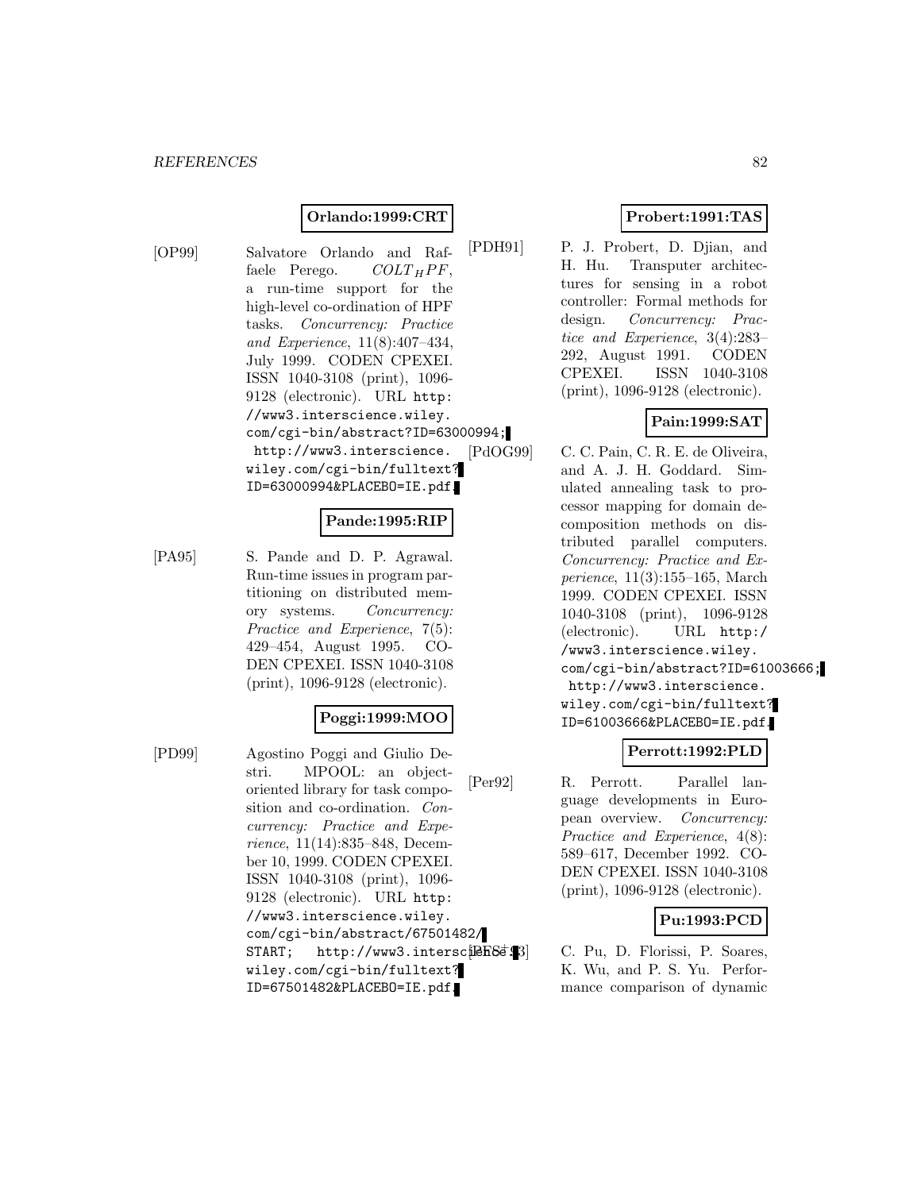**Orlando:1999:CRT**

[OP99] Salvatore Orlando and Raffaele Perego. $COLT_HPF$, a run-time support for the high-level co-ordination of HPF tasks. *Concurrency: Practice and Experience*, 11(8):407–434, July 1999. CODEN CPEXEI. ISSN 1040-3108 (print), 1096-9128 (electronic). URL http://www3.interscience.wiley.com/cgi-bin/abstract?ID=63000994; http://www3.interscience.wiley.com/cgi-bin/fulltext?ID=63000994&PLACEBO=IE.pdf.

**Pande:1995:RIP**

[PA95] S. Pande and D. P. Agrawal. Run-time issues in program partitioning on distributed memory systems. *Concurrency: Practice and Experience*, 7(5):429–454, August 1995. CODEN CPEXEI. ISSN 1040-3108 (print), 1096-9128 (electronic).

**Poggi:1999:MOO**

[PD99] Agostino Poggi and Giulio Destri. MPOOL: an object-oriented library for task composition and co-ordination. *Concurrency: Practice and Experience*, 11(14):835–848, December 10, 1999. CODEN CPEXEI. ISSN 1040-3108 (print), 1096-9128 (electronic). URL http://www3.interscience.wiley.com/cgi-bin/abstract/67501482/START; http://www3.interscience.wiley.com/cgi-bin/fulltext?ID=67501482&PLACEBO=IE.pdf.

**Probert:1991:TAS**

[PDH91] P. J. Probert, D. Djian, and H. Hu. Transputer architectures for sensing in a robot controller: Formal methods for design. *Concurrency: Practice and Experience*, 3(4):283–292, August 1991. CODEN CPEXEI. ISSN 1040-3108 (print), 1096-9128 (electronic).

**Pain:1999:SAT**

[PdOG99] C. C. Pain, C. R. E. de Oliveira, and A. J. H. Goddard. Simulated annealing task to processor mapping for domain decomposition methods on distributed parallel computers. *Concurrency: Practice and Experience*, 11(3):155–165, March 1999. CODEN CPEXEI. ISSN 1040-3108 (print), 1096-9128 (electronic). URL http://www3.interscience.wiley.com/cgi-bin/abstract?ID=61003666; http://www3.interscience.wiley.com/cgi-bin/fulltext?ID=61003666&PLACEBO=IE.pdf.

**Perrott:1992:PLD**

[Per92] R. Perrott. Parallel language developments in European overview. *Concurrency: Practice and Experience*, 4(8):589–617, December 1992. CODEN CPEXEI. ISSN 1040-3108 (print), 1096-9128 (electronic).

**Pu:1993:PCD**

[PFS+93] C. Pu, D. Florissi, P. Soares, K. Wu, and P. S. Yu. Performance comparison of dynamic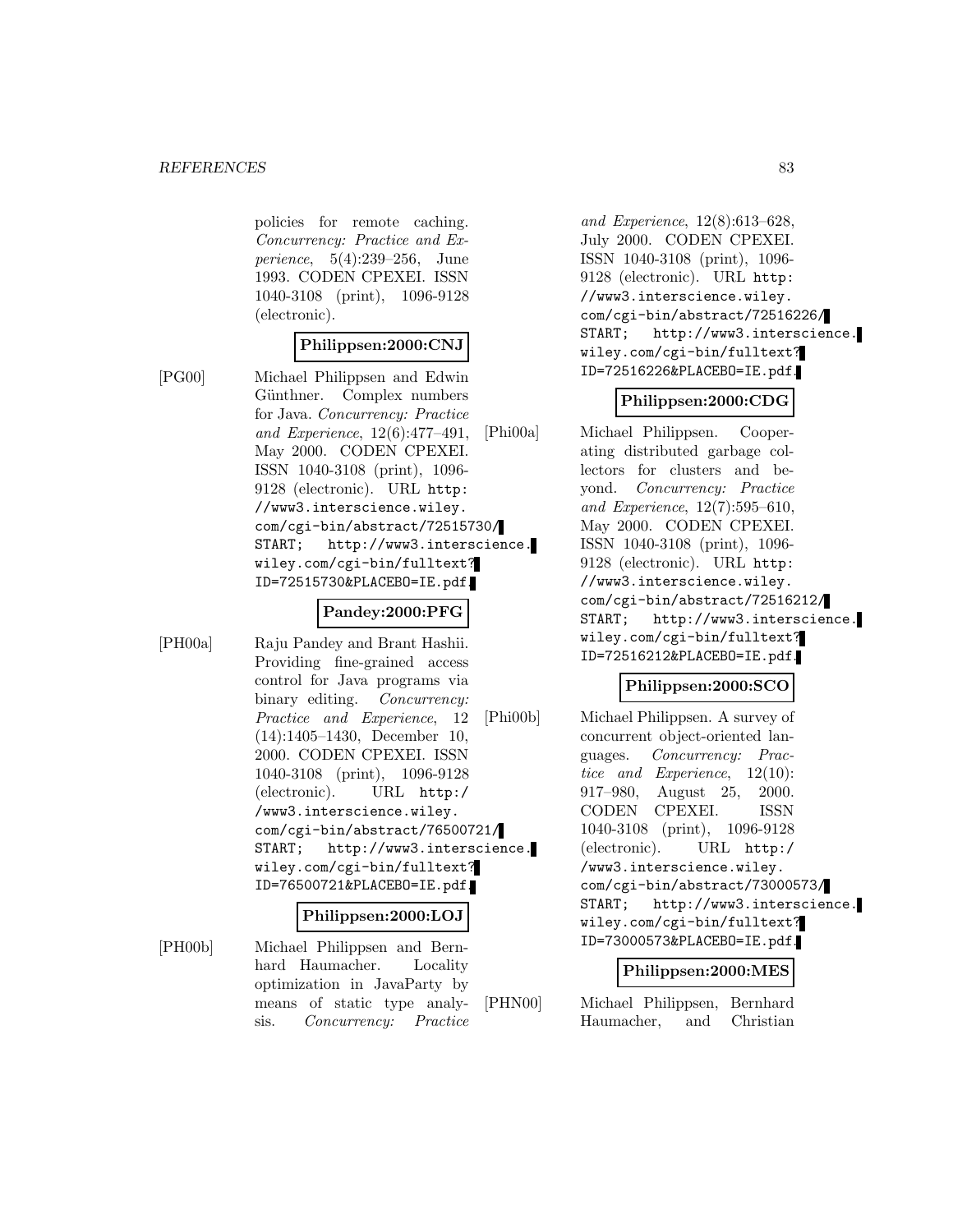policies for remote caching. *Concurrency: Practice and Experience*, 5(4):239–256, June 1993. CODEN CPEXEI. ISSN 1040-3108 (print), 1096-9128 (electronic).

**Philippsen:2000:CNJ**

[PG00] Michael Philippsen and Edwin Günthner. Complex numbers for Java. *Concurrency: Practice and Experience*, 12(6):477–491, May 2000. CODEN CPEXEI. ISSN 1040-3108 (print), 1096-9128 (electronic). URL http://www3.interscience.wiley.com/cgi-bin/abstract/72515730/START; http://www3.interscience.wiley.com/cgi-bin/fulltext?ID=72515730&PLACEBO=IE.pdf.

**Pandey:2000:PFG**

[PH00a] Raju Pandey and Brant Hashii. Providing fine-grained access control for Java programs via binary editing. *Concurrency: Practice and Experience*, 12 (14):1405–1430, December 10, 2000. CODEN CPEXEI. ISSN 1040-3108 (print), 1096-9128 (electronic). URL http://www3.interscience.wiley.com/cgi-bin/abstract/76500721/START; http://www3.interscience.wiley.com/cgi-bin/fulltext?ID=76500721&PLACEBO=IE.pdf.

**Philippsen:2000:LOJ**

[PH00b] Michael Philippsen and Bernhard Haumacher. Locality optimization in JavaParty by means of static type analysis. *Concurrency: Practice and Experience*, 12(8):613–628, July 2000. CODEN CPEXEI. ISSN 1040-3108 (print), 1096-9128 (electronic). URL http://www3.interscience.wiley.com/cgi-bin/abstract/72516226/START; http://www3.interscience.wiley.com/cgi-bin/fulltext?ID=72516226&PLACEBO=IE.pdf.

**Philippsen:2000:CDG**

[Phi00a] Michael Philippsen. Cooperating distributed garbage collectors for clusters and beyond. *Concurrency: Practice and Experience*, 12(7):595–610, May 2000. CODEN CPEXEI. ISSN 1040-3108 (print), 1096-9128 (electronic). URL http://www3.interscience.wiley.com/cgi-bin/abstract/72516212/START; http://www3.interscience.wiley.com/cgi-bin/fulltext?ID=72516212&PLACEBO=IE.pdf.

**Philippsen:2000:SCO**

[Phi00b] Michael Philippsen. A survey of concurrent object-oriented languages. *Concurrency: Practice and Experience*, 12(10): 917–980, August 25, 2000. CODEN CPEXEI. ISSN 1040-3108 (print), 1096-9128 (electronic). URL http://www3.interscience.wiley.com/cgi-bin/abstract/73000573/START; http://www3.interscience.wiley.com/cgi-bin/fulltext?ID=73000573&PLACEBO=IE.pdf.

**Philippsen:2000:MES**

[PHN00] Michael Philippsen, Bernhard Haumacher, and Christian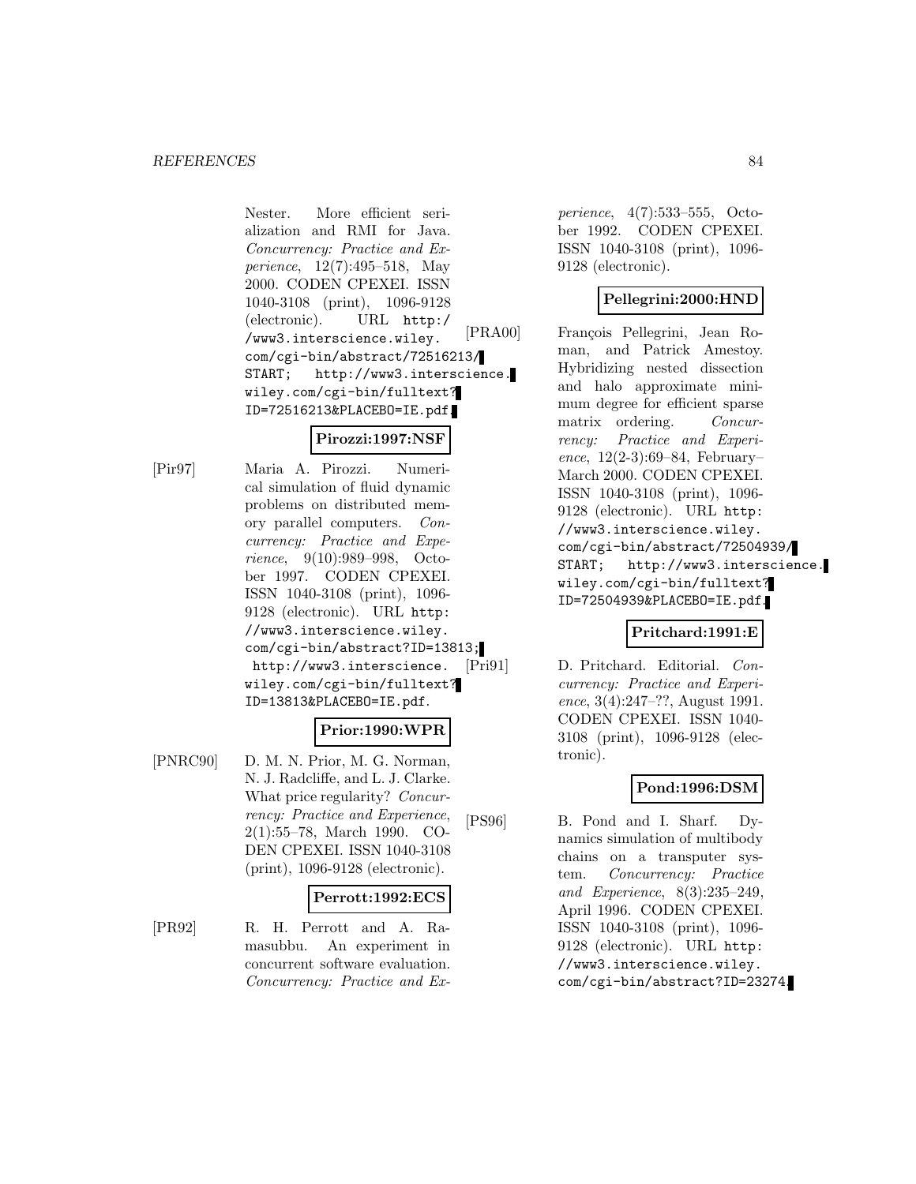Nester. More efficient serialization and RMI for Java. *Concurrency: Practice and Experience*, 12(7):495–518, May 2000. CODEN CPEXEI. ISSN 1040-3108 (print), 1096-9128 (electronic). URL `http://www3.interscience.wiley.com/cgi-bin/abstract/72516213/START`; `http://www3.interscience.wiley.com/cgi-bin/fulltext?ID=72516213&PLACEBO=IE.pdf`.

**Pirozzi:1997:NSF**

[Pir97] Maria A. Pirozzi. Numerical simulation of fluid dynamic problems on distributed memory parallel computers. *Concurrency: Practice and Experience*, 9(10):989–998, October 1997. CODEN CPEXEI. ISSN 1040-3108 (print), 1096-9128 (electronic). URL `http://www3.interscience.wiley.com/cgi-bin/abstract?ID=13813`; `http://www3.interscience.wiley.com/cgi-bin/fulltext?ID=13813&PLACEBO=IE.pdf`.

**Prior:1990:WPR**

[PNRC90] D. M. N. Prior, M. G. Norman, N. J. Radcliffe, and L. J. Clarke. What price regularity? *Concurrency: Practice and Experience*, 2(1):55–78, March 1990. CODEN CPEXEI. ISSN 1040-3108 (print), 1096-9128 (electronic).

**Perrott:1992:ECS**

[PR92] R. H. Perrott and A. Ramasubbu. An experiment in concurrent software evaluation. *Concurrency: Practice and Experience*, 4(7):533–555, October 1992. CODEN CPEXEI. ISSN 1040-3108 (print), 1096-9128 (electronic).

**Pellegrini:2000:HND**

[PRA00] François Pellegrini, Jean Roman, and Patrick Amestoy. Hybridizing nested dissection and halo approximate minimum degree for efficient sparse matrix ordering. *Concurrency: Practice and Experience*, 12(2-3):69–84, February–March 2000. CODEN CPEXEI. ISSN 1040-3108 (print), 1096-9128 (electronic). URL `http://www3.interscience.wiley.com/cgi-bin/abstract/72504939/START`; `http://www3.interscience.wiley.com/cgi-bin/fulltext?ID=72504939&PLACEBO=IE.pdf`.

**Pritchard:1991:E**

[Pri91] D. Pritchard. Editorial. *Concurrency: Practice and Experience*, 3(4):247–??, August 1991. CODEN CPEXEI. ISSN 1040-3108 (print), 1096-9128 (electronic).

**Pond:1996:DSM**

[PS96] B. Pond and I. Sharf. Dynamics simulation of multibody chains on a transputer system. *Concurrency: Practice and Experience*, 8(3):235–249, April 1996. CODEN CPEXEI. ISSN 1040-3108 (print), 1096-9128 (electronic). URL `http://www3.interscience.wiley.com/cgi-bin/abstract?ID=23274`.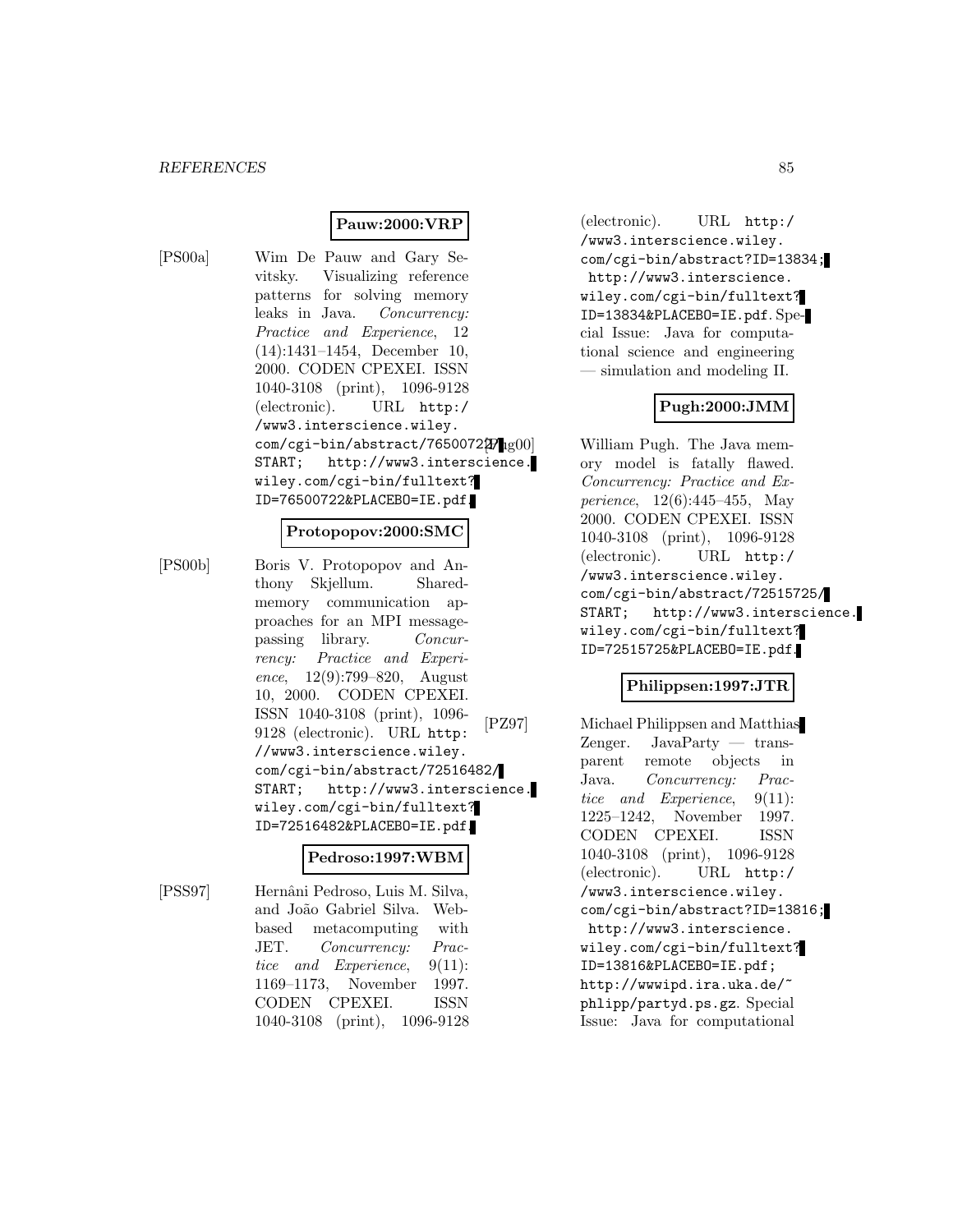**Pauw:2000:VRP**

[PS00a] Wim De Pauw and Gary Sevitsky. Visualizing reference patterns for solving memory leaks in Java. *Concurrency: Practice and Experience*, 12 (14):1431–1454, December 10, 2000. CODEN CPEXEI. ISSN 1040-3108 (print), 1096-9128 (electronic). URL http://www3.interscience.wiley.com/cgi-bin/abstract/76500722/START; http://www3.interscience.wiley.com/cgi-bin/fulltext?ID=76500722&PLACEBO=IE.pdf.

**Protopopov:2000:SMC**

[PS00b] Boris V. Protopopov and Anthony Skjellum. Shared-memory communication approaches for an MPI message-passing library. *Concurrency: Practice and Experience*, 12(9):799–820, August 10, 2000. CODEN CPEXEI. ISSN 1040-3108 (print), 1096-9128 (electronic). URL http://www3.interscience.wiley.com/cgi-bin/abstract/72516482/START; http://www3.interscience.wiley.com/cgi-bin/fulltext?ID=72516482&PLACEBO=IE.pdf.

**Pedroso:1997:WBM**

[PSS97] Hernâni Pedroso, Luis M. Silva, and João Gabriel Silva. Web-based metacomputing with JET. *Concurrency: Practice and Experience*, 9(11): 1169–1173, November 1997. CODEN CPEXEI. ISSN 1040-3108 (print), 1096-9128 (electronic). URL http://www3.interscience.wiley.com/cgi-bin/abstract?ID=13834; http://www3.interscience.wiley.com/cgi-bin/fulltext?ID=13834&PLACEBO=IE.pdf. Special Issue: Java for computational science and engineering — simulation and modeling II.

**Pugh:2000:JMM**

[Pug00] William Pugh. The Java memory model is fatally flawed. *Concurrency: Practice and Experience*, 12(6):445–455, May 2000. CODEN CPEXEI. ISSN 1040-3108 (print), 1096-9128 (electronic). URL http://www3.interscience.wiley.com/cgi-bin/abstract/72515725/START; http://www3.interscience.wiley.com/cgi-bin/fulltext?ID=72515725&PLACEBO=IE.pdf.

**Philippsen:1997:JTR**

[PZ97] Michael Philippsen and Matthias Zenger. JavaParty — transparent remote objects in Java. *Concurrency: Practice and Experience*, 9(11): 1225–1242, November 1997. CODEN CPEXEI. ISSN 1040-3108 (print), 1096-9128 (electronic). URL http://www3.interscience.wiley.com/cgi-bin/abstract?ID=13816; http://www3.interscience.wiley.com/cgi-bin/fulltext?ID=13816&PLACEBO=IE.pdf; http://wwwipd.ira.uka.de/~phlipp/partyd.ps.gz. Special Issue: Java for computational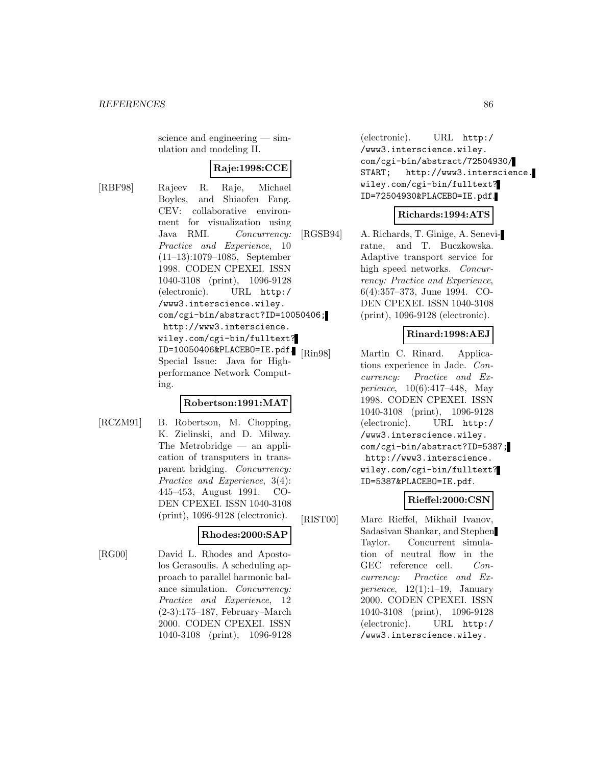science and engineering — simulation and modeling II.

**Raje:1998:CCE**

[RBF98] Rajeev R. Raje, Michael Boyles, and Shiaofen Fang. CEV: collaborative environment for visualization using Java RMI. *Concurrency: Practice and Experience*, 10 (11–13):1079–1085, September 1998. CODEN CPEXEI. ISSN 1040-3108 (print), 1096-9128 (electronic). URL http://www3.interscience.wiley.com/cgi-bin/abstract?ID=10050406; http://www3.interscience.wiley.com/cgi-bin/fulltext?ID=10050406&PLACEBO=IE.pdf. Special Issue: Java for High-performance Network Computing.

**Robertson:1991:MAT**

[RCZM91] B. Robertson, M. Chopping, K. Zielinski, and D. Milway. The Metrobridge — an application of transputers in transparent bridging. *Concurrency: Practice and Experience*, 3(4): 445–453, August 1991. CODEN CPEXEI. ISSN 1040-3108 (print), 1096-9128 (electronic).

**Rhodes:2000:SAP**

[RG00] David L. Rhodes and Apostolos Gerasoulis. A scheduling approach to parallel harmonic balance simulation. *Concurrency: Practice and Experience*, 12 (2-3):175–187, February–March 2000. CODEN CPEXEI. ISSN 1040-3108 (print), 1096-9128 (electronic). URL http://www3.interscience.wiley.com/cgi-bin/abstract/72504930/START; http://www3.interscience.wiley.com/cgi-bin/fulltext?ID=72504930&PLACEBO=IE.pdf.

**Richards:1994:ATS**

[RGSB94] A. Richards, T. Ginige, A. Seneviratne, and T. Buczkowska. Adaptive transport service for high speed networks. *Concurrency: Practice and Experience*, 6(4):357–373, June 1994. CODEN CPEXEI. ISSN 1040-3108 (print), 1096-9128 (electronic).

**Rinard:1998:AEJ**

[Rin98] Martin C. Rinard. Applications experience in Jade. *Concurrency: Practice and Experience*, 10(6):417–448, May 1998. CODEN CPEXEI. ISSN 1040-3108 (print), 1096-9128 (electronic). URL http://www3.interscience.wiley.com/cgi-bin/abstract?ID=5387; http://www3.interscience.wiley.com/cgi-bin/fulltext?ID=5387&PLACEBO=IE.pdf.

**Rieffel:2000:CSN**

[RIST00] Marc Rieffel, Mikhail Ivanov, Sadasivan Shankar, and Stephen Taylor. Concurrent simulation of neutral flow in the GEC reference cell. *Concurrency: Practice and Experience*, 12(1):1–19, January 2000. CODEN CPEXEI. ISSN 1040-3108 (print), 1096-9128 (electronic). URL http://www3.interscience.wiley.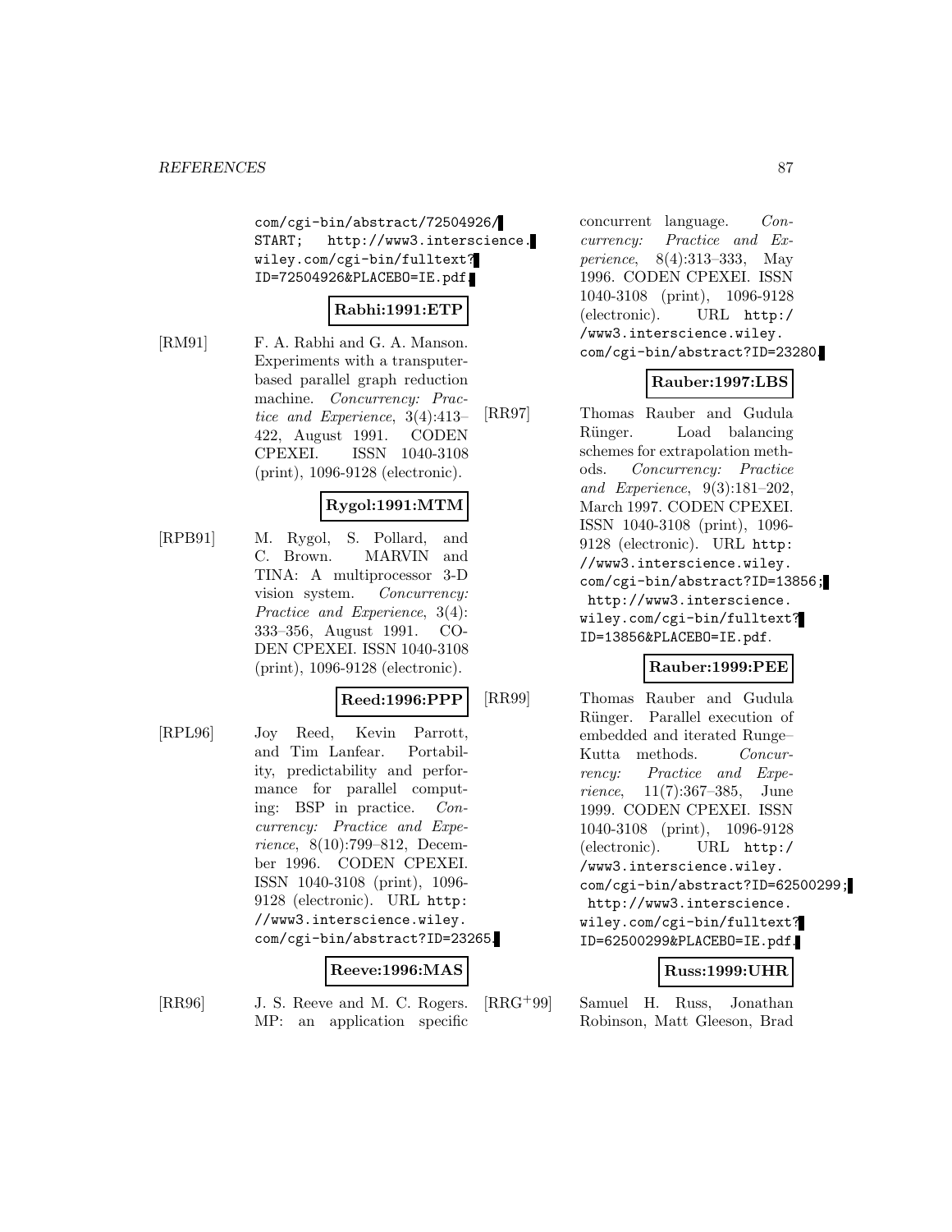com/cgi-bin/abstract/72504926/START; http://www3.interscience.wiley.com/cgi-bin/fulltext?ID=72504926&PLACEBO=IE.pdf.

**Rabhi:1991:ETP**

[RM91] F. A. Rabhi and G. A. Manson. Experiments with a transputer-based parallel graph reduction machine. *Concurrency: Practice and Experience*, 3(4):413–422, August 1991. CODEN CPEXEI. ISSN 1040-3108 (print), 1096-9128 (electronic).

**Rygol:1991:MTM**

[RPB91] M. Rygol, S. Pollard, and C. Brown. MARVIN and TINA: A multiprocessor 3-D vision system. *Concurrency: Practice and Experience*, 3(4):333–356, August 1991. CODEN CPEXEI. ISSN 1040-3108 (print), 1096-9128 (electronic).

**Reed:1996:PPP**

[RPL96] Joy Reed, Kevin Parrott, and Tim Lanfear. Portability, predictability and performance for parallel computing: BSP in practice. *Concurrency: Practice and Experience*, 8(10):799–812, December 1996. CODEN CPEXEI. ISSN 1040-3108 (print), 1096-9128 (electronic). URL http://www3.interscience.wiley.com/cgi-bin/abstract?ID=23265.

**Reeve:1996:MAS**

[RR96] J. S. Reeve and M. C. Rogers. MP: an application specific concurrent language. *Concurrency: Practice and Experience*, 8(4):313–333, May 1996. CODEN CPEXEI. ISSN 1040-3108 (print), 1096-9128 (electronic). URL http://www3.interscience.wiley.com/cgi-bin/abstract?ID=23280.

**Rauber:1997:LBS**

[RR97] Thomas Rauber and Gudula Rünger. Load balancing schemes for extrapolation methods. *Concurrency: Practice and Experience*, 9(3):181–202, March 1997. CODEN CPEXEI. ISSN 1040-3108 (print), 1096-9128 (electronic). URL http://www3.interscience.wiley.com/cgi-bin/abstract?ID=13856; http://www3.interscience.wiley.com/cgi-bin/fulltext?ID=13856&PLACEBO=IE.pdf.

**Rauber:1999:PEE**

[RR99] Thomas Rauber and Gudula Rünger. Parallel execution of embedded and iterated Runge–Kutta methods. *Concurrency: Practice and Experience*, 11(7):367–385, June 1999. CODEN CPEXEI. ISSN 1040-3108 (print), 1096-9128 (electronic). URL http://www3.interscience.wiley.com/cgi-bin/abstract?ID=62500299; http://www3.interscience.wiley.com/cgi-bin/fulltext?ID=62500299&PLACEBO=IE.pdf.

**Russ:1999:UHR**

[RRG+99] Samuel H. Russ, Jonathan Robinson, Matt Gleeson, Brad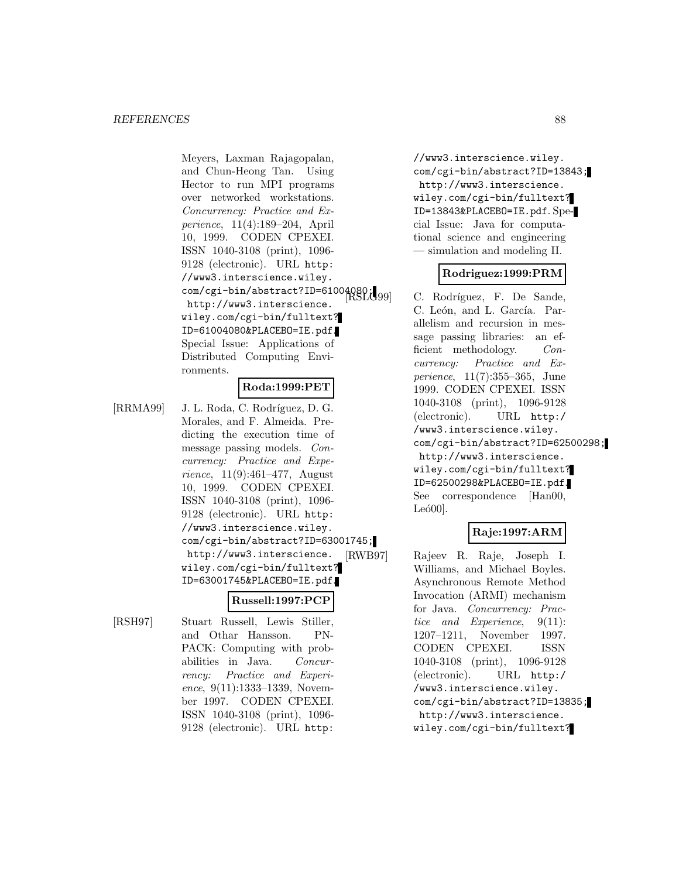Meyers, Laxman Rajagopalan, and Chun-Heong Tan. Using Hector to run MPI programs over networked workstations. *Concurrency: Practice and Experience*, 11(4):189–204, April 10, 1999. CODEN CPEXEI. ISSN 1040-3108 (print), 1096-9128 (electronic). URL http://www3.interscience.wiley.com/cgi-bin/abstract?ID=61004080; http://www3.interscience.wiley.com/cgi-bin/fulltext?ID=61004080&PLACEBO=IE.pdf. Special Issue: Applications of Distributed Computing Environments.

**Roda:1999:PET**

[RRMA99] J. L. Roda, C. Rodríguez, D. G. Morales, and F. Almeida. Predicting the execution time of message passing models. *Concurrency: Practice and Experience*, 11(9):461–477, August 10, 1999. CODEN CPEXEI. ISSN 1040-3108 (print), 1096-9128 (electronic). URL http://www3.interscience.wiley.com/cgi-bin/abstract?ID=63001745; http://www3.interscience.wiley.com/cgi-bin/fulltext?ID=63001745&PLACEBO=IE.pdf.

**Russell:1997:PCP**

[RSH97] Stuart Russell, Lewis Stiller, and Othar Hansson. PNPACK: Computing with probabilities in Java. *Concurrency: Practice and Experience*, 9(11):1333–1339, November 1997. CODEN CPEXEI. ISSN 1040-3108 (print), 1096-9128 (electronic). URL http://www3.interscience.wiley.com/cgi-bin/abstract?ID=13843; http://www3.interscience.wiley.com/cgi-bin/fulltext?ID=13843&PLACEBO=IE.pdf. Special Issue: Java for computational science and engineering — simulation and modeling II.

**Rodriguez:1999:PRM**

[RSLG99] C. Rodríguez, F. De Sande, C. León, and L. García. Parallelism and recursion in message passing libraries: an efficient methodology. *Concurrency: Practice and Experience*, 11(7):355–365, June 1999. CODEN CPEXEI. ISSN 1040-3108 (print), 1096-9128 (electronic). URL http://www3.interscience.wiley.com/cgi-bin/abstract?ID=62500298; http://www3.interscience.wiley.com/cgi-bin/fulltext?ID=62500298&PLACEBO=IE.pdf. See correspondence [Han00, Leó00].

**Raje:1997:ARM**

[RWB97] Rajeev R. Raje, Joseph I. Williams, and Michael Boyles. Asynchronous Remote Method Invocation (ARMI) mechanism for Java. *Concurrency: Practice and Experience*, 9(11): 1207–1211, November 1997. CODEN CPEXEI. ISSN 1040-3108 (print), 1096-9128 (electronic). URL http://www3.interscience.wiley.com/cgi-bin/abstract?ID=13835; http://www3.interscience.wiley.com/cgi-bin/fulltext?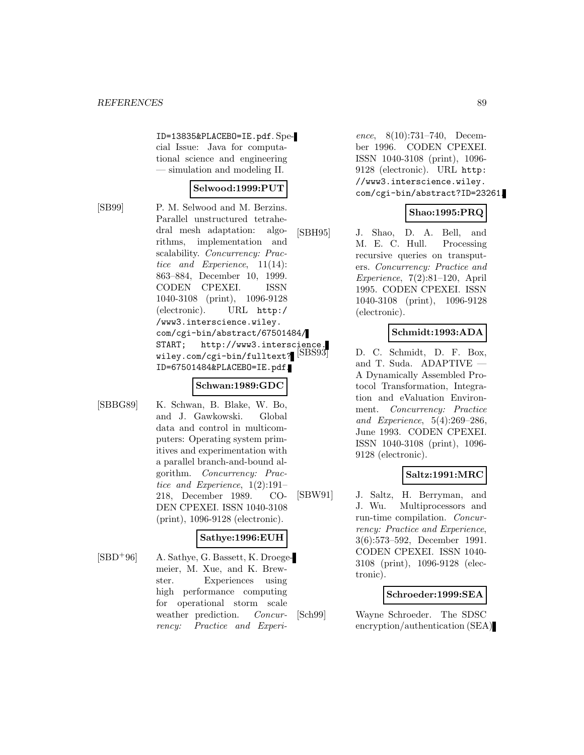ID=13835&PLACEBO=IE.pdf. Special Issue: Java for computational science and engineering — simulation and modeling II.

**Selwood:1999:PUT**

[SB99] P. M. Selwood and M. Berzins. Parallel unstructured tetrahedral mesh adaptation: algorithms, implementation and scalability. *Concurrency: Practice and Experience*, 11(14): 863–884, December 10, 1999. CODEN CPEXEI. ISSN 1040-3108 (print), 1096-9128 (electronic). URL http://www3.interscience.wiley.com/cgi-bin/abstract/67501484/START; http://www3.interscience.wiley.com/cgi-bin/fulltext?ID=67501484&PLACEBO=IE.pdf.

**Schwan:1989:GDC**

[SBBG89] K. Schwan, B. Blake, W. Bo, and J. Gawkowski. Global data and control in multicomputers: Operating system primitives and experimentation with a parallel branch-and-bound algorithm. *Concurrency: Practice and Experience*, 1(2):191–218, December 1989. CODEN CPEXEI. ISSN 1040-3108 (print), 1096-9128 (electronic).

**Sathye:1996:EUH**

[SBD+96] A. Sathye, G. Bassett, K. Droegemeier, M. Xue, and K. Brewster. Experiences using high performance computing for operational storm scale weather prediction. *Concurrency: Practice and Experience*, 8(10):731–740, December 1996. CODEN CPEXEI. ISSN 1040-3108 (print), 1096-9128 (electronic). URL http://www3.interscience.wiley.com/cgi-bin/abstract?ID=23261.

**Shao:1995:PRQ**

[SBH95] J. Shao, D. A. Bell, and M. E. C. Hull. Processing recursive queries on transputers. *Concurrency: Practice and Experience*, 7(2):81–120, April 1995. CODEN CPEXEI. ISSN 1040-3108 (print), 1096-9128 (electronic).

**Schmidt:1993:ADA**

[SBS93] D. C. Schmidt, D. F. Box, and T. Suda. ADAPTIVE — A Dynamically Assembled Protocol Transformation, Integration and eValuation Environment. *Concurrency: Practice and Experience*, 5(4):269–286, June 1993. CODEN CPEXEI. ISSN 1040-3108 (print), 1096-9128 (electronic).

**Saltz:1991:MRC**

[SBW91] J. Saltz, H. Berryman, and J. Wu. Multiprocessors and run-time compilation. *Concurrency: Practice and Experience*, 3(6):573–592, December 1991. CODEN CPEXEI. ISSN 1040-3108 (print), 1096-9128 (electronic).

**Schroeder:1999:SEA**

[Sch99] Wayne Schroeder. The SDSC encryption/authentication (SEA)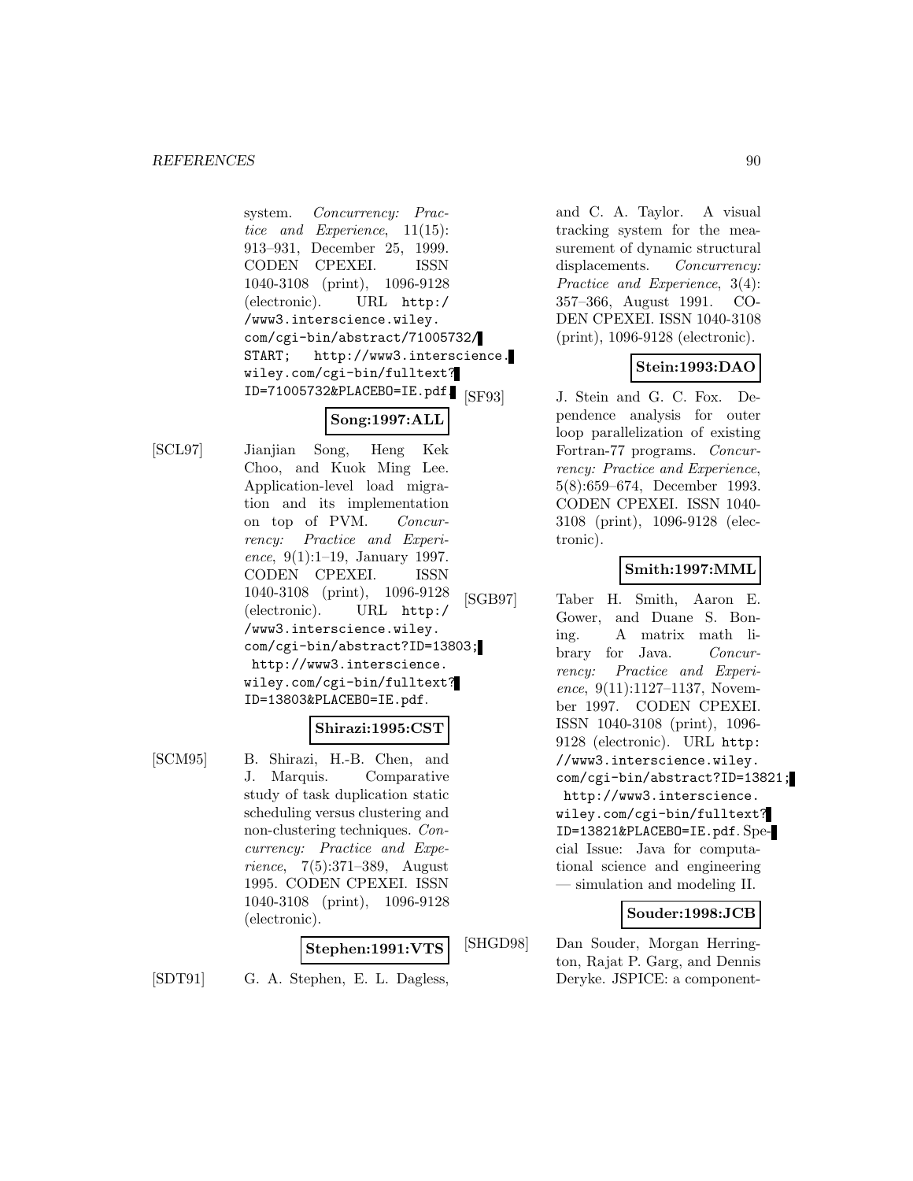system. *Concurrency: Practice and Experience*, 11(15): 913–931, December 25, 1999. CODEN CPEXEI. ISSN 1040-3108 (print), 1096-9128 (electronic). URL http://www3.interscience.wiley.com/cgi-bin/abstract/71005732/START; http://www3.interscience.wiley.com/cgi-bin/fulltext?ID=71005732&PLACEBO=IE.pdf.

**Song:1997:ALL**

[SCL97] Jianjian Song, Heng Kek Choo, and Kuok Ming Lee. Application-level load migration and its implementation on top of PVM. *Concurrency: Practice and Experience*, 9(1):1–19, January 1997. CODEN CPEXEI. ISSN 1040-3108 (print), 1096-9128 (electronic). URL http://www3.interscience.wiley.com/cgi-bin/abstract?ID=13803; http://www3.interscience.wiley.com/cgi-bin/fulltext?ID=13803&PLACEBO=IE.pdf.

**Shirazi:1995:CST**

[SCM95] B. Shirazi, H.-B. Chen, and J. Marquis. Comparative study of task duplication static scheduling versus clustering and non-clustering techniques. *Concurrency: Practice and Experience*, 7(5):371–389, August 1995. CODEN CPEXEI. ISSN 1040-3108 (print), 1096-9128 (electronic).

**Stephen:1991:VTS**

[SDT91] G. A. Stephen, E. L. Dagless, and C. A. Taylor. A visual tracking system for the measurement of dynamic structural displacements. *Concurrency: Practice and Experience*, 3(4): 357–366, August 1991. CODEN CPEXEI. ISSN 1040-3108 (print), 1096-9128 (electronic).

**Stein:1993:DAO**

[SF93] J. Stein and G. C. Fox. Dependence analysis for outer loop parallelization of existing Fortran-77 programs. *Concurrency: Practice and Experience*, 5(8):659–674, December 1993. CODEN CPEXEI. ISSN 1040-3108 (print), 1096-9128 (electronic).

**Smith:1997:MML**

[SGB97] Taber H. Smith, Aaron E. Gower, and Duane S. Boning. A matrix math library for Java. *Concurrency: Practice and Experience*, 9(11):1127–1137, November 1997. CODEN CPEXEI. ISSN 1040-3108 (print), 1096-9128 (electronic). URL http://www3.interscience.wiley.com/cgi-bin/abstract?ID=13821; http://www3.interscience.wiley.com/cgi-bin/fulltext?ID=13821&PLACEBO=IE.pdf. Special Issue: Java for computational science and engineering — simulation and modeling II.

**Souder:1998:JCB**

[SHGD98] Dan Souder, Morgan Herrington, Rajat P. Garg, and Dennis Deryke. JSPICE: a component-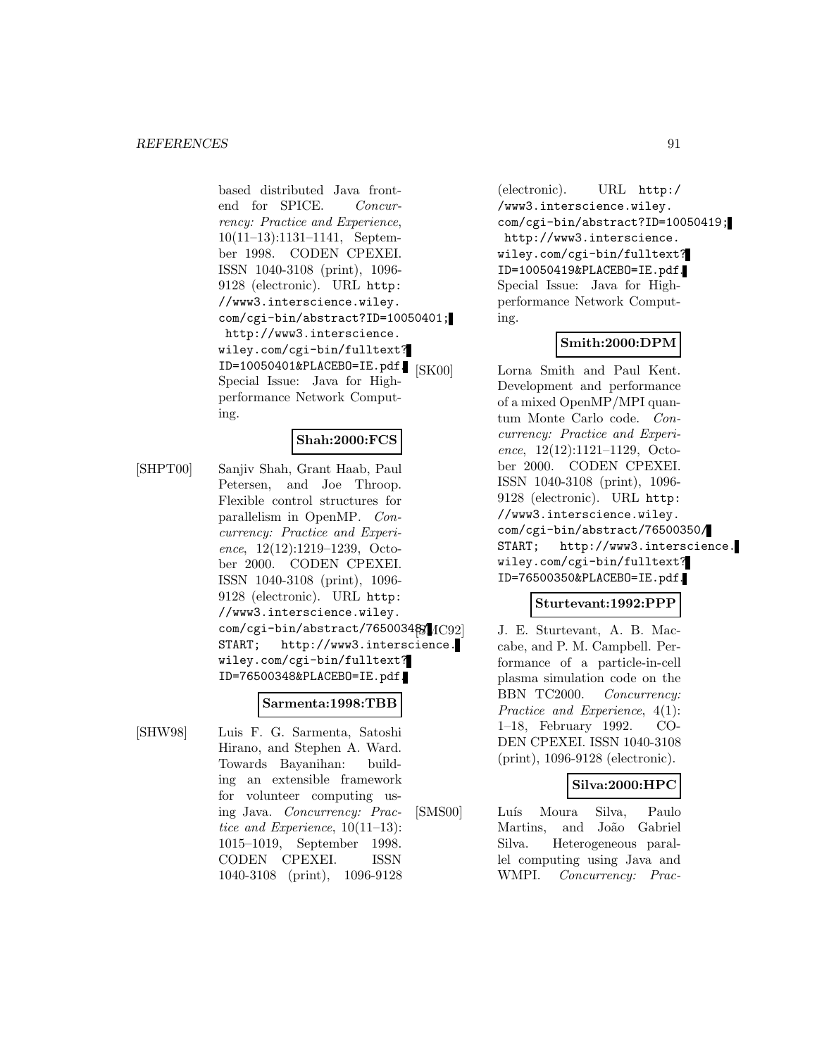based distributed Java front-end for SPICE. *Concurrency: Practice and Experience*, 10(11–13):1131–1141, September 1998. CODEN CPEXEI. ISSN 1040-3108 (print), 1096-9128 (electronic). URL http://www3.interscience.wiley.com/cgi-bin/abstract?ID=10050401; http://www3.interscience.wiley.com/cgi-bin/fulltext?ID=10050401&PLACEBO=IE.pdf. Special Issue: Java for High-performance Network Computing.

**Shah:2000:FCS**

[SHPT00] Sanjiv Shah, Grant Haab, Paul Petersen, and Joe Throop. Flexible control structures for parallelism in OpenMP. *Concurrency: Practice and Experience*, 12(12):1219–1239, October 2000. CODEN CPEXEI. ISSN 1040-3108 (print), 1096-9128 (electronic). URL http://www3.interscience.wiley.com/cgi-bin/abstract/76500348/START; http://www3.interscience.wiley.com/cgi-bin/fulltext?ID=76500348&PLACEBO=IE.pdf.

**Sarmenta:1998:TBB**

[SHW98] Luis F. G. Sarmenta, Satoshi Hirano, and Stephen A. Ward. Towards Bayanihan: building an extensible framework for volunteer computing using Java. *Concurrency: Practice and Experience*, 10(11–13):1015–1019, September 1998. CODEN CPEXEI. ISSN 1040-3108 (print), 1096-9128 (electronic). URL http://www3.interscience.wiley.com/cgi-bin/abstract?ID=10050419; http://www3.interscience.wiley.com/cgi-bin/fulltext?ID=10050419&PLACEBO=IE.pdf. Special Issue: Java for High-performance Network Computing.

**Smith:2000:DPM**

[SK00] Lorna Smith and Paul Kent. Development and performance of a mixed OpenMP/MPI quantum Monte Carlo code. *Concurrency: Practice and Experience*, 12(12):1121–1129, October 2000. CODEN CPEXEI. ISSN 1040-3108 (print), 1096-9128 (electronic). URL http://www3.interscience.wiley.com/cgi-bin/abstract/76500350/START; http://www3.interscience.wiley.com/cgi-bin/fulltext?ID=76500350&PLACEBO=IE.pdf.

**Sturtevant:1992:PPP**

[SMC92] J. E. Sturtevant, A. B. Maccabe, and P. M. Campbell. Performance of a particle-in-cell plasma simulation code on the BBN TC2000. *Concurrency: Practice and Experience*, 4(1):1–18, February 1992. CODEN CPEXEI. ISSN 1040-3108 (print), 1096-9128 (electronic).

**Silva:2000:HPC**

[SMS00] Luís Moura Silva, Paulo Martins, and João Gabriel Silva. Heterogeneous parallel computing using Java and WMPI. *Concurrency: Prac-*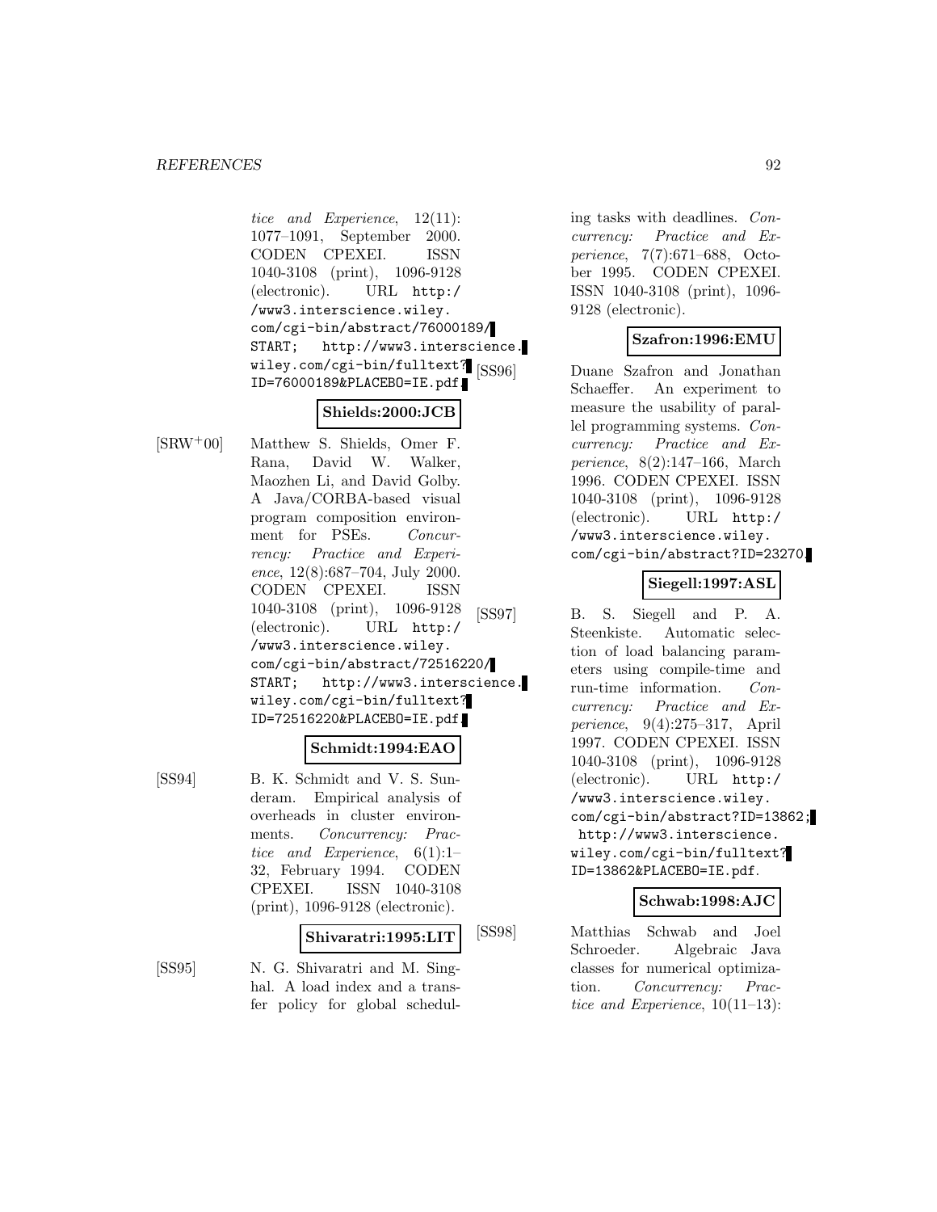*tice and Experience*, 12(11): 1077–1091, September 2000. CODEN CPEXEI. ISSN 1040-3108 (print), 1096-9128 (electronic). URL http://www3.interscience.wiley.com/cgi-bin/abstract/76000189/START; http://www3.interscience.wiley.com/cgi-bin/fulltext?ID=76000189&PLACEBO=IE.pdf.

**Shields:2000:JCB**

[SRW+00] Matthew S. Shields, Omer F. Rana, David W. Walker, Maozhen Li, and David Golby. A Java/CORBA-based visual program composition environment for PSEs. *Concurrency: Practice and Experience*, 12(8):687–704, July 2000. CODEN CPEXEI. ISSN 1040-3108 (print), 1096-9128 (electronic). URL http://www3.interscience.wiley.com/cgi-bin/abstract/72516220/START; http://www3.interscience.wiley.com/cgi-bin/fulltext?ID=72516220&PLACEBO=IE.pdf.

**Schmidt:1994:EAO**

[SS94] B. K. Schmidt and V. S. Sunderam. Empirical analysis of overheads in cluster environments. *Concurrency: Practice and Experience*, 6(1):1–32, February 1994. CODEN CPEXEI. ISSN 1040-3108 (print), 1096-9128 (electronic).

**Shivaratri:1995:LIT**

[SS95] N. G. Shivaratri and M. Singhal. A load index and a transfer policy for global scheduling tasks with deadlines. *Concurrency: Practice and Experience*, 7(7):671–688, October 1995. CODEN CPEXEI. ISSN 1040-3108 (print), 1096-9128 (electronic).

**Szafron:1996:EMU**

[SS96] Duane Szafron and Jonathan Schaeffer. An experiment to measure the usability of parallel programming systems. *Concurrency: Practice and Experience*, 8(2):147–166, March 1996. CODEN CPEXEI. ISSN 1040-3108 (print), 1096-9128 (electronic). URL http://www3.interscience.wiley.com/cgi-bin/abstract?ID=23270.

**Siegell:1997:ASL**

[SS97] B. S. Siegell and P. A. Steenkiste. Automatic selection of load balancing parameters using compile-time and run-time information. *Concurrency: Practice and Experience*, 9(4):275–317, April 1997. CODEN CPEXEI. ISSN 1040-3108 (print), 1096-9128 (electronic). URL http://www3.interscience.wiley.com/cgi-bin/abstract?ID=13862; http://www3.interscience.wiley.com/cgi-bin/fulltext?ID=13862&PLACEBO=IE.pdf.

**Schwab:1998:AJC**

[SS98] Matthias Schwab and Joel Schroeder. Algebraic Java classes for numerical optimization. *Concurrency: Practice and Experience*, 10(11–13):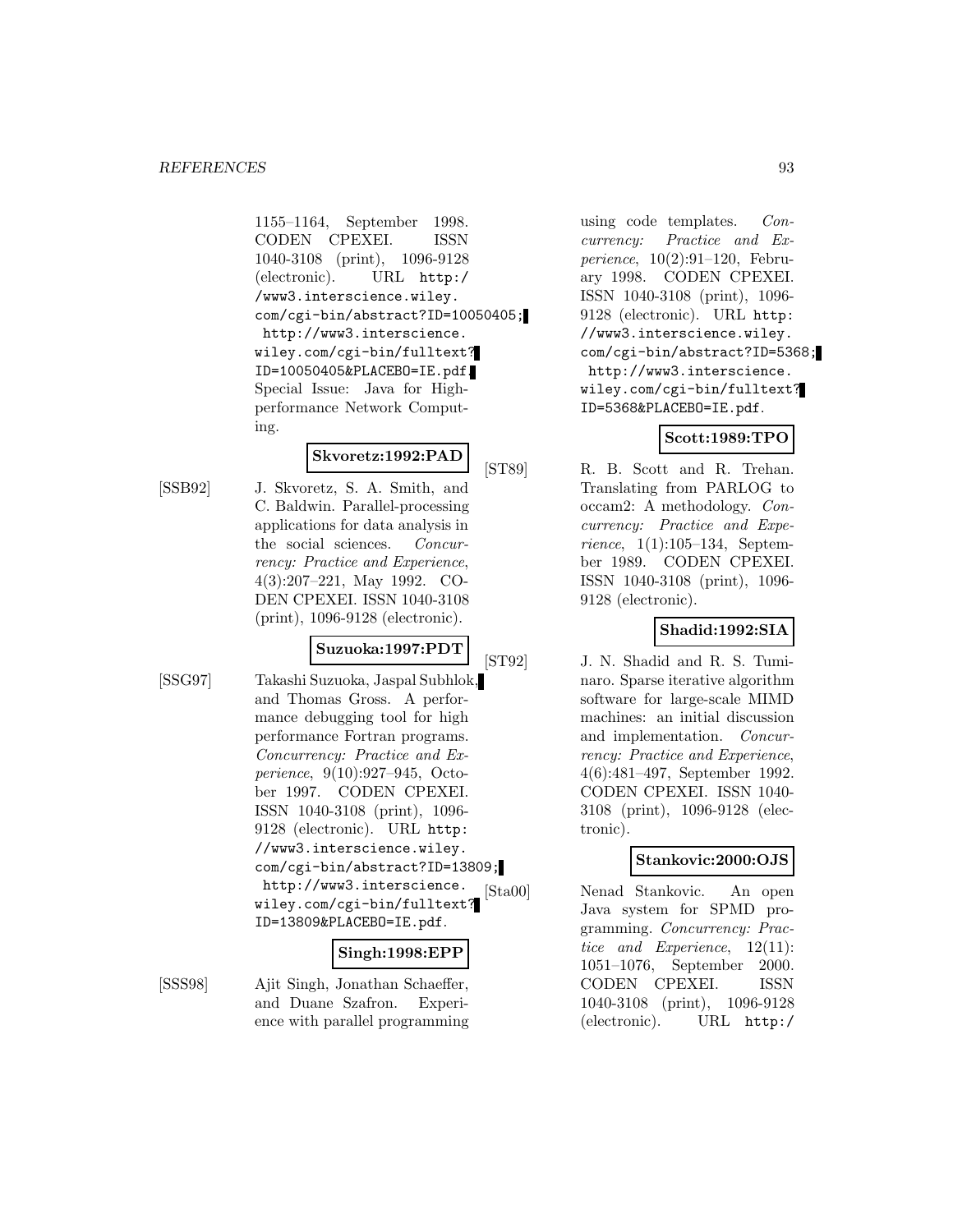1155–1164, September 1998. CODEN CPEXEI. ISSN 1040-3108 (print), 1096-9128 (electronic). URL http://www3.interscience.wiley.com/cgi-bin/abstract?ID=10050405; http://www3.interscience.wiley.com/cgi-bin/fulltext?ID=10050405&PLACEBO=IE.pdf. Special Issue: Java for High-performance Network Computing.

**Skvoretz:1992:PAD**

[SSB92] J. Skvoretz, S. A. Smith, and C. Baldwin. Parallel-processing applications for data analysis in the social sciences. *Concurrency: Practice and Experience*, 4(3):207–221, May 1992. CODEN CPEXEI. ISSN 1040-3108 (print), 1096-9128 (electronic).

**Suzuoka:1997:PDT**

[SSG97] Takashi Suzuoka, Jaspal Subhlok, and Thomas Gross. A performance debugging tool for high performance Fortran programs. *Concurrency: Practice and Experience*, 9(10):927–945, October 1997. CODEN CPEXEI. ISSN 1040-3108 (print), 1096-9128 (electronic). URL http://www3.interscience.wiley.com/cgi-bin/abstract?ID=13809; http://www3.interscience.wiley.com/cgi-bin/fulltext?ID=13809&PLACEBO=IE.pdf.

**Singh:1998:EPP**

[SSS98] Ajit Singh, Jonathan Schaeffer, and Duane Szafron. Experience with parallel programming using code templates. *Concurrency: Practice and Experience*, 10(2):91–120, February 1998. CODEN CPEXEI. ISSN 1040-3108 (print), 1096-9128 (electronic). URL http://www3.interscience.wiley.com/cgi-bin/abstract?ID=5368; http://www3.interscience.wiley.com/cgi-bin/fulltext?ID=5368&PLACEBO=IE.pdf.

**Scott:1989:TPO**

[ST89] R. B. Scott and R. Trehan. Translating from PARLOG to occam2: A methodology. *Concurrency: Practice and Experience*, 1(1):105–134, September 1989. CODEN CPEXEI. ISSN 1040-3108 (print), 1096-9128 (electronic).

**Shadid:1992:SIA**

[ST92] J. N. Shadid and R. S. Tuminaro. Sparse iterative algorithm software for large-scale MIMD machines: an initial discussion and implementation. *Concurrency: Practice and Experience*, 4(6):481–497, September 1992. CODEN CPEXEI. ISSN 1040-3108 (print), 1096-9128 (electronic).

**Stankovic:2000:OJS**

[Sta00] Nenad Stankovic. An open Java system for SPMD programming. *Concurrency: Practice and Experience*, 12(11): 1051–1076, September 2000. CODEN CPEXEI. ISSN 1040-3108 (print), 1096-9128 (electronic). URL http:/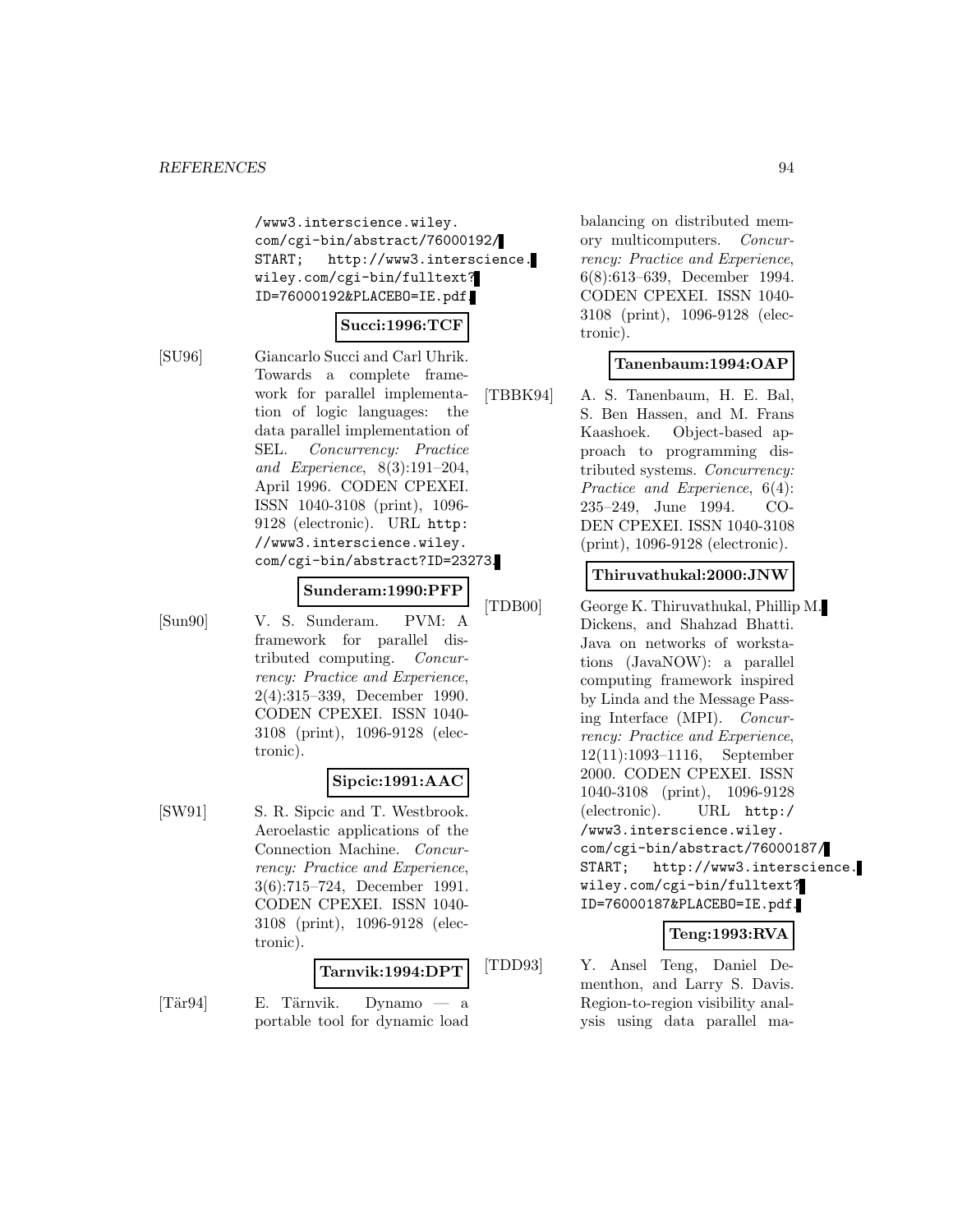/www3.interscience.wiley.com/cgi-bin/abstract/76000192/START; http://www3.interscience.wiley.com/cgi-bin/fulltext?ID=76000192&PLACEBO=IE.pdf.

**Succi:1996:TCF**

[SU96] Giancarlo Succi and Carl Uhrik. Towards a complete framework for parallel implementation of logic languages: the data parallel implementation of SEL. *Concurrency: Practice and Experience*, 8(3):191–204, April 1996. CODEN CPEXEI. ISSN 1040-3108 (print), 1096-9128 (electronic). URL http://www3.interscience.wiley.com/cgi-bin/abstract?ID=23273.

**Sunderam:1990:PFP**

[Sun90] V. S. Sunderam. PVM: A framework for parallel distributed computing. *Concurrency: Practice and Experience*, 2(4):315–339, December 1990. CODEN CPEXEI. ISSN 1040-3108 (print), 1096-9128 (electronic).

**Sipcic:1991:AAC**

[SW91] S. R. Sipcic and T. Westbrook. Aeroelastic applications of the Connection Machine. *Concurrency: Practice and Experience*, 3(6):715–724, December 1991. CODEN CPEXEI. ISSN 1040-3108 (print), 1096-9128 (electronic).

**Tarnvik:1994:DPT**

[Tär94] E. Tärnvik. Dynamo — a portable tool for dynamic load balancing on distributed memory multicomputers. *Concurrency: Practice and Experience*, 6(8):613–639, December 1994. CODEN CPEXEI. ISSN 1040-3108 (print), 1096-9128 (electronic).

**Tanenbaum:1994:OAP**

[TBBK94] A. S. Tanenbaum, H. E. Bal, S. Ben Hassen, and M. Frans Kaashoek. Object-based approach to programming distributed systems. *Concurrency: Practice and Experience*, 6(4):235–249, June 1994. CODEN CPEXEI. ISSN 1040-3108 (print), 1096-9128 (electronic).

**Thiruvathukal:2000:JNW**

[TDB00] George K. Thiruvathukal, Phillip M. Dickens, and Shahzad Bhatti. Java on networks of workstations (JavaNOW): a parallel computing framework inspired by Linda and the Message Passing Interface (MPI). *Concurrency: Practice and Experience*, 12(11):1093–1116, September 2000. CODEN CPEXEI. ISSN 1040-3108 (print), 1096-9128 (electronic). URL http://www3.interscience.wiley.com/cgi-bin/abstract/76000187/START; http://www3.interscience.wiley.com/cgi-bin/fulltext?ID=76000187&PLACEBO=IE.pdf.

**Teng:1993:RVA**

[TDD93] Y. Ansel Teng, Daniel Dementhon, and Larry S. Davis. Region-to-region visibility analysis using data parallel ma-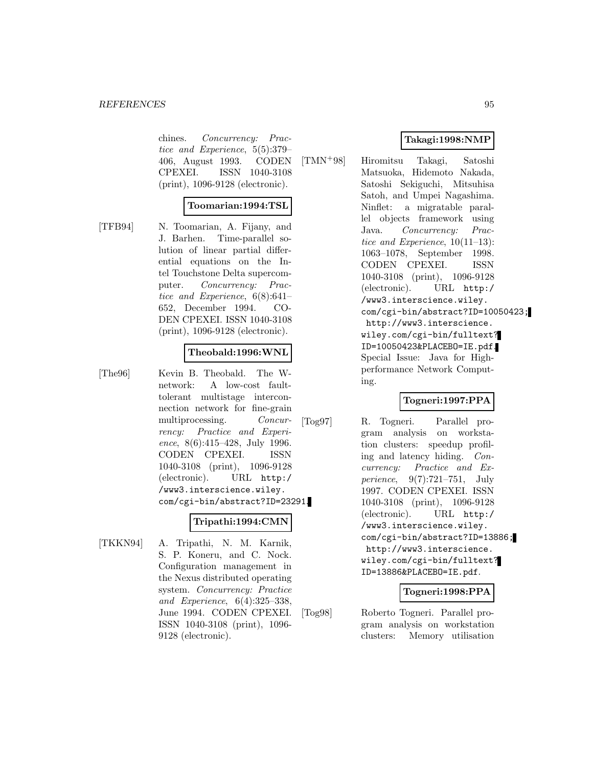chines. *Concurrency: Practice and Experience*, 5(5):379–406, August 1993. CODEN CPEXEI. ISSN 1040-3108 (print), 1096-9128 (electronic).

**Toomarian:1994:TSL**

[TFB94] N. Toomarian, A. Fijany, and J. Barhen. Time-parallel solution of linear partial differential equations on the Intel Touchstone Delta supercomputer. *Concurrency: Practice and Experience*, 6(8):641–652, December 1994. CODEN CPEXEI. ISSN 1040-3108 (print), 1096-9128 (electronic).

**Theobald:1996:WNL**

[The96] Kevin B. Theobald. The W-network: A low-cost fault-tolerant multistage interconnection network for fine-grain multiprocessing. *Concurrency: Practice and Experience*, 8(6):415–428, July 1996. CODEN CPEXEI. ISSN 1040-3108 (print), 1096-9128 (electronic). URL `http://www3.interscience.wiley.com/cgi-bin/abstract?ID=23291`.

**Tripathi:1994:CMN**

[TKKN94] A. Tripathi, N. M. Karnik, S. P. Koneru, and C. Nock. Configuration management in the Nexus distributed operating system. *Concurrency: Practice and Experience*, 6(4):325–338, June 1994. CODEN CPEXEI. ISSN 1040-3108 (print), 1096-9128 (electronic).

**Takagi:1998:NMP**

[TMN+98] Hiromitsu Takagi, Satoshi Matsuoka, Hidemoto Nakada, Satoshi Sekiguchi, Mitsuhisa Satoh, and Umpei Nagashima. Ninflet: a migratable parallel objects framework using Java. *Concurrency: Practice and Experience*, 10(11–13):1063–1078, September 1998. CODEN CPEXEI. ISSN 1040-3108 (print), 1096-9128 (electronic). URL `http://www3.interscience.wiley.com/cgi-bin/abstract?ID=10050423`; `http://www3.interscience.wiley.com/cgi-bin/fulltext?ID=10050423&PLACEBO=IE.pdf`. Special Issue: Java for High-performance Network Computing.

**Togneri:1997:PPA**

[Tog97] R. Togneri. Parallel program analysis on workstation clusters: speedup profiling and latency hiding. *Concurrency: Practice and Experience*, 9(7):721–751, July 1997. CODEN CPEXEI. ISSN 1040-3108 (print), 1096-9128 (electronic). URL `http://www3.interscience.wiley.com/cgi-bin/abstract?ID=13886`; `http://www3.interscience.wiley.com/cgi-bin/fulltext?ID=13886&PLACEBO=IE.pdf`.

**Togneri:1998:PPA**

[Tog98] Roberto Togneri. Parallel program analysis on workstation clusters: Memory utilisation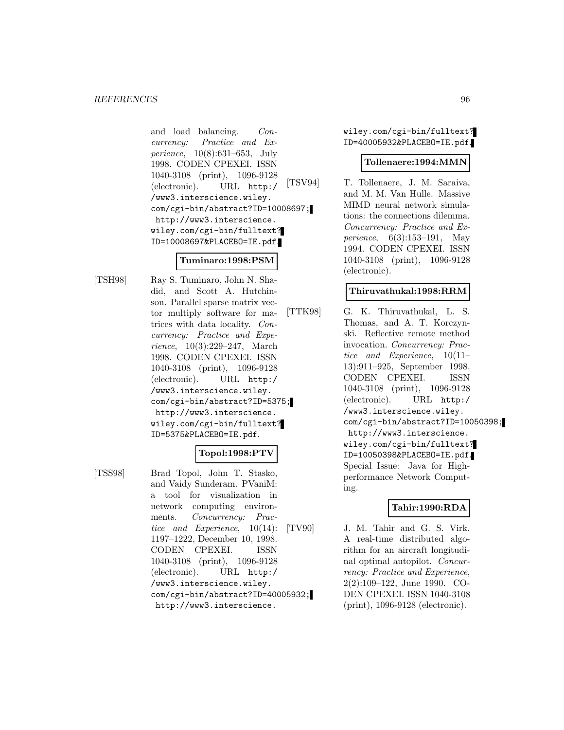and load balancing. *Concurrency: Practice and Experience*, 10(8):631–653, July 1998. CODEN CPEXEI. ISSN 1040-3108 (print), 1096-9128 (electronic). URL http://www3.interscience.wiley.com/cgi-bin/abstract?ID=10008697; http://www3.interscience.wiley.com/cgi-bin/fulltext?ID=10008697&PLACEBO=IE.pdf.

**Tuminaro:1998:PSM**

[TSH98] Ray S. Tuminaro, John N. Shadid, and Scott A. Hutchinson. Parallel sparse matrix vector multiply software for matrices with data locality. *Concurrency: Practice and Experience*, 10(3):229–247, March 1998. CODEN CPEXEI. ISSN 1040-3108 (print), 1096-9128 (electronic). URL http://www3.interscience.wiley.com/cgi-bin/abstract?ID=5375; http://www3.interscience.wiley.com/cgi-bin/fulltext?ID=5375&PLACEBO=IE.pdf.

**Topol:1998:PTV**

[TSS98] Brad Topol, John T. Stasko, and Vaidy Sunderam. PVaniM: a tool for visualization in network computing environments. *Concurrency: Practice and Experience*, 10(14): 1197–1222, December 10, 1998. CODEN CPEXEI. ISSN 1040-3108 (print), 1096-9128 (electronic). URL http://www3.interscience.wiley.com/cgi-bin/abstract?ID=40005932; http://www3.interscience.wiley.com/cgi-bin/fulltext?ID=40005932&PLACEBO=IE.pdf.

**Tollenaere:1994:MMN**

[TSV94] T. Tollenaere, J. M. Saraiva, and M. M. Van Hulle. Massive MIMD neural network simulations: the connections dilemma. *Concurrency: Practice and Experience*, 6(3):153–191, May 1994. CODEN CPEXEI. ISSN 1040-3108 (print), 1096-9128 (electronic).

**Thiruvathukal:1998:RRM**

[TTK98] G. K. Thiruvathukal, L. S. Thomas, and A. T. Korczynski. Reflective remote method invocation. *Concurrency: Practice and Experience*, 10(11–13):911–925, September 1998. CODEN CPEXEI. ISSN 1040-3108 (print), 1096-9128 (electronic). URL http://www3.interscience.wiley.com/cgi-bin/abstract?ID=10050398; http://www3.interscience.wiley.com/cgi-bin/fulltext?ID=10050398&PLACEBO=IE.pdf. Special Issue: Java for High-performance Network Computing.

**Tahir:1990:RDA**

[TV90] J. M. Tahir and G. S. Virk. A real-time distributed algorithm for an aircraft longitudinal optimal autopilot. *Concurrency: Practice and Experience*, 2(2):109–122, June 1990. CODEN CPEXEI. ISSN 1040-3108 (print), 1096-9128 (electronic).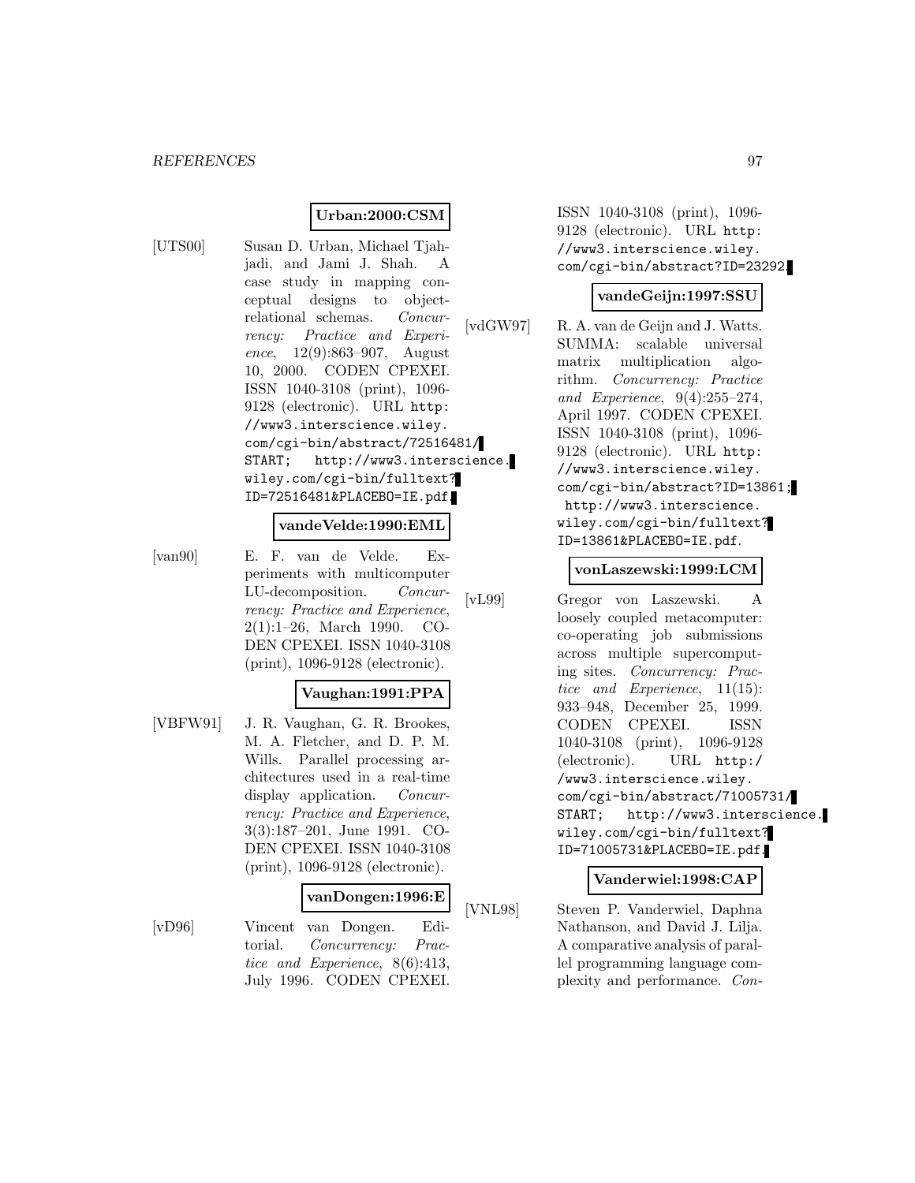**Urban:2000:CSM**

[UTS00] Susan D. Urban, Michael Tjahjadi, and Jami J. Shah. A case study in mapping conceptual designs to object-relational schemas. *Concurrency: Practice and Experience*, 12(9):863–907, August 10, 2000. CODEN CPEXEI. ISSN 1040-3108 (print), 1096-9128 (electronic). URL http://www3.interscience.wiley.com/cgi-bin/abstract/72516481/START; http://www3.interscience.wiley.com/cgi-bin/fulltext?ID=72516481&PLACEBO=IE.pdf.

**vandeVelde:1990:EML**

[van90] E. F. van de Velde. Experiments with multicomputer LU-decomposition. *Concurrency: Practice and Experience*, 2(1):1–26, March 1990. CODEN CPEXEI. ISSN 1040-3108 (print), 1096-9128 (electronic).

**Vaughan:1991:PPA**

[VBFW91] J. R. Vaughan, G. R. Brookes, M. A. Fletcher, and D. P. M. Wills. Parallel processing architectures used in a real-time display application. *Concurrency: Practice and Experience*, 3(3):187–201, June 1991. CODEN CPEXEI. ISSN 1040-3108 (print), 1096-9128 (electronic).

**vanDongen:1996:E**

[vD96] Vincent van Dongen. Editorial. *Concurrency: Practice and Experience*, 8(6):413, July 1996. CODEN CPEXEI. ISSN 1040-3108 (print), 1096-9128 (electronic). URL http://www3.interscience.wiley.com/cgi-bin/abstract?ID=23292.

**vandeGeijn:1997:SSU**

[vdGW97] R. A. van de Geijn and J. Watts. SUMMA: scalable universal matrix multiplication algorithm. *Concurrency: Practice and Experience*, 9(4):255–274, April 1997. CODEN CPEXEI. ISSN 1040-3108 (print), 1096-9128 (electronic). URL http://www3.interscience.wiley.com/cgi-bin/abstract?ID=13861; http://www3.interscience.wiley.com/cgi-bin/fulltext?ID=13861&PLACEBO=IE.pdf.

**vonLaszewski:1999:LCM**

[vL99] Gregor von Laszewski. A loosely coupled metacomputer: co-operating job submissions across multiple supercomputing sites. *Concurrency: Practice and Experience*, 11(15):933–948, December 25, 1999. CODEN CPEXEI. ISSN 1040-3108 (print), 1096-9128 (electronic). URL http://www3.interscience.wiley.com/cgi-bin/abstract/71005731/START; http://www3.interscience.wiley.com/cgi-bin/fulltext?ID=71005731&PLACEBO=IE.pdf.

**Vanderwiel:1998:CAP**

[VNL98] Steven P. Vanderwiel, Daphna Nathanson, and David J. Lilja. A comparative analysis of parallel programming language complexity and performance. *Con-*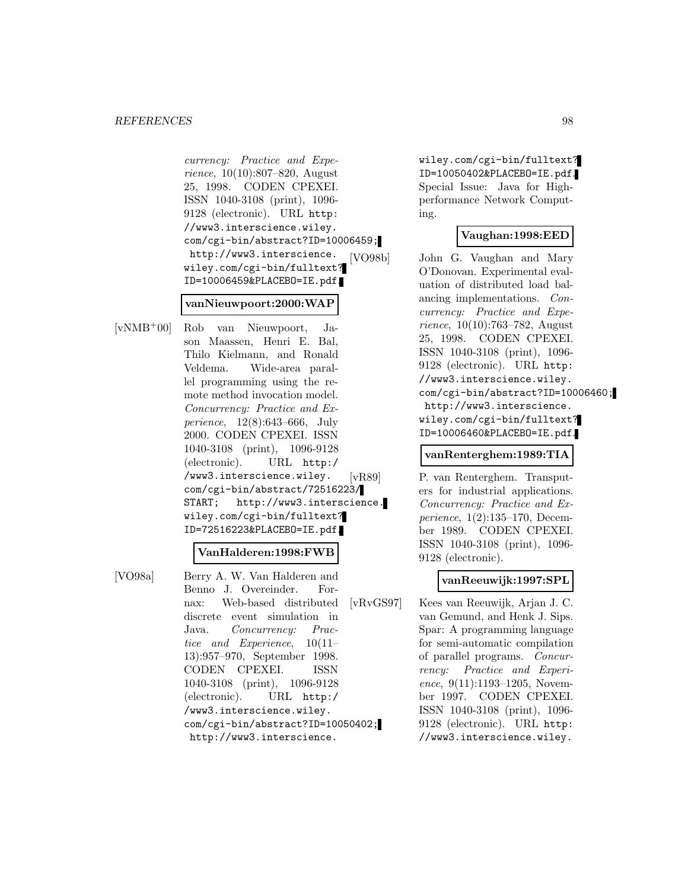*currency: Practice and Experience*, 10(10):807–820, August 25, 1998. CODEN CPEXEI. ISSN 1040-3108 (print), 1096-9128 (electronic). URL http://www3.interscience.wiley.com/cgi-bin/abstract?ID=10006459; http://www3.interscience.wiley.com/cgi-bin/fulltext?ID=10006459&PLACEBO=IE.pdf.

**vanNieuwpoort:2000:WAP**

[vNMB+00] Rob van Nieuwpoort, Jason Maassen, Henri E. Bal, Thilo Kielmann, and Ronald Veldema. Wide-area parallel programming using the remote method invocation model. *Concurrency: Practice and Experience*, 12(8):643–666, July 2000. CODEN CPEXEI. ISSN 1040-3108 (print), 1096-9128 (electronic). URL http://www3.interscience.wiley.com/cgi-bin/abstract/72516223/START; http://www3.interscience.wiley.com/cgi-bin/fulltext?ID=72516223&PLACEBO=IE.pdf.

**VanHalderen:1998:FWB**

[VO98a] Berry A. W. Van Halderen and Benno J. Overeinder. Fornax: Web-based distributed discrete event simulation in Java. *Concurrency: Practice and Experience*, 10(11–13):957–970, September 1998. CODEN CPEXEI. ISSN 1040-3108 (print), 1096-9128 (electronic). URL http://www3.interscience.wiley.com/cgi-bin/abstract?ID=10050402; http://www3.interscience.wiley.com/cgi-bin/fulltext?ID=10050402&PLACEBO=IE.pdf. Special Issue: Java for High-performance Network Computing.

**Vaughan:1998:EED**

[VO98b] John G. Vaughan and Mary O'Donovan. Experimental evaluation of distributed load balancing implementations. *Concurrency: Practice and Experience*, 10(10):763–782, August 25, 1998. CODEN CPEXEI. ISSN 1040-3108 (print), 1096-9128 (electronic). URL http://www3.interscience.wiley.com/cgi-bin/abstract?ID=10006460; http://www3.interscience.wiley.com/cgi-bin/fulltext?ID=10006460&PLACEBO=IE.pdf.

**vanRenterghem:1989:TIA**

[vR89] P. van Renterghem. Transputers for industrial applications. *Concurrency: Practice and Experience*, 1(2):135–170, December 1989. CODEN CPEXEI. ISSN 1040-3108 (print), 1096-9128 (electronic).

**vanReeuwijk:1997:SPL**

[vRvGS97] Kees van Reeuwijk, Arjan J. C. van Gemund, and Henk J. Sips. Spar: A programming language for semi-automatic compilation of parallel programs. *Concurrency: Practice and Experience*, 9(11):1193–1205, November 1997. CODEN CPEXEI. ISSN 1040-3108 (print), 1096-9128 (electronic). URL http://www3.interscience.wiley.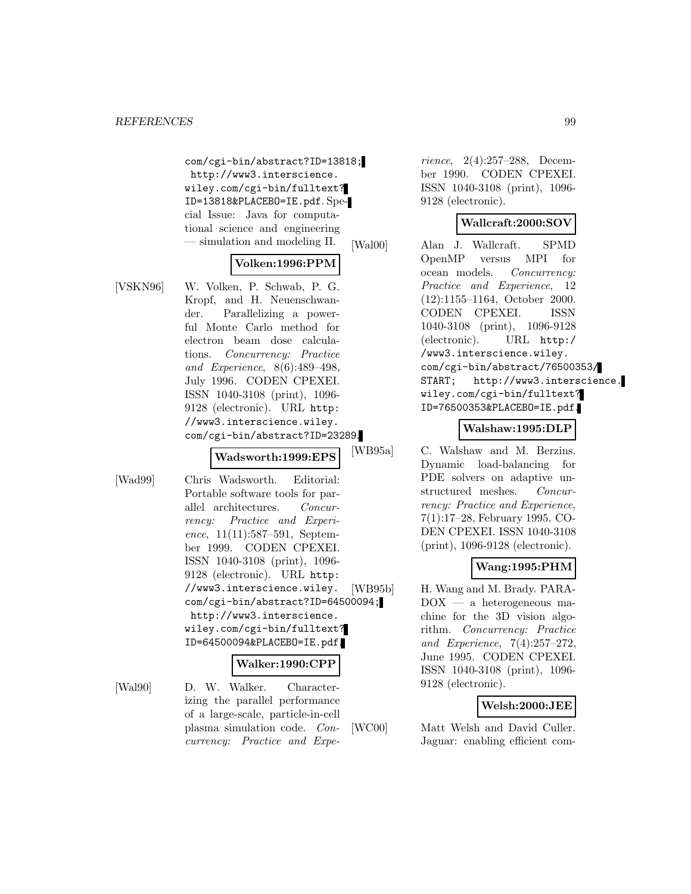com/cgi-bin/abstract?ID=13818; http://www3.interscience.wiley.com/cgi-bin/fulltext?ID=13818&PLACEBO=IE.pdf. Special Issue: Java for computational science and engineering — simulation and modeling II.

**Volken:1996:PPM**

[VSKN96] W. Volken, P. Schwab, P. G. Kropf, and H. Neuenschwander. Parallelizing a powerful Monte Carlo method for electron beam dose calculations. *Concurrency: Practice and Experience*, 8(6):489–498, July 1996. CODEN CPEXEI. ISSN 1040-3108 (print), 1096-9128 (electronic). URL http://www3.interscience.wiley.com/cgi-bin/abstract?ID=23289.

**Wadsworth:1999:EPS**

[Wad99] Chris Wadsworth. Editorial: Portable software tools for parallel architectures. *Concurrency: Practice and Experience*, 11(11):587–591, September 1999. CODEN CPEXEI. ISSN 1040-3108 (print), 1096-9128 (electronic). URL http://www3.interscience.wiley.com/cgi-bin/abstract?ID=64500094; http://www3.interscience.wiley.com/cgi-bin/fulltext?ID=64500094&PLACEBO=IE.pdf.

**Walker:1990:CPP**

[Wal90] D. W. Walker. Characterizing the parallel performance of a large-scale, particle-in-cell plasma simulation code. *Concurrency: Practice and Experience*, 2(4):257–288, December 1990. CODEN CPEXEI. ISSN 1040-3108 (print), 1096-9128 (electronic).

**Wallcraft:2000:SOV**

[Wal00] Alan J. Wallcraft. SPMD OpenMP versus MPI for ocean models. *Concurrency: Practice and Experience*, 12 (12):1155–1164, October 2000. CODEN CPEXEI. ISSN 1040-3108 (print), 1096-9128 (electronic). URL http://www3.interscience.wiley.com/cgi-bin/abstract/76500353/START; http://www3.interscience.wiley.com/cgi-bin/fulltext?ID=76500353&PLACEBO=IE.pdf.

**Walshaw:1995:DLP**

[WB95a] C. Walshaw and M. Berzins. Dynamic load-balancing for PDE solvers on adaptive unstructured meshes. *Concurrency: Practice and Experience*, 7(1):17–28, February 1995. CODEN CPEXEI. ISSN 1040-3108 (print), 1096-9128 (electronic).

**Wang:1995:PHM**

[WB95b] H. Wang and M. Brady. PARADOX — a heterogeneous machine for the 3D vision algorithm. *Concurrency: Practice and Experience*, 7(4):257–272, June 1995. CODEN CPEXEI. ISSN 1040-3108 (print), 1096-9128 (electronic).

**Welsh:2000:JEE**

[WC00] Matt Welsh and David Culler. Jaguar: enabling efficient com-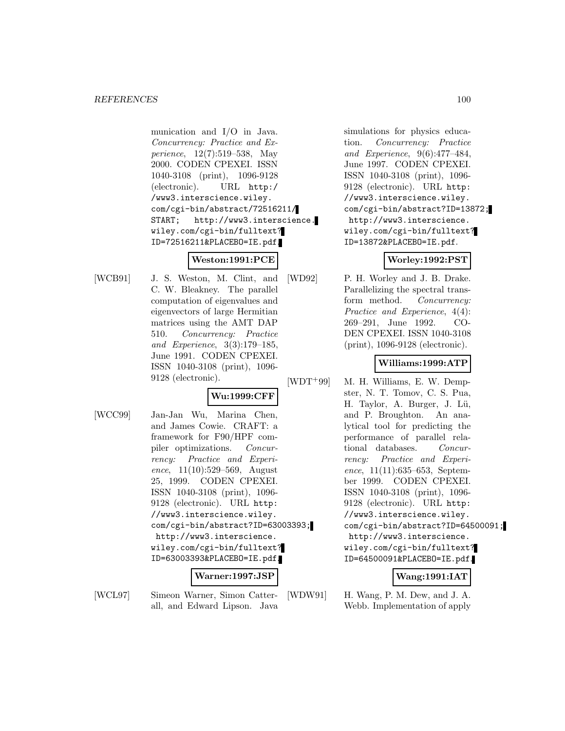munication and I/O in Java. *Concurrency: Practice and Experience*, 12(7):519–538, May 2000. CODEN CPEXEI. ISSN 1040-3108 (print), 1096-9128 (electronic). URL http://www3.interscience.wiley.com/cgi-bin/abstract/72516211/START; http://www3.interscience.wiley.com/cgi-bin/fulltext?ID=72516211&PLACEBO=IE.pdf.

**Weston:1991:PCE**

[WCB91] J. S. Weston, M. Clint, and C. W. Bleakney. The parallel computation of eigenvalues and eigenvectors of large Hermitian matrices using the AMT DAP 510. *Concurrency: Practice and Experience*, 3(3):179–185, June 1991. CODEN CPEXEI. ISSN 1040-3108 (print), 1096-9128 (electronic).

**Wu:1999:CFF**

[WCC99] Jan-Jan Wu, Marina Chen, and James Cowie. CRAFT: a framework for F90/HPF compiler optimizations. *Concurrency: Practice and Experience*, 11(10):529–569, August 25, 1999. CODEN CPEXEI. ISSN 1040-3108 (print), 1096-9128 (electronic). URL http://www3.interscience.wiley.com/cgi-bin/abstract?ID=63003393; http://www3.interscience.wiley.com/cgi-bin/fulltext?ID=63003393&PLACEBO=IE.pdf.

**Warner:1997:JSP**

[WCL97] Simeon Warner, Simon Catterall, and Edward Lipson. Java simulations for physics education. *Concurrency: Practice and Experience*, 9(6):477–484, June 1997. CODEN CPEXEI. ISSN 1040-3108 (print), 1096-9128 (electronic). URL http://www3.interscience.wiley.com/cgi-bin/abstract?ID=13872; http://www3.interscience.wiley.com/cgi-bin/fulltext?ID=13872&PLACEBO=IE.pdf.

**Worley:1992:PST**

[WD92] P. H. Worley and J. B. Drake. Parallelizing the spectral transform method. *Concurrency: Practice and Experience*, 4(4):269–291, June 1992. CODEN CPEXEI. ISSN 1040-3108 (print), 1096-9128 (electronic).

**Williams:1999:ATP**

[WDT+99] M. H. Williams, E. W. Dempster, N. T. Tomov, C. S. Pua, H. Taylor, A. Burger, J. Lü, and P. Broughton. An analytical tool for predicting the performance of parallel relational databases. *Concurrency: Practice and Experience*, 11(11):635–653, September 1999. CODEN CPEXEI. ISSN 1040-3108 (print), 1096-9128 (electronic). URL http://www3.interscience.wiley.com/cgi-bin/abstract?ID=64500091; http://www3.interscience.wiley.com/cgi-bin/fulltext?ID=64500091&PLACEBO=IE.pdf.

**Wang:1991:IAT**

[WDW91] H. Wang, P. M. Dew, and J. A. Webb. Implementation of apply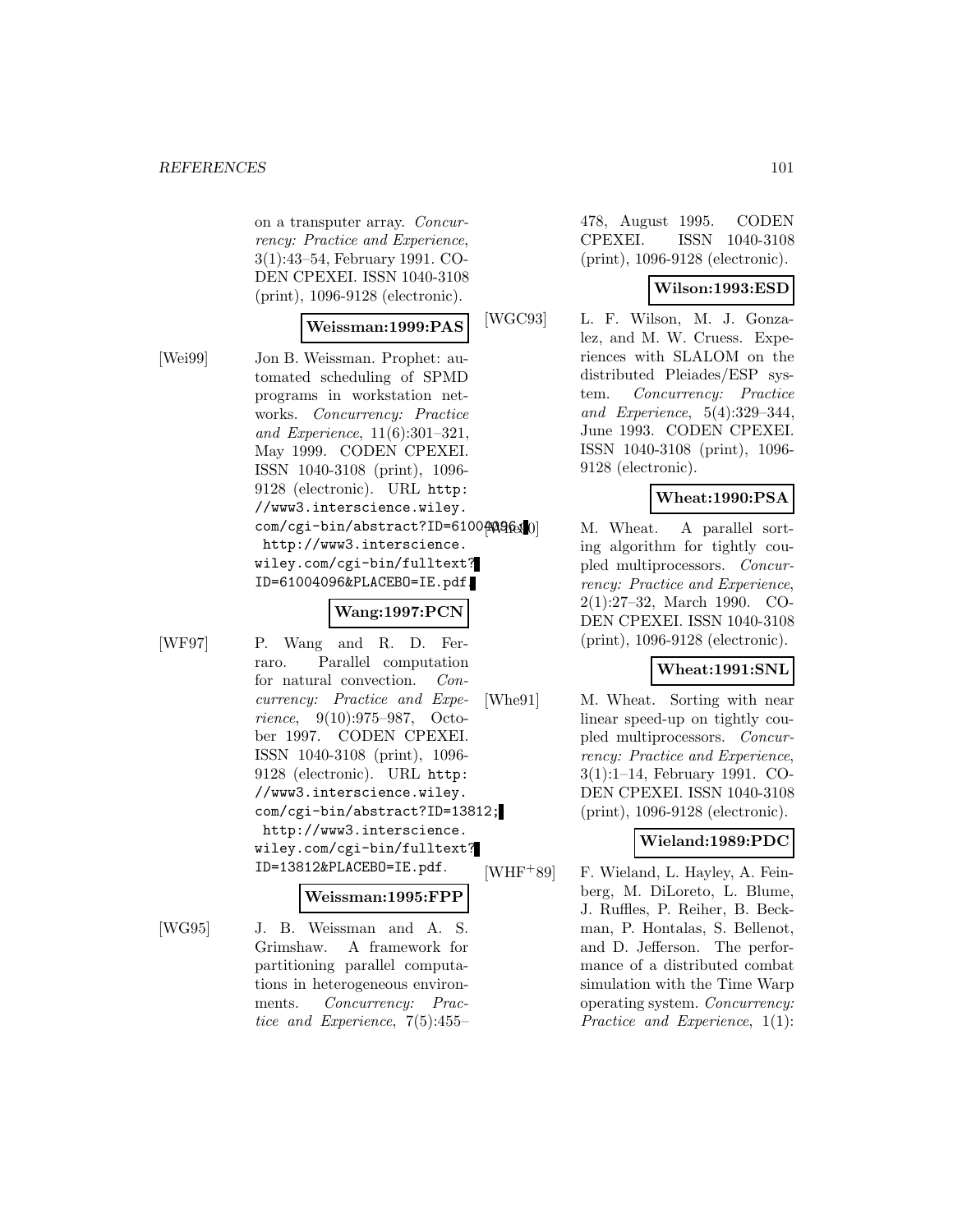on a transputer array. *Concurrency: Practice and Experience*, 3(1):43–54, February 1991. CODEN CPEXEI. ISSN 1040-3108 (print), 1096-9128 (electronic).

**Weissman:1999:PAS**

[Wei99] Jon B. Weissman. Prophet: automated scheduling of SPMD programs in workstation networks. *Concurrency: Practice and Experience*, 11(6):301–321, May 1999. CODEN CPEXEI. ISSN 1040-3108 (print), 1096-9128 (electronic). URL `http://www3.interscience.wiley.com/cgi-bin/abstract?ID=61004096`; `http://www3.interscience.wiley.com/cgi-bin/fulltext?ID=61004096&PLACEBO=IE.pdf`.

**Wang:1997:PCN**

[WF97] P. Wang and R. D. Ferraro. Parallel computation for natural convection. *Concurrency: Practice and Experience*, 9(10):975–987, October 1997. CODEN CPEXEI. ISSN 1040-3108 (print), 1096-9128 (electronic). URL `http://www3.interscience.wiley.com/cgi-bin/abstract?ID=13812`; `http://www3.interscience.wiley.com/cgi-bin/fulltext?ID=13812&PLACEBO=IE.pdf`.

**Weissman:1995:FPP**

[WG95] J. B. Weissman and A. S. Grimshaw. A framework for partitioning parallel computations in heterogeneous environments. *Concurrency: Practice and Experience*, 7(5):455–478, August 1995. CODEN CPEXEI. ISSN 1040-3108 (print), 1096-9128 (electronic).

**Wilson:1993:ESD**

[WGC93] L. F. Wilson, M. J. Gonzalez, and M. W. Cruess. Experiences with SLALOM on the distributed Pleiades/ESP system. *Concurrency: Practice and Experience*, 5(4):329–344, June 1993. CODEN CPEXEI. ISSN 1040-3108 (print), 1096-9128 (electronic).

**Wheat:1990:PSA**

[Whe90] M. Wheat. A parallel sorting algorithm for tightly coupled multiprocessors. *Concurrency: Practice and Experience*, 2(1):27–32, March 1990. CODEN CPEXEI. ISSN 1040-3108 (print), 1096-9128 (electronic).

**Wheat:1991:SNL**

[Whe91] M. Wheat. Sorting with near linear speed-up on tightly coupled multiprocessors. *Concurrency: Practice and Experience*, 3(1):1–14, February 1991. CODEN CPEXEI. ISSN 1040-3108 (print), 1096-9128 (electronic).

**Wieland:1989:PDC**

[WHF+89] F. Wieland, L. Hayley, A. Feinberg, M. DiLoreto, L. Blume, J. Ruffles, P. Reiher, B. Beckman, P. Hontalas, S. Bellenot, and D. Jefferson. The performance of a distributed combat simulation with the Time Warp operating system. *Concurrency: Practice and Experience*, 1(1):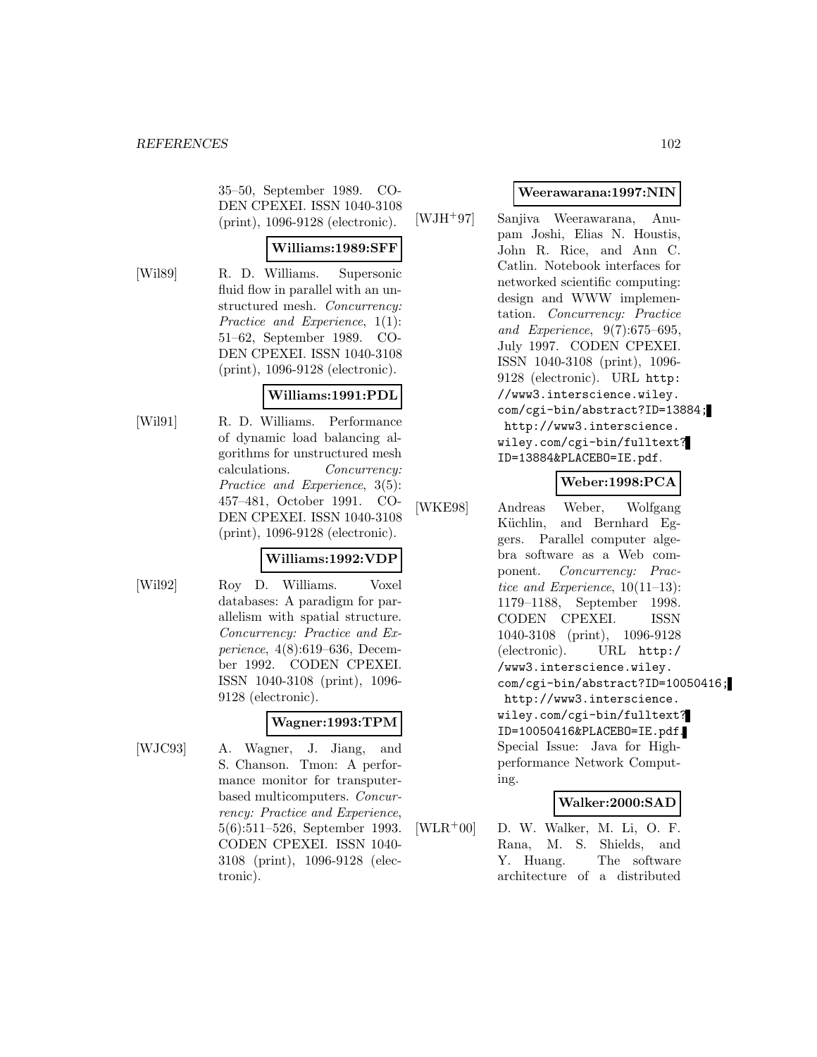35–50, September 1989. CODEN CPEXEI. ISSN 1040-3108 (print), 1096-9128 (electronic).

**Williams:1989:SFF**

[Wil89] R. D. Williams. Supersonic fluid flow in parallel with an unstructured mesh. *Concurrency: Practice and Experience*, 1(1): 51–62, September 1989. CODEN CPEXEI. ISSN 1040-3108 (print), 1096-9128 (electronic).

**Williams:1991:PDL**

[Wil91] R. D. Williams. Performance of dynamic load balancing algorithms for unstructured mesh calculations. *Concurrency: Practice and Experience*, 3(5): 457–481, October 1991. CODEN CPEXEI. ISSN 1040-3108 (print), 1096-9128 (electronic).

**Williams:1992:VDP**

[Wil92] Roy D. Williams. Voxel databases: A paradigm for parallelism with spatial structure. *Concurrency: Practice and Experience*, 4(8):619–636, December 1992. CODEN CPEXEI. ISSN 1040-3108 (print), 1096-9128 (electronic).

**Wagner:1993:TPM**

[WJC93] A. Wagner, J. Jiang, and S. Chanson. Tmon: A performance monitor for transputer-based multicomputers. *Concurrency: Practice and Experience*, 5(6):511–526, September 1993. CODEN CPEXEI. ISSN 1040-3108 (print), 1096-9128 (electronic).

**Weerawarana:1997:NIN**

[WJH+97] Sanjiva Weerawarana, Anupam Joshi, Elias N. Houstis, John R. Rice, and Ann C. Catlin. Notebook interfaces for networked scientific computing: design and WWW implementation. *Concurrency: Practice and Experience*, 9(7):675–695, July 1997. CODEN CPEXEI. ISSN 1040-3108 (print), 1096-9128 (electronic). URL `http://www3.interscience.wiley.com/cgi-bin/abstract?ID=13884`; `http://www3.interscience.wiley.com/cgi-bin/fulltext?ID=13884&PLACEBO=IE.pdf`.

**Weber:1998:PCA**

[WKE98] Andreas Weber, Wolfgang Küchlin, and Bernhard Eggers. Parallel computer algebra software as a Web component. *Concurrency: Practice and Experience*, 10(11–13): 1179–1188, September 1998. CODEN CPEXEI. ISSN 1040-3108 (print), 1096-9128 (electronic). URL `http://www3.interscience.wiley.com/cgi-bin/abstract?ID=10050416`; `http://www3.interscience.wiley.com/cgi-bin/fulltext?ID=10050416&PLACEBO=IE.pdf`. Special Issue: Java for High-performance Network Computing.

**Walker:2000:SAD**

[WLR+00] D. W. Walker, M. Li, O. F. Rana, M. S. Shields, and Y. Huang. The software architecture of a distributed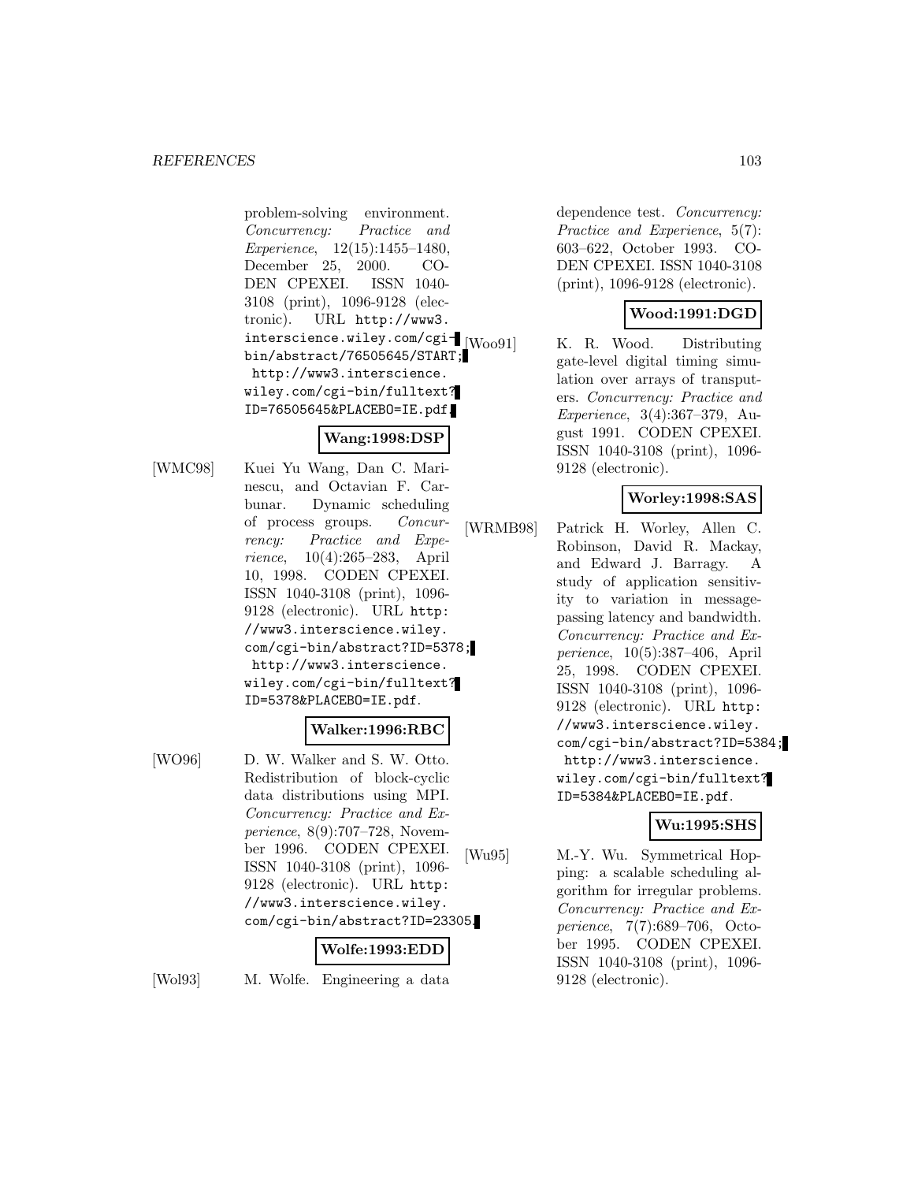problem-solving environment. *Concurrency: Practice and Experience*, 12(15):1455–1480, December 25, 2000. CODEN CPEXEI. ISSN 1040-3108 (print), 1096-9128 (electronic). URL http://www3.interscience.wiley.com/cgi-bin/abstract/76505645/START; http://www3.interscience.wiley.com/cgi-bin/fulltext?ID=76505645&PLACEBO=IE.pdf.

**Wang:1998:DSP**

[WMC98] Kuei Yu Wang, Dan C. Marinescu, and Octavian F. Carbunar. Dynamic scheduling of process groups. *Concurrency: Practice and Experience*, 10(4):265–283, April 10, 1998. CODEN CPEXEI. ISSN 1040-3108 (print), 1096-9128 (electronic). URL http://www3.interscience.wiley.com/cgi-bin/abstract?ID=5378; http://www3.interscience.wiley.com/cgi-bin/fulltext?ID=5378&PLACEBO=IE.pdf.

**Walker:1996:RBC**

[WO96] D. W. Walker and S. W. Otto. Redistribution of block-cyclic data distributions using MPI. *Concurrency: Practice and Experience*, 8(9):707–728, November 1996. CODEN CPEXEI. ISSN 1040-3108 (print), 1096-9128 (electronic). URL http://www3.interscience.wiley.com/cgi-bin/abstract?ID=23305.

**Wolfe:1993:EDD**

[Wol93] M. Wolfe. Engineering a data dependence test. *Concurrency: Practice and Experience*, 5(7): 603–622, October 1993. CODEN CPEXEI. ISSN 1040-3108 (print), 1096-9128 (electronic).

**Wood:1991:DGD**

[Woo91] K. R. Wood. Distributing gate-level digital timing simulation over arrays of transputers. *Concurrency: Practice and Experience*, 3(4):367–379, August 1991. CODEN CPEXEI. ISSN 1040-3108 (print), 1096-9128 (electronic).

**Worley:1998:SAS**

[WRMB98] Patrick H. Worley, Allen C. Robinson, David R. Mackay, and Edward J. Barragy. A study of application sensitivity to variation in message-passing latency and bandwidth. *Concurrency: Practice and Experience*, 10(5):387–406, April 25, 1998. CODEN CPEXEI. ISSN 1040-3108 (print), 1096-9128 (electronic). URL http://www3.interscience.wiley.com/cgi-bin/abstract?ID=5384; http://www3.interscience.wiley.com/cgi-bin/fulltext?ID=5384&PLACEBO=IE.pdf.

**Wu:1995:SHS**

[Wu95] M.-Y. Wu. Symmetrical Hopping: a scalable scheduling algorithm for irregular problems. *Concurrency: Practice and Experience*, 7(7):689–706, October 1995. CODEN CPEXEI. ISSN 1040-3108 (print), 1096-9128 (electronic).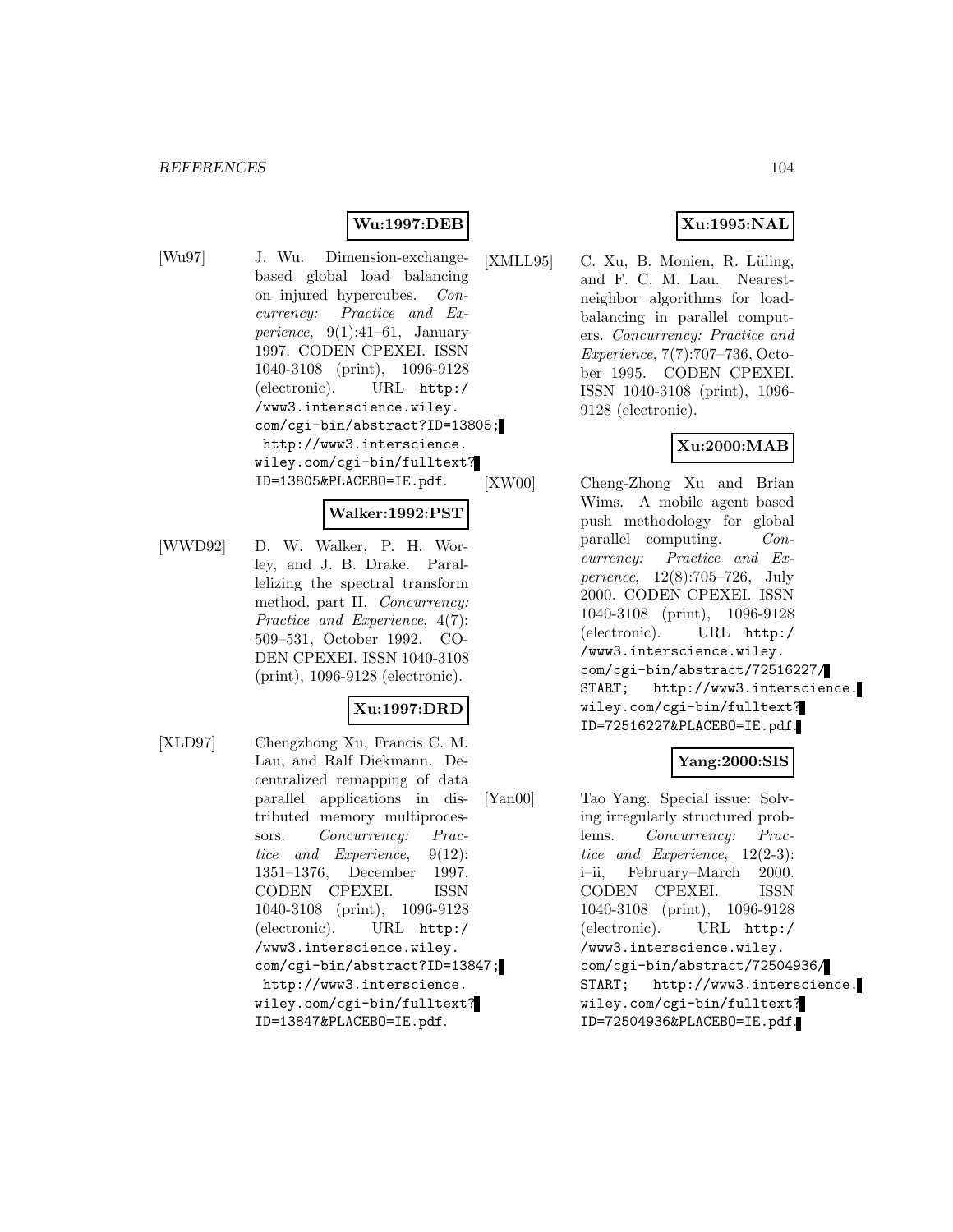**Wu:1997:DEB**

[Wu97] J. Wu. Dimension-exchange-based global load balancing on injured hypercubes. *Concurrency: Practice and Experience*, 9(1):41–61, January 1997. CODEN CPEXEI. ISSN 1040-3108 (print), 1096-9128 (electronic). URL http://www3.interscience.wiley.com/cgi-bin/abstract?ID=13805; http://www3.interscience.wiley.com/cgi-bin/fulltext?ID=13805&PLACEBO=IE.pdf.

**Walker:1992:PST**

[WWD92] D. W. Walker, P. H. Worley, and J. B. Drake. Parallelizing the spectral transform method. part II. *Concurrency: Practice and Experience*, 4(7): 509–531, October 1992. CODEN CPEXEI. ISSN 1040-3108 (print), 1096-9128 (electronic).

**Xu:1997:DRD**

[XLD97] Chengzhong Xu, Francis C. M. Lau, and Ralf Diekmann. Decentralized remapping of data parallel applications in distributed memory multiprocessors. *Concurrency: Practice and Experience*, 9(12): 1351–1376, December 1997. CODEN CPEXEI. ISSN 1040-3108 (print), 1096-9128 (electronic). URL http://www3.interscience.wiley.com/cgi-bin/abstract?ID=13847; http://www3.interscience.wiley.com/cgi-bin/fulltext?ID=13847&PLACEBO=IE.pdf.

**Xu:1995:NAL**

[XMLL95] C. Xu, B. Monien, R. Lüling, and F. C. M. Lau. Nearest-neighbor algorithms for load-balancing in parallel computers. *Concurrency: Practice and Experience*, 7(7):707–736, October 1995. CODEN CPEXEI. ISSN 1040-3108 (print), 1096-9128 (electronic).

**Xu:2000:MAB**

[XW00] Cheng-Zhong Xu and Brian Wims. A mobile agent based push methodology for global parallel computing. *Concurrency: Practice and Experience*, 12(8):705–726, July 2000. CODEN CPEXEI. ISSN 1040-3108 (print), 1096-9128 (electronic). URL http://www3.interscience.wiley.com/cgi-bin/abstract/72516227/START; http://www3.interscience.wiley.com/cgi-bin/fulltext?ID=72516227&PLACEBO=IE.pdf.

**Yang:2000:SIS**

[Yan00] Tao Yang. Special issue: Solving irregularly structured problems. *Concurrency: Practice and Experience*, 12(2-3): i–ii, February–March 2000. CODEN CPEXEI. ISSN 1040-3108 (print), 1096-9128 (electronic). URL http://www3.interscience.wiley.com/cgi-bin/abstract/72504936/START; http://www3.interscience.wiley.com/cgi-bin/fulltext?ID=72504936&PLACEBO=IE.pdf.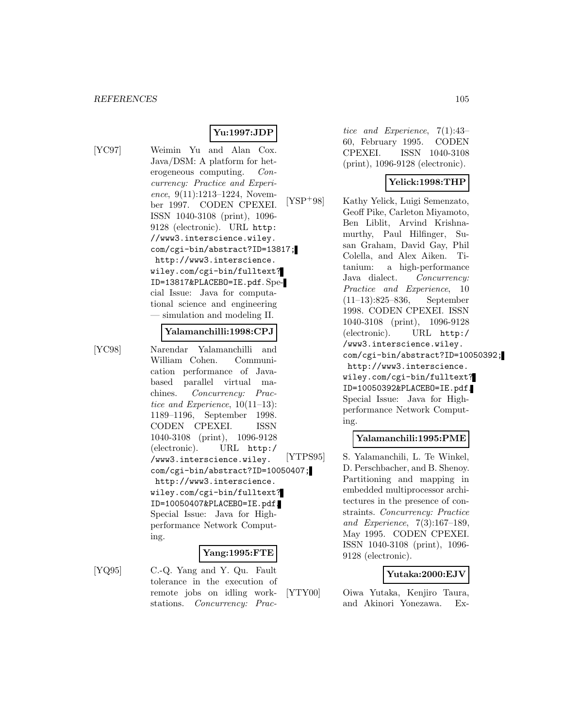**Yu:1997:JDP**

[YC97] Weimin Yu and Alan Cox. Java/DSM: A platform for heterogeneous computing. *Concurrency: Practice and Experience*, 9(11):1213–1224, November 1997. CODEN CPEXEI. ISSN 1040-3108 (print), 1096-9128 (electronic). URL `http://www3.interscience.wiley.com/cgi-bin/abstract?ID=13817`; `http://www3.interscience.wiley.com/cgi-bin/fulltext?ID=13817&PLACEBO=IE.pdf`. Special Issue: Java for computational science and engineering — simulation and modeling II.

**Yalamanchilli:1998:CPJ**

[YC98] Narendar Yalamanchilli and William Cohen. Communication performance of Java-based parallel virtual machines. *Concurrency: Practice and Experience*, 10(11–13): 1189–1196, September 1998. CODEN CPEXEI. ISSN 1040-3108 (print), 1096-9128 (electronic). URL `http://www3.interscience.wiley.com/cgi-bin/abstract?ID=10050407`; `http://www3.interscience.wiley.com/cgi-bin/fulltext?ID=10050407&PLACEBO=IE.pdf`. Special Issue: Java for High-performance Network Computing.

**Yang:1995:FTE**

[YQ95] C.-Q. Yang and Y. Qu. Fault tolerance in the execution of remote jobs on idling workstations. *Concurrency: Practice and Experience*, 7(1):43–60, February 1995. CODEN CPEXEI. ISSN 1040-3108 (print), 1096-9128 (electronic).

**Yelick:1998:THP**

[YSP+98] Kathy Yelick, Luigi Semenzato, Geoff Pike, Carleton Miyamoto, Ben Liblit, Arvind Krishnamurthy, Paul Hilfinger, Susan Graham, David Gay, Phil Colella, and Alex Aiken. Titanium: a high-performance Java dialect. *Concurrency: Practice and Experience*, 10 (11–13):825–836, September 1998. CODEN CPEXEI. ISSN 1040-3108 (print), 1096-9128 (electronic). URL `http://www3.interscience.wiley.com/cgi-bin/abstract?ID=10050392`; `http://www3.interscience.wiley.com/cgi-bin/fulltext?ID=10050392&PLACEBO=IE.pdf`. Special Issue: Java for High-performance Network Computing.

**Yalamanchili:1995:PME**

[YTPS95] S. Yalamanchili, L. Te Winkel, D. Perschbacher, and B. Shenoy. Partitioning and mapping in embedded multiprocessor architectures in the presence of constraints. *Concurrency: Practice and Experience*, 7(3):167–189, May 1995. CODEN CPEXEI. ISSN 1040-3108 (print), 1096-9128 (electronic).

**Yutaka:2000:EJV**

[YTY00] Oiwa Yutaka, Kenjiro Taura, and Akinori Yonezawa. Ex-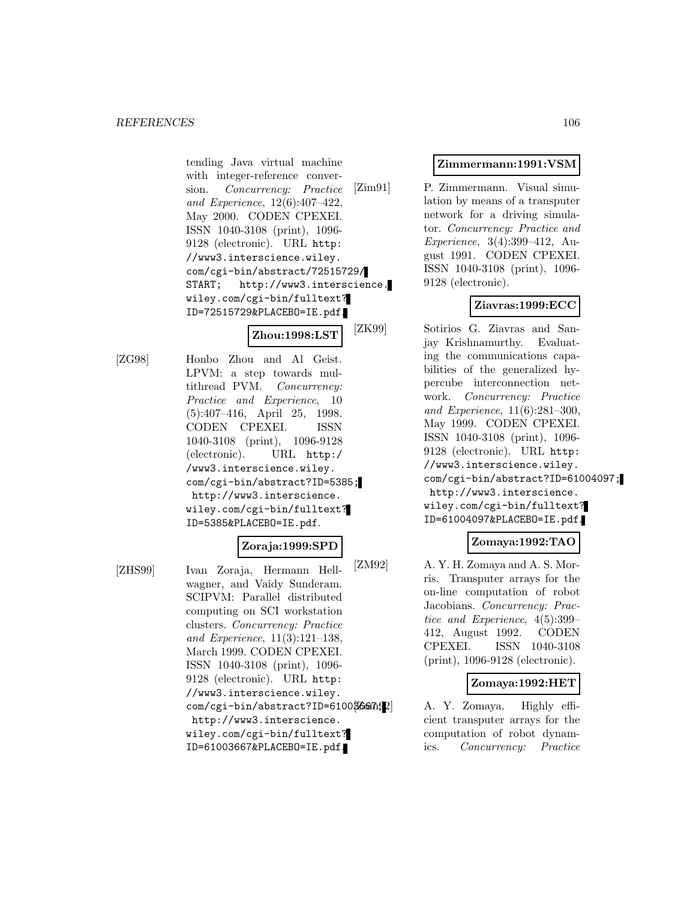tending Java virtual machine with integer-reference conversion. *Concurrency: Practice and Experience*, 12(6):407–422, May 2000. CODEN CPEXEI. ISSN 1040-3108 (print), 1096-9128 (electronic). URL http://www3.interscience.wiley.com/cgi-bin/abstract/72515729/START; http://www3.interscience.wiley.com/cgi-bin/fulltext?ID=72515729&PLACEBO=IE.pdf.

**Zhou:1998:LST**

[ZG98] Honbo Zhou and Al Geist. LPVM: a step towards multithread PVM. *Concurrency: Practice and Experience*, 10 (5):407–416, April 25, 1998. CODEN CPEXEI. ISSN 1040-3108 (print), 1096-9128 (electronic). URL http://www3.interscience.wiley.com/cgi-bin/abstract?ID=5385; http://www3.interscience.wiley.com/cgi-bin/fulltext?ID=5385&PLACEBO=IE.pdf.

**Zoraja:1999:SPD**

[ZHS99] Ivan Zoraja, Hermann Hellwagner, and Vaidy Sunderam. SCIPVM: Parallel distributed computing on SCI workstation clusters. *Concurrency: Practice and Experience*, 11(3):121–138, March 1999. CODEN CPEXEI. ISSN 1040-3108 (print), 1096-9128 (electronic). URL http://www3.interscience.wiley.com/cgi-bin/abstract?ID=61003667; http://www3.interscience.wiley.com/cgi-bin/fulltext?ID=61003667&PLACEBO=IE.pdf.

**Zimmermann:1991:VSM**

[Zim91] P. Zimmermann. Visual simulation by means of a transputer network for a driving simulator. *Concurrency: Practice and Experience*, 3(4):399–412, August 1991. CODEN CPEXEI. ISSN 1040-3108 (print), 1096-9128 (electronic).

**Ziavras:1999:ECC**

[ZK99] Sotirios G. Ziavras and Sanjay Krishnamurthy. Evaluating the communications capabilities of the generalized hypercube interconnection network. *Concurrency: Practice and Experience*, 11(6):281–300, May 1999. CODEN CPEXEI. ISSN 1040-3108 (print), 1096-9128 (electronic). URL http://www3.interscience.wiley.com/cgi-bin/abstract?ID=61004097; http://www3.interscience.wiley.com/cgi-bin/fulltext?ID=61004097&PLACEBO=IE.pdf.

**Zomaya:1992:TAO**

[ZM92] A. Y. H. Zomaya and A. S. Morris. Transputer arrays for the on-line computation of robot Jacobians. *Concurrency: Practice and Experience*, 4(5):399–412, August 1992. CODEN CPEXEI. ISSN 1040-3108 (print), 1096-9128 (electronic).

**Zomaya:1992:HET**

[Zom92] A. Y. Zomaya. Highly efficient transputer arrays for the computation of robot dynamics. *Concurrency: Practice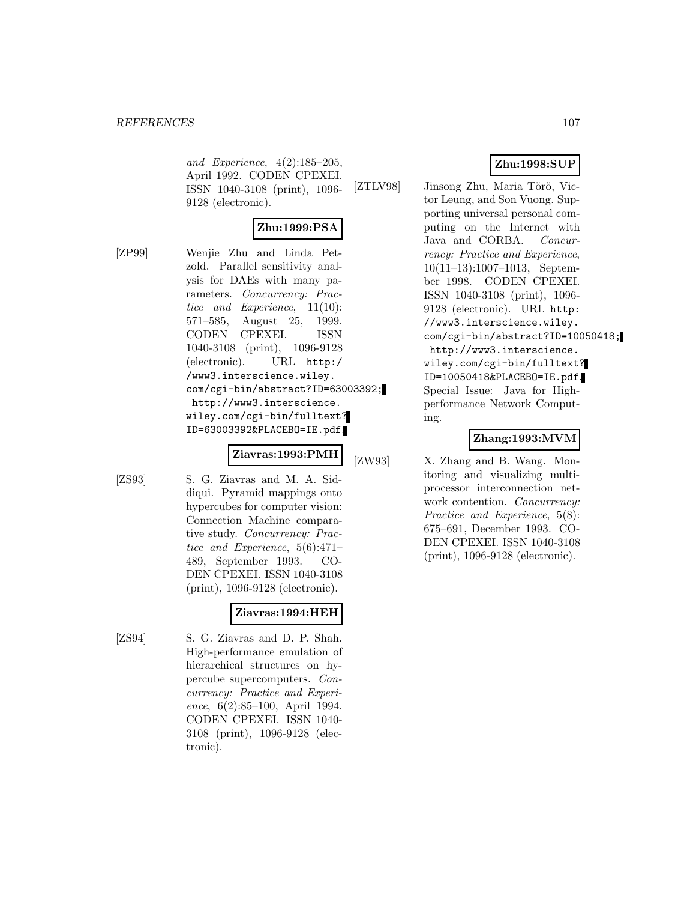and Experience, 4(2):185–205, April 1992. CODEN CPEXEI. ISSN 1040-3108 (print), 1096-9128 (electronic).

**Zhu:1999:PSA**

[ZP99] Wenjie Zhu and Linda Petzold. Parallel sensitivity analysis for DAEs with many parameters. *Concurrency: Practice and Experience*, 11(10): 571–585, August 25, 1999. CODEN CPEXEI. ISSN 1040-3108 (print), 1096-9128 (electronic). URL http://www3.interscience.wiley.com/cgi-bin/abstract?ID=63003392; http://www3.interscience.wiley.com/cgi-bin/fulltext?ID=63003392&PLACEBO=IE.pdf.

**Ziavras:1993:PMH**

[ZS93] S. G. Ziavras and M. A. Siddiqui. Pyramid mappings onto hypercubes for computer vision: Connection Machine comparative study. *Concurrency: Practice and Experience*, 5(6):471–489, September 1993. CODEN CPEXEI. ISSN 1040-3108 (print), 1096-9128 (electronic).

**Ziavras:1994:HEH**

[ZS94] S. G. Ziavras and D. P. Shah. High-performance emulation of hierarchical structures on hypercube supercomputers. *Concurrency: Practice and Experience*, 6(2):85–100, April 1994. CODEN CPEXEI. ISSN 1040-3108 (print), 1096-9128 (electronic).

**Zhu:1998:SUP**

[ZTLV98] Jinsong Zhu, Maria Törö, Victor Leung, and Son Vuong. Supporting universal personal computing on the Internet with Java and CORBA. *Concurrency: Practice and Experience*, 10(11–13):1007–1013, September 1998. CODEN CPEXEI. ISSN 1040-3108 (print), 1096-9128 (electronic). URL http://www3.interscience.wiley.com/cgi-bin/abstract?ID=10050418; http://www3.interscience.wiley.com/cgi-bin/fulltext?ID=10050418&PLACEBO=IE.pdf. Special Issue: Java for High-performance Network Computing.

**Zhang:1993:MVM**

[ZW93] X. Zhang and B. Wang. Monitoring and visualizing multiprocessor interconnection network contention. *Concurrency: Practice and Experience*, 5(8): 675–691, December 1993. CODEN CPEXEI. ISSN 1040-3108 (print), 1096-9128 (electronic).